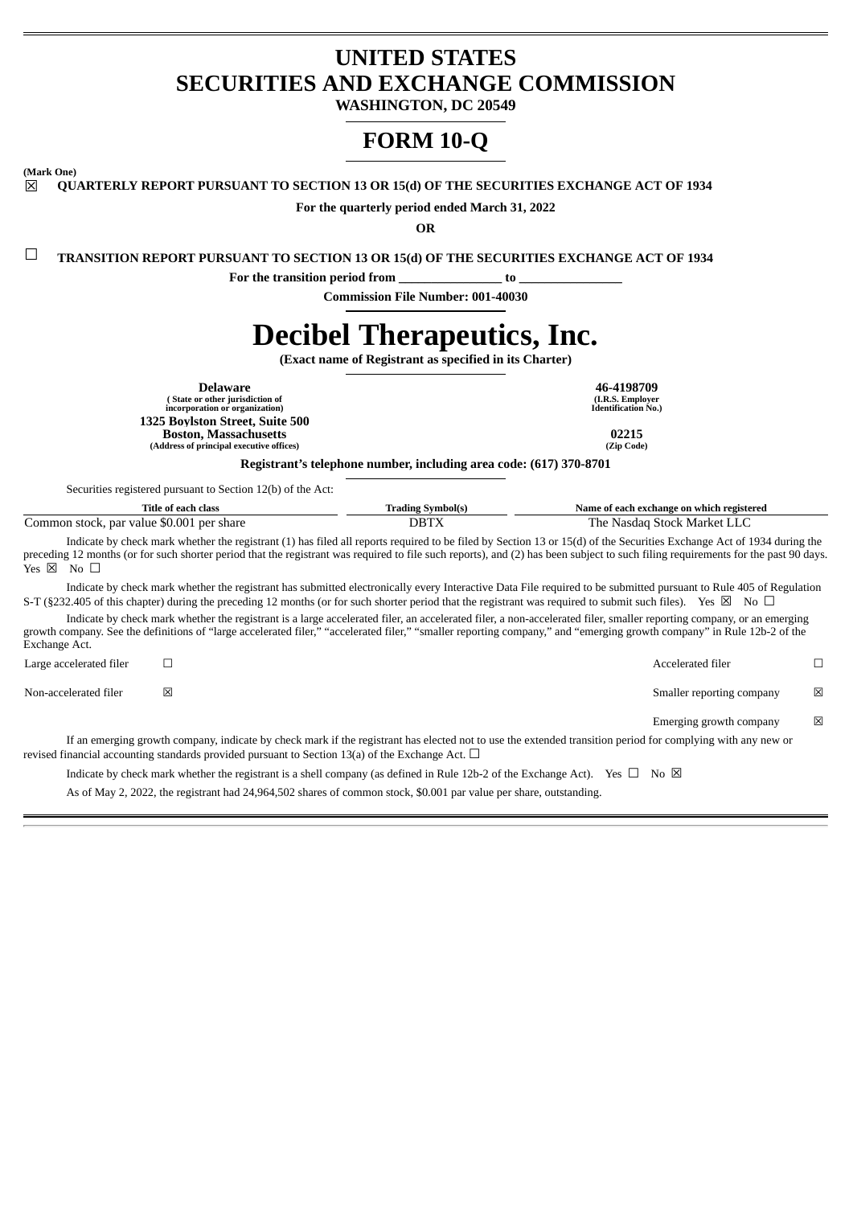# UNITED STATES
# SECURITIES AND EXCHANGE COMMISSION

**WASHINGTON, DC 20549**

# FORM 10-Q

**(Mark One)**

☒ **QUARTERLY REPORT PURSUANT TO SECTION 13 OR 15(d) OF THE SECURITIES EXCHANGE ACT OF 1934**

**For the quarterly period ended March 31, 2022**

**OR**

☐ **TRANSITION REPORT PURSUANT TO SECTION 13 OR 15(d) OF THE SECURITIES EXCHANGE ACT OF 1934**

**For the transition period from ________________ to ________________**

**Commission File Number: 001-40030**

# Decibel Therapeutics, Inc.

**(Exact name of Registrant as specified in its Charter)**

| | |
|---|---|
| **Delaware**<br>**(State or other jurisdiction of incorporation or organization)** | **46-4198709**<br>**(I.R.S. Employer Identification No.)** |
| **1325 Boylston Street, Suite 500**<br>**Boston, Massachusetts**<br>**(Address of principal executive offices)** | **02215**<br>**(Zip Code)** |

**Registrant's telephone number, including area code: (617) 370-8701**

Securities registered pursuant to Section 12(b) of the Act:

| Title of each class | Trading Symbol(s) | Name of each exchange on which registered |
|---|---|---|
| Common stock, par value $0.001 per share | DBTX | The Nasdaq Stock Market LLC |

Indicate by check mark whether the registrant (1) has filed all reports required to be filed by Section 13 or 15(d) of the Securities Exchange Act of 1934 during the preceding 12 months (or for such shorter period that the registrant was required to file such reports), and (2) has been subject to such filing requirements for the past 90 days. Yes ☒ No ☐

Indicate by check mark whether the registrant has submitted electronically every Interactive Data File required to be submitted pursuant to Rule 405 of Regulation S-T (§232.405 of this chapter) during the preceding 12 months (or for such shorter period that the registrant was required to submit such files). Yes ☒ No ☐

Indicate by check mark whether the registrant is a large accelerated filer, an accelerated filer, a non-accelerated filer, smaller reporting company, or an emerging growth company. See the definitions of "large accelerated filer," "accelerated filer," "smaller reporting company," and "emerging growth company" in Rule 12b-2 of the Exchange Act.

| | | | |
|---|---|---|---|
| Large accelerated filer | ☐ | Accelerated filer | ☐ |
| Non-accelerated filer | ☒ | Smaller reporting company | ☒ |
| | | Emerging growth company | ☒ |

If an emerging growth company, indicate by check mark if the registrant has elected not to use the extended transition period for complying with any new or revised financial accounting standards provided pursuant to Section 13(a) of the Exchange Act. ☐

Indicate by check mark whether the registrant is a shell company (as defined in Rule 12b-2 of the Exchange Act). Yes ☐ No ☒

As of May 2, 2022, the registrant had 24,964,502 shares of common stock, $0.001 par value per share, outstanding.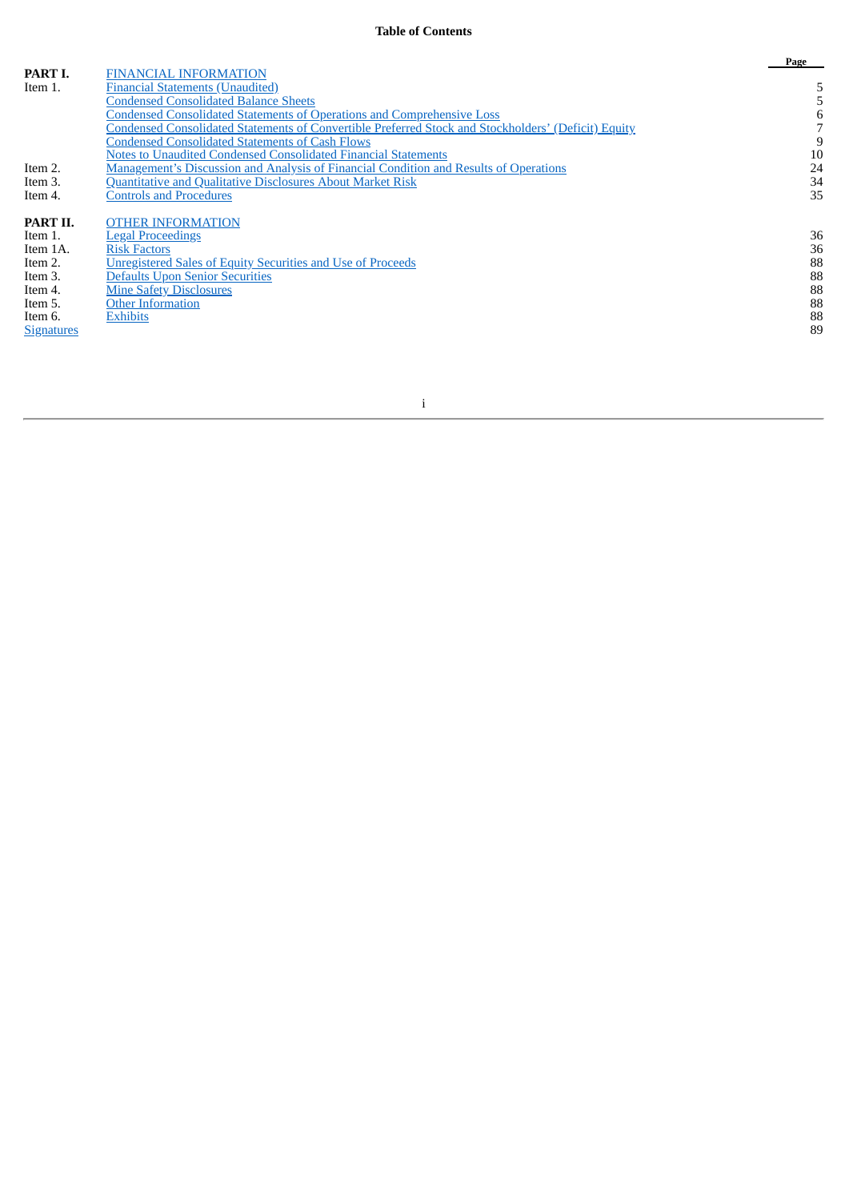**Table of Contents**

| | | Page |
|---|---|---|
| **PART I.** | FINANCIAL INFORMATION | |
| Item 1. | Financial Statements (Unaudited) | 5 |
| | Condensed Consolidated Balance Sheets | 5 |
| | Condensed Consolidated Statements of Operations and Comprehensive Loss | 6 |
| | Condensed Consolidated Statements of Convertible Preferred Stock and Stockholders' (Deficit) Equity | 7 |
| | Condensed Consolidated Statements of Cash Flows | 9 |
| | Notes to Unaudited Condensed Consolidated Financial Statements | 10 |
| Item 2. | Management's Discussion and Analysis of Financial Condition and Results of Operations | 24 |
| Item 3. | Quantitative and Qualitative Disclosures About Market Risk | 34 |
| Item 4. | Controls and Procedures | 35 |
| **PART II.** | OTHER INFORMATION | |
| Item 1. | Legal Proceedings | 36 |
| Item 1A. | Risk Factors | 36 |
| Item 2. | Unregistered Sales of Equity Securities and Use of Proceeds | 88 |
| Item 3. | Defaults Upon Senior Securities | 88 |
| Item 4. | Mine Safety Disclosures | 88 |
| Item 5. | Other Information | 88 |
| Item 6. | Exhibits | 88 |
| Signatures | | 89 |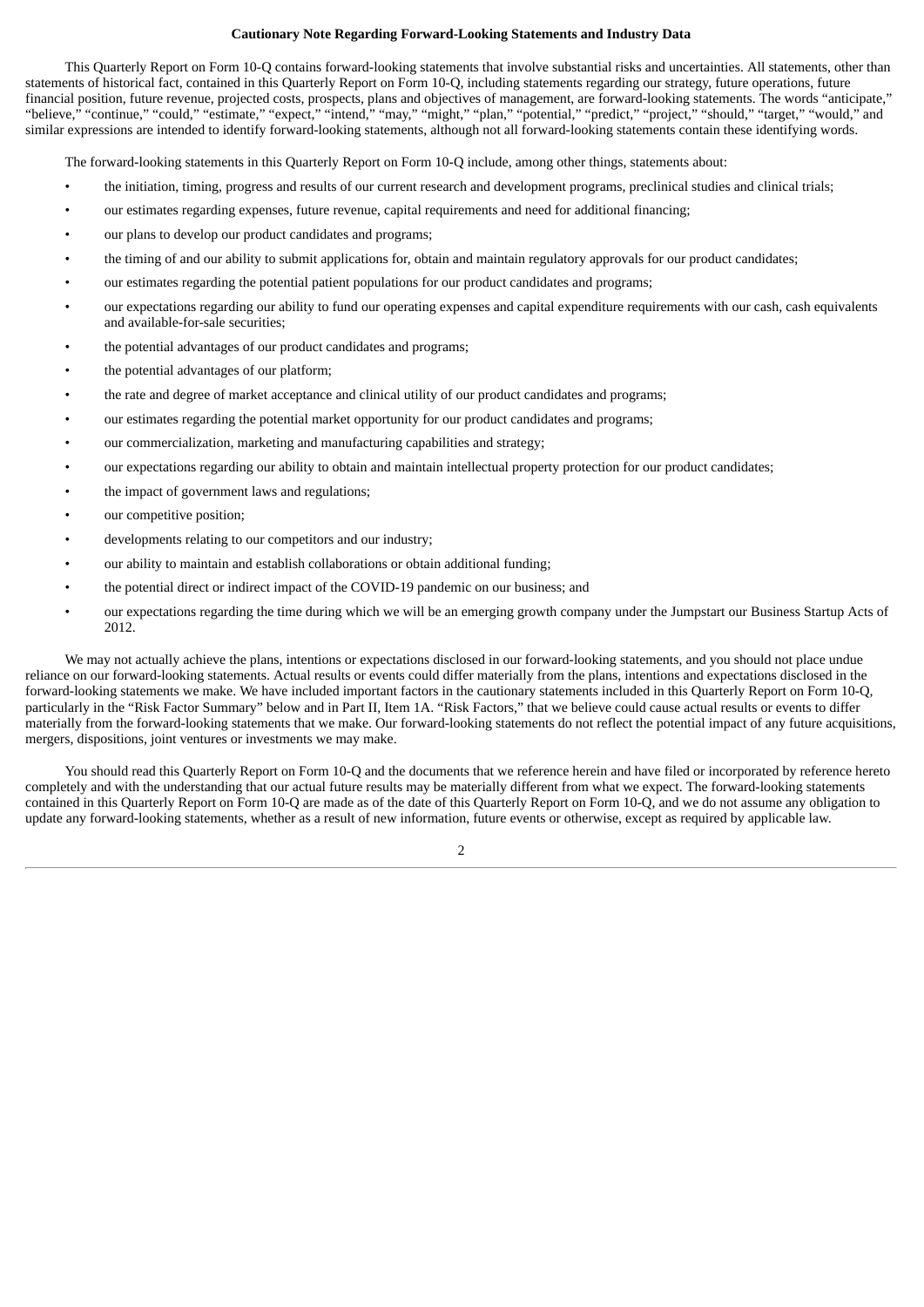**Cautionary Note Regarding Forward-Looking Statements and Industry Data**

This Quarterly Report on Form 10-Q contains forward-looking statements that involve substantial risks and uncertainties. All statements, other than statements of historical fact, contained in this Quarterly Report on Form 10-Q, including statements regarding our strategy, future operations, future financial position, future revenue, projected costs, prospects, plans and objectives of management, are forward-looking statements. The words "anticipate," "believe," "continue," "could," "estimate," "expect," "intend," "may," "might," "plan," "potential," "predict," "project," "should," "target," "would," and similar expressions are intended to identify forward-looking statements, although not all forward-looking statements contain these identifying words.

The forward-looking statements in this Quarterly Report on Form 10-Q include, among other things, statements about:

- the initiation, timing, progress and results of our current research and development programs, preclinical studies and clinical trials;
- our estimates regarding expenses, future revenue, capital requirements and need for additional financing;
- our plans to develop our product candidates and programs;
- the timing of and our ability to submit applications for, obtain and maintain regulatory approvals for our product candidates;
- our estimates regarding the potential patient populations for our product candidates and programs;
- our expectations regarding our ability to fund our operating expenses and capital expenditure requirements with our cash, cash equivalents and available-for-sale securities;
- the potential advantages of our product candidates and programs;
- the potential advantages of our platform;
- the rate and degree of market acceptance and clinical utility of our product candidates and programs;
- our estimates regarding the potential market opportunity for our product candidates and programs;
- our commercialization, marketing and manufacturing capabilities and strategy;
- our expectations regarding our ability to obtain and maintain intellectual property protection for our product candidates;
- the impact of government laws and regulations;
- our competitive position;
- developments relating to our competitors and our industry;
- our ability to maintain and establish collaborations or obtain additional funding;
- the potential direct or indirect impact of the COVID-19 pandemic on our business; and
- our expectations regarding the time during which we will be an emerging growth company under the Jumpstart our Business Startup Acts of 2012.

We may not actually achieve the plans, intentions or expectations disclosed in our forward-looking statements, and you should not place undue reliance on our forward-looking statements. Actual results or events could differ materially from the plans, intentions and expectations disclosed in the forward-looking statements we make. We have included important factors in the cautionary statements included in this Quarterly Report on Form 10-Q, particularly in the "Risk Factor Summary" below and in Part II, Item 1A. "Risk Factors," that we believe could cause actual results or events to differ materially from the forward-looking statements that we make. Our forward-looking statements do not reflect the potential impact of any future acquisitions, mergers, dispositions, joint ventures or investments we may make.

You should read this Quarterly Report on Form 10-Q and the documents that we reference herein and have filed or incorporated by reference hereto completely and with the understanding that our actual future results may be materially different from what we expect. The forward-looking statements contained in this Quarterly Report on Form 10-Q are made as of the date of this Quarterly Report on Form 10-Q, and we do not assume any obligation to update any forward-looking statements, whether as a result of new information, future events or otherwise, except as required by applicable law.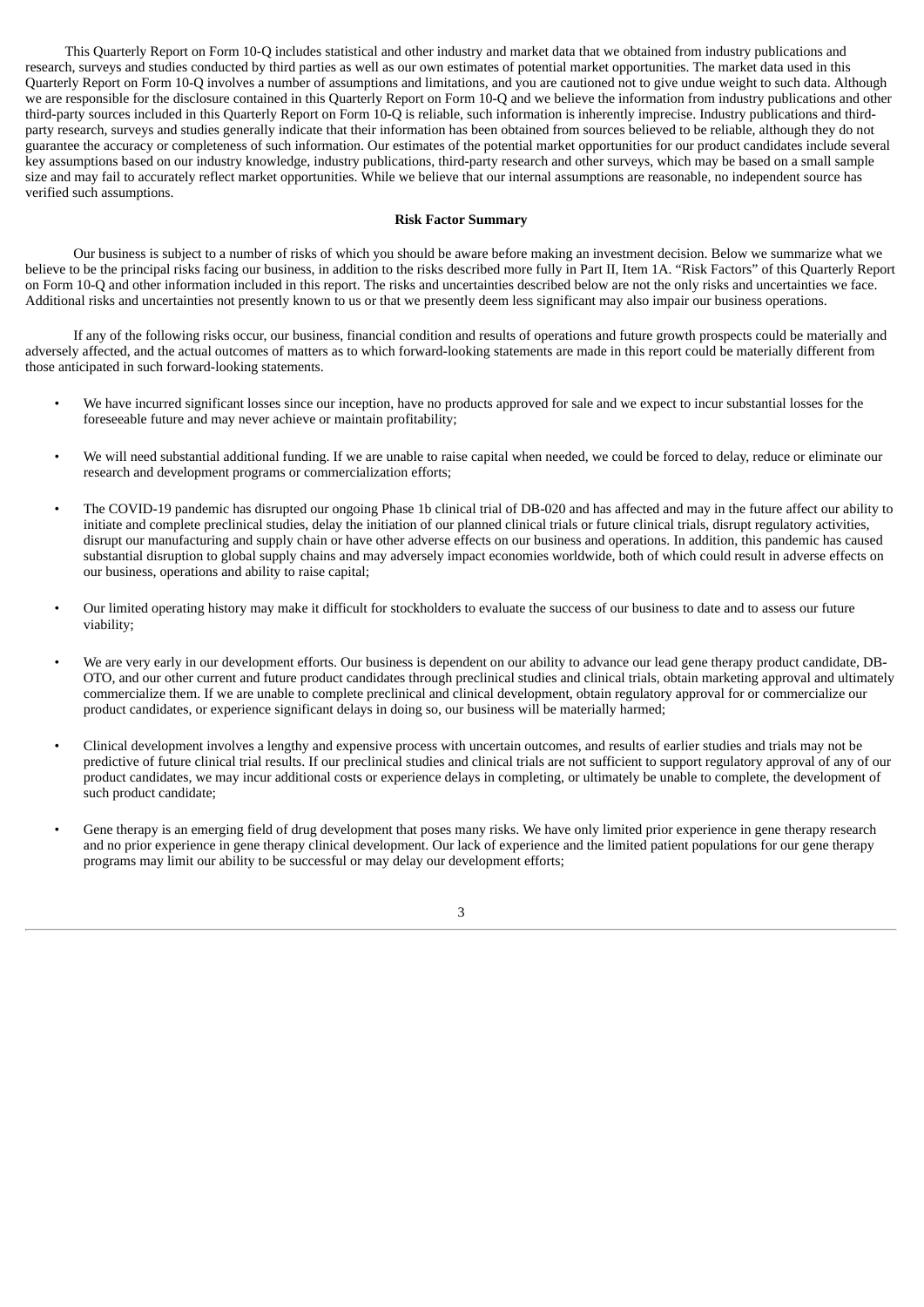This Quarterly Report on Form 10-Q includes statistical and other industry and market data that we obtained from industry publications and research, surveys and studies conducted by third parties as well as our own estimates of potential market opportunities. The market data used in this Quarterly Report on Form 10-Q involves a number of assumptions and limitations, and you are cautioned not to give undue weight to such data. Although we are responsible for the disclosure contained in this Quarterly Report on Form 10-Q and we believe the information from industry publications and other third-party sources included in this Quarterly Report on Form 10-Q is reliable, such information is inherently imprecise. Industry publications and third-party research, surveys and studies generally indicate that their information has been obtained from sources believed to be reliable, although they do not guarantee the accuracy or completeness of such information. Our estimates of the potential market opportunities for our product candidates include several key assumptions based on our industry knowledge, industry publications, third-party research and other surveys, which may be based on a small sample size and may fail to accurately reflect market opportunities. While we believe that our internal assumptions are reasonable, no independent source has verified such assumptions.

**Risk Factor Summary**

Our business is subject to a number of risks of which you should be aware before making an investment decision. Below we summarize what we believe to be the principal risks facing our business, in addition to the risks described more fully in Part II, Item 1A. "Risk Factors" of this Quarterly Report on Form 10-Q and other information included in this report. The risks and uncertainties described below are not the only risks and uncertainties we face. Additional risks and uncertainties not presently known to us or that we presently deem less significant may also impair our business operations.

If any of the following risks occur, our business, financial condition and results of operations and future growth prospects could be materially and adversely affected, and the actual outcomes of matters as to which forward-looking statements are made in this report could be materially different from those anticipated in such forward-looking statements.

- We have incurred significant losses since our inception, have no products approved for sale and we expect to incur substantial losses for the foreseeable future and may never achieve or maintain profitability;
- We will need substantial additional funding. If we are unable to raise capital when needed, we could be forced to delay, reduce or eliminate our research and development programs or commercialization efforts;
- The COVID-19 pandemic has disrupted our ongoing Phase 1b clinical trial of DB-020 and has affected and may in the future affect our ability to initiate and complete preclinical studies, delay the initiation of our planned clinical trials or future clinical trials, disrupt regulatory activities, disrupt our manufacturing and supply chain or have other adverse effects on our business and operations. In addition, this pandemic has caused substantial disruption to global supply chains and may adversely impact economies worldwide, both of which could result in adverse effects on our business, operations and ability to raise capital;
- Our limited operating history may make it difficult for stockholders to evaluate the success of our business to date and to assess our future viability;
- We are very early in our development efforts. Our business is dependent on our ability to advance our lead gene therapy product candidate, DB-OTO, and our other current and future product candidates through preclinical studies and clinical trials, obtain marketing approval and ultimately commercialize them. If we are unable to complete preclinical and clinical development, obtain regulatory approval for or commercialize our product candidates, or experience significant delays in doing so, our business will be materially harmed;
- Clinical development involves a lengthy and expensive process with uncertain outcomes, and results of earlier studies and trials may not be predictive of future clinical trial results. If our preclinical studies and clinical trials are not sufficient to support regulatory approval of any of our product candidates, we may incur additional costs or experience delays in completing, or ultimately be unable to complete, the development of such product candidate;
- Gene therapy is an emerging field of drug development that poses many risks. We have only limited prior experience in gene therapy research and no prior experience in gene therapy clinical development. Our lack of experience and the limited patient populations for our gene therapy programs may limit our ability to be successful or may delay our development efforts;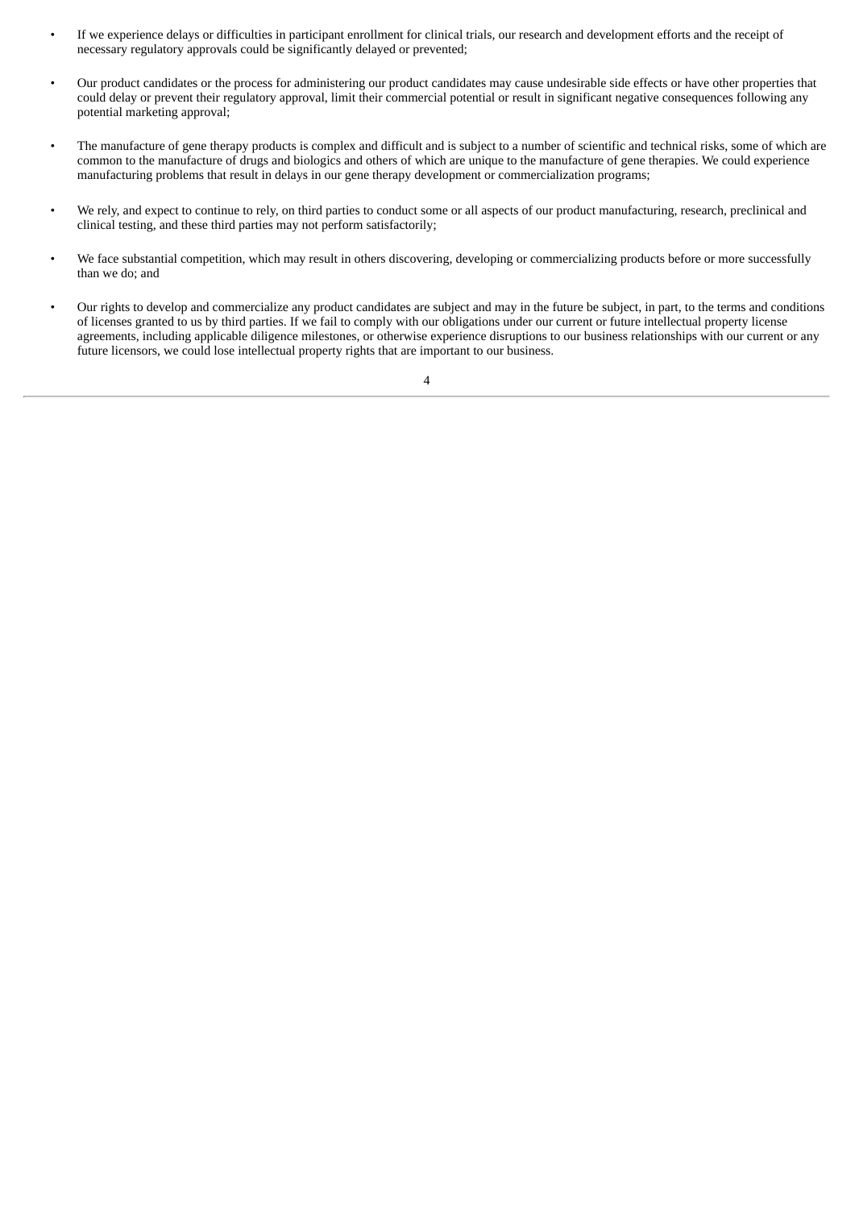- If we experience delays or difficulties in participant enrollment for clinical trials, our research and development efforts and the receipt of necessary regulatory approvals could be significantly delayed or prevented;
- Our product candidates or the process for administering our product candidates may cause undesirable side effects or have other properties that could delay or prevent their regulatory approval, limit their commercial potential or result in significant negative consequences following any potential marketing approval;
- The manufacture of gene therapy products is complex and difficult and is subject to a number of scientific and technical risks, some of which are common to the manufacture of drugs and biologics and others of which are unique to the manufacture of gene therapies. We could experience manufacturing problems that result in delays in our gene therapy development or commercialization programs;
- We rely, and expect to continue to rely, on third parties to conduct some or all aspects of our product manufacturing, research, preclinical and clinical testing, and these third parties may not perform satisfactorily;
- We face substantial competition, which may result in others discovering, developing or commercializing products before or more successfully than we do; and
- Our rights to develop and commercialize any product candidates are subject and may in the future be subject, in part, to the terms and conditions of licenses granted to us by third parties. If we fail to comply with our obligations under our current or future intellectual property license agreements, including applicable diligence milestones, or otherwise experience disruptions to our business relationships with our current or any future licensors, we could lose intellectual property rights that are important to our business.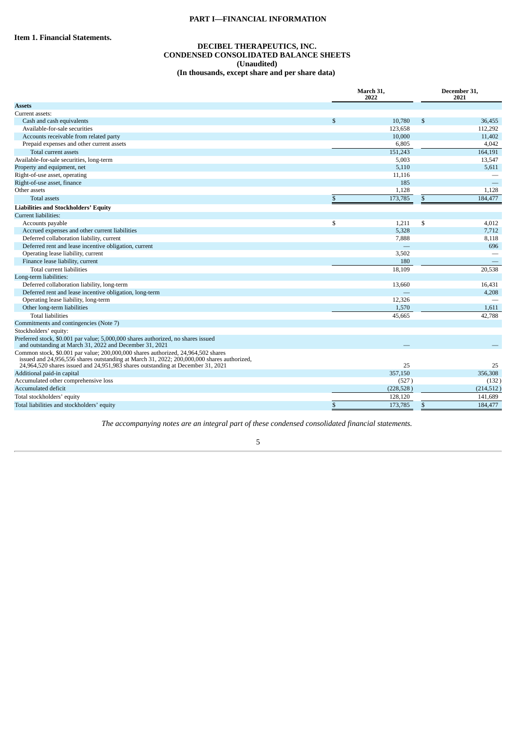# PART I—FINANCIAL INFORMATION

## Item 1. Financial Statements.

### DECIBEL THERAPEUTICS, INC.
### CONDENSED CONSOLIDATED BALANCE SHEETS
### (Unaudited)
### (In thousands, except share and per share data)

| | March 31, 2022 | December 31, 2021 |
|---|---|---|
| **Assets** | | |
| Current assets: | | |
| Cash and cash equivalents | $ 10,780 | $ 36,455 |
| Available-for-sale securities | 123,658 | 112,292 |
| Accounts receivable from related party | 10,000 | 11,402 |
| Prepaid expenses and other current assets | 6,805 | 4,042 |
| Total current assets | 151,243 | 164,191 |
| Available-for-sale securities, long-term | 5,003 | 13,547 |
| Property and equipment, net | 5,110 | 5,611 |
| Right-of-use asset, operating | 11,116 | — |
| Right-of-use asset, finance | 185 | — |
| Other assets | 1,128 | 1,128 |
| Total assets | $ 173,785 | $ 184,477 |
| **Liabilities and Stockholders' Equity** | | |
| Current liabilities: | | |
| Accounts payable | $ 1,211 | $ 4,012 |
| Accrued expenses and other current liabilities | 5,328 | 7,712 |
| Deferred collaboration liability, current | 7,888 | 8,118 |
| Deferred rent and lease incentive obligation, current | — | 696 |
| Operating lease liability, current | 3,502 | — |
| Finance lease liability, current | 180 | — |
| Total current liabilities | 18,109 | 20,538 |
| Long-term liabilities: | | |
| Deferred collaboration liability, long-term | 13,660 | 16,431 |
| Deferred rent and lease incentive obligation, long-term | — | 4,208 |
| Operating lease liability, long-term | 12,326 | — |
| Other long-term liabilities | 1,570 | 1,611 |
| Total liabilities | 45,665 | 42,788 |
| Commitments and contingencies (Note 7) | | |
| Stockholders' equity: | | |
| Preferred stock, $0.001 par value; 5,000,000 shares authorized, no shares issued and outstanding at March 31, 2022 and December 31, 2021 | — | — |
| Common stock, $0.001 par value; 200,000,000 shares authorized, 24,964,502 shares issued and 24,956,556 shares outstanding at March 31, 2022; 200,000,000 shares authorized, 24,964,520 shares issued and 24,951,983 shares outstanding at December 31, 2021 | 25 | 25 |
| Additional paid-in capital | 357,150 | 356,308 |
| Accumulated other comprehensive loss | (527) | (132) |
| Accumulated deficit | (228,528) | (214,512) |
| Total stockholders' equity | 128,120 | 141,689 |
| Total liabilities and stockholders' equity | $ 173,785 | $ 184,477 |

*The accompanying notes are an integral part of these condensed consolidated financial statements.*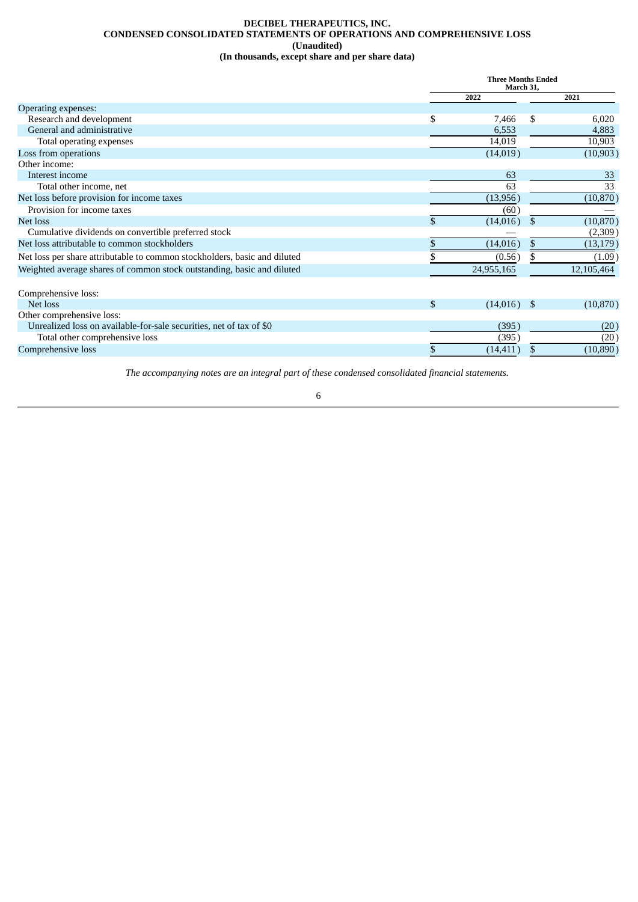**DECIBEL THERAPEUTICS, INC.**
**CONDENSED CONSOLIDATED STATEMENTS OF OPERATIONS AND COMPREHENSIVE LOSS**
**(Unaudited)**
**(In thousands, except share and per share data)**

| | Three Months Ended March 31, | |
|---|---|---|
| | 2022 | 2021 |
| Operating expenses: | | |
| Research and development | $ 7,466 | $ 6,020 |
| General and administrative | 6,553 | 4,883 |
| Total operating expenses | 14,019 | 10,903 |
| Loss from operations | (14,019) | (10,903) |
| Other income: | | |
| Interest income | 63 | 33 |
| Total other income, net | 63 | 33 |
| Net loss before provision for income taxes | (13,956) | (10,870) |
| Provision for income taxes | (60) | — |
| Net loss | $ (14,016) | $ (10,870) |
| Cumulative dividends on convertible preferred stock | — | (2,309) |
| Net loss attributable to common stockholders | $ (14,016) | $ (13,179) |
| Net loss per share attributable to common stockholders, basic and diluted | $ (0.56) | $ (1.09) |
| Weighted average shares of common stock outstanding, basic and diluted | 24,955,165 | 12,105,464 |
| | | |
| Comprehensive loss: | | |
| Net loss | $ (14,016) | $ (10,870) |
| Other comprehensive loss: | | |
| Unrealized loss on available-for-sale securities, net of tax of $0 | (395) | (20) |
| Total other comprehensive loss | (395) | (20) |
| Comprehensive loss | $ (14,411) | $ (10,890) |

*The accompanying notes are an integral part of these condensed consolidated financial statements.*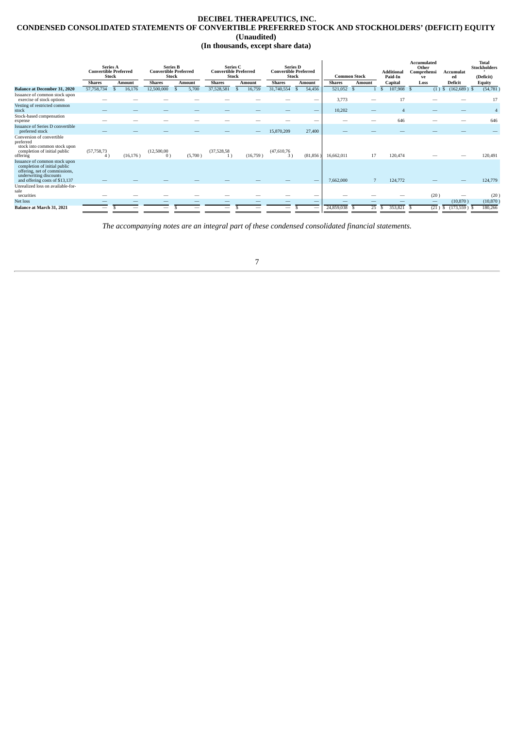# DECIBEL THERAPEUTICS, INC.

## CONDENSED CONSOLIDATED STATEMENTS OF CONVERTIBLE PREFERRED STOCK AND STOCKHOLDERS' (DEFICIT) EQUITY

### (Unaudited)

### (In thousands, except share data)

| | Series A Convertible Preferred Stock | | Series B Convertible Preferred Stock | | Series C Convertible Preferred Stock | | Series D Convertible Preferred Stock | | Common Stock | | Additional Paid-In | Accumulated Other Comprehensive | Accumulated | Total Stockholders' (Deficit) |
|---|---|---|---|---|---|---|---|---|---|---|---|---|---|---|
| | Shares | Amount | Shares | Amount | Shares | Amount | Shares | Amount | Shares | Amount | Capital | Loss | Deficit | Equity |
| **Balance at December 31, 2020** | 57,758,734 | $ 16,176 | 12,500,000 | $ 5,700 | 37,528,581 | $ 16,759 | 31,740,554 | $ 54,456 | 521,052 | $ 1 | $ 107,908 | $ (1) | $ (162,689) | $ (54,781) |
| Issuance of common stock upon exercise of stock options | — | — | — | — | — | — | — | — | 3,773 | — | 17 | — | — | 17 |
| Vesting of restricted common stock | — | — | — | — | — | — | — | — | 10,202 | — | 4 | — | — | 4 |
| Stock-based compensation expense | — | — | — | — | — | — | — | — | — | — | 646 | — | — | 646 |
| Issuance of Series D convertible preferred stock | — | — | — | — | — | — | 15,870,209 | 27,400 | — | — | — | — | — | — |
| Conversion of convertible preferred stock into common stock upon completion of initial public offering | (57,758,734) | (16,176) | (12,500,000) | (5,700) | (37,528,581) | (16,759) | (47,610,763) | (81,856) | 16,662,011 | 17 | 120,474 | — | — | 120,491 |
| Issuance of common stock upon completion of initial public offering, net of commissions, underwriting discounts and offering costs of $13,137 | — | — | — | — | — | — | — | — | 7,662,000 | 7 | 124,772 | — | — | 124,779 |
| Unrealized loss on available-for-sale securities | — | — | — | — | — | — | — | — | — | — | — | (20) | — | (20) |
| Net loss | — | — | — | — | — | — | — | — | — | — | — | — | (10,870) | (10,870) |
| **Balance at March 31, 2021** | — | $ — | — | $ — | — | $ — | — | $ — | 24,859,038 | $ 25 | $ 353,821 | $ (21) | $ (173,559) | $ 180,266 |

*The accompanying notes are an integral part of these condensed consolidated financial statements.*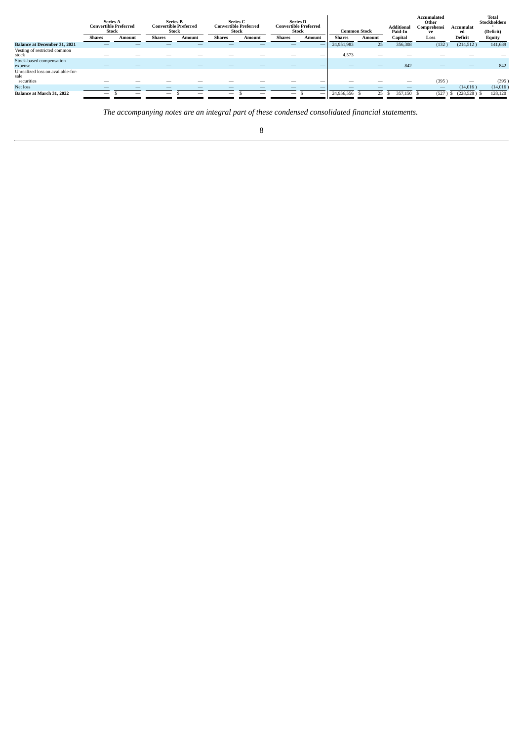| | Series A Convertible Preferred Stock | | Series B Convertible Preferred Stock | | Series C Convertible Preferred Stock | | Series D Convertible Preferred Stock | | Common Stock | | Additional Paid-In | Accumulated Other Comprehensive | Accumulated | Total Stockholders' |
|---|---|---|---|---|---|---|---|---|---|---|---|---|---|---|
| | Shares | Amount | Shares | Amount | Shares | Amount | Shares | Amount | Shares | Amount | Capital | Loss | Deficit | (Deficit) Equity |
| **Balance at December 31, 2021** | — | — | — | — | — | — | — | — | 24,951,983 | 25 | 356,308 | (132 ) | (214,512 ) | 141,689 |
| Vesting of restricted common stock | — | — | — | — | — | — | — | — | 4,573 | — | — | — | — | — |
| Stock-based compensation expense | — | — | — | — | — | — | — | — | — | — | 842 | — | — | 842 |
| Unrealized loss on available-for-sale securities | — | — | — | — | — | — | — | — | — | — | — | (395 ) | — | (395 ) |
| Net loss | — | — | — | — | — | — | — | — | — | — | — | — | (14,016 ) | (14,016 ) |
| **Balance at March 31, 2022** | — | $ — | — | $ — | — | $ — | — | $ — | 24,956,556 | $ 25 | $ 357,150 | $ (527 ) | $ (228,528 ) | $ 128,120 |

*The accompanying notes are an integral part of these condensed consolidated financial statements.*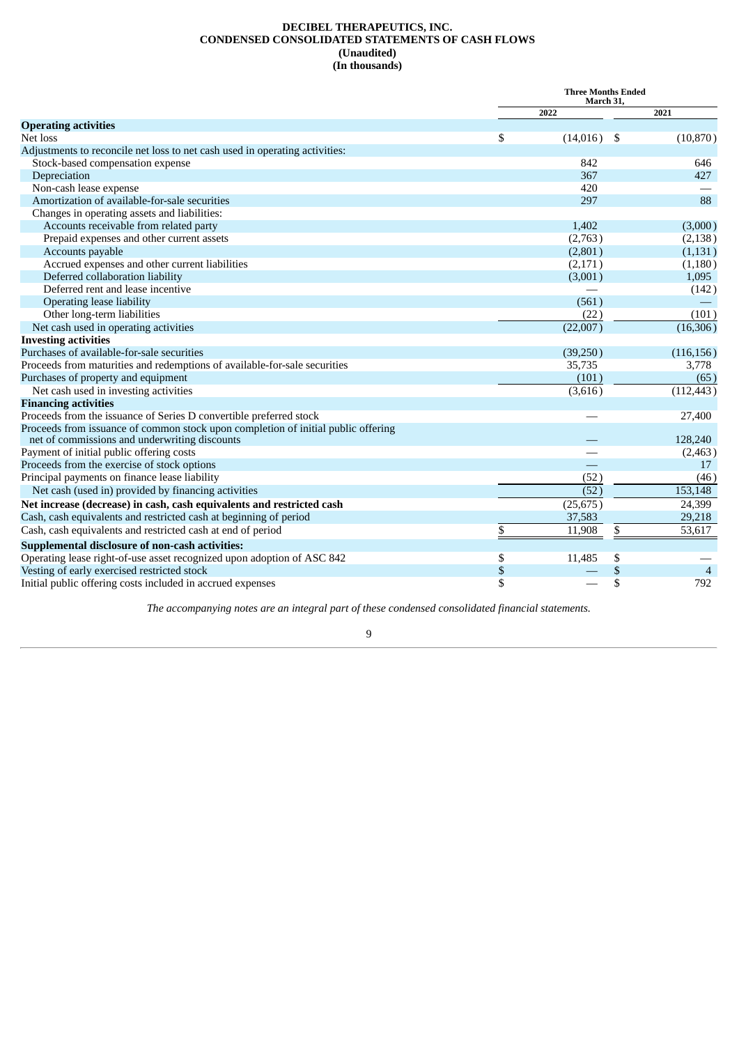**DECIBEL THERAPEUTICS, INC.**
**CONDENSED CONSOLIDATED STATEMENTS OF CASH FLOWS**
**(Unaudited)**
**(In thousands)**

| | Three Months Ended March 31, | |
|---|---|---|
| | 2022 | 2021 |
| **Operating activities** | | |
| Net loss | $ (14,016) | $ (10,870) |
| Adjustments to reconcile net loss to net cash used in operating activities: | | |
| Stock-based compensation expense | 842 | 646 |
| Depreciation | 367 | 427 |
| Non-cash lease expense | 420 | — |
| Amortization of available-for-sale securities | 297 | 88 |
| Changes in operating assets and liabilities: | | |
| Accounts receivable from related party | 1,402 | (3,000) |
| Prepaid expenses and other current assets | (2,763) | (2,138) |
| Accounts payable | (2,801) | (1,131) |
| Accrued expenses and other current liabilities | (2,171) | (1,180) |
| Deferred collaboration liability | (3,001) | 1,095 |
| Deferred rent and lease incentive | — | (142) |
| Operating lease liability | (561) | — |
| Other long-term liabilities | (22) | (101) |
| Net cash used in operating activities | (22,007) | (16,306) |
| **Investing activities** | | |
| Purchases of available-for-sale securities | (39,250) | (116,156) |
| Proceeds from maturities and redemptions of available-for-sale securities | 35,735 | 3,778 |
| Purchases of property and equipment | (101) | (65) |
| Net cash used in investing activities | (3,616) | (112,443) |
| **Financing activities** | | |
| Proceeds from the issuance of Series D convertible preferred stock | — | 27,400 |
| Proceeds from issuance of common stock upon completion of initial public offering net of commissions and underwriting discounts | — | 128,240 |
| Payment of initial public offering costs | — | (2,463) |
| Proceeds from the exercise of stock options | — | 17 |
| Principal payments on finance lease liability | (52) | (46) |
| Net cash (used in) provided by financing activities | (52) | 153,148 |
| **Net increase (decrease) in cash, cash equivalents and restricted cash** | (25,675) | 24,399 |
| Cash, cash equivalents and restricted cash at beginning of period | 37,583 | 29,218 |
| Cash, cash equivalents and restricted cash at end of period | $ 11,908 | $ 53,617 |
| **Supplemental disclosure of non-cash activities:** | | |
| Operating lease right-of-use asset recognized upon adoption of ASC 842 | $ 11,485 | $ — |
| Vesting of early exercised restricted stock | $ — | $ 4 |
| Initial public offering costs included in accrued expenses | $ — | $ 792 |

*The accompanying notes are an integral part of these condensed consolidated financial statements.*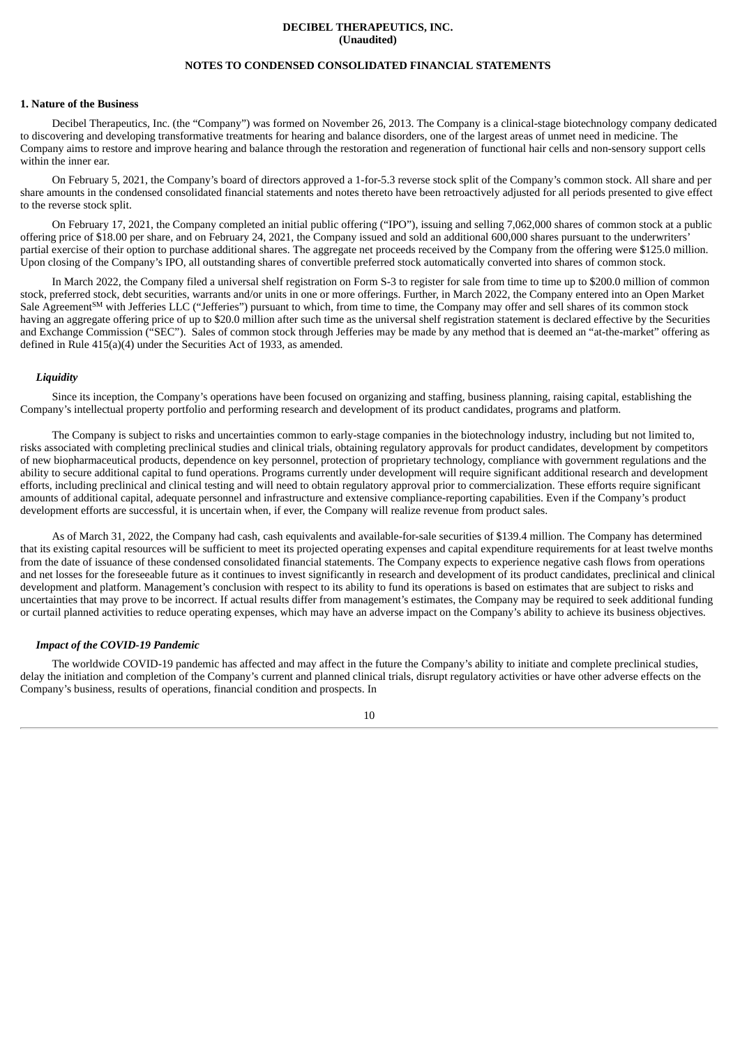**DECIBEL THERAPEUTICS, INC.**
**(Unaudited)**

**NOTES TO CONDENSED CONSOLIDATED FINANCIAL STATEMENTS**

**1. Nature of the Business**

Decibel Therapeutics, Inc. (the "Company") was formed on November 26, 2013. The Company is a clinical-stage biotechnology company dedicated to discovering and developing transformative treatments for hearing and balance disorders, one of the largest areas of unmet need in medicine. The Company aims to restore and improve hearing and balance through the restoration and regeneration of functional hair cells and non-sensory support cells within the inner ear.

On February 5, 2021, the Company's board of directors approved a 1-for-5.3 reverse stock split of the Company's common stock. All share and per share amounts in the condensed consolidated financial statements and notes thereto have been retroactively adjusted for all periods presented to give effect to the reverse stock split.

On February 17, 2021, the Company completed an initial public offering ("IPO"), issuing and selling 7,062,000 shares of common stock at a public offering price of $18.00 per share, and on February 24, 2021, the Company issued and sold an additional 600,000 shares pursuant to the underwriters' partial exercise of their option to purchase additional shares. The aggregate net proceeds received by the Company from the offering were $125.0 million. Upon closing of the Company's IPO, all outstanding shares of convertible preferred stock automatically converted into shares of common stock.

In March 2022, the Company filed a universal shelf registration on Form S-3 to register for sale from time to time up to $200.0 million of common stock, preferred stock, debt securities, warrants and/or units in one or more offerings. Further, in March 2022, the Company entered into an Open Market Sale Agreement[SM] with Jefferies LLC ("Jefferies") pursuant to which, from time to time, the Company may offer and sell shares of its common stock having an aggregate offering price of up to $20.0 million after such time as the universal shelf registration statement is declared effective by the Securities and Exchange Commission ("SEC"). Sales of common stock through Jefferies may be made by any method that is deemed an "at-the-market" offering as defined in Rule 415(a)(4) under the Securities Act of 1933, as amended.

***Liquidity***

Since its inception, the Company's operations have been focused on organizing and staffing, business planning, raising capital, establishing the Company's intellectual property portfolio and performing research and development of its product candidates, programs and platform.

The Company is subject to risks and uncertainties common to early-stage companies in the biotechnology industry, including but not limited to, risks associated with completing preclinical studies and clinical trials, obtaining regulatory approvals for product candidates, development by competitors of new biopharmaceutical products, dependence on key personnel, protection of proprietary technology, compliance with government regulations and the ability to secure additional capital to fund operations. Programs currently under development will require significant additional research and development efforts, including preclinical and clinical testing and will need to obtain regulatory approval prior to commercialization. These efforts require significant amounts of additional capital, adequate personnel and infrastructure and extensive compliance-reporting capabilities. Even if the Company's product development efforts are successful, it is uncertain when, if ever, the Company will realize revenue from product sales.

As of March 31, 2022, the Company had cash, cash equivalents and available-for-sale securities of $139.4 million. The Company has determined that its existing capital resources will be sufficient to meet its projected operating expenses and capital expenditure requirements for at least twelve months from the date of issuance of these condensed consolidated financial statements. The Company expects to experience negative cash flows from operations and net losses for the foreseeable future as it continues to invest significantly in research and development of its product candidates, preclinical and clinical development and platform. Management's conclusion with respect to its ability to fund its operations is based on estimates that are subject to risks and uncertainties that may prove to be incorrect. If actual results differ from management's estimates, the Company may be required to seek additional funding or curtail planned activities to reduce operating expenses, which may have an adverse impact on the Company's ability to achieve its business objectives.

***Impact of the COVID-19 Pandemic***

The worldwide COVID-19 pandemic has affected and may affect in the future the Company's ability to initiate and complete preclinical studies, delay the initiation and completion of the Company's current and planned clinical trials, disrupt regulatory activities or have other adverse effects on the Company's business, results of operations, financial condition and prospects. In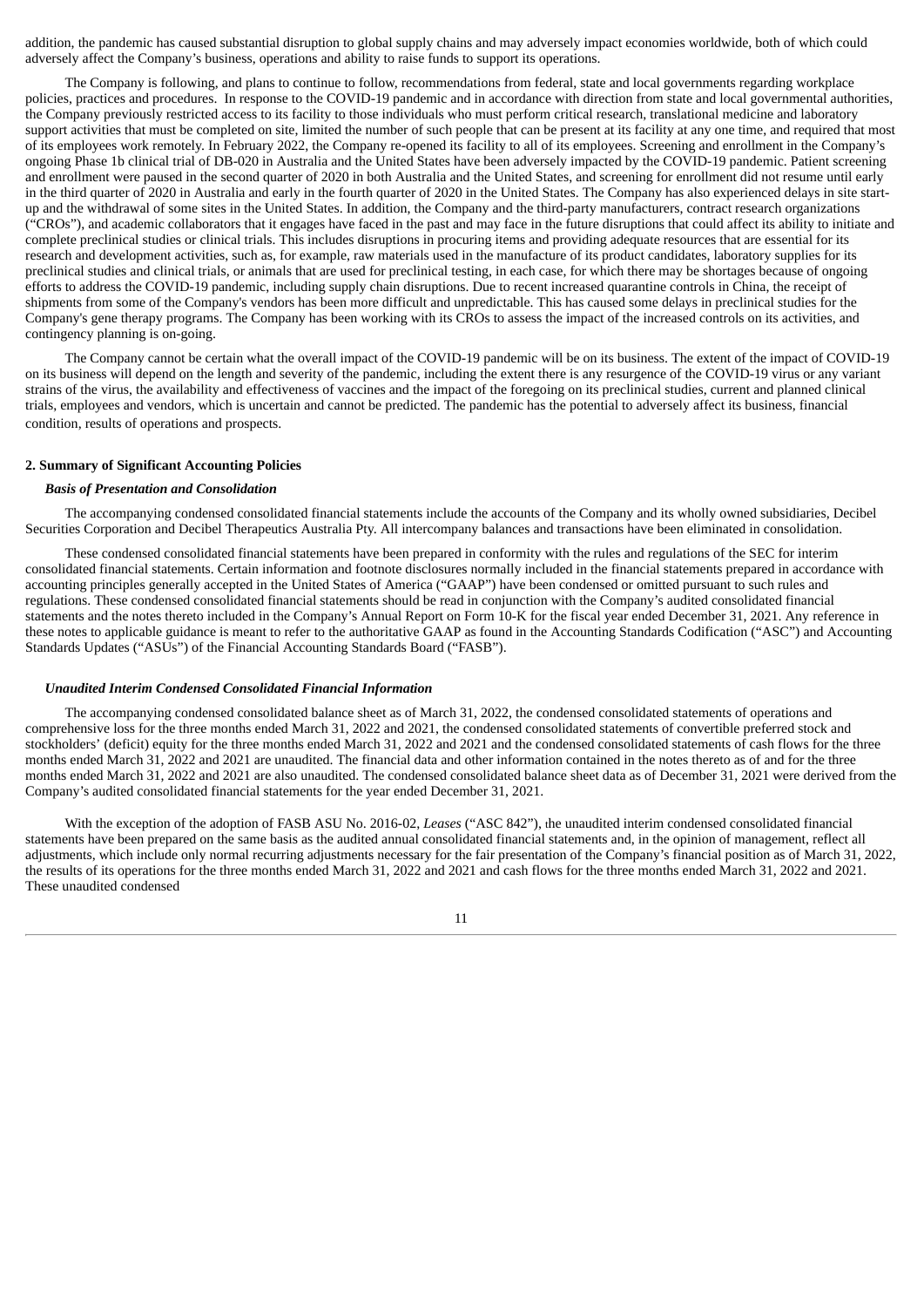addition, the pandemic has caused substantial disruption to global supply chains and may adversely impact economies worldwide, both of which could adversely affect the Company's business, operations and ability to raise funds to support its operations.

The Company is following, and plans to continue to follow, recommendations from federal, state and local governments regarding workplace policies, practices and procedures. In response to the COVID-19 pandemic and in accordance with direction from state and local governmental authorities, the Company previously restricted access to its facility to those individuals who must perform critical research, translational medicine and laboratory support activities that must be completed on site, limited the number of such people that can be present at its facility at any one time, and required that most of its employees work remotely. In February 2022, the Company re-opened its facility to all of its employees. Screening and enrollment in the Company's ongoing Phase 1b clinical trial of DB-020 in Australia and the United States have been adversely impacted by the COVID-19 pandemic. Patient screening and enrollment were paused in the second quarter of 2020 in both Australia and the United States, and screening for enrollment did not resume until early in the third quarter of 2020 in Australia and early in the fourth quarter of 2020 in the United States. The Company has also experienced delays in site start-up and the withdrawal of some sites in the United States. In addition, the Company and the third-party manufacturers, contract research organizations ("CROs"), and academic collaborators that it engages have faced in the past and may face in the future disruptions that could affect its ability to initiate and complete preclinical studies or clinical trials. This includes disruptions in procuring items and providing adequate resources that are essential for its research and development activities, such as, for example, raw materials used in the manufacture of its product candidates, laboratory supplies for its preclinical studies and clinical trials, or animals that are used for preclinical testing, in each case, for which there may be shortages because of ongoing efforts to address the COVID-19 pandemic, including supply chain disruptions. Due to recent increased quarantine controls in China, the receipt of shipments from some of the Company's vendors has been more difficult and unpredictable. This has caused some delays in preclinical studies for the Company's gene therapy programs. The Company has been working with its CROs to assess the impact of the increased controls on its activities, and contingency planning is on-going.

The Company cannot be certain what the overall impact of the COVID-19 pandemic will be on its business. The extent of the impact of COVID-19 on its business will depend on the length and severity of the pandemic, including the extent there is any resurgence of the COVID-19 virus or any variant strains of the virus, the availability and effectiveness of vaccines and the impact of the foregoing on its preclinical studies, current and planned clinical trials, employees and vendors, which is uncertain and cannot be predicted. The pandemic has the potential to adversely affect its business, financial condition, results of operations and prospects.

## 2. Summary of Significant Accounting Policies

***Basis of Presentation and Consolidation***

The accompanying condensed consolidated financial statements include the accounts of the Company and its wholly owned subsidiaries, Decibel Securities Corporation and Decibel Therapeutics Australia Pty. All intercompany balances and transactions have been eliminated in consolidation.

These condensed consolidated financial statements have been prepared in conformity with the rules and regulations of the SEC for interim consolidated financial statements. Certain information and footnote disclosures normally included in the financial statements prepared in accordance with accounting principles generally accepted in the United States of America ("GAAP") have been condensed or omitted pursuant to such rules and regulations. These condensed consolidated financial statements should be read in conjunction with the Company's audited consolidated financial statements and the notes thereto included in the Company's Annual Report on Form 10-K for the fiscal year ended December 31, 2021. Any reference in these notes to applicable guidance is meant to refer to the authoritative GAAP as found in the Accounting Standards Codification ("ASC") and Accounting Standards Updates ("ASUs") of the Financial Accounting Standards Board ("FASB").

***Unaudited Interim Condensed Consolidated Financial Information***

The accompanying condensed consolidated balance sheet as of March 31, 2022, the condensed consolidated statements of operations and comprehensive loss for the three months ended March 31, 2022 and 2021, the condensed consolidated statements of convertible preferred stock and stockholders' (deficit) equity for the three months ended March 31, 2022 and 2021 and the condensed consolidated statements of cash flows for the three months ended March 31, 2022 and 2021 are unaudited. The financial data and other information contained in the notes thereto as of and for the three months ended March 31, 2022 and 2021 are also unaudited. The condensed consolidated balance sheet data as of December 31, 2021 were derived from the Company's audited consolidated financial statements for the year ended December 31, 2021.

With the exception of the adoption of FASB ASU No. 2016-02, *Leases* ("ASC 842"), the unaudited interim condensed consolidated financial statements have been prepared on the same basis as the audited annual consolidated financial statements and, in the opinion of management, reflect all adjustments, which include only normal recurring adjustments necessary for the fair presentation of the Company's financial position as of March 31, 2022, the results of its operations for the three months ended March 31, 2022 and 2021 and cash flows for the three months ended March 31, 2022 and 2021. These unaudited condensed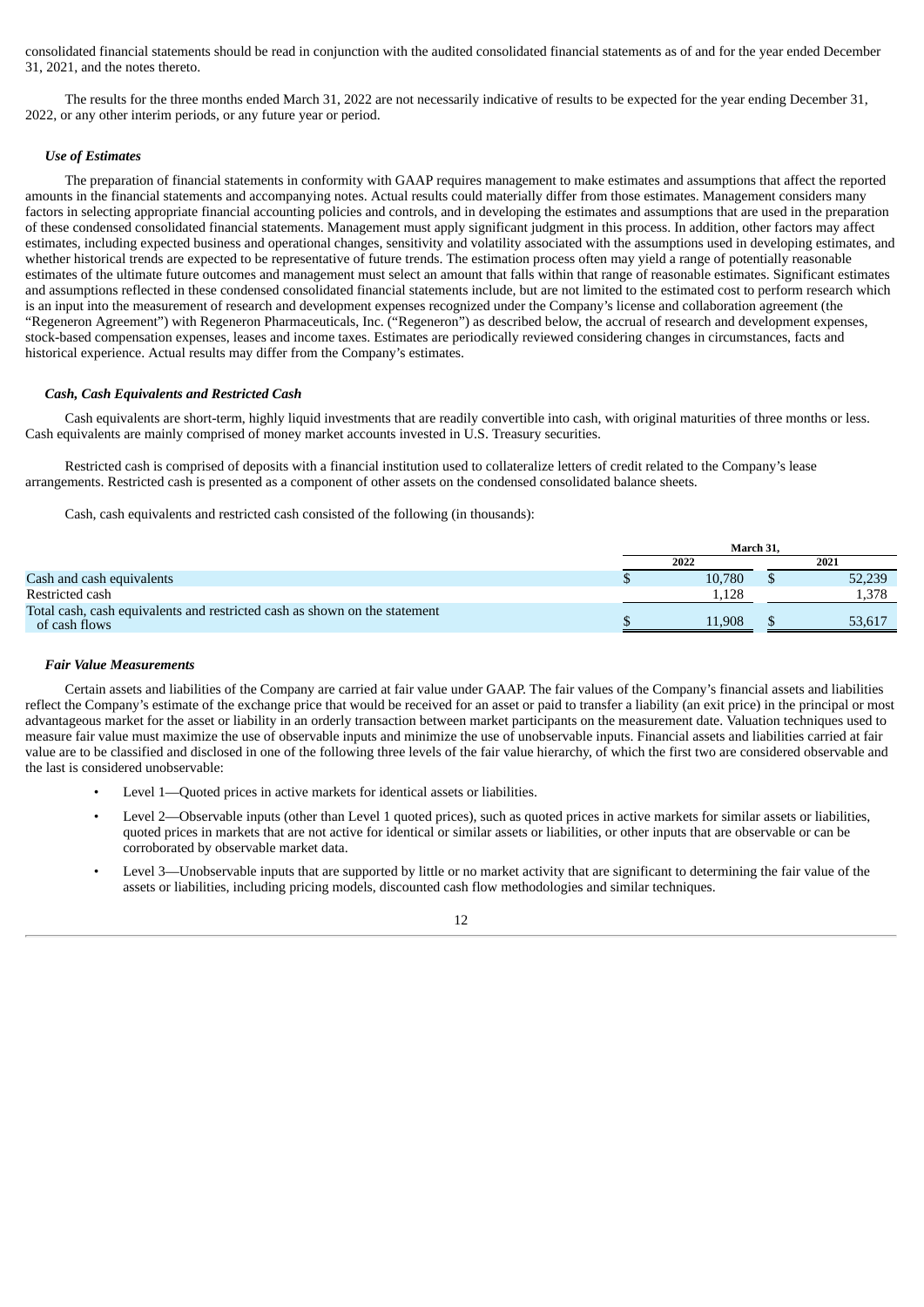consolidated financial statements should be read in conjunction with the audited consolidated financial statements as of and for the year ended December 31, 2021, and the notes thereto.

The results for the three months ended March 31, 2022 are not necessarily indicative of results to be expected for the year ending December 31, 2022, or any other interim periods, or any future year or period.

***Use of Estimates***

The preparation of financial statements in conformity with GAAP requires management to make estimates and assumptions that affect the reported amounts in the financial statements and accompanying notes. Actual results could materially differ from those estimates. Management considers many factors in selecting appropriate financial accounting policies and controls, and in developing the estimates and assumptions that are used in the preparation of these condensed consolidated financial statements. Management must apply significant judgment in this process. In addition, other factors may affect estimates, including expected business and operational changes, sensitivity and volatility associated with the assumptions used in developing estimates, and whether historical trends are expected to be representative of future trends. The estimation process often may yield a range of potentially reasonable estimates of the ultimate future outcomes and management must select an amount that falls within that range of reasonable estimates. Significant estimates and assumptions reflected in these condensed consolidated financial statements include, but are not limited to the estimated cost to perform research which is an input into the measurement of research and development expenses recognized under the Company's license and collaboration agreement (the "Regeneron Agreement") with Regeneron Pharmaceuticals, Inc. ("Regeneron") as described below, the accrual of research and development expenses, stock-based compensation expenses, leases and income taxes. Estimates are periodically reviewed considering changes in circumstances, facts and historical experience. Actual results may differ from the Company's estimates.

***Cash, Cash Equivalents and Restricted Cash***

Cash equivalents are short-term, highly liquid investments that are readily convertible into cash, with original maturities of three months or less. Cash equivalents are mainly comprised of money market accounts invested in U.S. Treasury securities.

Restricted cash is comprised of deposits with a financial institution used to collateralize letters of credit related to the Company's lease arrangements. Restricted cash is presented as a component of other assets on the condensed consolidated balance sheets.

Cash, cash equivalents and restricted cash consisted of the following (in thousands):

| | March 31, | |
|---|---|---|
| | 2022 | 2021 |
| Cash and cash equivalents | $ 10,780 | $ 52,239 |
| Restricted cash | 1,128 | 1,378 |
| Total cash, cash equivalents and restricted cash as shown on the statement of cash flows | $ 11,908 | $ 53,617 |

***Fair Value Measurements***

Certain assets and liabilities of the Company are carried at fair value under GAAP. The fair values of the Company's financial assets and liabilities reflect the Company's estimate of the exchange price that would be received for an asset or paid to transfer a liability (an exit price) in the principal or most advantageous market for the asset or liability in an orderly transaction between market participants on the measurement date. Valuation techniques used to measure fair value must maximize the use of observable inputs and minimize the use of unobservable inputs. Financial assets and liabilities carried at fair value are to be classified and disclosed in one of the following three levels of the fair value hierarchy, of which the first two are considered observable and the last is considered unobservable:

- Level 1—Quoted prices in active markets for identical assets or liabilities.
- Level 2—Observable inputs (other than Level 1 quoted prices), such as quoted prices in active markets for similar assets or liabilities, quoted prices in markets that are not active for identical or similar assets or liabilities, or other inputs that are observable or can be corroborated by observable market data.
- Level 3—Unobservable inputs that are supported by little or no market activity that are significant to determining the fair value of the assets or liabilities, including pricing models, discounted cash flow methodologies and similar techniques.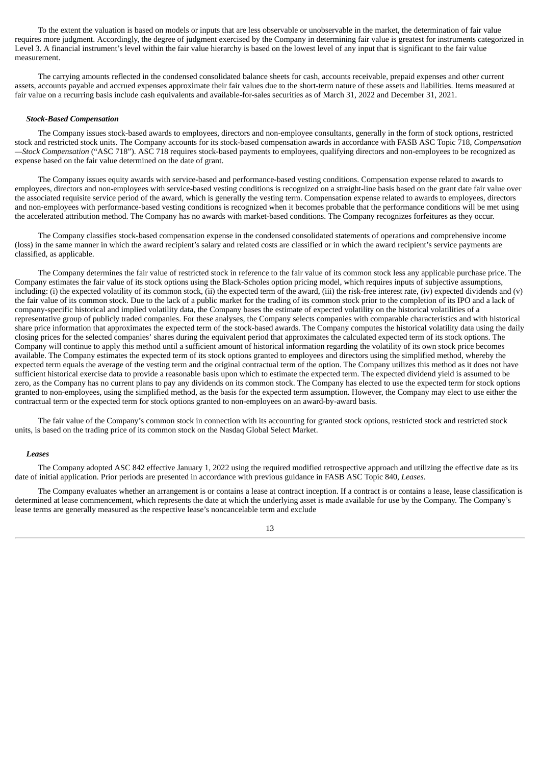To the extent the valuation is based on models or inputs that are less observable or unobservable in the market, the determination of fair value requires more judgment. Accordingly, the degree of judgment exercised by the Company in determining fair value is greatest for instruments categorized in Level 3. A financial instrument's level within the fair value hierarchy is based on the lowest level of any input that is significant to the fair value measurement.

The carrying amounts reflected in the condensed consolidated balance sheets for cash, accounts receivable, prepaid expenses and other current assets, accounts payable and accrued expenses approximate their fair values due to the short-term nature of these assets and liabilities. Items measured at fair value on a recurring basis include cash equivalents and available-for-sales securities as of March 31, 2022 and December 31, 2021.

***Stock-Based Compensation***

The Company issues stock-based awards to employees, directors and non-employee consultants, generally in the form of stock options, restricted stock and restricted stock units. The Company accounts for its stock-based compensation awards in accordance with FASB ASC Topic 718, *Compensation —Stock Compensation* ("ASC 718"). ASC 718 requires stock-based payments to employees, qualifying directors and non-employees to be recognized as expense based on the fair value determined on the date of grant.

The Company issues equity awards with service-based and performance-based vesting conditions. Compensation expense related to awards to employees, directors and non-employees with service-based vesting conditions is recognized on a straight-line basis based on the grant date fair value over the associated requisite service period of the award, which is generally the vesting term. Compensation expense related to awards to employees, directors and non-employees with performance-based vesting conditions is recognized when it becomes probable that the performance conditions will be met using the accelerated attribution method. The Company has no awards with market-based conditions. The Company recognizes forfeitures as they occur.

The Company classifies stock-based compensation expense in the condensed consolidated statements of operations and comprehensive income (loss) in the same manner in which the award recipient's salary and related costs are classified or in which the award recipient's service payments are classified, as applicable.

The Company determines the fair value of restricted stock in reference to the fair value of its common stock less any applicable purchase price. The Company estimates the fair value of its stock options using the Black-Scholes option pricing model, which requires inputs of subjective assumptions, including: (i) the expected volatility of its common stock, (ii) the expected term of the award, (iii) the risk-free interest rate, (iv) expected dividends and (v) the fair value of its common stock. Due to the lack of a public market for the trading of its common stock prior to the completion of its IPO and a lack of company-specific historical and implied volatility data, the Company bases the estimate of expected volatility on the historical volatilities of a representative group of publicly traded companies. For these analyses, the Company selects companies with comparable characteristics and with historical share price information that approximates the expected term of the stock-based awards. The Company computes the historical volatility data using the daily closing prices for the selected companies' shares during the equivalent period that approximates the calculated expected term of its stock options. The Company will continue to apply this method until a sufficient amount of historical information regarding the volatility of its own stock price becomes available. The Company estimates the expected term of its stock options granted to employees and directors using the simplified method, whereby the expected term equals the average of the vesting term and the original contractual term of the option. The Company utilizes this method as it does not have sufficient historical exercise data to provide a reasonable basis upon which to estimate the expected term. The expected dividend yield is assumed to be zero, as the Company has no current plans to pay any dividends on its common stock. The Company has elected to use the expected term for stock options granted to non-employees, using the simplified method, as the basis for the expected term assumption. However, the Company may elect to use either the contractual term or the expected term for stock options granted to non-employees on an award-by-award basis.

The fair value of the Company's common stock in connection with its accounting for granted stock options, restricted stock and restricted stock units, is based on the trading price of its common stock on the Nasdaq Global Select Market.

***Leases***

The Company adopted ASC 842 effective January 1, 2022 using the required modified retrospective approach and utilizing the effective date as its date of initial application. Prior periods are presented in accordance with previous guidance in FASB ASC Topic 840, *Leases*.

The Company evaluates whether an arrangement is or contains a lease at contract inception. If a contract is or contains a lease, lease classification is determined at lease commencement, which represents the date at which the underlying asset is made available for use by the Company. The Company's lease terms are generally measured as the respective lease's noncancelable term and exclude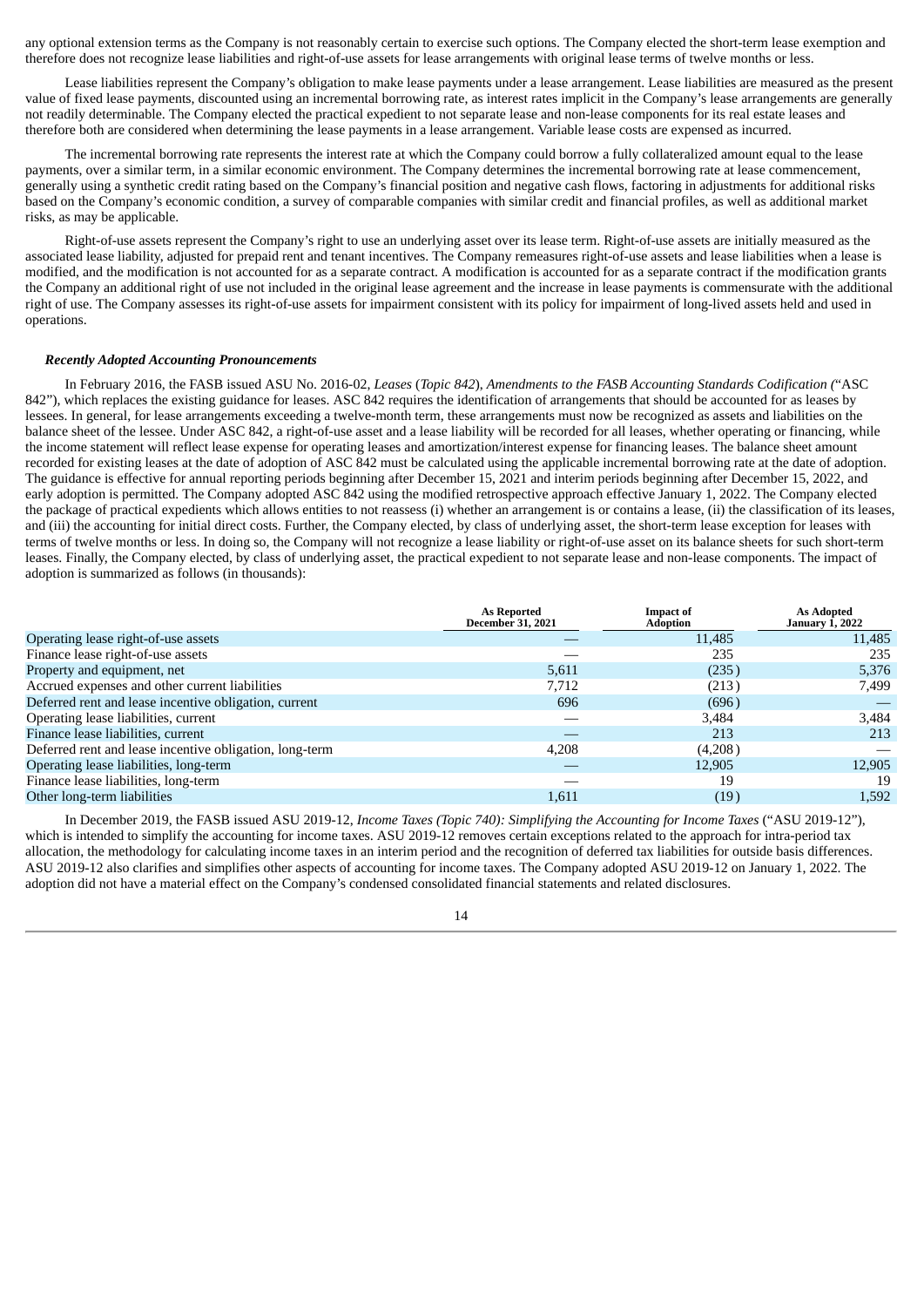any optional extension terms as the Company is not reasonably certain to exercise such options. The Company elected the short-term lease exemption and therefore does not recognize lease liabilities and right-of-use assets for lease arrangements with original lease terms of twelve months or less.

Lease liabilities represent the Company's obligation to make lease payments under a lease arrangement. Lease liabilities are measured as the present value of fixed lease payments, discounted using an incremental borrowing rate, as interest rates implicit in the Company's lease arrangements are generally not readily determinable. The Company elected the practical expedient to not separate lease and non-lease components for its real estate leases and therefore both are considered when determining the lease payments in a lease arrangement. Variable lease costs are expensed as incurred.

The incremental borrowing rate represents the interest rate at which the Company could borrow a fully collateralized amount equal to the lease payments, over a similar term, in a similar economic environment. The Company determines the incremental borrowing rate at lease commencement, generally using a synthetic credit rating based on the Company's financial position and negative cash flows, factoring in adjustments for additional risks based on the Company's economic condition, a survey of comparable companies with similar credit and financial profiles, as well as additional market risks, as may be applicable.

Right-of-use assets represent the Company's right to use an underlying asset over its lease term. Right-of-use assets are initially measured as the associated lease liability, adjusted for prepaid rent and tenant incentives. The Company remeasures right-of-use assets and lease liabilities when a lease is modified, and the modification is not accounted for as a separate contract. A modification is accounted for as a separate contract if the modification grants the Company an additional right of use not included in the original lease agreement and the increase in lease payments is commensurate with the additional right of use. The Company assesses its right-of-use assets for impairment consistent with its policy for impairment of long-lived assets held and used in operations.

***Recently Adopted Accounting Pronouncements***

In February 2016, the FASB issued ASU No. 2016-02, *Leases* (*Topic 842*), *Amendments to the FASB Accounting Standards Codification* ("ASC 842"), which replaces the existing guidance for leases. ASC 842 requires the identification of arrangements that should be accounted for as leases by lessees. In general, for lease arrangements exceeding a twelve-month term, these arrangements must now be recognized as assets and liabilities on the balance sheet of the lessee. Under ASC 842, a right-of-use asset and a lease liability will be recorded for all leases, whether operating or financing, while the income statement will reflect lease expense for operating leases and amortization/interest expense for financing leases. The balance sheet amount recorded for existing leases at the date of adoption of ASC 842 must be calculated using the applicable incremental borrowing rate at the date of adoption. The guidance is effective for annual reporting periods beginning after December 15, 2021 and interim periods beginning after December 15, 2022, and early adoption is permitted. The Company adopted ASC 842 using the modified retrospective approach effective January 1, 2022. The Company elected the package of practical expedients which allows entities to not reassess (i) whether an arrangement is or contains a lease, (ii) the classification of its leases, and (iii) the accounting for initial direct costs. Further, the Company elected, by class of underlying asset, the short-term lease exception for leases with terms of twelve months or less. In doing so, the Company will not recognize a lease liability or right-of-use asset on its balance sheets for such short-term leases. Finally, the Company elected, by class of underlying asset, the practical expedient to not separate lease and non-lease components. The impact of adoption is summarized as follows (in thousands):

| | As Reported December 31, 2021 | Impact of Adoption | As Adopted January 1, 2022 |
|---|---|---|---|
| Operating lease right-of-use assets | — | 11,485 | 11,485 |
| Finance lease right-of-use assets | — | 235 | 235 |
| Property and equipment, net | 5,611 | (235) | 5,376 |
| Accrued expenses and other current liabilities | 7,712 | (213) | 7,499 |
| Deferred rent and lease incentive obligation, current | 696 | (696) | — |
| Operating lease liabilities, current | — | 3,484 | 3,484 |
| Finance lease liabilities, current | — | 213 | 213 |
| Deferred rent and lease incentive obligation, long-term | 4,208 | (4,208) | — |
| Operating lease liabilities, long-term | — | 12,905 | 12,905 |
| Finance lease liabilities, long-term | — | 19 | 19 |
| Other long-term liabilities | 1,611 | (19) | 1,592 |

In December 2019, the FASB issued ASU 2019-12, *Income Taxes (Topic 740): Simplifying the Accounting for Income Taxes* ("ASU 2019-12"), which is intended to simplify the accounting for income taxes. ASU 2019-12 removes certain exceptions related to the approach for intra-period tax allocation, the methodology for calculating income taxes in an interim period and the recognition of deferred tax liabilities for outside basis differences. ASU 2019-12 also clarifies and simplifies other aspects of accounting for income taxes. The Company adopted ASU 2019-12 on January 1, 2022. The adoption did not have a material effect on the Company's condensed consolidated financial statements and related disclosures.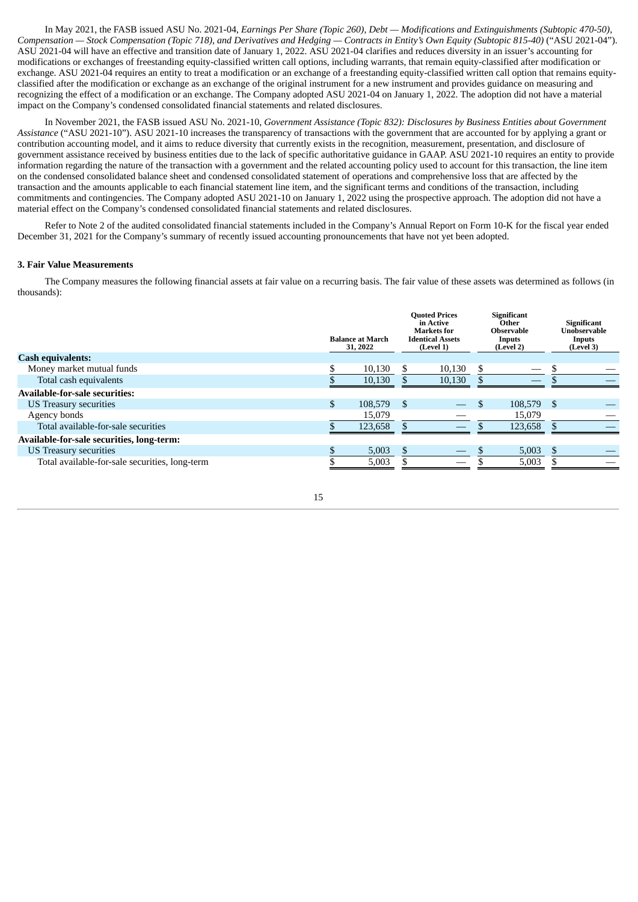In May 2021, the FASB issued ASU No. 2021-04, *Earnings Per Share (Topic 260), Debt — Modifications and Extinguishments (Subtopic 470-50), Compensation — Stock Compensation (Topic 718), and Derivatives and Hedging — Contracts in Entity's Own Equity (Subtopic 815-40)* ("ASU 2021-04"). ASU 2021-04 will have an effective and transition date of January 1, 2022. ASU 2021-04 clarifies and reduces diversity in an issuer's accounting for modifications or exchanges of freestanding equity-classified written call options, including warrants, that remain equity-classified after modification or exchange. ASU 2021-04 requires an entity to treat a modification or an exchange of a freestanding equity-classified written call option that remains equity-classified after the modification or exchange as an exchange of the original instrument for a new instrument and provides guidance on measuring and recognizing the effect of a modification or an exchange. The Company adopted ASU 2021-04 on January 1, 2022. The adoption did not have a material impact on the Company's condensed consolidated financial statements and related disclosures.

In November 2021, the FASB issued ASU No. 2021-10, *Government Assistance (Topic 832): Disclosures by Business Entities about Government Assistance* ("ASU 2021-10"). ASU 2021-10 increases the transparency of transactions with the government that are accounted for by applying a grant or contribution accounting model, and it aims to reduce diversity that currently exists in the recognition, measurement, presentation, and disclosure of government assistance received by business entities due to the lack of specific authoritative guidance in GAAP. ASU 2021-10 requires an entity to provide information regarding the nature of the transaction with a government and the related accounting policy used to account for this transaction, the line item on the condensed consolidated balance sheet and condensed consolidated statement of operations and comprehensive loss that are affected by the transaction and the amounts applicable to each financial statement line item, and the significant terms and conditions of the transaction, including commitments and contingencies. The Company adopted ASU 2021-10 on January 1, 2022 using the prospective approach. The adoption did not have a material effect on the Company's condensed consolidated financial statements and related disclosures.

Refer to Note 2 of the audited consolidated financial statements included in the Company's Annual Report on Form 10-K for the fiscal year ended December 31, 2021 for the Company's summary of recently issued accounting pronouncements that have not yet been adopted.

**3. Fair Value Measurements**

The Company measures the following financial assets at fair value on a recurring basis. The fair value of these assets was determined as follows (in thousands):

| | Balance at March 31, 2022 | Quoted Prices in Active Markets for Identical Assets (Level 1) | Significant Other Observable Inputs (Level 2) | Significant Unobservable Inputs (Level 3) |
|---|---|---|---|---|
| **Cash equivalents:** | | | | |
| Money market mutual funds | $ 10,130 | $ 10,130 | $ — | $ — |
| Total cash equivalents | $ 10,130 | $ 10,130 | $ — | $ — |
| **Available-for-sale securities:** | | | | |
| US Treasury securities | $ 108,579 | $ — | $ 108,579 | $ — |
| Agency bonds | 15,079 | — | 15,079 | — |
| Total available-for-sale securities | $ 123,658 | $ — | $ 123,658 | $ — |
| **Available-for-sale securities, long-term:** | | | | |
| US Treasury securities | $ 5,003 | $ — | $ 5,003 | $ — |
| Total available-for-sale securities, long-term | $ 5,003 | $ — | $ 5,003 | $ — |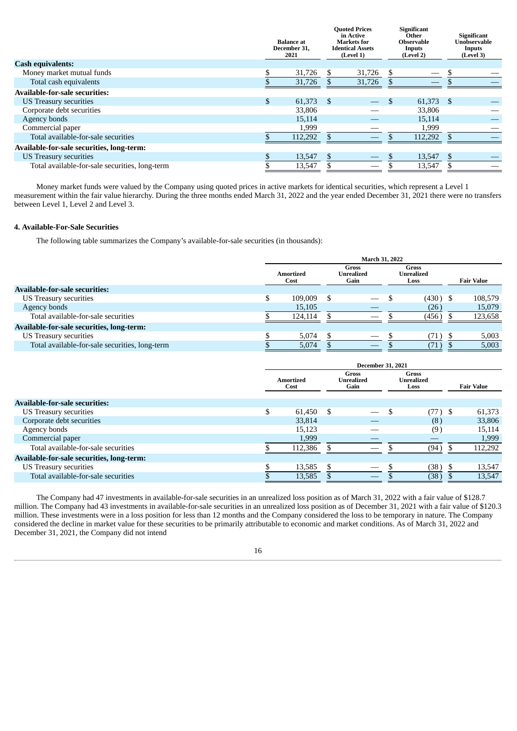| | Balance at December 31, 2021 | Quoted Prices in Active Markets for Identical Assets (Level 1) | Significant Other Observable Inputs (Level 2) | Significant Unobservable Inputs (Level 3) |
|---|---|---|---|---|
| **Cash equivalents:** | | | | |
| Money market mutual funds | $ 31,726 | $ 31,726 | $ — | $ — |
| Total cash equivalents | $ 31,726 | $ 31,726 | $ — | $ — |
| **Available-for-sale securities:** | | | | |
| US Treasury securities | $ 61,373 | $ — | $ 61,373 | $ — |
| Corporate debt securities | 33,806 | — | 33,806 | — |
| Agency bonds | 15,114 | — | 15,114 | — |
| Commercial paper | 1,999 | — | 1,999 | — |
| Total available-for-sale securities | $ 112,292 | $ — | $ 112,292 | $ — |
| **Available-for-sale securities, long-term:** | | | | |
| US Treasury securities | $ 13,547 | $ — | $ 13,547 | $ — |
| Total available-for-sale securities, long-term | $ 13,547 | $ — | $ 13,547 | $ — |

Money market funds were valued by the Company using quoted prices in active markets for identical securities, which represent a Level 1 measurement within the fair value hierarchy. During the three months ended March 31, 2022 and the year ended December 31, 2021 there were no transfers between Level 1, Level 2 and Level 3.

### 4. Available-For-Sale Securities

The following table summarizes the Company's available-for-sale securities (in thousands):

| | March 31, 2022 | | | |
|---|---|---|---|---|
| | Amortized Cost | Gross Unrealized Gain | Gross Unrealized Loss | Fair Value |
| **Available-for-sale securities:** | | | | |
| US Treasury securities | $ 109,009 | $ — | $ (430) | $ 108,579 |
| Agency bonds | 15,105 | — | (26) | 15,079 |
| Total available-for-sale securities | $ 124,114 | $ — | $ (456) | $ 123,658 |
| **Available-for-sale securities, long-term:** | | | | |
| US Treasury securities | $ 5,074 | $ — | $ (71) | $ 5,003 |
| Total available-for-sale securities, long-term | $ 5,074 | $ — | $ (71) | $ 5,003 |

| | December 31, 2021 | | | |
|---|---|---|---|---|
| | Amortized Cost | Gross Unrealized Gain | Gross Unrealized Loss | Fair Value |
| **Available-for-sale securities:** | | | | |
| US Treasury securities | $ 61,450 | $ — | $ (77) | $ 61,373 |
| Corporate debt securities | 33,814 | — | (8) | 33,806 |
| Agency bonds | 15,123 | — | (9) | 15,114 |
| Commercial paper | 1,999 | — | — | 1,999 |
| Total available-for-sale securities | $ 112,386 | $ — | $ (94) | $ 112,292 |
| **Available-for-sale securities, long-term:** | | | | |
| US Treasury securities | $ 13,585 | $ — | $ (38) | $ 13,547 |
| Total available-for-sale securities | $ 13,585 | $ — | $ (38) | $ 13,547 |

The Company had 47 investments in available-for-sale securities in an unrealized loss position as of March 31, 2022 with a fair value of $128.7 million. The Company had 43 investments in available-for-sale securities in an unrealized loss position as of December 31, 2021 with a fair value of $120.3 million. These investments were in a loss position for less than 12 months and the Company considered the loss to be temporary in nature. The Company considered the decline in market value for these securities to be primarily attributable to economic and market conditions. As of March 31, 2022 and December 31, 2021, the Company did not intend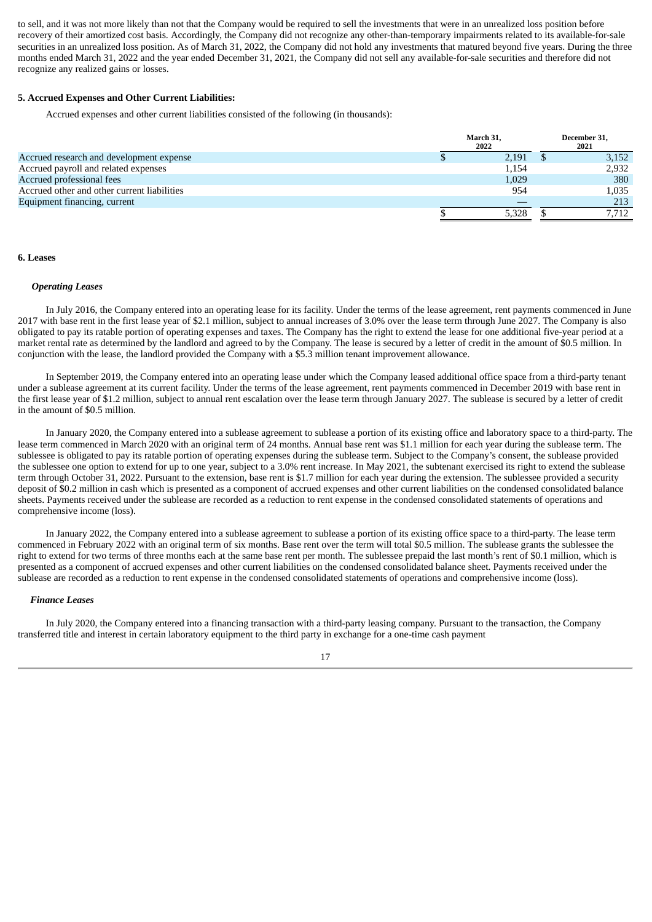to sell, and it was not more likely than not that the Company would be required to sell the investments that were in an unrealized loss position before recovery of their amortized cost basis. Accordingly, the Company did not recognize any other-than-temporary impairments related to its available-for-sale securities in an unrealized loss position. As of March 31, 2022, the Company did not hold any investments that matured beyond five years. During the three months ended March 31, 2022 and the year ended December 31, 2021, the Company did not sell any available-for-sale securities and therefore did not recognize any realized gains or losses.

**5. Accrued Expenses and Other Current Liabilities:**

Accrued expenses and other current liabilities consisted of the following (in thousands):

| | March 31, 2022 | December 31, 2021 |
|---|---|---|
| Accrued research and development expense | $ 2,191 | $ 3,152 |
| Accrued payroll and related expenses | 1,154 | 2,932 |
| Accrued professional fees | 1,029 | 380 |
| Accrued other and other current liabilities | 954 | 1,035 |
| Equipment financing, current | — | 213 |
| | $ 5,328 | $ 7,712 |

**6. Leases**

***Operating Leases***

In July 2016, the Company entered into an operating lease for its facility. Under the terms of the lease agreement, rent payments commenced in June 2017 with base rent in the first lease year of $2.1 million, subject to annual increases of 3.0% over the lease term through June 2027. The Company is also obligated to pay its ratable portion of operating expenses and taxes. The Company has the right to extend the lease for one additional five-year period at a market rental rate as determined by the landlord and agreed to by the Company. The lease is secured by a letter of credit in the amount of $0.5 million. In conjunction with the lease, the landlord provided the Company with a $5.3 million tenant improvement allowance.

In September 2019, the Company entered into an operating lease under which the Company leased additional office space from a third-party tenant under a sublease agreement at its current facility. Under the terms of the lease agreement, rent payments commenced in December 2019 with base rent in the first lease year of $1.2 million, subject to annual rent escalation over the lease term through January 2027. The sublease is secured by a letter of credit in the amount of $0.5 million.

In January 2020, the Company entered into a sublease agreement to sublease a portion of its existing office and laboratory space to a third-party. The lease term commenced in March 2020 with an original term of 24 months. Annual base rent was $1.1 million for each year during the sublease term. The sublessee is obligated to pay its ratable portion of operating expenses during the sublease term. Subject to the Company's consent, the sublease provided the sublessee one option to extend for up to one year, subject to a 3.0% rent increase. In May 2021, the subtenant exercised its right to extend the sublease term through October 31, 2022. Pursuant to the extension, base rent is $1.7 million for each year during the extension. The sublessee provided a security deposit of $0.2 million in cash which is presented as a component of accrued expenses and other current liabilities on the condensed consolidated balance sheets. Payments received under the sublease are recorded as a reduction to rent expense in the condensed consolidated statements of operations and comprehensive income (loss).

In January 2022, the Company entered into a sublease agreement to sublease a portion of its existing office space to a third-party. The lease term commenced in February 2022 with an original term of six months. Base rent over the term will total $0.5 million. The sublease grants the sublessee the right to extend for two terms of three months each at the same base rent per month. The sublessee prepaid the last month's rent of $0.1 million, which is presented as a component of accrued expenses and other current liabilities on the condensed consolidated balance sheet. Payments received under the sublease are recorded as a reduction to rent expense in the condensed consolidated statements of operations and comprehensive income (loss).

***Finance Leases***

In July 2020, the Company entered into a financing transaction with a third-party leasing company. Pursuant to the transaction, the Company transferred title and interest in certain laboratory equipment to the third party in exchange for a one-time cash payment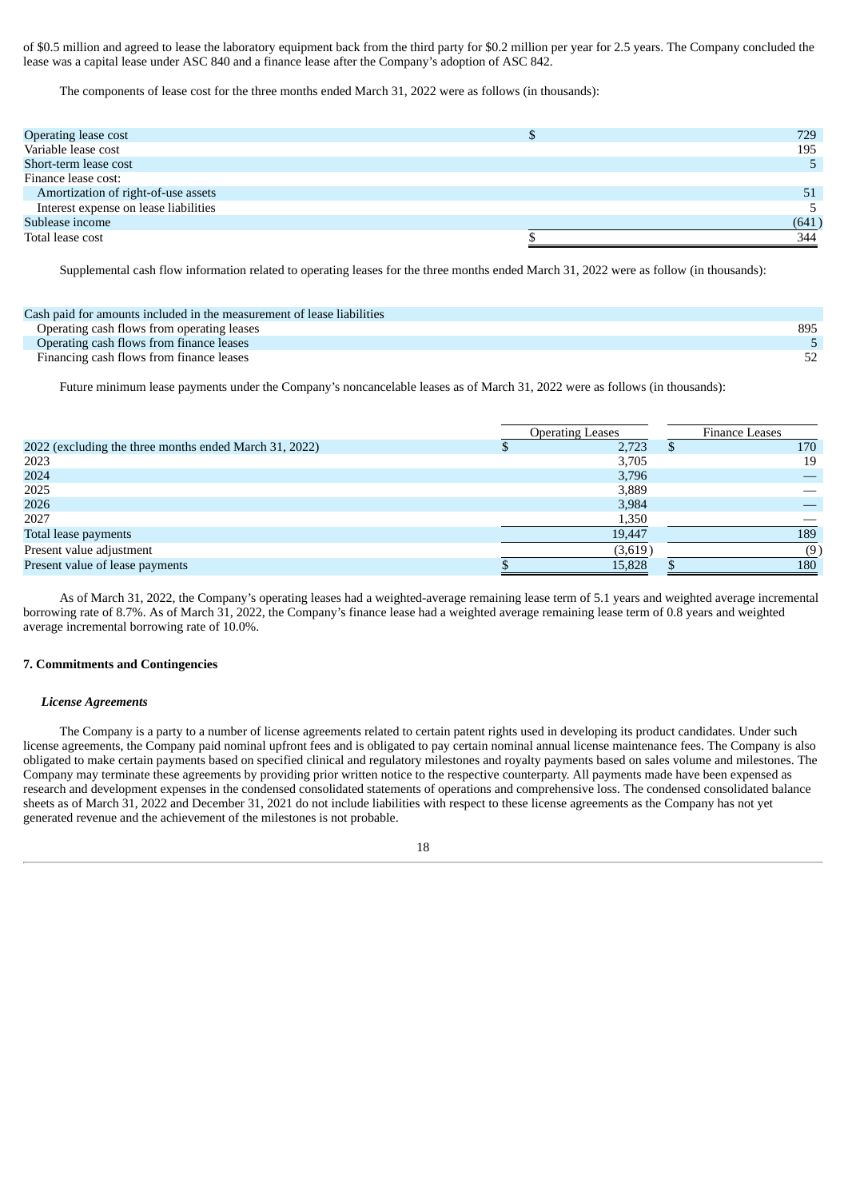of $0.5 million and agreed to lease the laboratory equipment back from the third party for $0.2 million per year for 2.5 years. The Company concluded the lease was a capital lease under ASC 840 and a finance lease after the Company's adoption of ASC 842.

The components of lease cost for the three months ended March 31, 2022 were as follows (in thousands):

| | | |
|---|---|---|
| Operating lease cost | $ | 729 |
| Variable lease cost | | 195 |
| Short-term lease cost | | 5 |
| Finance lease cost: | | |
| Amortization of right-of-use assets | | 51 |
| Interest expense on lease liabilities | | 5 |
| Sublease income | | (641) |
| Total lease cost | $ | 344 |

Supplemental cash flow information related to operating leases for the three months ended March 31, 2022 were as follow (in thousands):

| | |
|---|---|
| Cash paid for amounts included in the measurement of lease liabilities | |
| Operating cash flows from operating leases | 895 |
| Operating cash flows from finance leases | 5 |
| Financing cash flows from finance leases | 52 |

Future minimum lease payments under the Company's noncancelable leases as of March 31, 2022 were as follows (in thousands):

| | Operating Leases | Finance Leases |
|---|---|---|
| 2022 (excluding the three months ended March 31, 2022) | $ 2,723 | $ 170 |
| 2023 | 3,705 | 19 |
| 2024 | 3,796 | — |
| 2025 | 3,889 | — |
| 2026 | 3,984 | — |
| 2027 | 1,350 | — |
| Total lease payments | 19,447 | 189 |
| Present value adjustment | (3,619) | (9) |
| Present value of lease payments | $ 15,828 | $ 180 |

As of March 31, 2022, the Company's operating leases had a weighted-average remaining lease term of 5.1 years and weighted average incremental borrowing rate of 8.7%. As of March 31, 2022, the Company's finance lease had a weighted average remaining lease term of 0.8 years and weighted average incremental borrowing rate of 10.0%.

## 7. Commitments and Contingencies

### *License Agreements*

The Company is a party to a number of license agreements related to certain patent rights used in developing its product candidates. Under such license agreements, the Company paid nominal upfront fees and is obligated to pay certain nominal annual license maintenance fees. The Company is also obligated to make certain payments based on specified clinical and regulatory milestones and royalty payments based on sales volume and milestones. The Company may terminate these agreements by providing prior written notice to the respective counterparty. All payments made have been expensed as research and development expenses in the condensed consolidated statements of operations and comprehensive loss. The condensed consolidated balance sheets as of March 31, 2022 and December 31, 2021 do not include liabilities with respect to these license agreements as the Company has not yet generated revenue and the achievement of the milestones is not probable.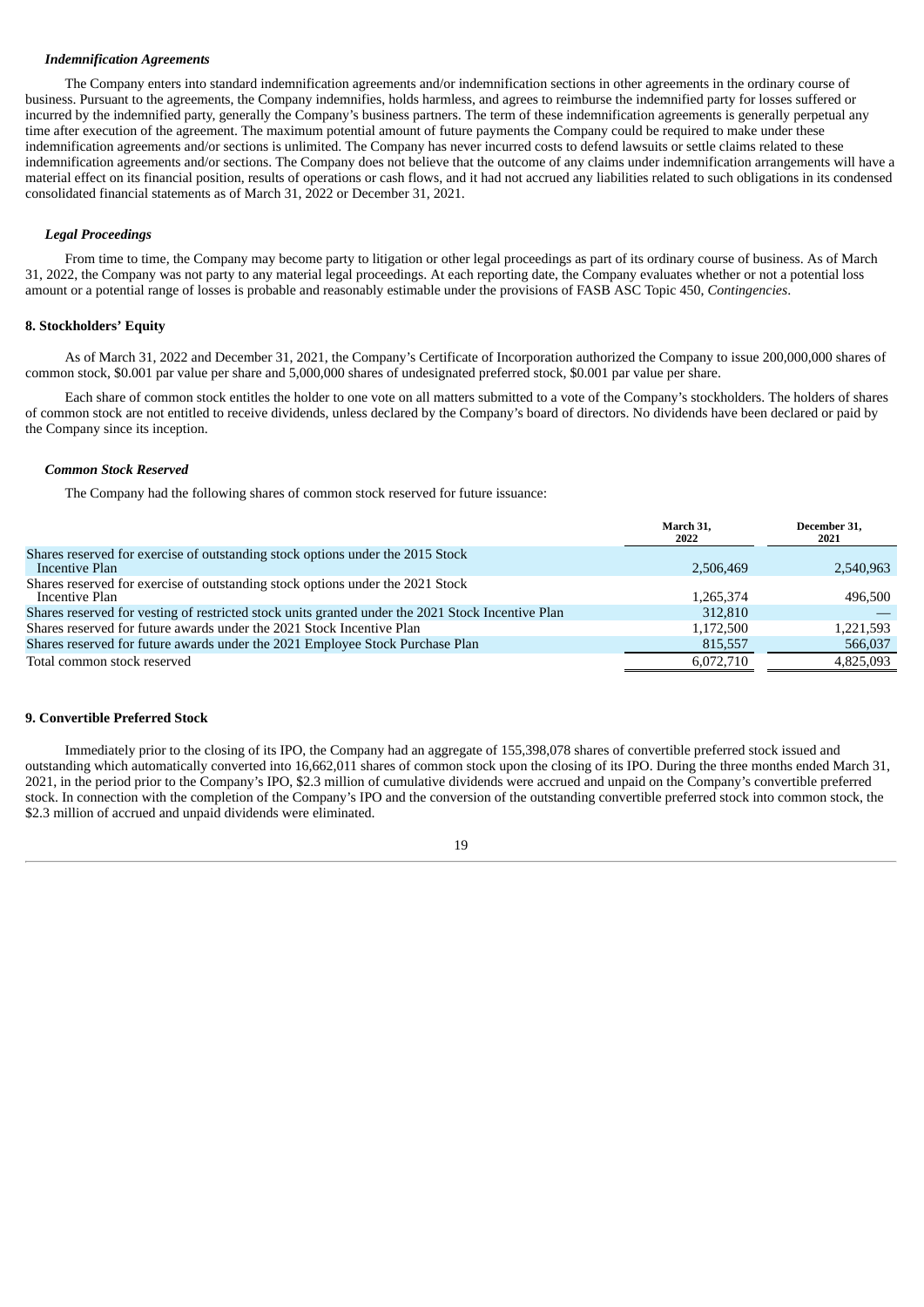### *Indemnification Agreements*

The Company enters into standard indemnification agreements and/or indemnification sections in other agreements in the ordinary course of business. Pursuant to the agreements, the Company indemnifies, holds harmless, and agrees to reimburse the indemnified party for losses suffered or incurred by the indemnified party, generally the Company's business partners. The term of these indemnification agreements is generally perpetual any time after execution of the agreement. The maximum potential amount of future payments the Company could be required to make under these indemnification agreements and/or sections is unlimited. The Company has never incurred costs to defend lawsuits or settle claims related to these indemnification agreements and/or sections. The Company does not believe that the outcome of any claims under indemnification arrangements will have a material effect on its financial position, results of operations or cash flows, and it had not accrued any liabilities related to such obligations in its condensed consolidated financial statements as of March 31, 2022 or December 31, 2021.

### *Legal Proceedings*

From time to time, the Company may become party to litigation or other legal proceedings as part of its ordinary course of business. As of March 31, 2022, the Company was not party to any material legal proceedings. At each reporting date, the Company evaluates whether or not a potential loss amount or a potential range of losses is probable and reasonably estimable under the provisions of FASB ASC Topic 450, *Contingencies*.

## 8. Stockholders' Equity

As of March 31, 2022 and December 31, 2021, the Company's Certificate of Incorporation authorized the Company to issue 200,000,000 shares of common stock, $0.001 par value per share and 5,000,000 shares of undesignated preferred stock, $0.001 par value per share.

Each share of common stock entitles the holder to one vote on all matters submitted to a vote of the Company's stockholders. The holders of shares of common stock are not entitled to receive dividends, unless declared by the Company's board of directors. No dividends have been declared or paid by the Company since its inception.

### *Common Stock Reserved*

The Company had the following shares of common stock reserved for future issuance:

| | March 31, 2022 | December 31, 2021 |
|---|---|---|
| Shares reserved for exercise of outstanding stock options under the 2015 Stock Incentive Plan | 2,506,469 | 2,540,963 |
| Shares reserved for exercise of outstanding stock options under the 2021 Stock Incentive Plan | 1,265,374 | 496,500 |
| Shares reserved for vesting of restricted stock units granted under the 2021 Stock Incentive Plan | 312,810 | — |
| Shares reserved for future awards under the 2021 Stock Incentive Plan | 1,172,500 | 1,221,593 |
| Shares reserved for future awards under the 2021 Employee Stock Purchase Plan | 815,557 | 566,037 |
| Total common stock reserved | 6,072,710 | 4,825,093 |

## 9. Convertible Preferred Stock

Immediately prior to the closing of its IPO, the Company had an aggregate of 155,398,078 shares of convertible preferred stock issued and outstanding which automatically converted into 16,662,011 shares of common stock upon the closing of its IPO. During the three months ended March 31, 2021, in the period prior to the Company's IPO, $2.3 million of cumulative dividends were accrued and unpaid on the Company's convertible preferred stock. In connection with the completion of the Company's IPO and the conversion of the outstanding convertible preferred stock into common stock, the $2.3 million of accrued and unpaid dividends were eliminated.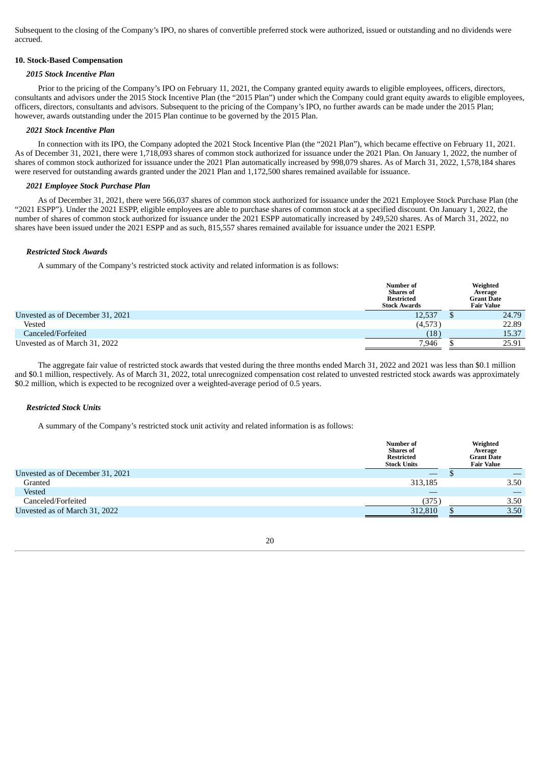Subsequent to the closing of the Company's IPO, no shares of convertible preferred stock were authorized, issued or outstanding and no dividends were accrued.

**10. Stock-Based Compensation**

***2015 Stock Incentive Plan***

Prior to the pricing of the Company's IPO on February 11, 2021, the Company granted equity awards to eligible employees, officers, directors, consultants and advisors under the 2015 Stock Incentive Plan (the "2015 Plan") under which the Company could grant equity awards to eligible employees, officers, directors, consultants and advisors. Subsequent to the pricing of the Company's IPO, no further awards can be made under the 2015 Plan; however, awards outstanding under the 2015 Plan continue to be governed by the 2015 Plan.

***2021 Stock Incentive Plan***

In connection with its IPO, the Company adopted the 2021 Stock Incentive Plan (the "2021 Plan"), which became effective on February 11, 2021. As of December 31, 2021, there were 1,718,093 shares of common stock authorized for issuance under the 2021 Plan. On January 1, 2022, the number of shares of common stock authorized for issuance under the 2021 Plan automatically increased by 998,079 shares. As of March 31, 2022, 1,578,184 shares were reserved for outstanding awards granted under the 2021 Plan and 1,172,500 shares remained available for issuance.

***2021 Employee Stock Purchase Plan***

As of December 31, 2021, there were 566,037 shares of common stock authorized for issuance under the 2021 Employee Stock Purchase Plan (the "2021 ESPP"). Under the 2021 ESPP, eligible employees are able to purchase shares of common stock at a specified discount. On January 1, 2022, the number of shares of common stock authorized for issuance under the 2021 ESPP automatically increased by 249,520 shares. As of March 31, 2022, no shares have been issued under the 2021 ESPP and as such, 815,557 shares remained available for issuance under the 2021 ESPP.

***Restricted Stock Awards***

A summary of the Company's restricted stock activity and related information is as follows:

| | Number of Shares of Restricted Stock Awards | Weighted Average Grant Date Fair Value |
|---|---|---|
| Unvested as of December 31, 2021 | 12,537 | $ 24.79 |
| Vested | (4,573) | 22.89 |
| Canceled/Forfeited | (18) | 15.37 |
| Unvested as of March 31, 2022 | 7,946 | $ 25.91 |

The aggregate fair value of restricted stock awards that vested during the three months ended March 31, 2022 and 2021 was less than $0.1 million and $0.1 million, respectively. As of March 31, 2022, total unrecognized compensation cost related to unvested restricted stock awards was approximately $0.2 million, which is expected to be recognized over a weighted-average period of 0.5 years.

***Restricted Stock Units***

A summary of the Company's restricted stock unit activity and related information is as follows:

| | Number of Shares of Restricted Stock Units | Weighted Average Grant Date Fair Value |
|---|---|---|
| Unvested as of December 31, 2021 | — | $ — |
| Granted | 313,185 | 3.50 |
| Vested | — | — |
| Canceled/Forfeited | (375) | 3.50 |
| Unvested as of March 31, 2022 | 312,810 | $ 3.50 |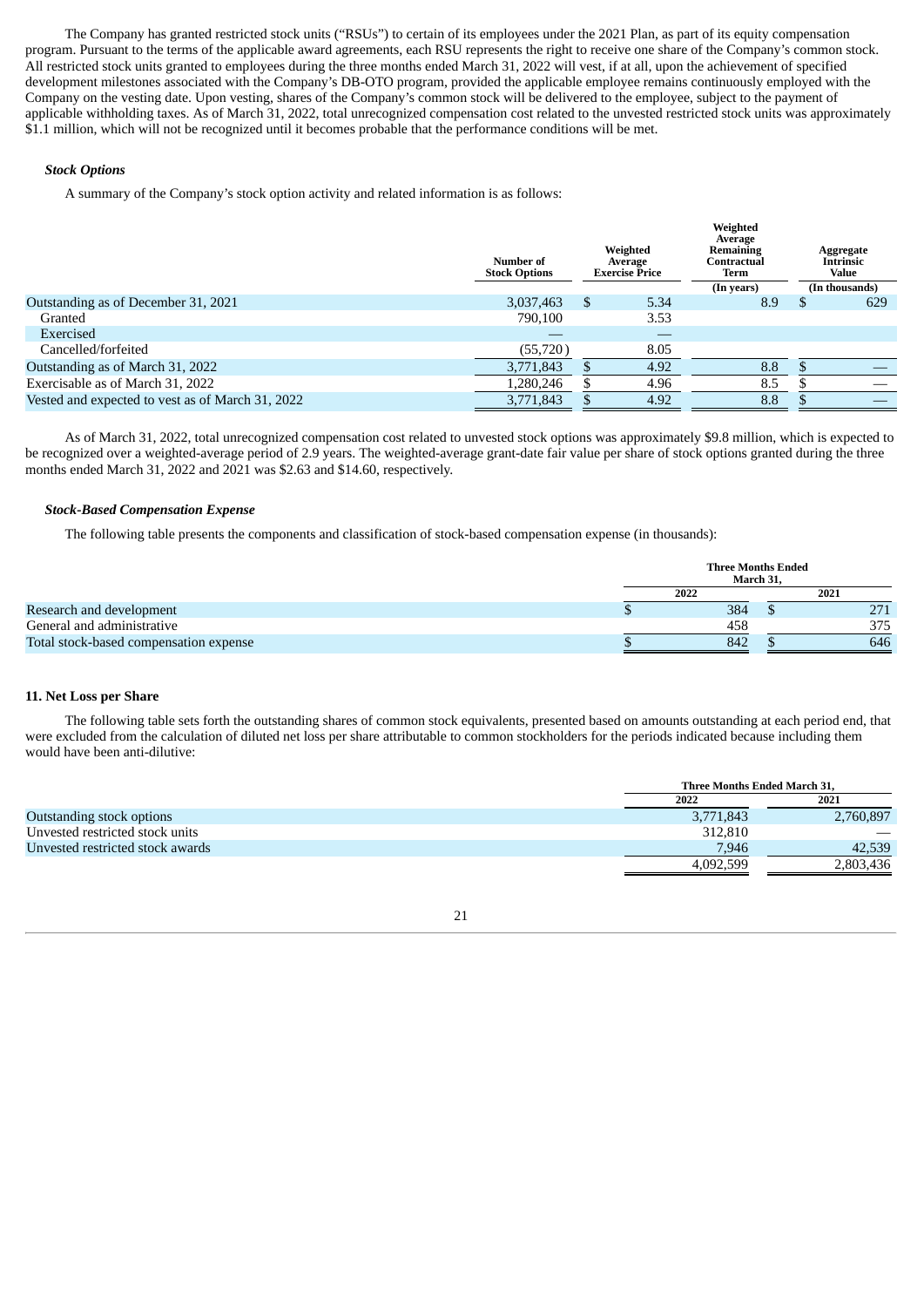The Company has granted restricted stock units ("RSUs") to certain of its employees under the 2021 Plan, as part of its equity compensation program. Pursuant to the terms of the applicable award agreements, each RSU represents the right to receive one share of the Company's common stock. All restricted stock units granted to employees during the three months ended March 31, 2022 will vest, if at all, upon the achievement of specified development milestones associated with the Company's DB-OTO program, provided the applicable employee remains continuously employed with the Company on the vesting date. Upon vesting, shares of the Company's common stock will be delivered to the employee, subject to the payment of applicable withholding taxes. As of March 31, 2022, total unrecognized compensation cost related to the unvested restricted stock units was approximately $1.1 million, which will not be recognized until it becomes probable that the performance conditions will be met.

***Stock Options***

A summary of the Company's stock option activity and related information is as follows:

| | Number of Stock Options | Weighted Average Exercise Price | Weighted Average Remaining Contractual Term (In years) | Aggregate Intrinsic Value (In thousands) |
|---|---|---|---|---|
| Outstanding as of December 31, 2021 | 3,037,463 | $ 5.34 | 8.9 | $ 629 |
| Granted | 790,100 | 3.53 | | |
| Exercised | — | — | | |
| Cancelled/forfeited | (55,720) | 8.05 | | |
| Outstanding as of March 31, 2022 | 3,771,843 | $ 4.92 | 8.8 | $ — |
| Exercisable as of March 31, 2022 | 1,280,246 | $ 4.96 | 8.5 | $ — |
| Vested and expected to vest as of March 31, 2022 | 3,771,843 | $ 4.92 | 8.8 | $ — |

As of March 31, 2022, total unrecognized compensation cost related to unvested stock options was approximately $9.8 million, which is expected to be recognized over a weighted-average period of 2.9 years. The weighted-average grant-date fair value per share of stock options granted during the three months ended March 31, 2022 and 2021 was $2.63 and $14.60, respectively.

***Stock-Based Compensation Expense***

The following table presents the components and classification of stock-based compensation expense (in thousands):

| | Three Months Ended March 31, | |
|---|---|---|
| | 2022 | 2021 |
| Research and development | $ 384 | $ 271 |
| General and administrative | 458 | 375 |
| Total stock-based compensation expense | $ 842 | $ 646 |

**11. Net Loss per Share**

The following table sets forth the outstanding shares of common stock equivalents, presented based on amounts outstanding at each period end, that were excluded from the calculation of diluted net loss per share attributable to common stockholders for the periods indicated because including them would have been anti-dilutive:

| | Three Months Ended March 31, | |
|---|---|---|
| | 2022 | 2021 |
| Outstanding stock options | 3,771,843 | 2,760,897 |
| Unvested restricted stock units | 312,810 | — |
| Unvested restricted stock awards | 7,946 | 42,539 |
| | 4,092,599 | 2,803,436 |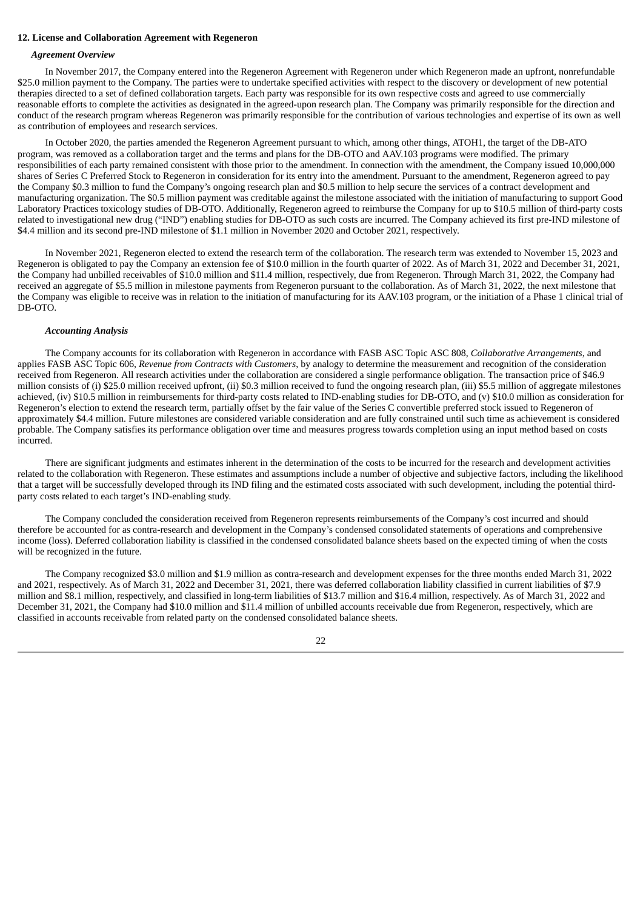**12. License and Collaboration Agreement with Regeneron**

***Agreement Overview***

In November 2017, the Company entered into the Regeneron Agreement with Regeneron under which Regeneron made an upfront, nonrefundable $25.0 million payment to the Company. The parties were to undertake specified activities with respect to the discovery or development of new potential therapies directed to a set of defined collaboration targets. Each party was responsible for its own respective costs and agreed to use commercially reasonable efforts to complete the activities as designated in the agreed-upon research plan. The Company was primarily responsible for the direction and conduct of the research program whereas Regeneron was primarily responsible for the contribution of various technologies and expertise of its own as well as contribution of employees and research services.

In October 2020, the parties amended the Regeneron Agreement pursuant to which, among other things, ATOH1, the target of the DB-ATO program, was removed as a collaboration target and the terms and plans for the DB-OTO and AAV.103 programs were modified. The primary responsibilities of each party remained consistent with those prior to the amendment. In connection with the amendment, the Company issued 10,000,000 shares of Series C Preferred Stock to Regeneron in consideration for its entry into the amendment. Pursuant to the amendment, Regeneron agreed to pay the Company $0.3 million to fund the Company's ongoing research plan and $0.5 million to help secure the services of a contract development and manufacturing organization. The $0.5 million payment was creditable against the milestone associated with the initiation of manufacturing to support Good Laboratory Practices toxicology studies of DB-OTO. Additionally, Regeneron agreed to reimburse the Company for up to $10.5 million of third-party costs related to investigational new drug ("IND") enabling studies for DB-OTO as such costs are incurred. The Company achieved its first pre-IND milestone of $4.4 million and its second pre-IND milestone of $1.1 million in November 2020 and October 2021, respectively.

In November 2021, Regeneron elected to extend the research term of the collaboration. The research term was extended to November 15, 2023 and Regeneron is obligated to pay the Company an extension fee of $10.0 million in the fourth quarter of 2022. As of March 31, 2022 and December 31, 2021, the Company had unbilled receivables of $10.0 million and $11.4 million, respectively, due from Regeneron. Through March 31, 2022, the Company had received an aggregate of $5.5 million in milestone payments from Regeneron pursuant to the collaboration. As of March 31, 2022, the next milestone that the Company was eligible to receive was in relation to the initiation of manufacturing for its AAV.103 program, or the initiation of a Phase 1 clinical trial of DB-OTO.

***Accounting Analysis***

The Company accounts for its collaboration with Regeneron in accordance with FASB ASC Topic ASC 808, *Collaborative Arrangements*, and applies FASB ASC Topic 606, *Revenue from Contracts with Customers*, by analogy to determine the measurement and recognition of the consideration received from Regeneron. All research activities under the collaboration are considered a single performance obligation. The transaction price of $46.9 million consists of (i) $25.0 million received upfront, (ii) $0.3 million received to fund the ongoing research plan, (iii) $5.5 million of aggregate milestones achieved, (iv) $10.5 million in reimbursements for third-party costs related to IND-enabling studies for DB-OTO, and (v) $10.0 million as consideration for Regeneron's election to extend the research term, partially offset by the fair value of the Series C convertible preferred stock issued to Regeneron of approximately $4.4 million. Future milestones are considered variable consideration and are fully constrained until such time as achievement is considered probable. The Company satisfies its performance obligation over time and measures progress towards completion using an input method based on costs incurred.

There are significant judgments and estimates inherent in the determination of the costs to be incurred for the research and development activities related to the collaboration with Regeneron. These estimates and assumptions include a number of objective and subjective factors, including the likelihood that a target will be successfully developed through its IND filing and the estimated costs associated with such development, including the potential third-party costs related to each target's IND-enabling study.

The Company concluded the consideration received from Regeneron represents reimbursements of the Company's cost incurred and should therefore be accounted for as contra-research and development in the Company's condensed consolidated statements of operations and comprehensive income (loss). Deferred collaboration liability is classified in the condensed consolidated balance sheets based on the expected timing of when the costs will be recognized in the future.

The Company recognized $3.0 million and $1.9 million as contra-research and development expenses for the three months ended March 31, 2022 and 2021, respectively. As of March 31, 2022 and December 31, 2021, there was deferred collaboration liability classified in current liabilities of $7.9 million and $8.1 million, respectively, and classified in long-term liabilities of $13.7 million and $16.4 million, respectively. As of March 31, 2022 and December 31, 2021, the Company had $10.0 million and $11.4 million of unbilled accounts receivable due from Regeneron, respectively, which are classified in accounts receivable from related party on the condensed consolidated balance sheets.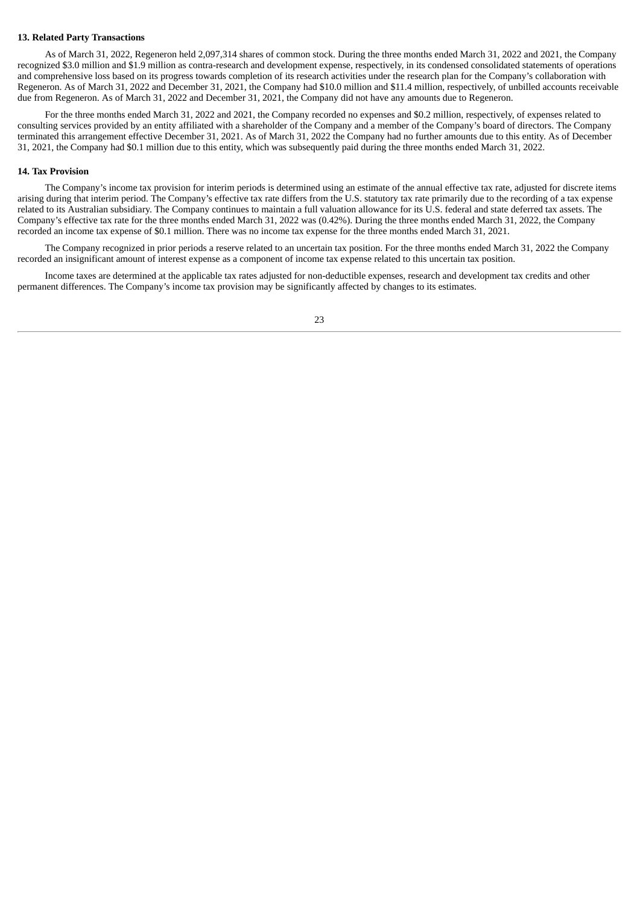### 13. Related Party Transactions

As of March 31, 2022, Regeneron held 2,097,314 shares of common stock. During the three months ended March 31, 2022 and 2021, the Company recognized $3.0 million and $1.9 million as contra-research and development expense, respectively, in its condensed consolidated statements of operations and comprehensive loss based on its progress towards completion of its research activities under the research plan for the Company's collaboration with Regeneron. As of March 31, 2022 and December 31, 2021, the Company had $10.0 million and $11.4 million, respectively, of unbilled accounts receivable due from Regeneron. As of March 31, 2022 and December 31, 2021, the Company did not have any amounts due to Regeneron.

For the three months ended March 31, 2022 and 2021, the Company recorded no expenses and $0.2 million, respectively, of expenses related to consulting services provided by an entity affiliated with a shareholder of the Company and a member of the Company's board of directors. The Company terminated this arrangement effective December 31, 2021. As of March 31, 2022 the Company had no further amounts due to this entity. As of December 31, 2021, the Company had $0.1 million due to this entity, which was subsequently paid during the three months ended March 31, 2022.

### 14. Tax Provision

The Company's income tax provision for interim periods is determined using an estimate of the annual effective tax rate, adjusted for discrete items arising during that interim period. The Company's effective tax rate differs from the U.S. statutory tax rate primarily due to the recording of a tax expense related to its Australian subsidiary. The Company continues to maintain a full valuation allowance for its U.S. federal and state deferred tax assets. The Company's effective tax rate for the three months ended March 31, 2022 was (0.42%). During the three months ended March 31, 2022, the Company recorded an income tax expense of $0.1 million. There was no income tax expense for the three months ended March 31, 2021.

The Company recognized in prior periods a reserve related to an uncertain tax position. For the three months ended March 31, 2022 the Company recorded an insignificant amount of interest expense as a component of income tax expense related to this uncertain tax position.

Income taxes are determined at the applicable tax rates adjusted for non-deductible expenses, research and development tax credits and other permanent differences. The Company's income tax provision may be significantly affected by changes to its estimates.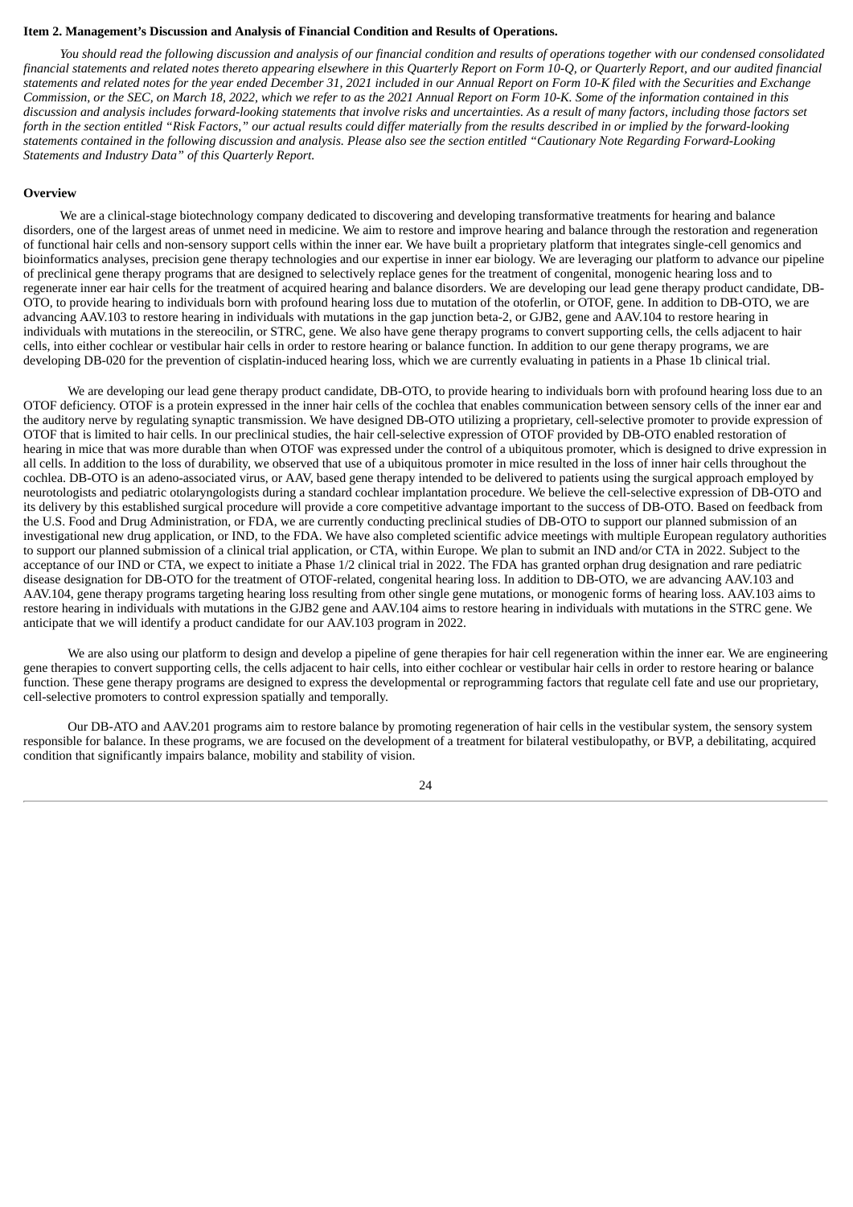**Item 2. Management's Discussion and Analysis of Financial Condition and Results of Operations.**

*You should read the following discussion and analysis of our financial condition and results of operations together with our condensed consolidated financial statements and related notes thereto appearing elsewhere in this Quarterly Report on Form 10-Q, or Quarterly Report, and our audited financial statements and related notes for the year ended December 31, 2021 included in our Annual Report on Form 10-K filed with the Securities and Exchange Commission, or the SEC, on March 18, 2022, which we refer to as the 2021 Annual Report on Form 10-K. Some of the information contained in this discussion and analysis includes forward-looking statements that involve risks and uncertainties. As a result of many factors, including those factors set forth in the section entitled "Risk Factors," our actual results could differ materially from the results described in or implied by the forward-looking statements contained in the following discussion and analysis. Please also see the section entitled "Cautionary Note Regarding Forward-Looking Statements and Industry Data" of this Quarterly Report.*

**Overview**

We are a clinical-stage biotechnology company dedicated to discovering and developing transformative treatments for hearing and balance disorders, one of the largest areas of unmet need in medicine. We aim to restore and improve hearing and balance through the restoration and regeneration of functional hair cells and non-sensory support cells within the inner ear. We have built a proprietary platform that integrates single-cell genomics and bioinformatics analyses, precision gene therapy technologies and our expertise in inner ear biology. We are leveraging our platform to advance our pipeline of preclinical gene therapy programs that are designed to selectively replace genes for the treatment of congenital, monogenic hearing loss and to regenerate inner ear hair cells for the treatment of acquired hearing and balance disorders. We are developing our lead gene therapy product candidate, DB-OTO, to provide hearing to individuals born with profound hearing loss due to mutation of the otoferlin, or OTOF, gene. In addition to DB-OTO, we are advancing AAV.103 to restore hearing in individuals with mutations in the gap junction beta-2, or GJB2, gene and AAV.104 to restore hearing in individuals with mutations in the stereocilin, or STRC, gene. We also have gene therapy programs to convert supporting cells, the cells adjacent to hair cells, into either cochlear or vestibular hair cells in order to restore hearing or balance function. In addition to our gene therapy programs, we are developing DB-020 for the prevention of cisplatin-induced hearing loss, which we are currently evaluating in patients in a Phase 1b clinical trial.

We are developing our lead gene therapy product candidate, DB-OTO, to provide hearing to individuals born with profound hearing loss due to an OTOF deficiency. OTOF is a protein expressed in the inner hair cells of the cochlea that enables communication between sensory cells of the inner ear and the auditory nerve by regulating synaptic transmission. We have designed DB-OTO utilizing a proprietary, cell-selective promoter to provide expression of OTOF that is limited to hair cells. In our preclinical studies, the hair cell-selective expression of OTOF provided by DB-OTO enabled restoration of hearing in mice that was more durable than when OTOF was expressed under the control of a ubiquitous promoter, which is designed to drive expression in all cells. In addition to the loss of durability, we observed that use of a ubiquitous promoter in mice resulted in the loss of inner hair cells throughout the cochlea. DB-OTO is an adeno-associated virus, or AAV, based gene therapy intended to be delivered to patients using the surgical approach employed by neurotologists and pediatric otolaryngologists during a standard cochlear implantation procedure. We believe the cell-selective expression of DB-OTO and its delivery by this established surgical procedure will provide a core competitive advantage important to the success of DB-OTO. Based on feedback from the U.S. Food and Drug Administration, or FDA, we are currently conducting preclinical studies of DB-OTO to support our planned submission of an investigational new drug application, or IND, to the FDA. We have also completed scientific advice meetings with multiple European regulatory authorities to support our planned submission of a clinical trial application, or CTA, within Europe. We plan to submit an IND and/or CTA in 2022. Subject to the acceptance of our IND or CTA, we expect to initiate a Phase 1/2 clinical trial in 2022. The FDA has granted orphan drug designation and rare pediatric disease designation for DB-OTO for the treatment of OTOF-related, congenital hearing loss. In addition to DB-OTO, we are advancing AAV.103 and AAV.104, gene therapy programs targeting hearing loss resulting from other single gene mutations, or monogenic forms of hearing loss. AAV.103 aims to restore hearing in individuals with mutations in the GJB2 gene and AAV.104 aims to restore hearing in individuals with mutations in the STRC gene. We anticipate that we will identify a product candidate for our AAV.103 program in 2022.

We are also using our platform to design and develop a pipeline of gene therapies for hair cell regeneration within the inner ear. We are engineering gene therapies to convert supporting cells, the cells adjacent to hair cells, into either cochlear or vestibular hair cells in order to restore hearing or balance function. These gene therapy programs are designed to express the developmental or reprogramming factors that regulate cell fate and use our proprietary, cell-selective promoters to control expression spatially and temporally.

Our DB-ATO and AAV.201 programs aim to restore balance by promoting regeneration of hair cells in the vestibular system, the sensory system responsible for balance. In these programs, we are focused on the development of a treatment for bilateral vestibulopathy, or BVP, a debilitating, acquired condition that significantly impairs balance, mobility and stability of vision.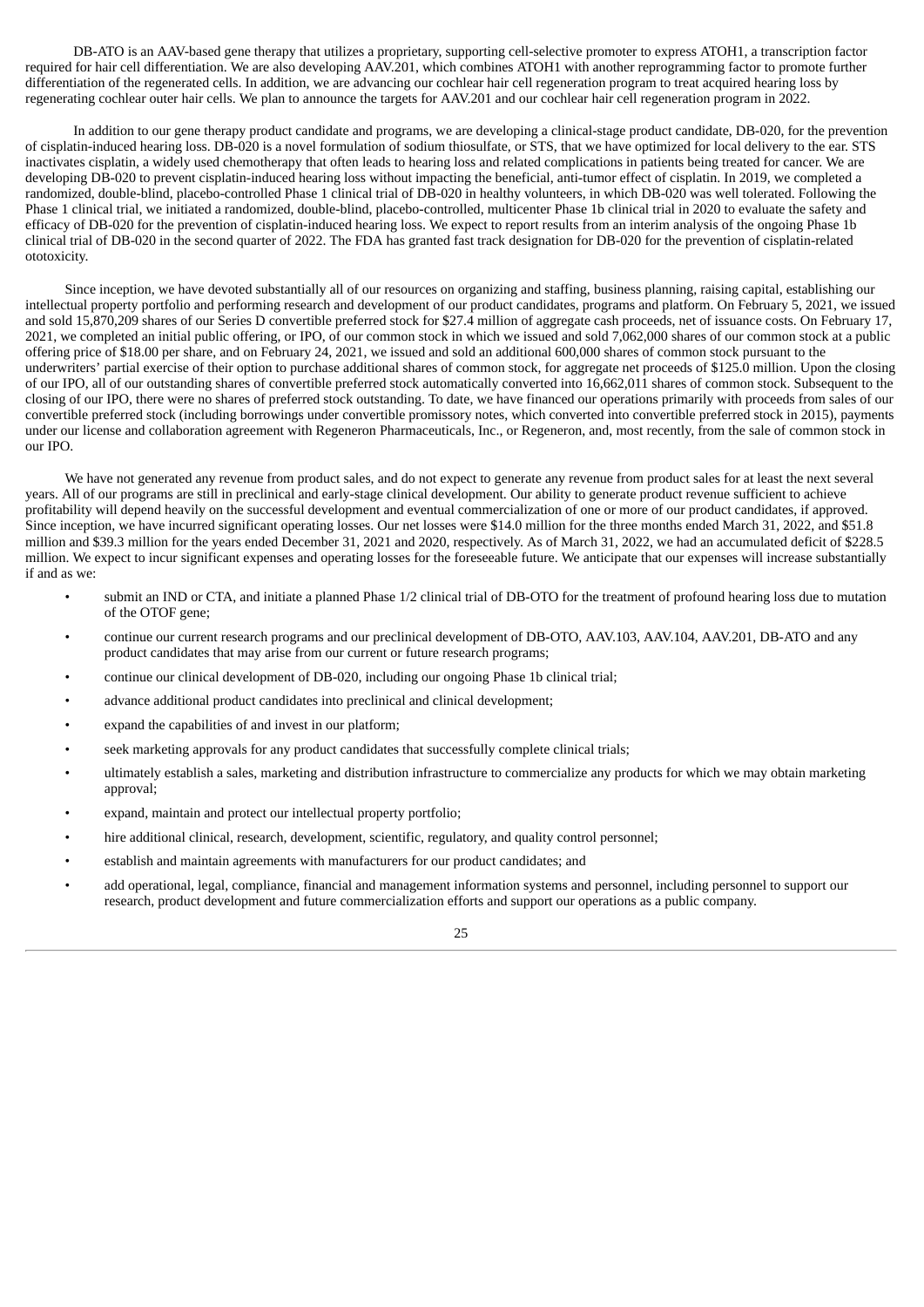DB-ATO is an AAV-based gene therapy that utilizes a proprietary, supporting cell-selective promoter to express ATOH1, a transcription factor required for hair cell differentiation. We are also developing AAV.201, which combines ATOH1 with another reprogramming factor to promote further differentiation of the regenerated cells. In addition, we are advancing our cochlear hair cell regeneration program to treat acquired hearing loss by regenerating cochlear outer hair cells. We plan to announce the targets for AAV.201 and our cochlear hair cell regeneration program in 2022.

In addition to our gene therapy product candidate and programs, we are developing a clinical-stage product candidate, DB-020, for the prevention of cisplatin-induced hearing loss. DB-020 is a novel formulation of sodium thiosulfate, or STS, that we have optimized for local delivery to the ear. STS inactivates cisplatin, a widely used chemotherapy that often leads to hearing loss and related complications in patients being treated for cancer. We are developing DB-020 to prevent cisplatin-induced hearing loss without impacting the beneficial, anti-tumor effect of cisplatin. In 2019, we completed a randomized, double-blind, placebo-controlled Phase 1 clinical trial of DB-020 in healthy volunteers, in which DB-020 was well tolerated. Following the Phase 1 clinical trial, we initiated a randomized, double-blind, placebo-controlled, multicenter Phase 1b clinical trial in 2020 to evaluate the safety and efficacy of DB-020 for the prevention of cisplatin-induced hearing loss. We expect to report results from an interim analysis of the ongoing Phase 1b clinical trial of DB-020 in the second quarter of 2022. The FDA has granted fast track designation for DB-020 for the prevention of cisplatin-related ototoxicity.

Since inception, we have devoted substantially all of our resources on organizing and staffing, business planning, raising capital, establishing our intellectual property portfolio and performing research and development of our product candidates, programs and platform. On February 5, 2021, we issued and sold 15,870,209 shares of our Series D convertible preferred stock for $27.4 million of aggregate cash proceeds, net of issuance costs. On February 17, 2021, we completed an initial public offering, or IPO, of our common stock in which we issued and sold 7,062,000 shares of our common stock at a public offering price of $18.00 per share, and on February 24, 2021, we issued and sold an additional 600,000 shares of common stock pursuant to the underwriters' partial exercise of their option to purchase additional shares of common stock, for aggregate net proceeds of $125.0 million. Upon the closing of our IPO, all of our outstanding shares of convertible preferred stock automatically converted into 16,662,011 shares of common stock. Subsequent to the closing of our IPO, there were no shares of preferred stock outstanding. To date, we have financed our operations primarily with proceeds from sales of our convertible preferred stock (including borrowings under convertible promissory notes, which converted into convertible preferred stock in 2015), payments under our license and collaboration agreement with Regeneron Pharmaceuticals, Inc., or Regeneron, and, most recently, from the sale of common stock in our IPO.

We have not generated any revenue from product sales, and do not expect to generate any revenue from product sales for at least the next several years. All of our programs are still in preclinical and early-stage clinical development. Our ability to generate product revenue sufficient to achieve profitability will depend heavily on the successful development and eventual commercialization of one or more of our product candidates, if approved. Since inception, we have incurred significant operating losses. Our net losses were $14.0 million for the three months ended March 31, 2022, and $51.8 million and $39.3 million for the years ended December 31, 2021 and 2020, respectively. As of March 31, 2022, we had an accumulated deficit of $228.5 million. We expect to incur significant expenses and operating losses for the foreseeable future. We anticipate that our expenses will increase substantially if and as we:

- submit an IND or CTA, and initiate a planned Phase 1/2 clinical trial of DB-OTO for the treatment of profound hearing loss due to mutation of the OTOF gene;
- continue our current research programs and our preclinical development of DB-OTO, AAV.103, AAV.104, AAV.201, DB-ATO and any product candidates that may arise from our current or future research programs;
- continue our clinical development of DB-020, including our ongoing Phase 1b clinical trial;
- advance additional product candidates into preclinical and clinical development;
- expand the capabilities of and invest in our platform;
- seek marketing approvals for any product candidates that successfully complete clinical trials;
- ultimately establish a sales, marketing and distribution infrastructure to commercialize any products for which we may obtain marketing approval;
- expand, maintain and protect our intellectual property portfolio;
- hire additional clinical, research, development, scientific, regulatory, and quality control personnel;
- establish and maintain agreements with manufacturers for our product candidates; and
- add operational, legal, compliance, financial and management information systems and personnel, including personnel to support our research, product development and future commercialization efforts and support our operations as a public company.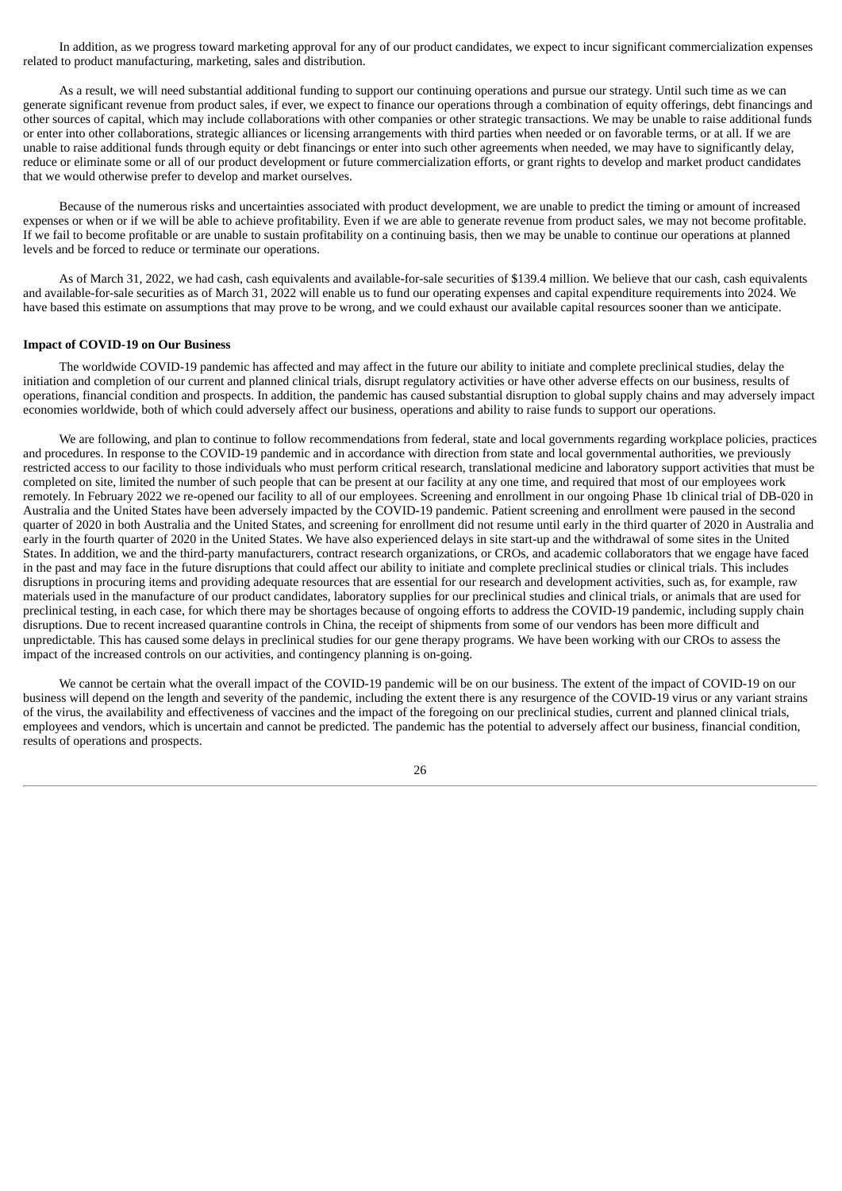In addition, as we progress toward marketing approval for any of our product candidates, we expect to incur significant commercialization expenses related to product manufacturing, marketing, sales and distribution.

As a result, we will need substantial additional funding to support our continuing operations and pursue our strategy. Until such time as we can generate significant revenue from product sales, if ever, we expect to finance our operations through a combination of equity offerings, debt financings and other sources of capital, which may include collaborations with other companies or other strategic transactions. We may be unable to raise additional funds or enter into other collaborations, strategic alliances or licensing arrangements with third parties when needed or on favorable terms, or at all. If we are unable to raise additional funds through equity or debt financings or enter into such other agreements when needed, we may have to significantly delay, reduce or eliminate some or all of our product development or future commercialization efforts, or grant rights to develop and market product candidates that we would otherwise prefer to develop and market ourselves.

Because of the numerous risks and uncertainties associated with product development, we are unable to predict the timing or amount of increased expenses or when or if we will be able to achieve profitability. Even if we are able to generate revenue from product sales, we may not become profitable. If we fail to become profitable or are unable to sustain profitability on a continuing basis, then we may be unable to continue our operations at planned levels and be forced to reduce or terminate our operations.

As of March 31, 2022, we had cash, cash equivalents and available-for-sale securities of $139.4 million. We believe that our cash, cash equivalents and available-for-sale securities as of March 31, 2022 will enable us to fund our operating expenses and capital expenditure requirements into 2024. We have based this estimate on assumptions that may prove to be wrong, and we could exhaust our available capital resources sooner than we anticipate.

**Impact of COVID-19 on Our Business**

The worldwide COVID-19 pandemic has affected and may affect in the future our ability to initiate and complete preclinical studies, delay the initiation and completion of our current and planned clinical trials, disrupt regulatory activities or have other adverse effects on our business, results of operations, financial condition and prospects. In addition, the pandemic has caused substantial disruption to global supply chains and may adversely impact economies worldwide, both of which could adversely affect our business, operations and ability to raise funds to support our operations.

We are following, and plan to continue to follow recommendations from federal, state and local governments regarding workplace policies, practices and procedures. In response to the COVID-19 pandemic and in accordance with direction from state and local governmental authorities, we previously restricted access to our facility to those individuals who must perform critical research, translational medicine and laboratory support activities that must be completed on site, limited the number of such people that can be present at our facility at any one time, and required that most of our employees work remotely. In February 2022 we re-opened our facility to all of our employees. Screening and enrollment in our ongoing Phase 1b clinical trial of DB-020 in Australia and the United States have been adversely impacted by the COVID-19 pandemic. Patient screening and enrollment were paused in the second quarter of 2020 in both Australia and the United States, and screening for enrollment did not resume until early in the third quarter of 2020 in Australia and early in the fourth quarter of 2020 in the United States. We have also experienced delays in site start-up and the withdrawal of some sites in the United States. In addition, we and the third-party manufacturers, contract research organizations, or CROs, and academic collaborators that we engage have faced in the past and may face in the future disruptions that could affect our ability to initiate and complete preclinical studies or clinical trials. This includes disruptions in procuring items and providing adequate resources that are essential for our research and development activities, such as, for example, raw materials used in the manufacture of our product candidates, laboratory supplies for our preclinical studies and clinical trials, or animals that are used for preclinical testing, in each case, for which there may be shortages because of ongoing efforts to address the COVID-19 pandemic, including supply chain disruptions. Due to recent increased quarantine controls in China, the receipt of shipments from some of our vendors has been more difficult and unpredictable. This has caused some delays in preclinical studies for our gene therapy programs. We have been working with our CROs to assess the impact of the increased controls on our activities, and contingency planning is on-going.

We cannot be certain what the overall impact of the COVID-19 pandemic will be on our business. The extent of the impact of COVID-19 on our business will depend on the length and severity of the pandemic, including the extent there is any resurgence of the COVID-19 virus or any variant strains of the virus, the availability and effectiveness of vaccines and the impact of the foregoing on our preclinical studies, current and planned clinical trials, employees and vendors, which is uncertain and cannot be predicted. The pandemic has the potential to adversely affect our business, financial condition, results of operations and prospects.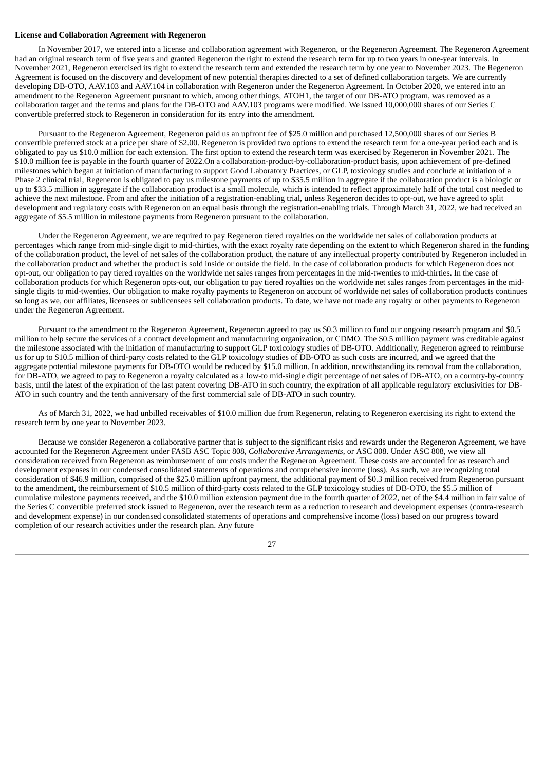**License and Collaboration Agreement with Regeneron**

In November 2017, we entered into a license and collaboration agreement with Regeneron, or the Regeneron Agreement. The Regeneron Agreement had an original research term of five years and granted Regeneron the right to extend the research term for up to two years in one-year intervals. In November 2021, Regeneron exercised its right to extend the research term and extended the research term by one year to November 2023. The Regeneron Agreement is focused on the discovery and development of new potential therapies directed to a set of defined collaboration targets. We are currently developing DB-OTO, AAV.103 and AAV.104 in collaboration with Regeneron under the Regeneron Agreement. In October 2020, we entered into an amendment to the Regeneron Agreement pursuant to which, among other things, ATOH1, the target of our DB-ATO program, was removed as a collaboration target and the terms and plans for the DB-OTO and AAV.103 programs were modified. We issued 10,000,000 shares of our Series C convertible preferred stock to Regeneron in consideration for its entry into the amendment.

Pursuant to the Regeneron Agreement, Regeneron paid us an upfront fee of $25.0 million and purchased 12,500,000 shares of our Series B convertible preferred stock at a price per share of $2.00. Regeneron is provided two options to extend the research term for a one-year period each and is obligated to pay us $10.0 million for each extension. The first option to extend the research term was exercised by Regeneron in November 2021. The $10.0 million fee is payable in the fourth quarter of 2022.On a collaboration-product-by-collaboration-product basis, upon achievement of pre-defined milestones which began at initiation of manufacturing to support Good Laboratory Practices, or GLP, toxicology studies and conclude at initiation of a Phase 2 clinical trial, Regeneron is obligated to pay us milestone payments of up to $35.5 million in aggregate if the collaboration product is a biologic or up to $33.5 million in aggregate if the collaboration product is a small molecule, which is intended to reflect approximately half of the total cost needed to achieve the next milestone. From and after the initiation of a registration-enabling trial, unless Regeneron decides to opt-out, we have agreed to split development and regulatory costs with Regeneron on an equal basis through the registration-enabling trials. Through March 31, 2022, we had received an aggregate of $5.5 million in milestone payments from Regeneron pursuant to the collaboration.

Under the Regeneron Agreement, we are required to pay Regeneron tiered royalties on the worldwide net sales of collaboration products at percentages which range from mid-single digit to mid-thirties, with the exact royalty rate depending on the extent to which Regeneron shared in the funding of the collaboration product, the level of net sales of the collaboration product, the nature of any intellectual property contributed by Regeneron included in the collaboration product and whether the product is sold inside or outside the field. In the case of collaboration products for which Regeneron does not opt-out, our obligation to pay tiered royalties on the worldwide net sales ranges from percentages in the mid-twenties to mid-thirties. In the case of collaboration products for which Regeneron opts-out, our obligation to pay tiered royalties on the worldwide net sales ranges from percentages in the mid-single digits to mid-twenties. Our obligation to make royalty payments to Regeneron on account of worldwide net sales of collaboration products continues so long as we, our affiliates, licensees or sublicensees sell collaboration products. To date, we have not made any royalty or other payments to Regeneron under the Regeneron Agreement.

Pursuant to the amendment to the Regeneron Agreement, Regeneron agreed to pay us $0.3 million to fund our ongoing research program and $0.5 million to help secure the services of a contract development and manufacturing organization, or CDMO. The $0.5 million payment was creditable against the milestone associated with the initiation of manufacturing to support GLP toxicology studies of DB-OTO. Additionally, Regeneron agreed to reimburse us for up to $10.5 million of third-party costs related to the GLP toxicology studies of DB-OTO as such costs are incurred, and we agreed that the aggregate potential milestone payments for DB-OTO would be reduced by $15.0 million. In addition, notwithstanding its removal from the collaboration, for DB-ATO, we agreed to pay to Regeneron a royalty calculated as a low-to mid-single digit percentage of net sales of DB-ATO, on a country-by-country basis, until the latest of the expiration of the last patent covering DB-ATO in such country, the expiration of all applicable regulatory exclusivities for DB-ATO in such country and the tenth anniversary of the first commercial sale of DB-ATO in such country.

As of March 31, 2022, we had unbilled receivables of $10.0 million due from Regeneron, relating to Regeneron exercising its right to extend the research term by one year to November 2023.

Because we consider Regeneron a collaborative partner that is subject to the significant risks and rewards under the Regeneron Agreement, we have accounted for the Regeneron Agreement under FASB ASC Topic 808, *Collaborative Arrangements*, or ASC 808. Under ASC 808, we view all consideration received from Regeneron as reimbursement of our costs under the Regeneron Agreement. These costs are accounted for as research and development expenses in our condensed consolidated statements of operations and comprehensive income (loss). As such, we are recognizing total consideration of $46.9 million, comprised of the $25.0 million upfront payment, the additional payment of $0.3 million received from Regeneron pursuant to the amendment, the reimbursement of $10.5 million of third-party costs related to the GLP toxicology studies of DB-OTO, the $5.5 million of cumulative milestone payments received, and the $10.0 million extension payment due in the fourth quarter of 2022, net of the $4.4 million in fair value of the Series C convertible preferred stock issued to Regeneron, over the research term as a reduction to research and development expenses (contra-research and development expense) in our condensed consolidated statements of operations and comprehensive income (loss) based on our progress toward completion of our research activities under the research plan. Any future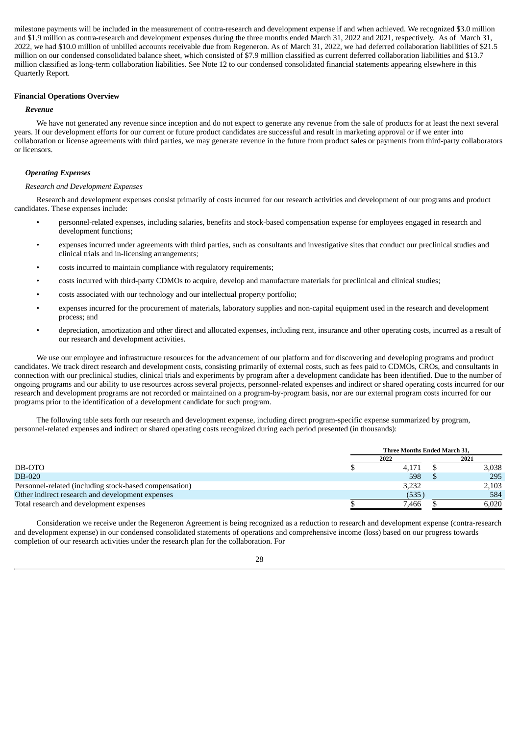milestone payments will be included in the measurement of contra-research and development expense if and when achieved. We recognized $3.0 million and $1.9 million as contra-research and development expenses during the three months ended March 31, 2022 and 2021, respectively. As of March 31, 2022, we had $10.0 million of unbilled accounts receivable due from Regeneron. As of March 31, 2022, we had deferred collaboration liabilities of $21.5 million on our condensed consolidated balance sheet, which consisted of $7.9 million classified as current deferred collaboration liabilities and $13.7 million classified as long-term collaboration liabilities. See Note 12 to our condensed consolidated financial statements appearing elsewhere in this Quarterly Report.

**Financial Operations Overview**

***Revenue***

We have not generated any revenue since inception and do not expect to generate any revenue from the sale of products for at least the next several years. If our development efforts for our current or future product candidates are successful and result in marketing approval or if we enter into collaboration or license agreements with third parties, we may generate revenue in the future from product sales or payments from third-party collaborators or licensors.

***Operating Expenses***

*Research and Development Expenses*

Research and development expenses consist primarily of costs incurred for our research activities and development of our programs and product candidates. These expenses include:

- personnel-related expenses, including salaries, benefits and stock-based compensation expense for employees engaged in research and development functions;
- expenses incurred under agreements with third parties, such as consultants and investigative sites that conduct our preclinical studies and clinical trials and in-licensing arrangements;
- costs incurred to maintain compliance with regulatory requirements;
- costs incurred with third-party CDMOs to acquire, develop and manufacture materials for preclinical and clinical studies;
- costs associated with our technology and our intellectual property portfolio;
- expenses incurred for the procurement of materials, laboratory supplies and non-capital equipment used in the research and development process; and
- depreciation, amortization and other direct and allocated expenses, including rent, insurance and other operating costs, incurred as a result of our research and development activities.

We use our employee and infrastructure resources for the advancement of our platform and for discovering and developing programs and product candidates. We track direct research and development costs, consisting primarily of external costs, such as fees paid to CDMOs, CROs, and consultants in connection with our preclinical studies, clinical trials and experiments by program after a development candidate has been identified. Due to the number of ongoing programs and our ability to use resources across several projects, personnel-related expenses and indirect or shared operating costs incurred for our research and development programs are not recorded or maintained on a program-by-program basis, nor are our external program costs incurred for our programs prior to the identification of a development candidate for such program.

The following table sets forth our research and development expense, including direct program-specific expense summarized by program, personnel-related expenses and indirect or shared operating costs recognized during each period presented (in thousands):

| | Three Months Ended March 31, | |
|---|---|---|
| | 2022 | 2021 |
| DB-OTO | $ 4,171 | $ 3,038 |
| DB-020 | 598 | $ 295 |
| Personnel-related (including stock-based compensation) | 3,232 | 2,103 |
| Other indirect research and development expenses | (535) | 584 |
| Total research and development expenses | $ 7,466 | $ 6,020 |

Consideration we receive under the Regeneron Agreement is being recognized as a reduction to research and development expense (contra-research and development expense) in our condensed consolidated statements of operations and comprehensive income (loss) based on our progress towards completion of our research activities under the research plan for the collaboration. For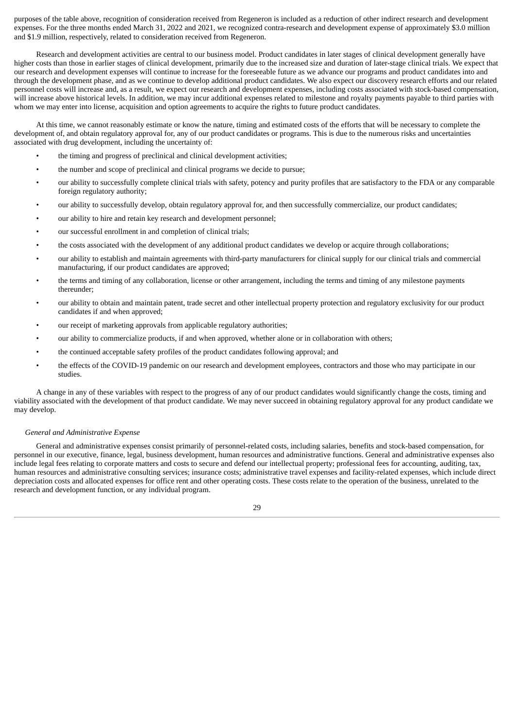purposes of the table above, recognition of consideration received from Regeneron is included as a reduction of other indirect research and development expenses. For the three months ended March 31, 2022 and 2021, we recognized contra-research and development expense of approximately $3.0 million and $1.9 million, respectively, related to consideration received from Regeneron.

Research and development activities are central to our business model. Product candidates in later stages of clinical development generally have higher costs than those in earlier stages of clinical development, primarily due to the increased size and duration of later-stage clinical trials. We expect that our research and development expenses will continue to increase for the foreseeable future as we advance our programs and product candidates into and through the development phase, and as we continue to develop additional product candidates. We also expect our discovery research efforts and our related personnel costs will increase and, as a result, we expect our research and development expenses, including costs associated with stock-based compensation, will increase above historical levels. In addition, we may incur additional expenses related to milestone and royalty payments payable to third parties with whom we may enter into license, acquisition and option agreements to acquire the rights to future product candidates.

At this time, we cannot reasonably estimate or know the nature, timing and estimated costs of the efforts that will be necessary to complete the development of, and obtain regulatory approval for, any of our product candidates or programs. This is due to the numerous risks and uncertainties associated with drug development, including the uncertainty of:

- the timing and progress of preclinical and clinical development activities;
- the number and scope of preclinical and clinical programs we decide to pursue;
- our ability to successfully complete clinical trials with safety, potency and purity profiles that are satisfactory to the FDA or any comparable foreign regulatory authority;
- our ability to successfully develop, obtain regulatory approval for, and then successfully commercialize, our product candidates;
- our ability to hire and retain key research and development personnel;
- our successful enrollment in and completion of clinical trials;
- the costs associated with the development of any additional product candidates we develop or acquire through collaborations;
- our ability to establish and maintain agreements with third-party manufacturers for clinical supply for our clinical trials and commercial manufacturing, if our product candidates are approved;
- the terms and timing of any collaboration, license or other arrangement, including the terms and timing of any milestone payments thereunder;
- our ability to obtain and maintain patent, trade secret and other intellectual property protection and regulatory exclusivity for our product candidates if and when approved;
- our receipt of marketing approvals from applicable regulatory authorities;
- our ability to commercialize products, if and when approved, whether alone or in collaboration with others;
- the continued acceptable safety profiles of the product candidates following approval; and
- the effects of the COVID-19 pandemic on our research and development employees, contractors and those who may participate in our studies.

A change in any of these variables with respect to the progress of any of our product candidates would significantly change the costs, timing and viability associated with the development of that product candidate. We may never succeed in obtaining regulatory approval for any product candidate we may develop.

*General and Administrative Expense*

General and administrative expenses consist primarily of personnel-related costs, including salaries, benefits and stock-based compensation, for personnel in our executive, finance, legal, business development, human resources and administrative functions. General and administrative expenses also include legal fees relating to corporate matters and costs to secure and defend our intellectual property; professional fees for accounting, auditing, tax, human resources and administrative consulting services; insurance costs; administrative travel expenses and facility-related expenses, which include direct depreciation costs and allocated expenses for office rent and other operating costs. These costs relate to the operation of the business, unrelated to the research and development function, or any individual program.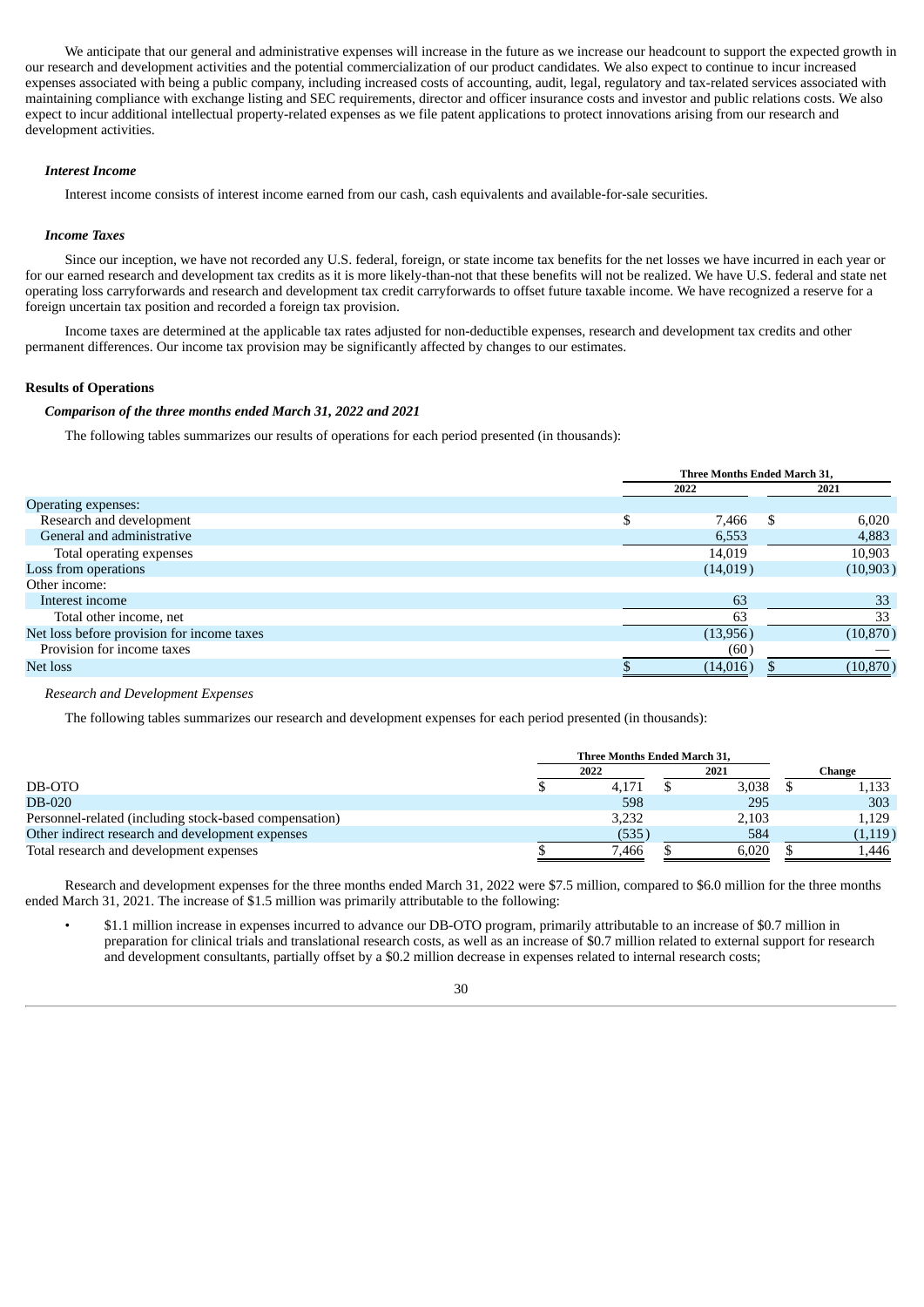We anticipate that our general and administrative expenses will increase in the future as we increase our headcount to support the expected growth in our research and development activities and the potential commercialization of our product candidates. We also expect to continue to incur increased expenses associated with being a public company, including increased costs of accounting, audit, legal, regulatory and tax-related services associated with maintaining compliance with exchange listing and SEC requirements, director and officer insurance costs and investor and public relations costs. We also expect to incur additional intellectual property-related expenses as we file patent applications to protect innovations arising from our research and development activities.

### *Interest Income*

Interest income consists of interest income earned from our cash, cash equivalents and available-for-sale securities.

### *Income Taxes*

Since our inception, we have not recorded any U.S. federal, foreign, or state income tax benefits for the net losses we have incurred in each year or for our earned research and development tax credits as it is more likely-than-not that these benefits will not be realized. We have U.S. federal and state net operating loss carryforwards and research and development tax credit carryforwards to offset future taxable income. We have recognized a reserve for a foreign uncertain tax position and recorded a foreign tax provision.

Income taxes are determined at the applicable tax rates adjusted for non-deductible expenses, research and development tax credits and other permanent differences. Our income tax provision may be significantly affected by changes to our estimates.

## Results of Operations

### *Comparison of the three months ended March 31, 2022 and 2021*

The following tables summarizes our results of operations for each period presented (in thousands):

| | Three Months Ended March 31, | |
|---|---|---|
| | 2022 | 2021 |
| Operating expenses: | | |
| Research and development | $ 7,466 | $ 6,020 |
| General and administrative | 6,553 | 4,883 |
| Total operating expenses | 14,019 | 10,903 |
| Loss from operations | (14,019) | (10,903) |
| Other income: | | |
| Interest income | 63 | 33 |
| Total other income, net | 63 | 33 |
| Net loss before provision for income taxes | (13,956) | (10,870) |
| Provision for income taxes | (60) | — |
| Net loss | $ (14,016) | $ (10,870) |

*Research and Development Expenses*

The following tables summarizes our research and development expenses for each period presented (in thousands):

| | Three Months Ended March 31, | | |
|---|---|---|---|
| | 2022 | 2021 | Change |
| DB-OTO | $ 4,171 | $ 3,038 | $ 1,133 |
| DB-020 | 598 | 295 | 303 |
| Personnel-related (including stock-based compensation) | 3,232 | 2,103 | 1,129 |
| Other indirect research and development expenses | (535) | 584 | (1,119) |
| Total research and development expenses | $ 7,466 | $ 6,020 | $ 1,446 |

Research and development expenses for the three months ended March 31, 2022 were $7.5 million, compared to $6.0 million for the three months ended March 31, 2021. The increase of $1.5 million was primarily attributable to the following:

- $1.1 million increase in expenses incurred to advance our DB-OTO program, primarily attributable to an increase of $0.7 million in preparation for clinical trials and translational research costs, as well as an increase of $0.7 million related to external support for research and development consultants, partially offset by a $0.2 million decrease in expenses related to internal research costs;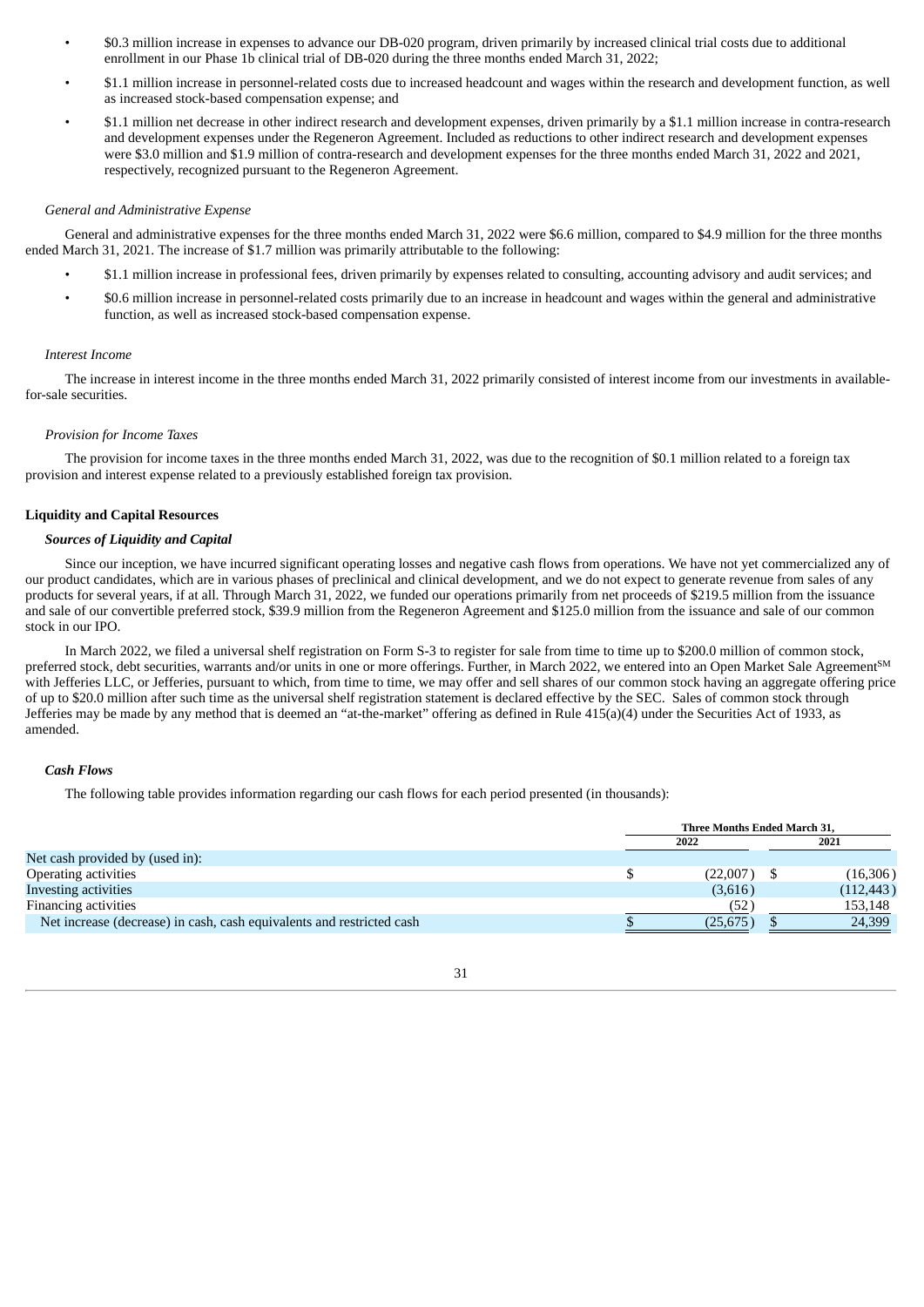- \$0.3 million increase in expenses to advance our DB-020 program, driven primarily by increased clinical trial costs due to additional enrollment in our Phase 1b clinical trial of DB-020 during the three months ended March 31, 2022;
- \$1.1 million increase in personnel-related costs due to increased headcount and wages within the research and development function, as well as increased stock-based compensation expense; and
- \$1.1 million net decrease in other indirect research and development expenses, driven primarily by a \$1.1 million increase in contra-research and development expenses under the Regeneron Agreement. Included as reductions to other indirect research and development expenses were \$3.0 million and \$1.9 million of contra-research and development expenses for the three months ended March 31, 2022 and 2021, respectively, recognized pursuant to the Regeneron Agreement.

*General and Administrative Expense*

General and administrative expenses for the three months ended March 31, 2022 were \$6.6 million, compared to \$4.9 million for the three months ended March 31, 2021. The increase of \$1.7 million was primarily attributable to the following:

- \$1.1 million increase in professional fees, driven primarily by expenses related to consulting, accounting advisory and audit services; and
- \$0.6 million increase in personnel-related costs primarily due to an increase in headcount and wages within the general and administrative function, as well as increased stock-based compensation expense.

*Interest Income*

The increase in interest income in the three months ended March 31, 2022 primarily consisted of interest income from our investments in available-for-sale securities.

*Provision for Income Taxes*

The provision for income taxes in the three months ended March 31, 2022, was due to the recognition of \$0.1 million related to a foreign tax provision and interest expense related to a previously established foreign tax provision.

**Liquidity and Capital Resources**

***Sources of Liquidity and Capital***

Since our inception, we have incurred significant operating losses and negative cash flows from operations. We have not yet commercialized any of our product candidates, which are in various phases of preclinical and clinical development, and we do not expect to generate revenue from sales of any products for several years, if at all. Through March 31, 2022, we funded our operations primarily from net proceeds of \$219.5 million from the issuance and sale of our convertible preferred stock, \$39.9 million from the Regeneron Agreement and \$125.0 million from the issuance and sale of our common stock in our IPO.

In March 2022, we filed a universal shelf registration on Form S-3 to register for sale from time to time up to \$200.0 million of common stock, preferred stock, debt securities, warrants and/or units in one or more offerings. Further, in March 2022, we entered into an Open Market Sale Agreement℠ with Jefferies LLC, or Jefferies, pursuant to which, from time to time, we may offer and sell shares of our common stock having an aggregate offering price of up to \$20.0 million after such time as the universal shelf registration statement is declared effective by the SEC. Sales of common stock through Jefferies may be made by any method that is deemed an "at-the-market" offering as defined in Rule 415(a)(4) under the Securities Act of 1933, as amended.

***Cash Flows***

The following table provides information regarding our cash flows for each period presented (in thousands):

| | Three Months Ended March 31, | |
|---|---|---|
| | 2022 | 2021 |
| Net cash provided by (used in): | | |
| Operating activities | \$ (22,007) | \$ (16,306) |
| Investing activities | (3,616) | (112,443) |
| Financing activities | (52) | 153,148 |
| Net increase (decrease) in cash, cash equivalents and restricted cash | \$ (25,675) | \$ 24,399 |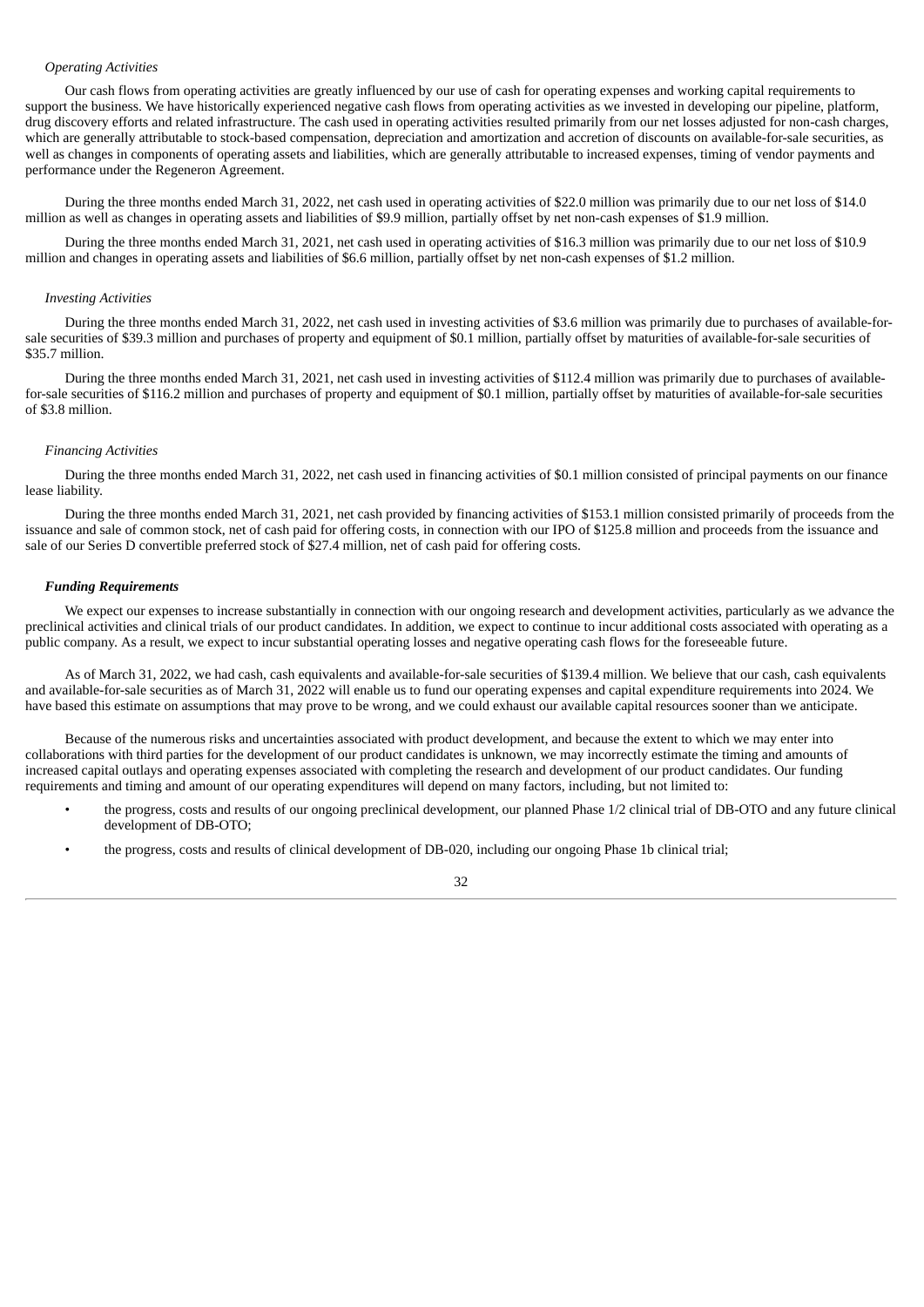*Operating Activities*

Our cash flows from operating activities are greatly influenced by our use of cash for operating expenses and working capital requirements to support the business. We have historically experienced negative cash flows from operating activities as we invested in developing our pipeline, platform, drug discovery efforts and related infrastructure. The cash used in operating activities resulted primarily from our net losses adjusted for non-cash charges, which are generally attributable to stock-based compensation, depreciation and amortization and accretion of discounts on available-for-sale securities, as well as changes in components of operating assets and liabilities, which are generally attributable to increased expenses, timing of vendor payments and performance under the Regeneron Agreement.

During the three months ended March 31, 2022, net cash used in operating activities of $22.0 million was primarily due to our net loss of $14.0 million as well as changes in operating assets and liabilities of $9.9 million, partially offset by net non-cash expenses of $1.9 million.

During the three months ended March 31, 2021, net cash used in operating activities of $16.3 million was primarily due to our net loss of $10.9 million and changes in operating assets and liabilities of $6.6 million, partially offset by net non-cash expenses of $1.2 million.

*Investing Activities*

During the three months ended March 31, 2022, net cash used in investing activities of $3.6 million was primarily due to purchases of available-for-sale securities of $39.3 million and purchases of property and equipment of $0.1 million, partially offset by maturities of available-for-sale securities of $35.7 million.

During the three months ended March 31, 2021, net cash used in investing activities of $112.4 million was primarily due to purchases of available-for-sale securities of $116.2 million and purchases of property and equipment of $0.1 million, partially offset by maturities of available-for-sale securities of $3.8 million.

*Financing Activities*

During the three months ended March 31, 2022, net cash used in financing activities of $0.1 million consisted of principal payments on our finance lease liability.

During the three months ended March 31, 2021, net cash provided by financing activities of $153.1 million consisted primarily of proceeds from the issuance and sale of common stock, net of cash paid for offering costs, in connection with our IPO of $125.8 million and proceeds from the issuance and sale of our Series D convertible preferred stock of $27.4 million, net of cash paid for offering costs.

***Funding Requirements***

We expect our expenses to increase substantially in connection with our ongoing research and development activities, particularly as we advance the preclinical activities and clinical trials of our product candidates. In addition, we expect to continue to incur additional costs associated with operating as a public company. As a result, we expect to incur substantial operating losses and negative operating cash flows for the foreseeable future.

As of March 31, 2022, we had cash, cash equivalents and available-for-sale securities of $139.4 million. We believe that our cash, cash equivalents and available-for-sale securities as of March 31, 2022 will enable us to fund our operating expenses and capital expenditure requirements into 2024. We have based this estimate on assumptions that may prove to be wrong, and we could exhaust our available capital resources sooner than we anticipate.

Because of the numerous risks and uncertainties associated with product development, and because the extent to which we may enter into collaborations with third parties for the development of our product candidates is unknown, we may incorrectly estimate the timing and amounts of increased capital outlays and operating expenses associated with completing the research and development of our product candidates. Our funding requirements and timing and amount of our operating expenditures will depend on many factors, including, but not limited to:

- the progress, costs and results of our ongoing preclinical development, our planned Phase 1/2 clinical trial of DB-OTO and any future clinical development of DB-OTO;
- the progress, costs and results of clinical development of DB-020, including our ongoing Phase 1b clinical trial;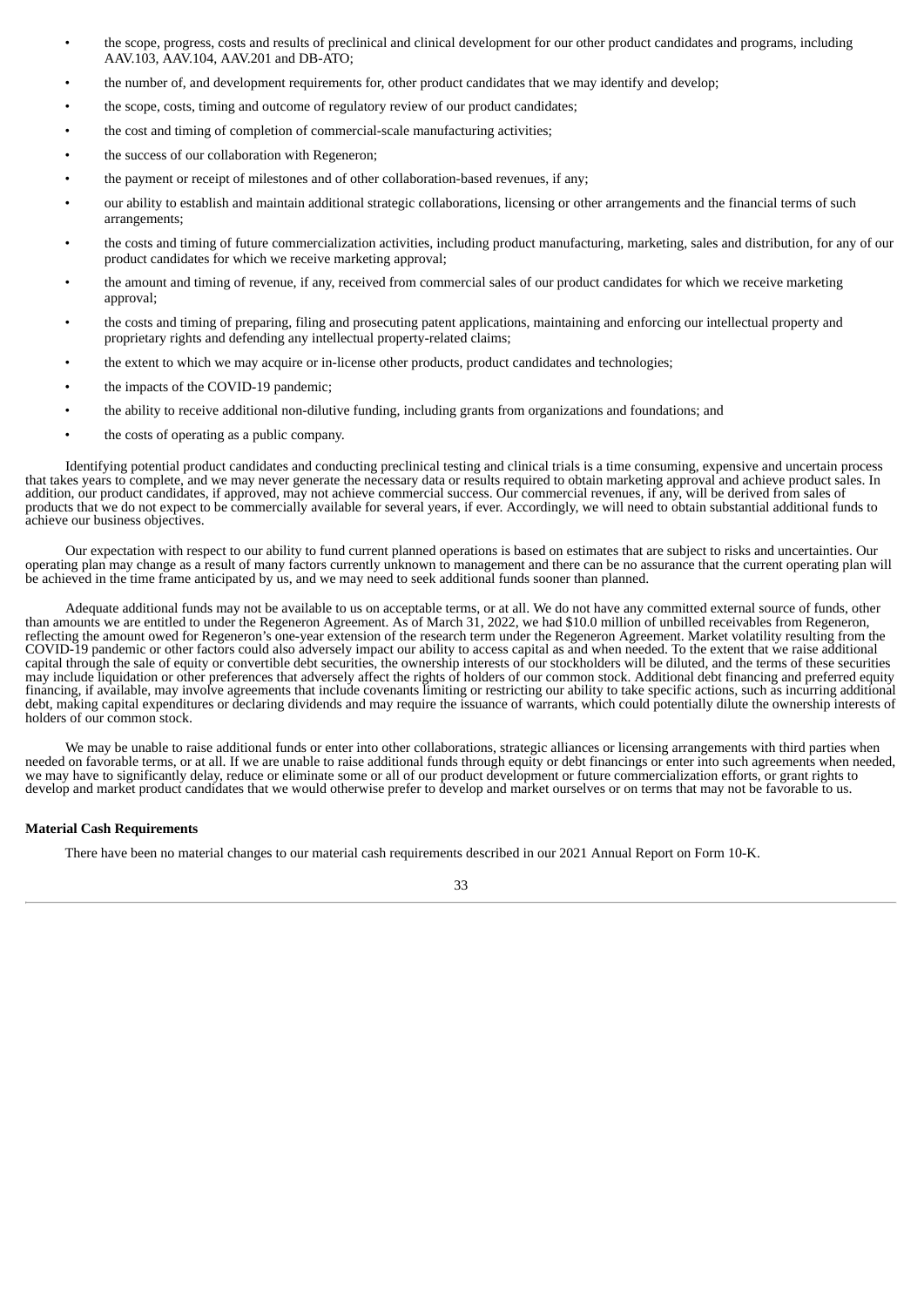- the scope, progress, costs and results of preclinical and clinical development for our other product candidates and programs, including AAV.103, AAV.104, AAV.201 and DB-ATO;
- the number of, and development requirements for, other product candidates that we may identify and develop;
- the scope, costs, timing and outcome of regulatory review of our product candidates;
- the cost and timing of completion of commercial-scale manufacturing activities;
- the success of our collaboration with Regeneron;
- the payment or receipt of milestones and of other collaboration-based revenues, if any;
- our ability to establish and maintain additional strategic collaborations, licensing or other arrangements and the financial terms of such arrangements;
- the costs and timing of future commercialization activities, including product manufacturing, marketing, sales and distribution, for any of our product candidates for which we receive marketing approval;
- the amount and timing of revenue, if any, received from commercial sales of our product candidates for which we receive marketing approval;
- the costs and timing of preparing, filing and prosecuting patent applications, maintaining and enforcing our intellectual property and proprietary rights and defending any intellectual property-related claims;
- the extent to which we may acquire or in-license other products, product candidates and technologies;
- the impacts of the COVID-19 pandemic;
- the ability to receive additional non-dilutive funding, including grants from organizations and foundations; and
- the costs of operating as a public company.

Identifying potential product candidates and conducting preclinical testing and clinical trials is a time consuming, expensive and uncertain process that takes years to complete, and we may never generate the necessary data or results required to obtain marketing approval and achieve product sales. In addition, our product candidates, if approved, may not achieve commercial success. Our commercial revenues, if any, will be derived from sales of products that we do not expect to be commercially available for several years, if ever. Accordingly, we will need to obtain substantial additional funds to achieve our business objectives.

Our expectation with respect to our ability to fund current planned operations is based on estimates that are subject to risks and uncertainties. Our operating plan may change as a result of many factors currently unknown to management and there can be no assurance that the current operating plan will be achieved in the time frame anticipated by us, and we may need to seek additional funds sooner than planned.

Adequate additional funds may not be available to us on acceptable terms, or at all. We do not have any committed external source of funds, other than amounts we are entitled to under the Regeneron Agreement. As of March 31, 2022, we had $10.0 million of unbilled receivables from Regeneron, reflecting the amount owed for Regeneron's one-year extension of the research term under the Regeneron Agreement. Market volatility resulting from the COVID-19 pandemic or other factors could also adversely impact our ability to access capital as and when needed. To the extent that we raise additional capital through the sale of equity or convertible debt securities, the ownership interests of our stockholders will be diluted, and the terms of these securities may include liquidation or other preferences that adversely affect the rights of holders of our common stock. Additional debt financing and preferred equity financing, if available, may involve agreements that include covenants limiting or restricting our ability to take specific actions, such as incurring additional debt, making capital expenditures or declaring dividends and may require the issuance of warrants, which could potentially dilute the ownership interests of holders of our common stock.

We may be unable to raise additional funds or enter into other collaborations, strategic alliances or licensing arrangements with third parties when needed on favorable terms, or at all. If we are unable to raise additional funds through equity or debt financings or enter into such agreements when needed, we may have to significantly delay, reduce or eliminate some or all of our product development or future commercialization efforts, or grant rights to develop and market product candidates that we would otherwise prefer to develop and market ourselves or on terms that may not be favorable to us.

**Material Cash Requirements**

There have been no material changes to our material cash requirements described in our 2021 Annual Report on Form 10-K.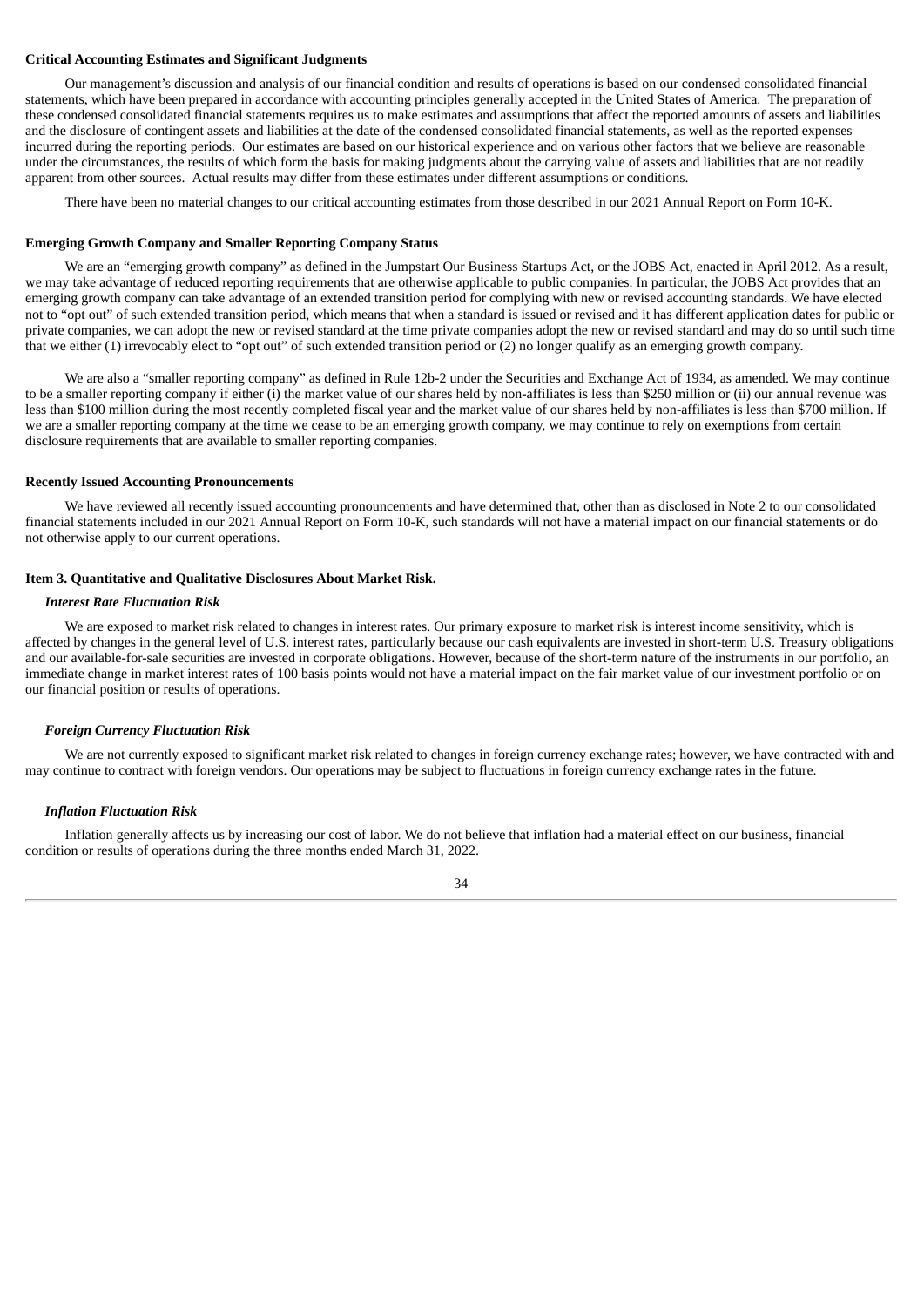**Critical Accounting Estimates and Significant Judgments**

Our management's discussion and analysis of our financial condition and results of operations is based on our condensed consolidated financial statements, which have been prepared in accordance with accounting principles generally accepted in the United States of America. The preparation of these condensed consolidated financial statements requires us to make estimates and assumptions that affect the reported amounts of assets and liabilities and the disclosure of contingent assets and liabilities at the date of the condensed consolidated financial statements, as well as the reported expenses incurred during the reporting periods. Our estimates are based on our historical experience and on various other factors that we believe are reasonable under the circumstances, the results of which form the basis for making judgments about the carrying value of assets and liabilities that are not readily apparent from other sources. Actual results may differ from these estimates under different assumptions or conditions.

There have been no material changes to our critical accounting estimates from those described in our 2021 Annual Report on Form 10-K.

**Emerging Growth Company and Smaller Reporting Company Status**

We are an "emerging growth company" as defined in the Jumpstart Our Business Startups Act, or the JOBS Act, enacted in April 2012. As a result, we may take advantage of reduced reporting requirements that are otherwise applicable to public companies. In particular, the JOBS Act provides that an emerging growth company can take advantage of an extended transition period for complying with new or revised accounting standards. We have elected not to "opt out" of such extended transition period, which means that when a standard is issued or revised and it has different application dates for public or private companies, we can adopt the new or revised standard at the time private companies adopt the new or revised standard and may do so until such time that we either (1) irrevocably elect to "opt out" of such extended transition period or (2) no longer qualify as an emerging growth company.

We are also a "smaller reporting company" as defined in Rule 12b-2 under the Securities and Exchange Act of 1934, as amended. We may continue to be a smaller reporting company if either (i) the market value of our shares held by non-affiliates is less than $250 million or (ii) our annual revenue was less than $100 million during the most recently completed fiscal year and the market value of our shares held by non-affiliates is less than $700 million. If we are a smaller reporting company at the time we cease to be an emerging growth company, we may continue to rely on exemptions from certain disclosure requirements that are available to smaller reporting companies.

**Recently Issued Accounting Pronouncements**

We have reviewed all recently issued accounting pronouncements and have determined that, other than as disclosed in Note 2 to our consolidated financial statements included in our 2021 Annual Report on Form 10-K, such standards will not have a material impact on our financial statements or do not otherwise apply to our current operations.

**Item 3. Quantitative and Qualitative Disclosures About Market Risk.**

***Interest Rate Fluctuation Risk***

We are exposed to market risk related to changes in interest rates. Our primary exposure to market risk is interest income sensitivity, which is affected by changes in the general level of U.S. interest rates, particularly because our cash equivalents are invested in short-term U.S. Treasury obligations and our available-for-sale securities are invested in corporate obligations. However, because of the short-term nature of the instruments in our portfolio, an immediate change in market interest rates of 100 basis points would not have a material impact on the fair market value of our investment portfolio or on our financial position or results of operations.

***Foreign Currency Fluctuation Risk***

We are not currently exposed to significant market risk related to changes in foreign currency exchange rates; however, we have contracted with and may continue to contract with foreign vendors. Our operations may be subject to fluctuations in foreign currency exchange rates in the future.

***Inflation Fluctuation Risk***

Inflation generally affects us by increasing our cost of labor. We do not believe that inflation had a material effect on our business, financial condition or results of operations during the three months ended March 31, 2022.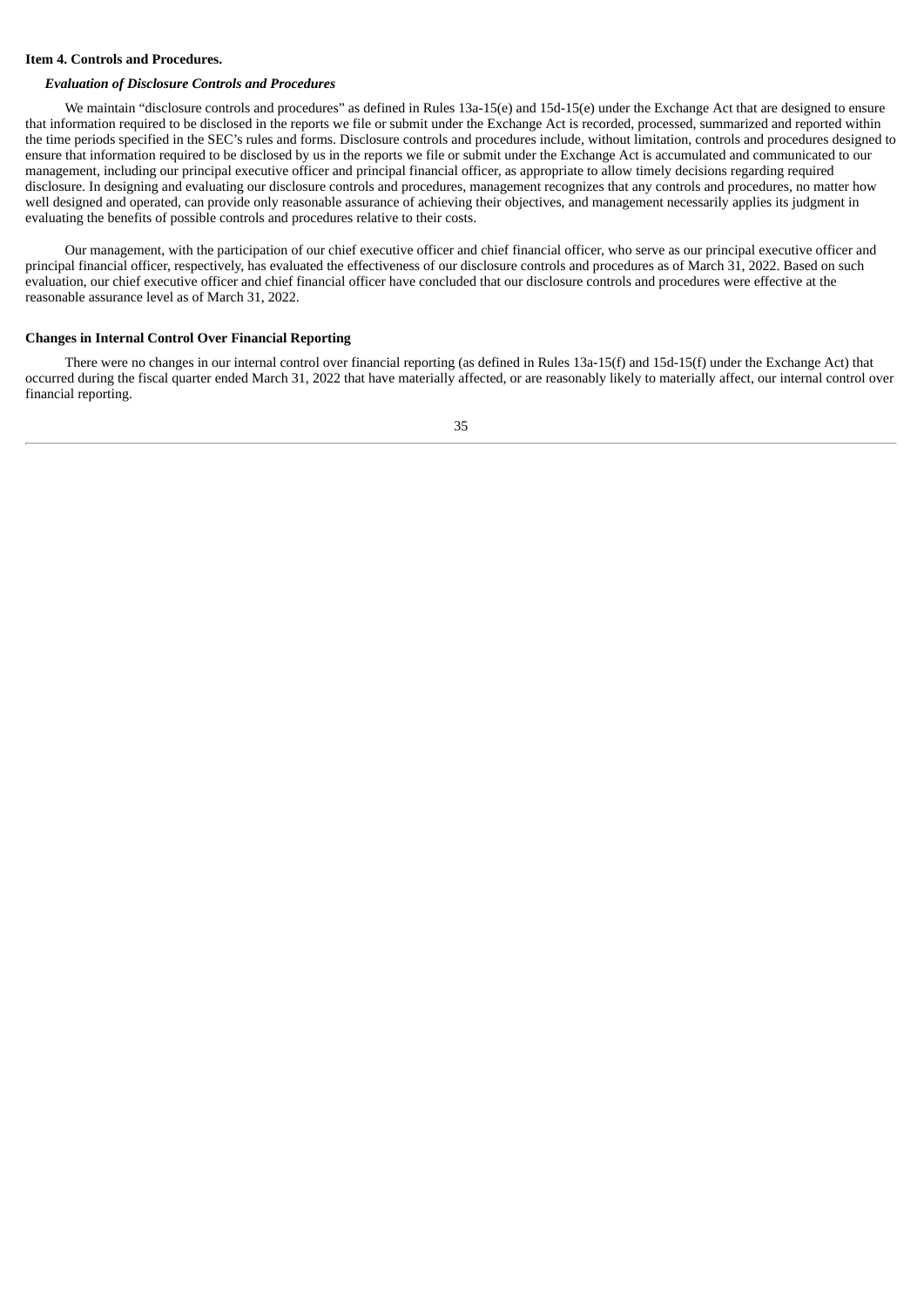## Item 4. Controls and Procedures.

### *Evaluation of Disclosure Controls and Procedures*

We maintain “disclosure controls and procedures” as defined in Rules 13a-15(e) and 15d-15(e) under the Exchange Act that are designed to ensure that information required to be disclosed in the reports we file or submit under the Exchange Act is recorded, processed, summarized and reported within the time periods specified in the SEC’s rules and forms. Disclosure controls and procedures include, without limitation, controls and procedures designed to ensure that information required to be disclosed by us in the reports we file or submit under the Exchange Act is accumulated and communicated to our management, including our principal executive officer and principal financial officer, as appropriate to allow timely decisions regarding required disclosure. In designing and evaluating our disclosure controls and procedures, management recognizes that any controls and procedures, no matter how well designed and operated, can provide only reasonable assurance of achieving their objectives, and management necessarily applies its judgment in evaluating the benefits of possible controls and procedures relative to their costs.

Our management, with the participation of our chief executive officer and chief financial officer, who serve as our principal executive officer and principal financial officer, respectively, has evaluated the effectiveness of our disclosure controls and procedures as of March 31, 2022. Based on such evaluation, our chief executive officer and chief financial officer have concluded that our disclosure controls and procedures were effective at the reasonable assurance level as of March 31, 2022.

### Changes in Internal Control Over Financial Reporting

There were no changes in our internal control over financial reporting (as defined in Rules 13a-15(f) and 15d-15(f) under the Exchange Act) that occurred during the fiscal quarter ended March 31, 2022 that have materially affected, or are reasonably likely to materially affect, our internal control over financial reporting.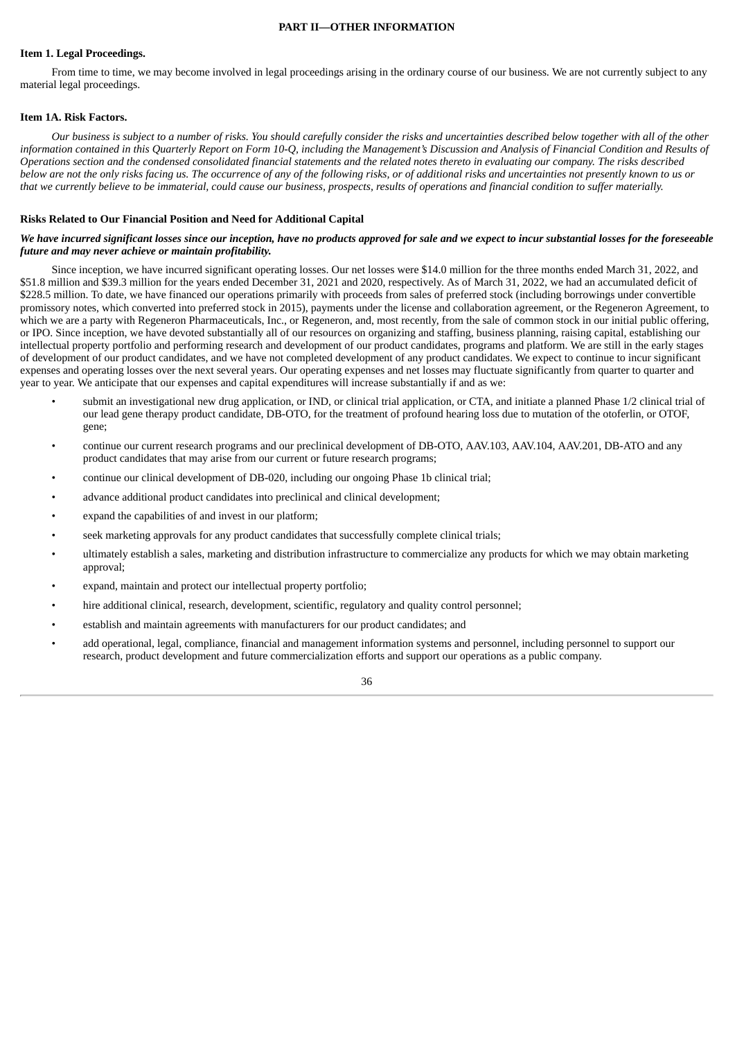# PART II—OTHER INFORMATION

## Item 1. Legal Proceedings.

From time to time, we may become involved in legal proceedings arising in the ordinary course of our business. We are not currently subject to any material legal proceedings.

## Item 1A. Risk Factors.

*Our business is subject to a number of risks. You should carefully consider the risks and uncertainties described below together with all of the other information contained in this Quarterly Report on Form 10-Q, including the Management's Discussion and Analysis of Financial Condition and Results of Operations section and the condensed consolidated financial statements and the related notes thereto in evaluating our company. The risks described below are not the only risks facing us. The occurrence of any of the following risks, or of additional risks and uncertainties not presently known to us or that we currently believe to be immaterial, could cause our business, prospects, results of operations and financial condition to suffer materially.*

### Risks Related to Our Financial Position and Need for Additional Capital

***We have incurred significant losses since our inception, have no products approved for sale and we expect to incur substantial losses for the foreseeable future and may never achieve or maintain profitability.***

Since inception, we have incurred significant operating losses. Our net losses were $14.0 million for the three months ended March 31, 2022, and $51.8 million and $39.3 million for the years ended December 31, 2021 and 2020, respectively. As of March 31, 2022, we had an accumulated deficit of $228.5 million. To date, we have financed our operations primarily with proceeds from sales of preferred stock (including borrowings under convertible promissory notes, which converted into preferred stock in 2015), payments under the license and collaboration agreement, or the Regeneron Agreement, to which we are a party with Regeneron Pharmaceuticals, Inc., or Regeneron, and, most recently, from the sale of common stock in our initial public offering, or IPO. Since inception, we have devoted substantially all of our resources on organizing and staffing, business planning, raising capital, establishing our intellectual property portfolio and performing research and development of our product candidates, programs and platform. We are still in the early stages of development of our product candidates, and we have not completed development of any product candidates. We expect to continue to incur significant expenses and operating losses over the next several years. Our operating expenses and net losses may fluctuate significantly from quarter to quarter and year to year. We anticipate that our expenses and capital expenditures will increase substantially if and as we:

- submit an investigational new drug application, or IND, or clinical trial application, or CTA, and initiate a planned Phase 1/2 clinical trial of our lead gene therapy product candidate, DB-OTO, for the treatment of profound hearing loss due to mutation of the otoferlin, or OTOF, gene;
- continue our current research programs and our preclinical development of DB-OTO, AAV.103, AAV.104, AAV.201, DB-ATO and any product candidates that may arise from our current or future research programs;
- continue our clinical development of DB-020, including our ongoing Phase 1b clinical trial;
- advance additional product candidates into preclinical and clinical development;
- expand the capabilities of and invest in our platform;
- seek marketing approvals for any product candidates that successfully complete clinical trials;
- ultimately establish a sales, marketing and distribution infrastructure to commercialize any products for which we may obtain marketing approval;
- expand, maintain and protect our intellectual property portfolio;
- hire additional clinical, research, development, scientific, regulatory and quality control personnel;
- establish and maintain agreements with manufacturers for our product candidates; and
- add operational, legal, compliance, financial and management information systems and personnel, including personnel to support our research, product development and future commercialization efforts and support our operations as a public company.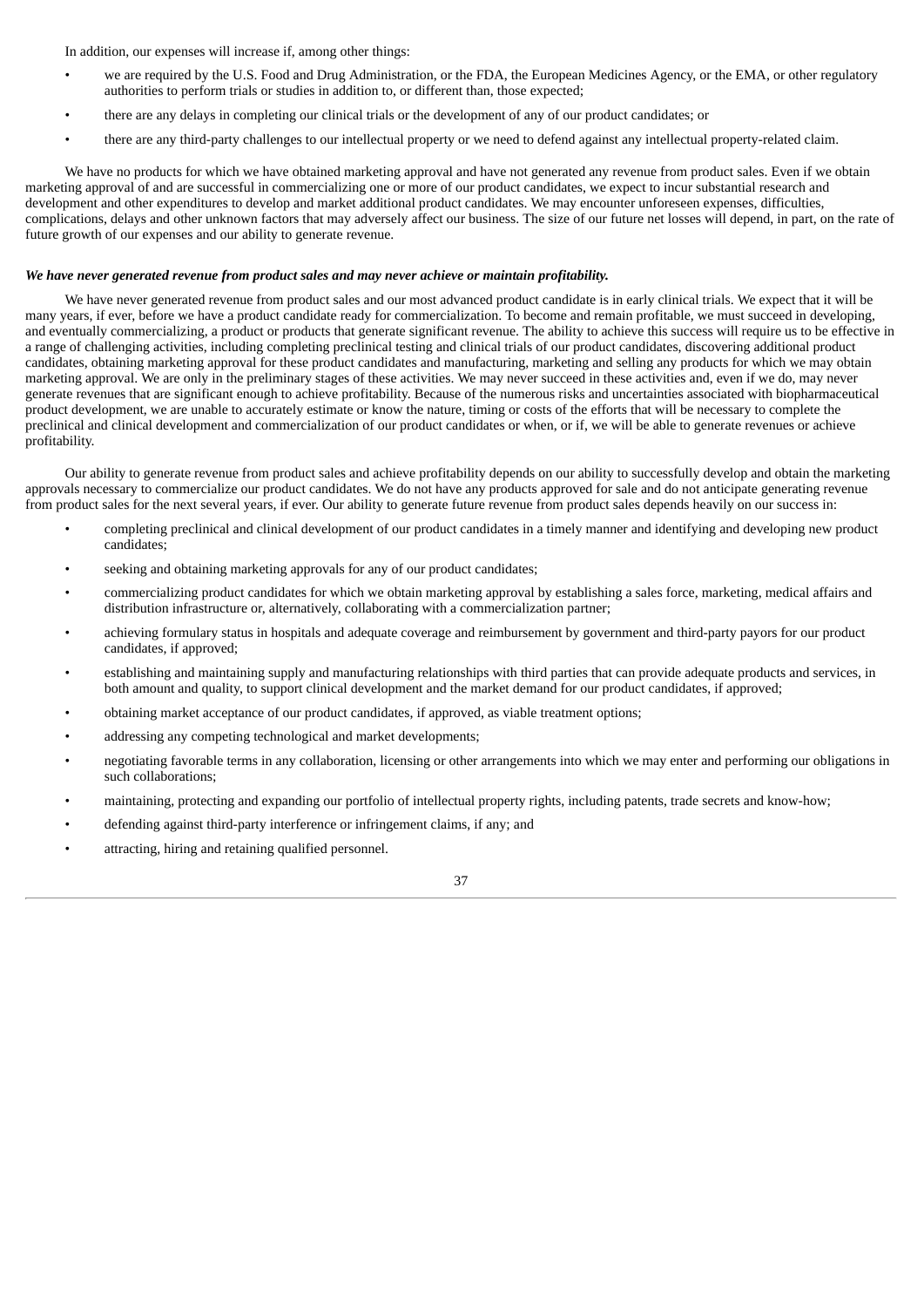In addition, our expenses will increase if, among other things:

- we are required by the U.S. Food and Drug Administration, or the FDA, the European Medicines Agency, or the EMA, or other regulatory authorities to perform trials or studies in addition to, or different than, those expected;
- there are any delays in completing our clinical trials or the development of any of our product candidates; or
- there are any third-party challenges to our intellectual property or we need to defend against any intellectual property-related claim.

We have no products for which we have obtained marketing approval and have not generated any revenue from product sales. Even if we obtain marketing approval of and are successful in commercializing one or more of our product candidates, we expect to incur substantial research and development and other expenditures to develop and market additional product candidates. We may encounter unforeseen expenses, difficulties, complications, delays and other unknown factors that may adversely affect our business. The size of our future net losses will depend, in part, on the rate of future growth of our expenses and our ability to generate revenue.

***We have never generated revenue from product sales and may never achieve or maintain profitability.***

We have never generated revenue from product sales and our most advanced product candidate is in early clinical trials. We expect that it will be many years, if ever, before we have a product candidate ready for commercialization. To become and remain profitable, we must succeed in developing, and eventually commercializing, a product or products that generate significant revenue. The ability to achieve this success will require us to be effective in a range of challenging activities, including completing preclinical testing and clinical trials of our product candidates, discovering additional product candidates, obtaining marketing approval for these product candidates and manufacturing, marketing and selling any products for which we may obtain marketing approval. We are only in the preliminary stages of these activities. We may never succeed in these activities and, even if we do, may never generate revenues that are significant enough to achieve profitability. Because of the numerous risks and uncertainties associated with biopharmaceutical product development, we are unable to accurately estimate or know the nature, timing or costs of the efforts that will be necessary to complete the preclinical and clinical development and commercialization of our product candidates or when, or if, we will be able to generate revenues or achieve profitability.

Our ability to generate revenue from product sales and achieve profitability depends on our ability to successfully develop and obtain the marketing approvals necessary to commercialize our product candidates. We do not have any products approved for sale and do not anticipate generating revenue from product sales for the next several years, if ever. Our ability to generate future revenue from product sales depends heavily on our success in:

- completing preclinical and clinical development of our product candidates in a timely manner and identifying and developing new product candidates;
- seeking and obtaining marketing approvals for any of our product candidates;
- commercializing product candidates for which we obtain marketing approval by establishing a sales force, marketing, medical affairs and distribution infrastructure or, alternatively, collaborating with a commercialization partner;
- achieving formulary status in hospitals and adequate coverage and reimbursement by government and third-party payors for our product candidates, if approved;
- establishing and maintaining supply and manufacturing relationships with third parties that can provide adequate products and services, in both amount and quality, to support clinical development and the market demand for our product candidates, if approved;
- obtaining market acceptance of our product candidates, if approved, as viable treatment options;
- addressing any competing technological and market developments;
- negotiating favorable terms in any collaboration, licensing or other arrangements into which we may enter and performing our obligations in such collaborations;
- maintaining, protecting and expanding our portfolio of intellectual property rights, including patents, trade secrets and know-how;
- defending against third-party interference or infringement claims, if any; and
- attracting, hiring and retaining qualified personnel.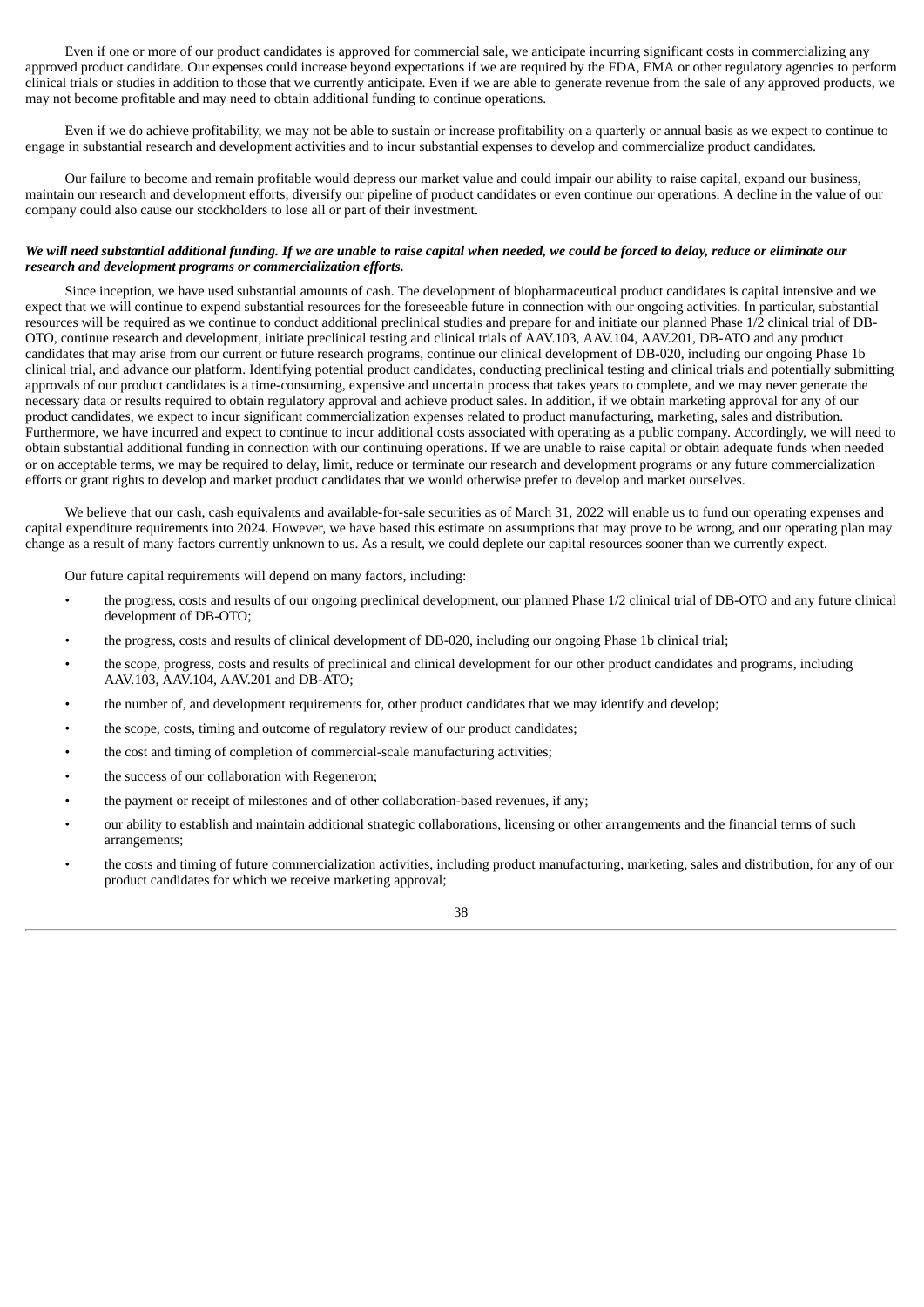Even if one or more of our product candidates is approved for commercial sale, we anticipate incurring significant costs in commercializing any approved product candidate. Our expenses could increase beyond expectations if we are required by the FDA, EMA or other regulatory agencies to perform clinical trials or studies in addition to those that we currently anticipate. Even if we are able to generate revenue from the sale of any approved products, we may not become profitable and may need to obtain additional funding to continue operations.

Even if we do achieve profitability, we may not be able to sustain or increase profitability on a quarterly or annual basis as we expect to continue to engage in substantial research and development activities and to incur substantial expenses to develop and commercialize product candidates.

Our failure to become and remain profitable would depress our market value and could impair our ability to raise capital, expand our business, maintain our research and development efforts, diversify our pipeline of product candidates or even continue our operations. A decline in the value of our company could also cause our stockholders to lose all or part of their investment.

***We will need substantial additional funding. If we are unable to raise capital when needed, we could be forced to delay, reduce or eliminate our research and development programs or commercialization efforts.***

Since inception, we have used substantial amounts of cash. The development of biopharmaceutical product candidates is capital intensive and we expect that we will continue to expend substantial resources for the foreseeable future in connection with our ongoing activities. In particular, substantial resources will be required as we continue to conduct additional preclinical studies and prepare for and initiate our planned Phase 1/2 clinical trial of DB-OTO, continue research and development, initiate preclinical testing and clinical trials of AAV.103, AAV.104, AAV.201, DB-ATO and any product candidates that may arise from our current or future research programs, continue our clinical development of DB-020, including our ongoing Phase 1b clinical trial, and advance our platform. Identifying potential product candidates, conducting preclinical testing and clinical trials and potentially submitting approvals of our product candidates is a time-consuming, expensive and uncertain process that takes years to complete, and we may never generate the necessary data or results required to obtain regulatory approval and achieve product sales. In addition, if we obtain marketing approval for any of our product candidates, we expect to incur significant commercialization expenses related to product manufacturing, marketing, sales and distribution. Furthermore, we have incurred and expect to continue to incur additional costs associated with operating as a public company. Accordingly, we will need to obtain substantial additional funding in connection with our continuing operations. If we are unable to raise capital or obtain adequate funds when needed or on acceptable terms, we may be required to delay, limit, reduce or terminate our research and development programs or any future commercialization efforts or grant rights to develop and market product candidates that we would otherwise prefer to develop and market ourselves.

We believe that our cash, cash equivalents and available-for-sale securities as of March 31, 2022 will enable us to fund our operating expenses and capital expenditure requirements into 2024. However, we have based this estimate on assumptions that may prove to be wrong, and our operating plan may change as a result of many factors currently unknown to us. As a result, we could deplete our capital resources sooner than we currently expect.

Our future capital requirements will depend on many factors, including:

- the progress, costs and results of our ongoing preclinical development, our planned Phase 1/2 clinical trial of DB-OTO and any future clinical development of DB-OTO;
- the progress, costs and results of clinical development of DB-020, including our ongoing Phase 1b clinical trial;
- the scope, progress, costs and results of preclinical and clinical development for our other product candidates and programs, including AAV.103, AAV.104, AAV.201 and DB-ATO;
- the number of, and development requirements for, other product candidates that we may identify and develop;
- the scope, costs, timing and outcome of regulatory review of our product candidates;
- the cost and timing of completion of commercial-scale manufacturing activities;
- the success of our collaboration with Regeneron;
- the payment or receipt of milestones and of other collaboration-based revenues, if any;
- our ability to establish and maintain additional strategic collaborations, licensing or other arrangements and the financial terms of such arrangements;
- the costs and timing of future commercialization activities, including product manufacturing, marketing, sales and distribution, for any of our product candidates for which we receive marketing approval;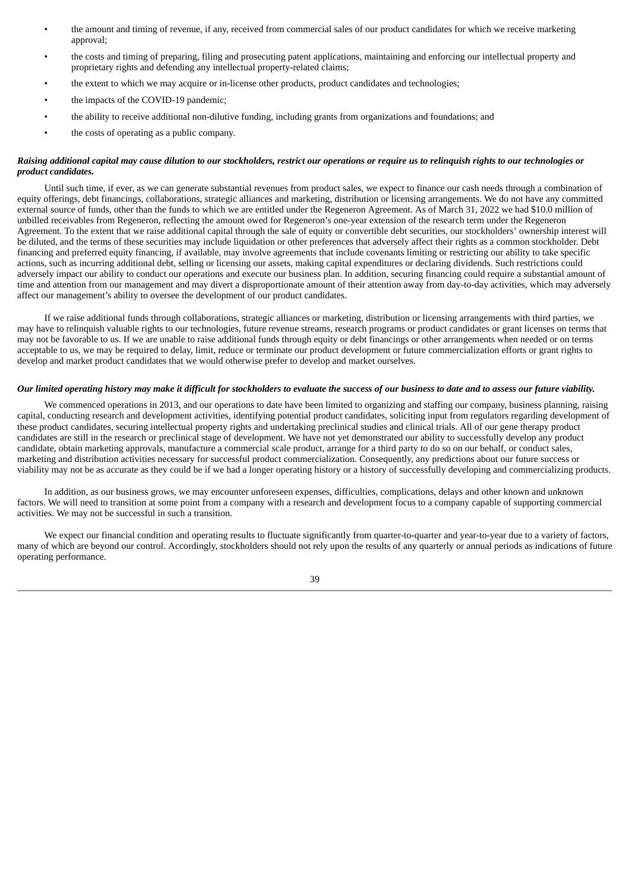- the amount and timing of revenue, if any, received from commercial sales of our product candidates for which we receive marketing approval;
- the costs and timing of preparing, filing and prosecuting patent applications, maintaining and enforcing our intellectual property and proprietary rights and defending any intellectual property-related claims;
- the extent to which we may acquire or in-license other products, product candidates and technologies;
- the impacts of the COVID-19 pandemic;
- the ability to receive additional non-dilutive funding, including grants from organizations and foundations; and
- the costs of operating as a public company.

***Raising additional capital may cause dilution to our stockholders, restrict our operations or require us to relinquish rights to our technologies or product candidates.***

Until such time, if ever, as we can generate substantial revenues from product sales, we expect to finance our cash needs through a combination of equity offerings, debt financings, collaborations, strategic alliances and marketing, distribution or licensing arrangements. We do not have any committed external source of funds, other than the funds to which we are entitled under the Regeneron Agreement. As of March 31, 2022 we had $10.0 million of unbilled receivables from Regeneron, reflecting the amount owed for Regeneron's one-year extension of the research term under the Regeneron Agreement. To the extent that we raise additional capital through the sale of equity or convertible debt securities, our stockholders' ownership interest will be diluted, and the terms of these securities may include liquidation or other preferences that adversely affect their rights as a common stockholder. Debt financing and preferred equity financing, if available, may involve agreements that include covenants limiting or restricting our ability to take specific actions, such as incurring additional debt, selling or licensing our assets, making capital expenditures or declaring dividends. Such restrictions could adversely impact our ability to conduct our operations and execute our business plan. In addition, securing financing could require a substantial amount of time and attention from our management and may divert a disproportionate amount of their attention away from day-to-day activities, which may adversely affect our management's ability to oversee the development of our product candidates.

If we raise additional funds through collaborations, strategic alliances or marketing, distribution or licensing arrangements with third parties, we may have to relinquish valuable rights to our technologies, future revenue streams, research programs or product candidates or grant licenses on terms that may not be favorable to us. If we are unable to raise additional funds through equity or debt financings or other arrangements when needed or on terms acceptable to us, we may be required to delay, limit, reduce or terminate our product development or future commercialization efforts or grant rights to develop and market product candidates that we would otherwise prefer to develop and market ourselves.

***Our limited operating history may make it difficult for stockholders to evaluate the success of our business to date and to assess our future viability.***

We commenced operations in 2013, and our operations to date have been limited to organizing and staffing our company, business planning, raising capital, conducting research and development activities, identifying potential product candidates, soliciting input from regulators regarding development of these product candidates, securing intellectual property rights and undertaking preclinical studies and clinical trials. All of our gene therapy product candidates are still in the research or preclinical stage of development. We have not yet demonstrated our ability to successfully develop any product candidate, obtain marketing approvals, manufacture a commercial scale product, arrange for a third party to do so on our behalf, or conduct sales, marketing and distribution activities necessary for successful product commercialization. Consequently, any predictions about our future success or viability may not be as accurate as they could be if we had a longer operating history or a history of successfully developing and commercializing products.

In addition, as our business grows, we may encounter unforeseen expenses, difficulties, complications, delays and other known and unknown factors. We will need to transition at some point from a company with a research and development focus to a company capable of supporting commercial activities. We may not be successful in such a transition.

We expect our financial condition and operating results to fluctuate significantly from quarter-to-quarter and year-to-year due to a variety of factors, many of which are beyond our control. Accordingly, stockholders should not rely upon the results of any quarterly or annual periods as indications of future operating performance.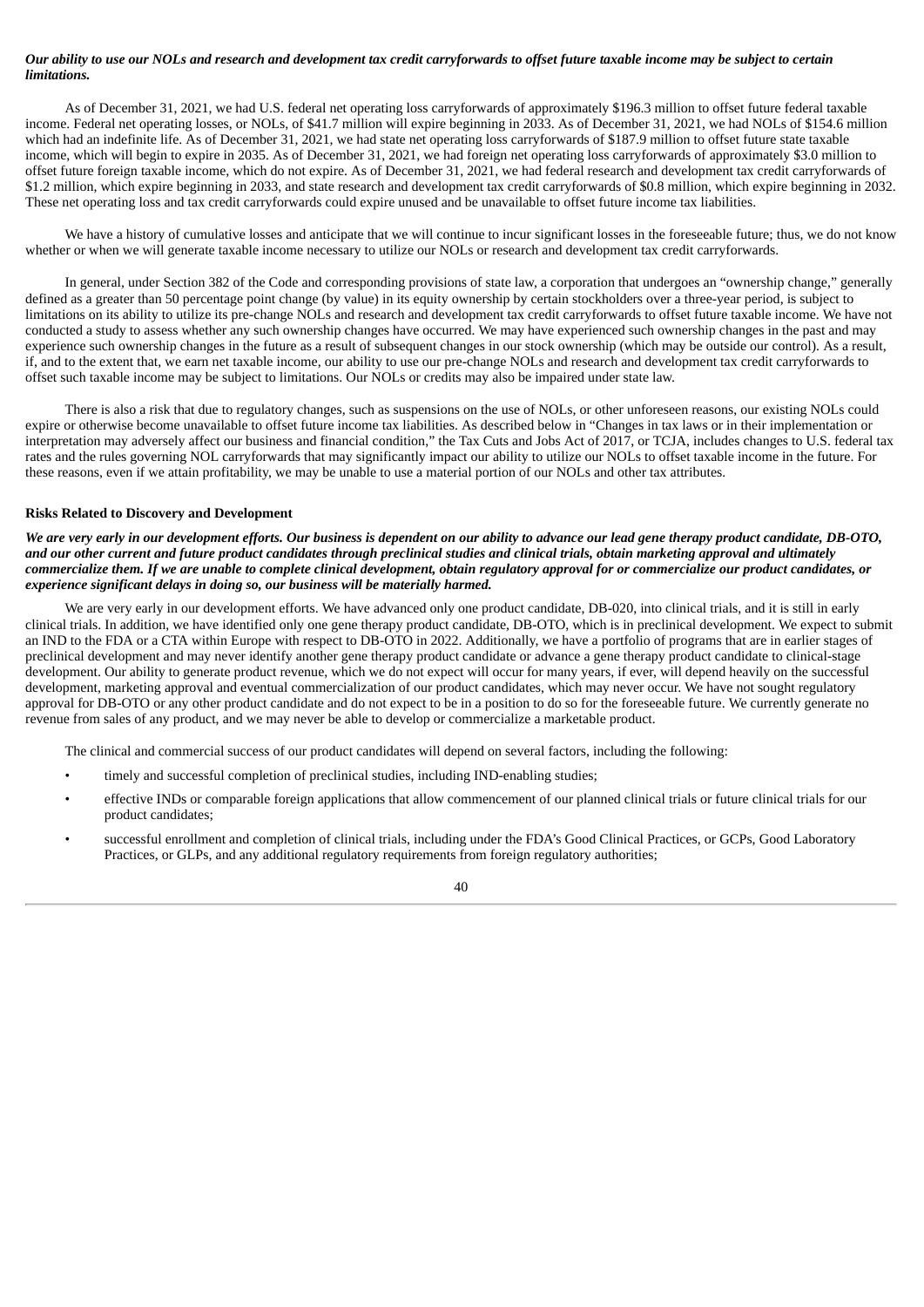***Our ability to use our NOLs and research and development tax credit carryforwards to offset future taxable income may be subject to certain limitations.***

As of December 31, 2021, we had U.S. federal net operating loss carryforwards of approximately $196.3 million to offset future federal taxable income. Federal net operating losses, or NOLs, of $41.7 million will expire beginning in 2033. As of December 31, 2021, we had NOLs of $154.6 million which had an indefinite life. As of December 31, 2021, we had state net operating loss carryforwards of $187.9 million to offset future state taxable income, which will begin to expire in 2035. As of December 31, 2021, we had foreign net operating loss carryforwards of approximately $3.0 million to offset future foreign taxable income, which do not expire. As of December 31, 2021, we had federal research and development tax credit carryforwards of $1.2 million, which expire beginning in 2033, and state research and development tax credit carryforwards of $0.8 million, which expire beginning in 2032. These net operating loss and tax credit carryforwards could expire unused and be unavailable to offset future income tax liabilities.

We have a history of cumulative losses and anticipate that we will continue to incur significant losses in the foreseeable future; thus, we do not know whether or when we will generate taxable income necessary to utilize our NOLs or research and development tax credit carryforwards.

In general, under Section 382 of the Code and corresponding provisions of state law, a corporation that undergoes an "ownership change," generally defined as a greater than 50 percentage point change (by value) in its equity ownership by certain stockholders over a three-year period, is subject to limitations on its ability to utilize its pre-change NOLs and research and development tax credit carryforwards to offset future taxable income. We have not conducted a study to assess whether any such ownership changes have occurred. We may have experienced such ownership changes in the past and may experience such ownership changes in the future as a result of subsequent changes in our stock ownership (which may be outside our control). As a result, if, and to the extent that, we earn net taxable income, our ability to use our pre-change NOLs and research and development tax credit carryforwards to offset such taxable income may be subject to limitations. Our NOLs or credits may also be impaired under state law.

There is also a risk that due to regulatory changes, such as suspensions on the use of NOLs, or other unforeseen reasons, our existing NOLs could expire or otherwise become unavailable to offset future income tax liabilities. As described below in "Changes in tax laws or in their implementation or interpretation may adversely affect our business and financial condition," the Tax Cuts and Jobs Act of 2017, or TCJA, includes changes to U.S. federal tax rates and the rules governing NOL carryforwards that may significantly impact our ability to utilize our NOLs to offset taxable income in the future. For these reasons, even if we attain profitability, we may be unable to use a material portion of our NOLs and other tax attributes.

**Risks Related to Discovery and Development**

***We are very early in our development efforts. Our business is dependent on our ability to advance our lead gene therapy product candidate, DB-OTO, and our other current and future product candidates through preclinical studies and clinical trials, obtain marketing approval and ultimately commercialize them. If we are unable to complete clinical development, obtain regulatory approval for or commercialize our product candidates, or experience significant delays in doing so, our business will be materially harmed.***

We are very early in our development efforts. We have advanced only one product candidate, DB-020, into clinical trials, and it is still in early clinical trials. In addition, we have identified only one gene therapy product candidate, DB-OTO, which is in preclinical development. We expect to submit an IND to the FDA or a CTA within Europe with respect to DB-OTO in 2022. Additionally, we have a portfolio of programs that are in earlier stages of preclinical development and may never identify another gene therapy product candidate or advance a gene therapy product candidate to clinical-stage development. Our ability to generate product revenue, which we do not expect will occur for many years, if ever, will depend heavily on the successful development, marketing approval and eventual commercialization of our product candidates, which may never occur. We have not sought regulatory approval for DB-OTO or any other product candidate and do not expect to be in a position to do so for the foreseeable future. We currently generate no revenue from sales of any product, and we may never be able to develop or commercialize a marketable product.

The clinical and commercial success of our product candidates will depend on several factors, including the following:

- timely and successful completion of preclinical studies, including IND-enabling studies;
- effective INDs or comparable foreign applications that allow commencement of our planned clinical trials or future clinical trials for our product candidates;
- successful enrollment and completion of clinical trials, including under the FDA's Good Clinical Practices, or GCPs, Good Laboratory Practices, or GLPs, and any additional regulatory requirements from foreign regulatory authorities;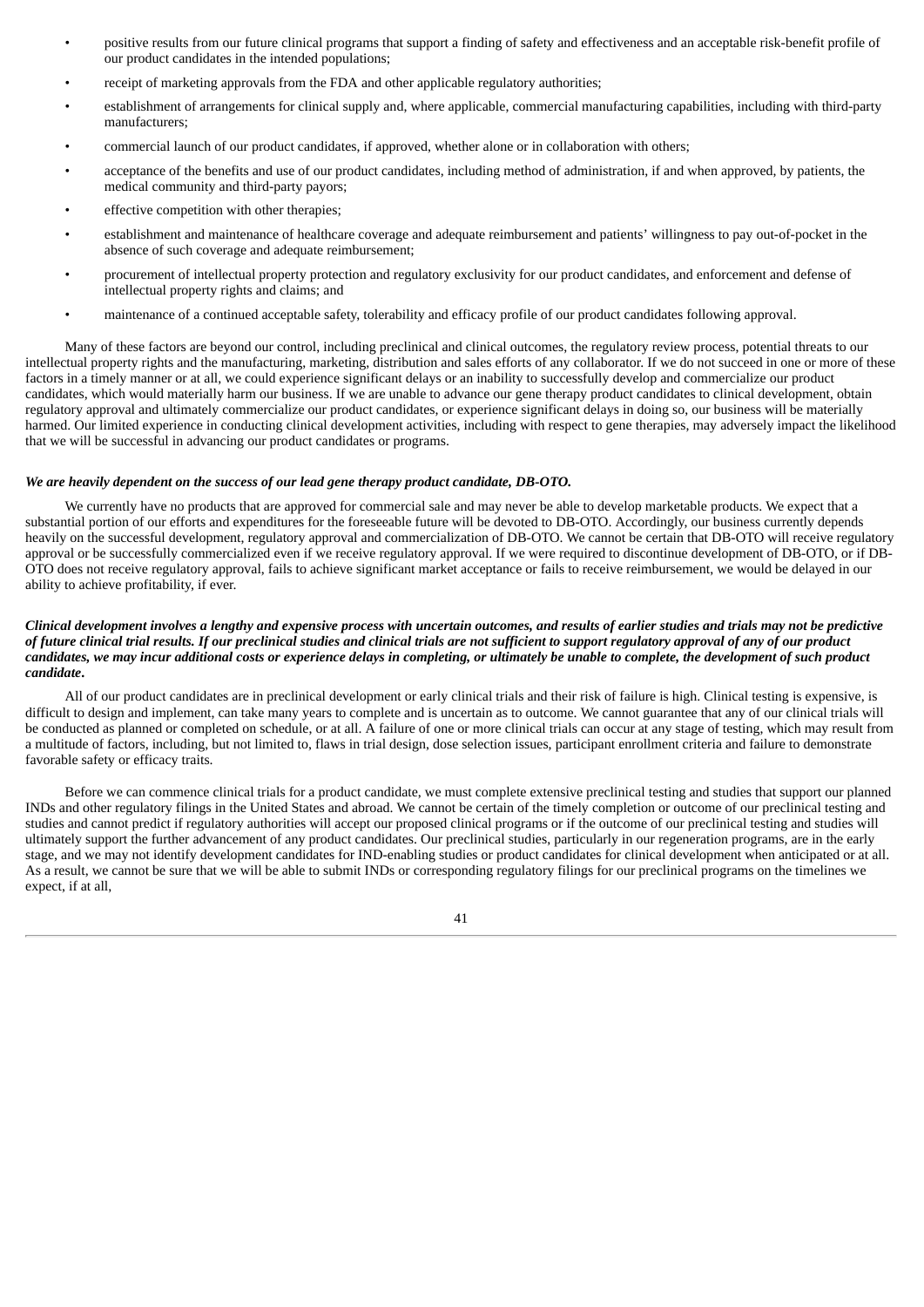- positive results from our future clinical programs that support a finding of safety and effectiveness and an acceptable risk-benefit profile of our product candidates in the intended populations;
- receipt of marketing approvals from the FDA and other applicable regulatory authorities;
- establishment of arrangements for clinical supply and, where applicable, commercial manufacturing capabilities, including with third-party manufacturers;
- commercial launch of our product candidates, if approved, whether alone or in collaboration with others;
- acceptance of the benefits and use of our product candidates, including method of administration, if and when approved, by patients, the medical community and third-party payors;
- effective competition with other therapies;
- establishment and maintenance of healthcare coverage and adequate reimbursement and patients' willingness to pay out-of-pocket in the absence of such coverage and adequate reimbursement;
- procurement of intellectual property protection and regulatory exclusivity for our product candidates, and enforcement and defense of intellectual property rights and claims; and
- maintenance of a continued acceptable safety, tolerability and efficacy profile of our product candidates following approval.

Many of these factors are beyond our control, including preclinical and clinical outcomes, the regulatory review process, potential threats to our intellectual property rights and the manufacturing, marketing, distribution and sales efforts of any collaborator. If we do not succeed in one or more of these factors in a timely manner or at all, we could experience significant delays or an inability to successfully develop and commercialize our product candidates, which would materially harm our business. If we are unable to advance our gene therapy product candidates to clinical development, obtain regulatory approval and ultimately commercialize our product candidates, or experience significant delays in doing so, our business will be materially harmed. Our limited experience in conducting clinical development activities, including with respect to gene therapies, may adversely impact the likelihood that we will be successful in advancing our product candidates or programs.

***We are heavily dependent on the success of our lead gene therapy product candidate, DB-OTO.***

We currently have no products that are approved for commercial sale and may never be able to develop marketable products. We expect that a substantial portion of our efforts and expenditures for the foreseeable future will be devoted to DB-OTO. Accordingly, our business currently depends heavily on the successful development, regulatory approval and commercialization of DB-OTO. We cannot be certain that DB-OTO will receive regulatory approval or be successfully commercialized even if we receive regulatory approval. If we were required to discontinue development of DB-OTO, or if DB-OTO does not receive regulatory approval, fails to achieve significant market acceptance or fails to receive reimbursement, we would be delayed in our ability to achieve profitability, if ever.

***Clinical development involves a lengthy and expensive process with uncertain outcomes, and results of earlier studies and trials may not be predictive of future clinical trial results. If our preclinical studies and clinical trials are not sufficient to support regulatory approval of any of our product candidates, we may incur additional costs or experience delays in completing, or ultimately be unable to complete, the development of such product candidate.***

All of our product candidates are in preclinical development or early clinical trials and their risk of failure is high. Clinical testing is expensive, is difficult to design and implement, can take many years to complete and is uncertain as to outcome. We cannot guarantee that any of our clinical trials will be conducted as planned or completed on schedule, or at all. A failure of one or more clinical trials can occur at any stage of testing, which may result from a multitude of factors, including, but not limited to, flaws in trial design, dose selection issues, participant enrollment criteria and failure to demonstrate favorable safety or efficacy traits.

Before we can commence clinical trials for a product candidate, we must complete extensive preclinical testing and studies that support our planned INDs and other regulatory filings in the United States and abroad. We cannot be certain of the timely completion or outcome of our preclinical testing and studies and cannot predict if regulatory authorities will accept our proposed clinical programs or if the outcome of our preclinical testing and studies will ultimately support the further advancement of any product candidates. Our preclinical studies, particularly in our regeneration programs, are in the early stage, and we may not identify development candidates for IND-enabling studies or product candidates for clinical development when anticipated or at all. As a result, we cannot be sure that we will be able to submit INDs or corresponding regulatory filings for our preclinical programs on the timelines we expect, if at all,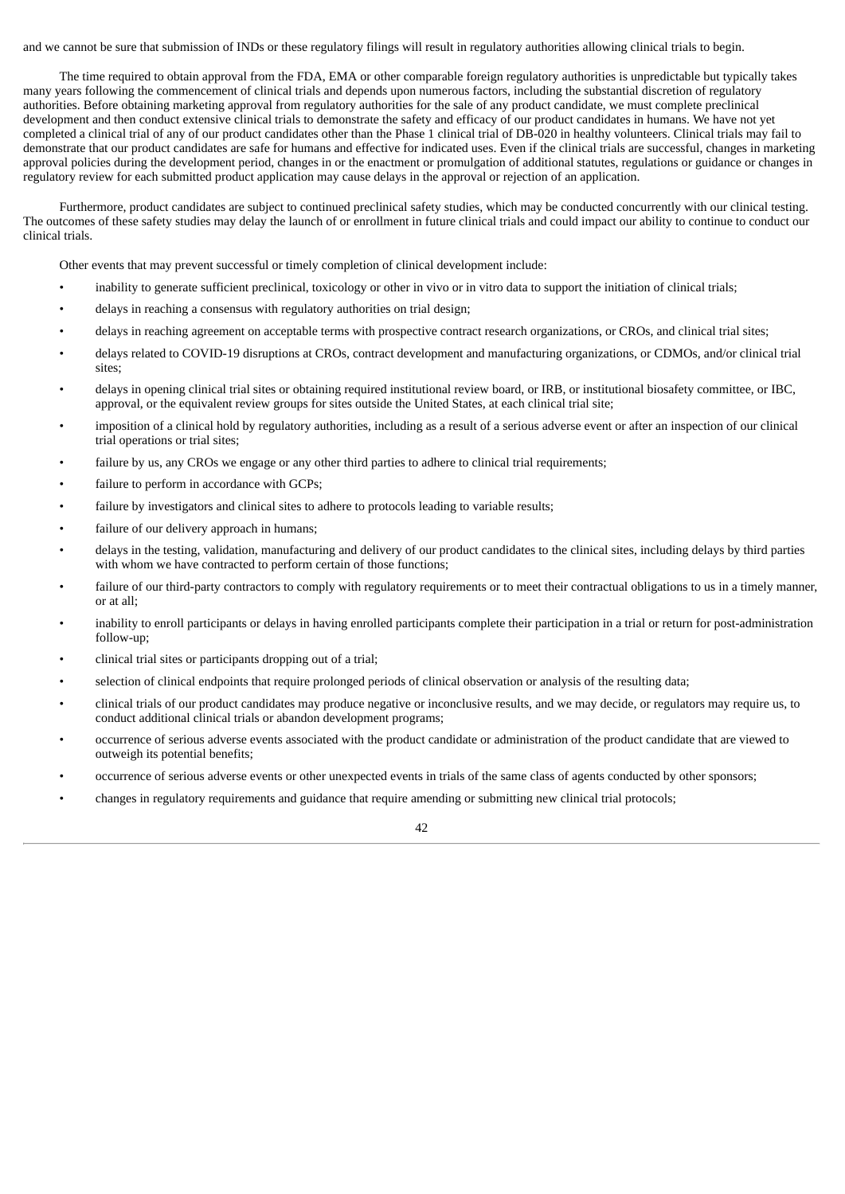and we cannot be sure that submission of INDs or these regulatory filings will result in regulatory authorities allowing clinical trials to begin.

The time required to obtain approval from the FDA, EMA or other comparable foreign regulatory authorities is unpredictable but typically takes many years following the commencement of clinical trials and depends upon numerous factors, including the substantial discretion of regulatory authorities. Before obtaining marketing approval from regulatory authorities for the sale of any product candidate, we must complete preclinical development and then conduct extensive clinical trials to demonstrate the safety and efficacy of our product candidates in humans. We have not yet completed a clinical trial of any of our product candidates other than the Phase 1 clinical trial of DB-020 in healthy volunteers. Clinical trials may fail to demonstrate that our product candidates are safe for humans and effective for indicated uses. Even if the clinical trials are successful, changes in marketing approval policies during the development period, changes in or the enactment or promulgation of additional statutes, regulations or guidance or changes in regulatory review for each submitted product application may cause delays in the approval or rejection of an application.

Furthermore, product candidates are subject to continued preclinical safety studies, which may be conducted concurrently with our clinical testing. The outcomes of these safety studies may delay the launch of or enrollment in future clinical trials and could impact our ability to continue to conduct our clinical trials.

Other events that may prevent successful or timely completion of clinical development include:

- inability to generate sufficient preclinical, toxicology or other in vivo or in vitro data to support the initiation of clinical trials;
- delays in reaching a consensus with regulatory authorities on trial design;
- delays in reaching agreement on acceptable terms with prospective contract research organizations, or CROs, and clinical trial sites;
- delays related to COVID-19 disruptions at CROs, contract development and manufacturing organizations, or CDMOs, and/or clinical trial sites;
- delays in opening clinical trial sites or obtaining required institutional review board, or IRB, or institutional biosafety committee, or IBC, approval, or the equivalent review groups for sites outside the United States, at each clinical trial site;
- imposition of a clinical hold by regulatory authorities, including as a result of a serious adverse event or after an inspection of our clinical trial operations or trial sites;
- failure by us, any CROs we engage or any other third parties to adhere to clinical trial requirements;
- failure to perform in accordance with GCPs;
- failure by investigators and clinical sites to adhere to protocols leading to variable results;
- failure of our delivery approach in humans;
- delays in the testing, validation, manufacturing and delivery of our product candidates to the clinical sites, including delays by third parties with whom we have contracted to perform certain of those functions;
- failure of our third-party contractors to comply with regulatory requirements or to meet their contractual obligations to us in a timely manner, or at all;
- inability to enroll participants or delays in having enrolled participants complete their participation in a trial or return for post-administration follow-up;
- clinical trial sites or participants dropping out of a trial;
- selection of clinical endpoints that require prolonged periods of clinical observation or analysis of the resulting data;
- clinical trials of our product candidates may produce negative or inconclusive results, and we may decide, or regulators may require us, to conduct additional clinical trials or abandon development programs;
- occurrence of serious adverse events associated with the product candidate or administration of the product candidate that are viewed to outweigh its potential benefits;
- occurrence of serious adverse events or other unexpected events in trials of the same class of agents conducted by other sponsors;
- changes in regulatory requirements and guidance that require amending or submitting new clinical trial protocols;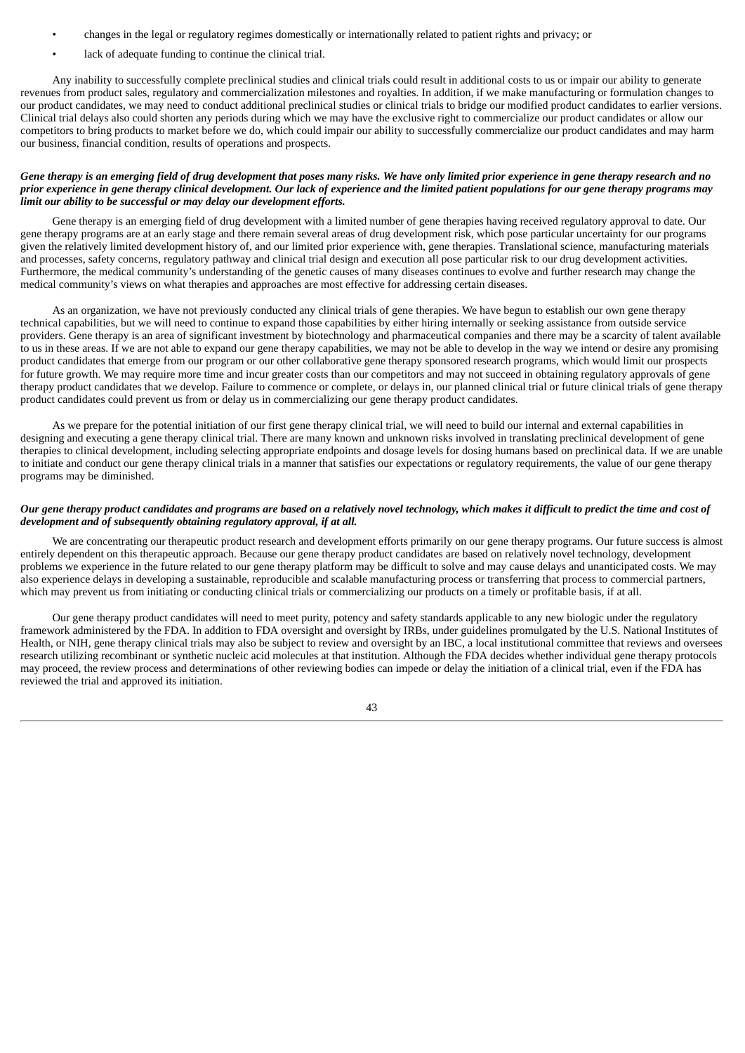- changes in the legal or regulatory regimes domestically or internationally related to patient rights and privacy; or
- lack of adequate funding to continue the clinical trial.

Any inability to successfully complete preclinical studies and clinical trials could result in additional costs to us or impair our ability to generate revenues from product sales, regulatory and commercialization milestones and royalties. In addition, if we make manufacturing or formulation changes to our product candidates, we may need to conduct additional preclinical studies or clinical trials to bridge our modified product candidates to earlier versions. Clinical trial delays also could shorten any periods during which we may have the exclusive right to commercialize our product candidates or allow our competitors to bring products to market before we do, which could impair our ability to successfully commercialize our product candidates and may harm our business, financial condition, results of operations and prospects.

***Gene therapy is an emerging field of drug development that poses many risks. We have only limited prior experience in gene therapy research and no prior experience in gene therapy clinical development. Our lack of experience and the limited patient populations for our gene therapy programs may limit our ability to be successful or may delay our development efforts.***

Gene therapy is an emerging field of drug development with a limited number of gene therapies having received regulatory approval to date. Our gene therapy programs are at an early stage and there remain several areas of drug development risk, which pose particular uncertainty for our programs given the relatively limited development history of, and our limited prior experience with, gene therapies. Translational science, manufacturing materials and processes, safety concerns, regulatory pathway and clinical trial design and execution all pose particular risk to our drug development activities. Furthermore, the medical community's understanding of the genetic causes of many diseases continues to evolve and further research may change the medical community's views on what therapies and approaches are most effective for addressing certain diseases.

As an organization, we have not previously conducted any clinical trials of gene therapies. We have begun to establish our own gene therapy technical capabilities, but we will need to continue to expand those capabilities by either hiring internally or seeking assistance from outside service providers. Gene therapy is an area of significant investment by biotechnology and pharmaceutical companies and there may be a scarcity of talent available to us in these areas. If we are not able to expand our gene therapy capabilities, we may not be able to develop in the way we intend or desire any promising product candidates that emerge from our program or our other collaborative gene therapy sponsored research programs, which would limit our prospects for future growth. We may require more time and incur greater costs than our competitors and may not succeed in obtaining regulatory approvals of gene therapy product candidates that we develop. Failure to commence or complete, or delays in, our planned clinical trial or future clinical trials of gene therapy product candidates could prevent us from or delay us in commercializing our gene therapy product candidates.

As we prepare for the potential initiation of our first gene therapy clinical trial, we will need to build our internal and external capabilities in designing and executing a gene therapy clinical trial. There are many known and unknown risks involved in translating preclinical development of gene therapies to clinical development, including selecting appropriate endpoints and dosage levels for dosing humans based on preclinical data. If we are unable to initiate and conduct our gene therapy clinical trials in a manner that satisfies our expectations or regulatory requirements, the value of our gene therapy programs may be diminished.

***Our gene therapy product candidates and programs are based on a relatively novel technology, which makes it difficult to predict the time and cost of development and of subsequently obtaining regulatory approval, if at all.***

We are concentrating our therapeutic product research and development efforts primarily on our gene therapy programs. Our future success is almost entirely dependent on this therapeutic approach. Because our gene therapy product candidates are based on relatively novel technology, development problems we experience in the future related to our gene therapy platform may be difficult to solve and may cause delays and unanticipated costs. We may also experience delays in developing a sustainable, reproducible and scalable manufacturing process or transferring that process to commercial partners, which may prevent us from initiating or conducting clinical trials or commercializing our products on a timely or profitable basis, if at all.

Our gene therapy product candidates will need to meet purity, potency and safety standards applicable to any new biologic under the regulatory framework administered by the FDA. In addition to FDA oversight and oversight by IRBs, under guidelines promulgated by the U.S. National Institutes of Health, or NIH, gene therapy clinical trials may also be subject to review and oversight by an IBC, a local institutional committee that reviews and oversees research utilizing recombinant or synthetic nucleic acid molecules at that institution. Although the FDA decides whether individual gene therapy protocols may proceed, the review process and determinations of other reviewing bodies can impede or delay the initiation of a clinical trial, even if the FDA has reviewed the trial and approved its initiation.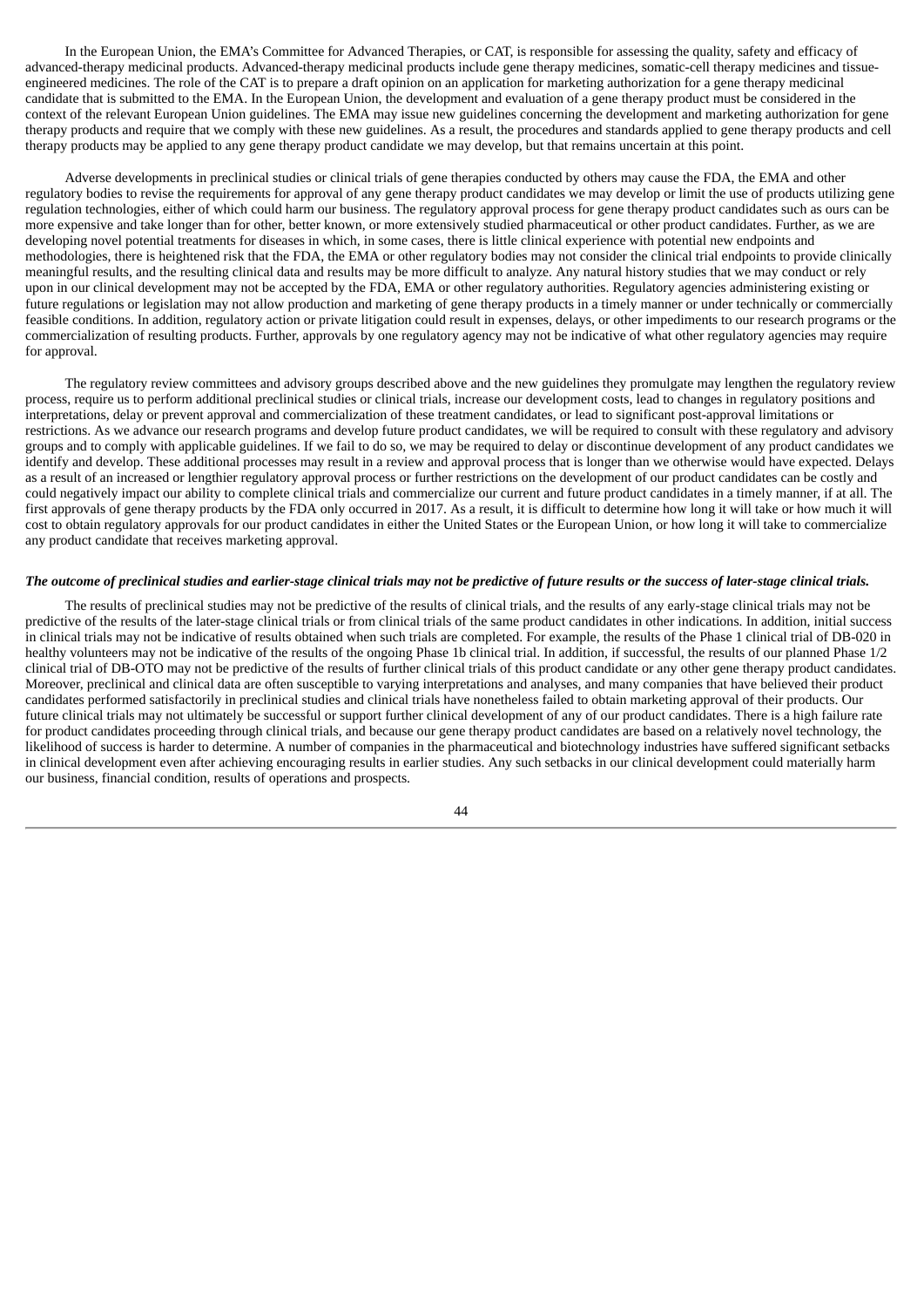In the European Union, the EMA's Committee for Advanced Therapies, or CAT, is responsible for assessing the quality, safety and efficacy of advanced-therapy medicinal products. Advanced-therapy medicinal products include gene therapy medicines, somatic-cell therapy medicines and tissue-engineered medicines. The role of the CAT is to prepare a draft opinion on an application for marketing authorization for a gene therapy medicinal candidate that is submitted to the EMA. In the European Union, the development and evaluation of a gene therapy product must be considered in the context of the relevant European Union guidelines. The EMA may issue new guidelines concerning the development and marketing authorization for gene therapy products and require that we comply with these new guidelines. As a result, the procedures and standards applied to gene therapy products and cell therapy products may be applied to any gene therapy product candidate we may develop, but that remains uncertain at this point.

Adverse developments in preclinical studies or clinical trials of gene therapies conducted by others may cause the FDA, the EMA and other regulatory bodies to revise the requirements for approval of any gene therapy product candidates we may develop or limit the use of products utilizing gene regulation technologies, either of which could harm our business. The regulatory approval process for gene therapy product candidates such as ours can be more expensive and take longer than for other, better known, or more extensively studied pharmaceutical or other product candidates. Further, as we are developing novel potential treatments for diseases in which, in some cases, there is little clinical experience with potential new endpoints and methodologies, there is heightened risk that the FDA, the EMA or other regulatory bodies may not consider the clinical trial endpoints to provide clinically meaningful results, and the resulting clinical data and results may be more difficult to analyze. Any natural history studies that we may conduct or rely upon in our clinical development may not be accepted by the FDA, EMA or other regulatory authorities. Regulatory agencies administering existing or future regulations or legislation may not allow production and marketing of gene therapy products in a timely manner or under technically or commercially feasible conditions. In addition, regulatory action or private litigation could result in expenses, delays, or other impediments to our research programs or the commercialization of resulting products. Further, approvals by one regulatory agency may not be indicative of what other regulatory agencies may require for approval.

The regulatory review committees and advisory groups described above and the new guidelines they promulgate may lengthen the regulatory review process, require us to perform additional preclinical studies or clinical trials, increase our development costs, lead to changes in regulatory positions and interpretations, delay or prevent approval and commercialization of these treatment candidates, or lead to significant post-approval limitations or restrictions. As we advance our research programs and develop future product candidates, we will be required to consult with these regulatory and advisory groups and to comply with applicable guidelines. If we fail to do so, we may be required to delay or discontinue development of any product candidates we identify and develop. These additional processes may result in a review and approval process that is longer than we otherwise would have expected. Delays as a result of an increased or lengthier regulatory approval process or further restrictions on the development of our product candidates can be costly and could negatively impact our ability to complete clinical trials and commercialize our current and future product candidates in a timely manner, if at all. The first approvals of gene therapy products by the FDA only occurred in 2017. As a result, it is difficult to determine how long it will take or how much it will cost to obtain regulatory approvals for our product candidates in either the United States or the European Union, or how long it will take to commercialize any product candidate that receives marketing approval.

***The outcome of preclinical studies and earlier-stage clinical trials may not be predictive of future results or the success of later-stage clinical trials.***

The results of preclinical studies may not be predictive of the results of clinical trials, and the results of any early-stage clinical trials may not be predictive of the results of the later-stage clinical trials or from clinical trials of the same product candidates in other indications. In addition, initial success in clinical trials may not be indicative of results obtained when such trials are completed. For example, the results of the Phase 1 clinical trial of DB-020 in healthy volunteers may not be indicative of the results of the ongoing Phase 1b clinical trial. In addition, if successful, the results of our planned Phase 1/2 clinical trial of DB-OTO may not be predictive of the results of further clinical trials of this product candidate or any other gene therapy product candidates. Moreover, preclinical and clinical data are often susceptible to varying interpretations and analyses, and many companies that have believed their product candidates performed satisfactorily in preclinical studies and clinical trials have nonetheless failed to obtain marketing approval of their products. Our future clinical trials may not ultimately be successful or support further clinical development of any of our product candidates. There is a high failure rate for product candidates proceeding through clinical trials, and because our gene therapy product candidates are based on a relatively novel technology, the likelihood of success is harder to determine. A number of companies in the pharmaceutical and biotechnology industries have suffered significant setbacks in clinical development even after achieving encouraging results in earlier studies. Any such setbacks in our clinical development could materially harm our business, financial condition, results of operations and prospects.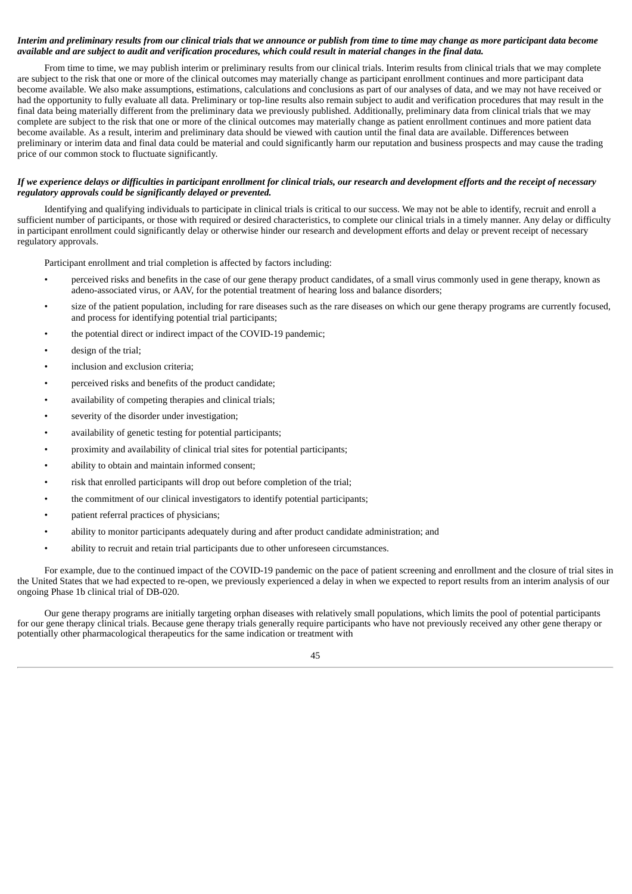***Interim and preliminary results from our clinical trials that we announce or publish from time to time may change as more participant data become available and are subject to audit and verification procedures, which could result in material changes in the final data.***

From time to time, we may publish interim or preliminary results from our clinical trials. Interim results from clinical trials that we may complete are subject to the risk that one or more of the clinical outcomes may materially change as participant enrollment continues and more participant data become available. We also make assumptions, estimations, calculations and conclusions as part of our analyses of data, and we may not have received or had the opportunity to fully evaluate all data. Preliminary or top-line results also remain subject to audit and verification procedures that may result in the final data being materially different from the preliminary data we previously published. Additionally, preliminary data from clinical trials that we may complete are subject to the risk that one or more of the clinical outcomes may materially change as patient enrollment continues and more patient data become available. As a result, interim and preliminary data should be viewed with caution until the final data are available. Differences between preliminary or interim data and final data could be material and could significantly harm our reputation and business prospects and may cause the trading price of our common stock to fluctuate significantly.

***If we experience delays or difficulties in participant enrollment for clinical trials, our research and development efforts and the receipt of necessary regulatory approvals could be significantly delayed or prevented.***

Identifying and qualifying individuals to participate in clinical trials is critical to our success. We may not be able to identify, recruit and enroll a sufficient number of participants, or those with required or desired characteristics, to complete our clinical trials in a timely manner. Any delay or difficulty in participant enrollment could significantly delay or otherwise hinder our research and development efforts and delay or prevent receipt of necessary regulatory approvals.

Participant enrollment and trial completion is affected by factors including:

- perceived risks and benefits in the case of our gene therapy product candidates, of a small virus commonly used in gene therapy, known as adeno-associated virus, or AAV, for the potential treatment of hearing loss and balance disorders;
- size of the patient population, including for rare diseases such as the rare diseases on which our gene therapy programs are currently focused, and process for identifying potential trial participants;
- the potential direct or indirect impact of the COVID-19 pandemic;
- design of the trial;
- inclusion and exclusion criteria;
- perceived risks and benefits of the product candidate;
- availability of competing therapies and clinical trials;
- severity of the disorder under investigation;
- availability of genetic testing for potential participants;
- proximity and availability of clinical trial sites for potential participants;
- ability to obtain and maintain informed consent;
- risk that enrolled participants will drop out before completion of the trial;
- the commitment of our clinical investigators to identify potential participants;
- patient referral practices of physicians;
- ability to monitor participants adequately during and after product candidate administration; and
- ability to recruit and retain trial participants due to other unforeseen circumstances.

For example, due to the continued impact of the COVID-19 pandemic on the pace of patient screening and enrollment and the closure of trial sites in the United States that we had expected to re-open, we previously experienced a delay in when we expected to report results from an interim analysis of our ongoing Phase 1b clinical trial of DB-020.

Our gene therapy programs are initially targeting orphan diseases with relatively small populations, which limits the pool of potential participants for our gene therapy clinical trials. Because gene therapy trials generally require participants who have not previously received any other gene therapy or potentially other pharmacological therapeutics for the same indication or treatment with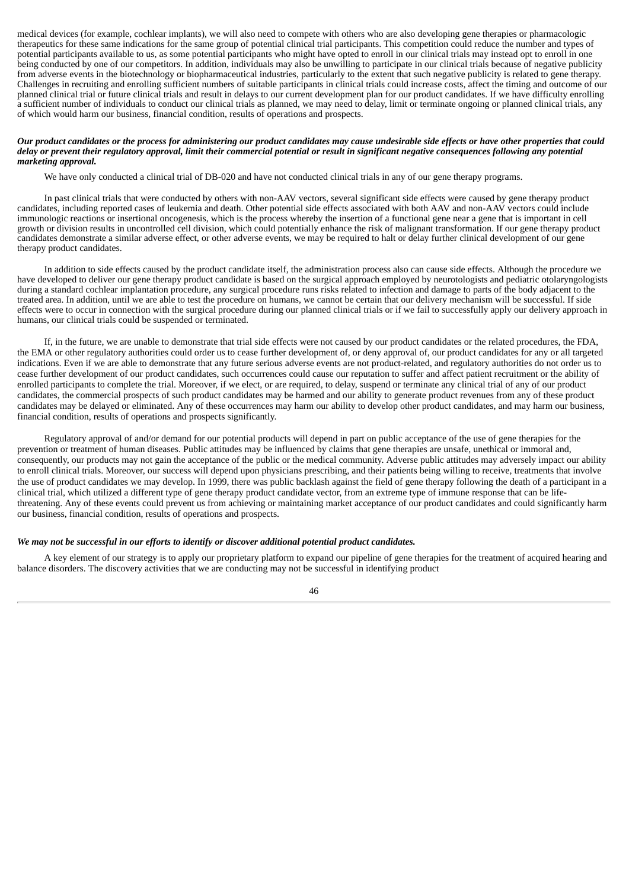medical devices (for example, cochlear implants), we will also need to compete with others who are also developing gene therapies or pharmacologic therapeutics for these same indications for the same group of potential clinical trial participants. This competition could reduce the number and types of potential participants available to us, as some potential participants who might have opted to enroll in our clinical trials may instead opt to enroll in one being conducted by one of our competitors. In addition, individuals may also be unwilling to participate in our clinical trials because of negative publicity from adverse events in the biotechnology or biopharmaceutical industries, particularly to the extent that such negative publicity is related to gene therapy. Challenges in recruiting and enrolling sufficient numbers of suitable participants in clinical trials could increase costs, affect the timing and outcome of our planned clinical trial or future clinical trials and result in delays to our current development plan for our product candidates. If we have difficulty enrolling a sufficient number of individuals to conduct our clinical trials as planned, we may need to delay, limit or terminate ongoing or planned clinical trials, any of which would harm our business, financial condition, results of operations and prospects.

***Our product candidates or the process for administering our product candidates may cause undesirable side effects or have other properties that could delay or prevent their regulatory approval, limit their commercial potential or result in significant negative consequences following any potential marketing approval.***

We have only conducted a clinical trial of DB-020 and have not conducted clinical trials in any of our gene therapy programs.

In past clinical trials that were conducted by others with non-AAV vectors, several significant side effects were caused by gene therapy product candidates, including reported cases of leukemia and death. Other potential side effects associated with both AAV and non-AAV vectors could include immunologic reactions or insertional oncogenesis, which is the process whereby the insertion of a functional gene near a gene that is important in cell growth or division results in uncontrolled cell division, which could potentially enhance the risk of malignant transformation. If our gene therapy product candidates demonstrate a similar adverse effect, or other adverse events, we may be required to halt or delay further clinical development of our gene therapy product candidates.

In addition to side effects caused by the product candidate itself, the administration process also can cause side effects. Although the procedure we have developed to deliver our gene therapy product candidate is based on the surgical approach employed by neurotologists and pediatric otolaryngologists during a standard cochlear implantation procedure, any surgical procedure runs risks related to infection and damage to parts of the body adjacent to the treated area. In addition, until we are able to test the procedure on humans, we cannot be certain that our delivery mechanism will be successful. If side effects were to occur in connection with the surgical procedure during our planned clinical trials or if we fail to successfully apply our delivery approach in humans, our clinical trials could be suspended or terminated.

If, in the future, we are unable to demonstrate that trial side effects were not caused by our product candidates or the related procedures, the FDA, the EMA or other regulatory authorities could order us to cease further development of, or deny approval of, our product candidates for any or all targeted indications. Even if we are able to demonstrate that any future serious adverse events are not product-related, and regulatory authorities do not order us to cease further development of our product candidates, such occurrences could cause our reputation to suffer and affect patient recruitment or the ability of enrolled participants to complete the trial. Moreover, if we elect, or are required, to delay, suspend or terminate any clinical trial of any of our product candidates, the commercial prospects of such product candidates may be harmed and our ability to generate product revenues from any of these product candidates may be delayed or eliminated. Any of these occurrences may harm our ability to develop other product candidates, and may harm our business, financial condition, results of operations and prospects significantly.

Regulatory approval of and/or demand for our potential products will depend in part on public acceptance of the use of gene therapies for the prevention or treatment of human diseases. Public attitudes may be influenced by claims that gene therapies are unsafe, unethical or immoral and, consequently, our products may not gain the acceptance of the public or the medical community. Adverse public attitudes may adversely impact our ability to enroll clinical trials. Moreover, our success will depend upon physicians prescribing, and their patients being willing to receive, treatments that involve the use of product candidates we may develop. In 1999, there was public backlash against the field of gene therapy following the death of a participant in a clinical trial, which utilized a different type of gene therapy product candidate vector, from an extreme type of immune response that can be life-threatening. Any of these events could prevent us from achieving or maintaining market acceptance of our product candidates and could significantly harm our business, financial condition, results of operations and prospects.

***We may not be successful in our efforts to identify or discover additional potential product candidates.***

A key element of our strategy is to apply our proprietary platform to expand our pipeline of gene therapies for the treatment of acquired hearing and balance disorders. The discovery activities that we are conducting may not be successful in identifying product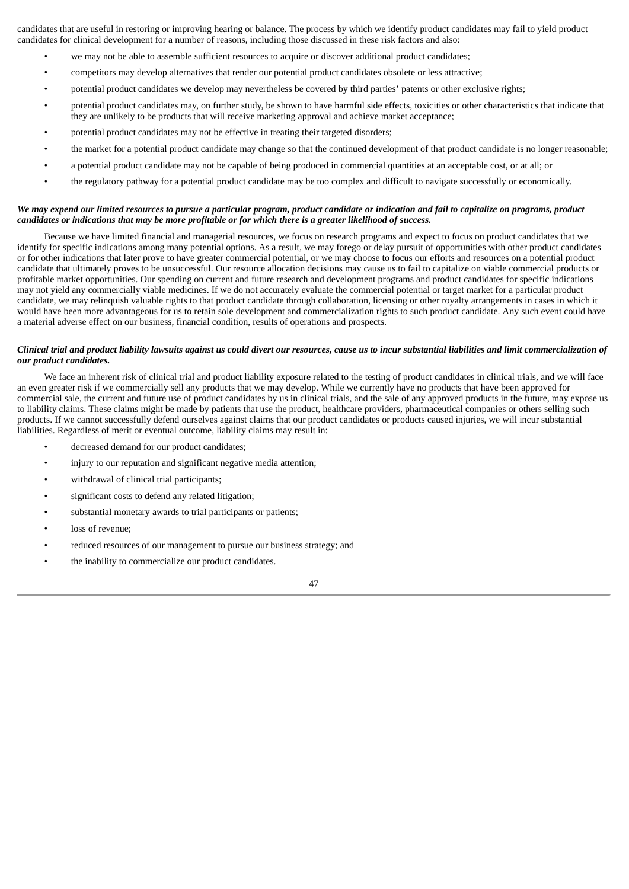candidates that are useful in restoring or improving hearing or balance. The process by which we identify product candidates may fail to yield product candidates for clinical development for a number of reasons, including those discussed in these risk factors and also:

- we may not be able to assemble sufficient resources to acquire or discover additional product candidates;
- competitors may develop alternatives that render our potential product candidates obsolete or less attractive;
- potential product candidates we develop may nevertheless be covered by third parties' patents or other exclusive rights;
- potential product candidates may, on further study, be shown to have harmful side effects, toxicities or other characteristics that indicate that they are unlikely to be products that will receive marketing approval and achieve market acceptance;
- potential product candidates may not be effective in treating their targeted disorders;
- the market for a potential product candidate may change so that the continued development of that product candidate is no longer reasonable;
- a potential product candidate may not be capable of being produced in commercial quantities at an acceptable cost, or at all; or
- the regulatory pathway for a potential product candidate may be too complex and difficult to navigate successfully or economically.

***We may expend our limited resources to pursue a particular program, product candidate or indication and fail to capitalize on programs, product candidates or indications that may be more profitable or for which there is a greater likelihood of success.***

Because we have limited financial and managerial resources, we focus on research programs and expect to focus on product candidates that we identify for specific indications among many potential options. As a result, we may forego or delay pursuit of opportunities with other product candidates or for other indications that later prove to have greater commercial potential, or we may choose to focus our efforts and resources on a potential product candidate that ultimately proves to be unsuccessful. Our resource allocation decisions may cause us to fail to capitalize on viable commercial products or profitable market opportunities. Our spending on current and future research and development programs and product candidates for specific indications may not yield any commercially viable medicines. If we do not accurately evaluate the commercial potential or target market for a particular product candidate, we may relinquish valuable rights to that product candidate through collaboration, licensing or other royalty arrangements in cases in which it would have been more advantageous for us to retain sole development and commercialization rights to such product candidate. Any such event could have a material adverse effect on our business, financial condition, results of operations and prospects.

***Clinical trial and product liability lawsuits against us could divert our resources, cause us to incur substantial liabilities and limit commercialization of our product candidates.***

We face an inherent risk of clinical trial and product liability exposure related to the testing of product candidates in clinical trials, and we will face an even greater risk if we commercially sell any products that we may develop. While we currently have no products that have been approved for commercial sale, the current and future use of product candidates by us in clinical trials, and the sale of any approved products in the future, may expose us to liability claims. These claims might be made by patients that use the product, healthcare providers, pharmaceutical companies or others selling such products. If we cannot successfully defend ourselves against claims that our product candidates or products caused injuries, we will incur substantial liabilities. Regardless of merit or eventual outcome, liability claims may result in:

- decreased demand for our product candidates;
- injury to our reputation and significant negative media attention;
- withdrawal of clinical trial participants;
- significant costs to defend any related litigation;
- substantial monetary awards to trial participants or patients;
- loss of revenue;
- reduced resources of our management to pursue our business strategy; and
- the inability to commercialize our product candidates.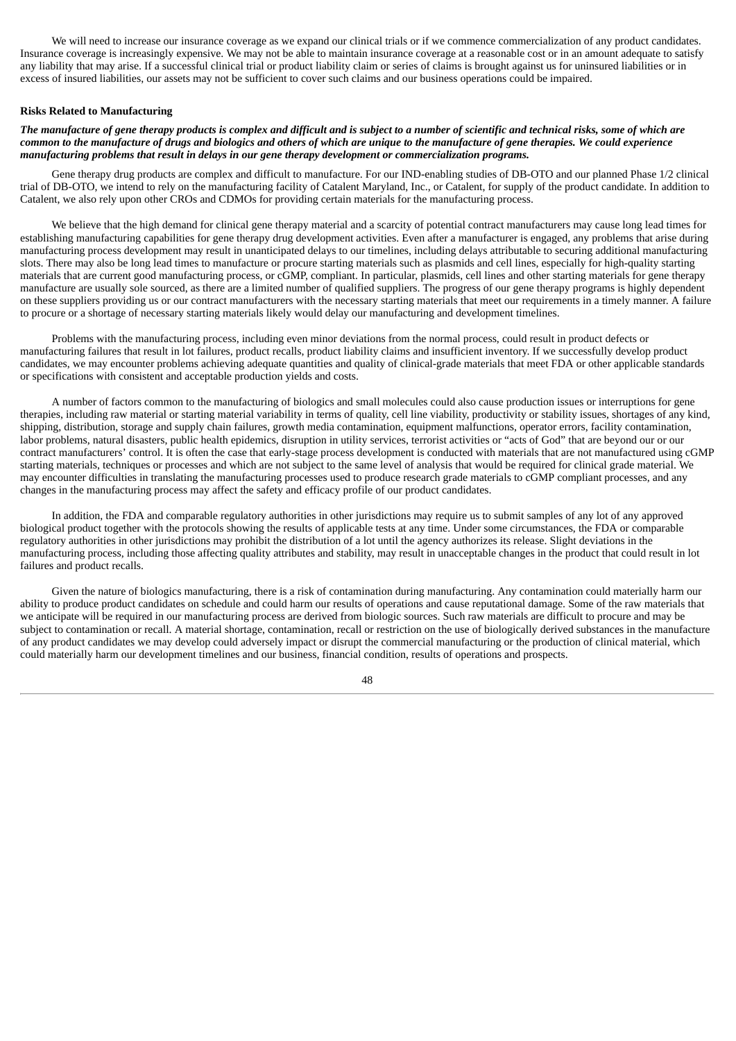We will need to increase our insurance coverage as we expand our clinical trials or if we commence commercialization of any product candidates. Insurance coverage is increasingly expensive. We may not be able to maintain insurance coverage at a reasonable cost or in an amount adequate to satisfy any liability that may arise. If a successful clinical trial or product liability claim or series of claims is brought against us for uninsured liabilities or in excess of insured liabilities, our assets may not be sufficient to cover such claims and our business operations could be impaired.

**Risks Related to Manufacturing**

***The manufacture of gene therapy products is complex and difficult and is subject to a number of scientific and technical risks, some of which are common to the manufacture of drugs and biologics and others of which are unique to the manufacture of gene therapies. We could experience manufacturing problems that result in delays in our gene therapy development or commercialization programs.***

Gene therapy drug products are complex and difficult to manufacture. For our IND-enabling studies of DB-OTO and our planned Phase 1/2 clinical trial of DB-OTO, we intend to rely on the manufacturing facility of Catalent Maryland, Inc., or Catalent, for supply of the product candidate. In addition to Catalent, we also rely upon other CROs and CDMOs for providing certain materials for the manufacturing process.

We believe that the high demand for clinical gene therapy material and a scarcity of potential contract manufacturers may cause long lead times for establishing manufacturing capabilities for gene therapy drug development activities. Even after a manufacturer is engaged, any problems that arise during manufacturing process development may result in unanticipated delays to our timelines, including delays attributable to securing additional manufacturing slots. There may also be long lead times to manufacture or procure starting materials such as plasmids and cell lines, especially for high-quality starting materials that are current good manufacturing process, or cGMP, compliant. In particular, plasmids, cell lines and other starting materials for gene therapy manufacture are usually sole sourced, as there are a limited number of qualified suppliers. The progress of our gene therapy programs is highly dependent on these suppliers providing us or our contract manufacturers with the necessary starting materials that meet our requirements in a timely manner. A failure to procure or a shortage of necessary starting materials likely would delay our manufacturing and development timelines.

Problems with the manufacturing process, including even minor deviations from the normal process, could result in product defects or manufacturing failures that result in lot failures, product recalls, product liability claims and insufficient inventory. If we successfully develop product candidates, we may encounter problems achieving adequate quantities and quality of clinical-grade materials that meet FDA or other applicable standards or specifications with consistent and acceptable production yields and costs.

A number of factors common to the manufacturing of biologics and small molecules could also cause production issues or interruptions for gene therapies, including raw material or starting material variability in terms of quality, cell line viability, productivity or stability issues, shortages of any kind, shipping, distribution, storage and supply chain failures, growth media contamination, equipment malfunctions, operator errors, facility contamination, labor problems, natural disasters, public health epidemics, disruption in utility services, terrorist activities or "acts of God" that are beyond our or our contract manufacturers' control. It is often the case that early-stage process development is conducted with materials that are not manufactured using cGMP starting materials, techniques or processes and which are not subject to the same level of analysis that would be required for clinical grade material. We may encounter difficulties in translating the manufacturing processes used to produce research grade materials to cGMP compliant processes, and any changes in the manufacturing process may affect the safety and efficacy profile of our product candidates.

In addition, the FDA and comparable regulatory authorities in other jurisdictions may require us to submit samples of any lot of any approved biological product together with the protocols showing the results of applicable tests at any time. Under some circumstances, the FDA or comparable regulatory authorities in other jurisdictions may prohibit the distribution of a lot until the agency authorizes its release. Slight deviations in the manufacturing process, including those affecting quality attributes and stability, may result in unacceptable changes in the product that could result in lot failures and product recalls.

Given the nature of biologics manufacturing, there is a risk of contamination during manufacturing. Any contamination could materially harm our ability to produce product candidates on schedule and could harm our results of operations and cause reputational damage. Some of the raw materials that we anticipate will be required in our manufacturing process are derived from biologic sources. Such raw materials are difficult to procure and may be subject to contamination or recall. A material shortage, contamination, recall or restriction on the use of biologically derived substances in the manufacture of any product candidates we may develop could adversely impact or disrupt the commercial manufacturing or the production of clinical material, which could materially harm our development timelines and our business, financial condition, results of operations and prospects.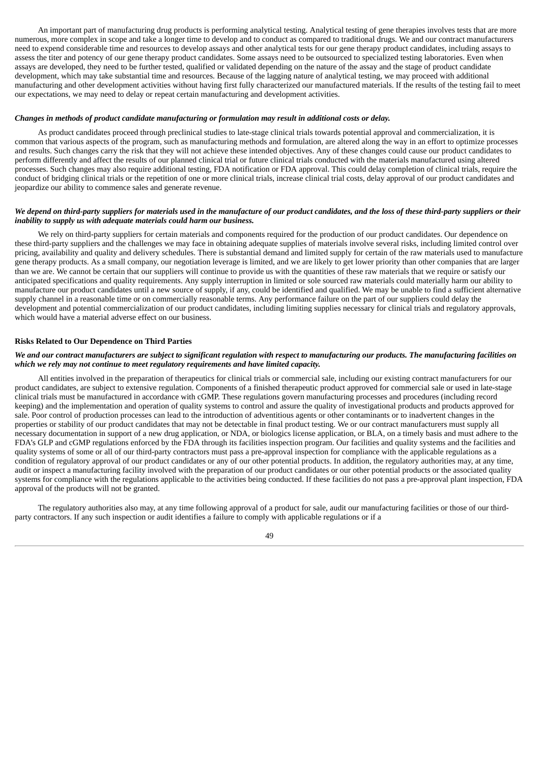An important part of manufacturing drug products is performing analytical testing. Analytical testing of gene therapies involves tests that are more numerous, more complex in scope and take a longer time to develop and to conduct as compared to traditional drugs. We and our contract manufacturers need to expend considerable time and resources to develop assays and other analytical tests for our gene therapy product candidates, including assays to assess the titer and potency of our gene therapy product candidates. Some assays need to be outsourced to specialized testing laboratories. Even when assays are developed, they need to be further tested, qualified or validated depending on the nature of the assay and the stage of product candidate development, which may take substantial time and resources. Because of the lagging nature of analytical testing, we may proceed with additional manufacturing and other development activities without having first fully characterized our manufactured materials. If the results of the testing fail to meet our expectations, we may need to delay or repeat certain manufacturing and development activities.

***Changes in methods of product candidate manufacturing or formulation may result in additional costs or delay.***

As product candidates proceed through preclinical studies to late-stage clinical trials towards potential approval and commercialization, it is common that various aspects of the program, such as manufacturing methods and formulation, are altered along the way in an effort to optimize processes and results. Such changes carry the risk that they will not achieve these intended objectives. Any of these changes could cause our product candidates to perform differently and affect the results of our planned clinical trial or future clinical trials conducted with the materials manufactured using altered processes. Such changes may also require additional testing, FDA notification or FDA approval. This could delay completion of clinical trials, require the conduct of bridging clinical trials or the repetition of one or more clinical trials, increase clinical trial costs, delay approval of our product candidates and jeopardize our ability to commence sales and generate revenue.

***We depend on third-party suppliers for materials used in the manufacture of our product candidates, and the loss of these third-party suppliers or their inability to supply us with adequate materials could harm our business.***

We rely on third-party suppliers for certain materials and components required for the production of our product candidates. Our dependence on these third-party suppliers and the challenges we may face in obtaining adequate supplies of materials involve several risks, including limited control over pricing, availability and quality and delivery schedules. There is substantial demand and limited supply for certain of the raw materials used to manufacture gene therapy products. As a small company, our negotiation leverage is limited, and we are likely to get lower priority than other companies that are larger than we are. We cannot be certain that our suppliers will continue to provide us with the quantities of these raw materials that we require or satisfy our anticipated specifications and quality requirements. Any supply interruption in limited or sole sourced raw materials could materially harm our ability to manufacture our product candidates until a new source of supply, if any, could be identified and qualified. We may be unable to find a sufficient alternative supply channel in a reasonable time or on commercially reasonable terms. Any performance failure on the part of our suppliers could delay the development and potential commercialization of our product candidates, including limiting supplies necessary for clinical trials and regulatory approvals, which would have a material adverse effect on our business.

**Risks Related to Our Dependence on Third Parties**

***We and our contract manufacturers are subject to significant regulation with respect to manufacturing our products. The manufacturing facilities on which we rely may not continue to meet regulatory requirements and have limited capacity.***

All entities involved in the preparation of therapeutics for clinical trials or commercial sale, including our existing contract manufacturers for our product candidates, are subject to extensive regulation. Components of a finished therapeutic product approved for commercial sale or used in late-stage clinical trials must be manufactured in accordance with cGMP. These regulations govern manufacturing processes and procedures (including record keeping) and the implementation and operation of quality systems to control and assure the quality of investigational products and products approved for sale. Poor control of production processes can lead to the introduction of adventitious agents or other contaminants or to inadvertent changes in the properties or stability of our product candidates that may not be detectable in final product testing. We or our contract manufacturers must supply all necessary documentation in support of a new drug application, or NDA, or biologics license application, or BLA, on a timely basis and must adhere to the FDA's GLP and cGMP regulations enforced by the FDA through its facilities inspection program. Our facilities and quality systems and the facilities and quality systems of some or all of our third-party contractors must pass a pre-approval inspection for compliance with the applicable regulations as a condition of regulatory approval of our product candidates or any of our other potential products. In addition, the regulatory authorities may, at any time, audit or inspect a manufacturing facility involved with the preparation of our product candidates or our other potential products or the associated quality systems for compliance with the regulations applicable to the activities being conducted. If these facilities do not pass a pre-approval plant inspection, FDA approval of the products will not be granted.

The regulatory authorities also may, at any time following approval of a product for sale, audit our manufacturing facilities or those of our third-party contractors. If any such inspection or audit identifies a failure to comply with applicable regulations or if a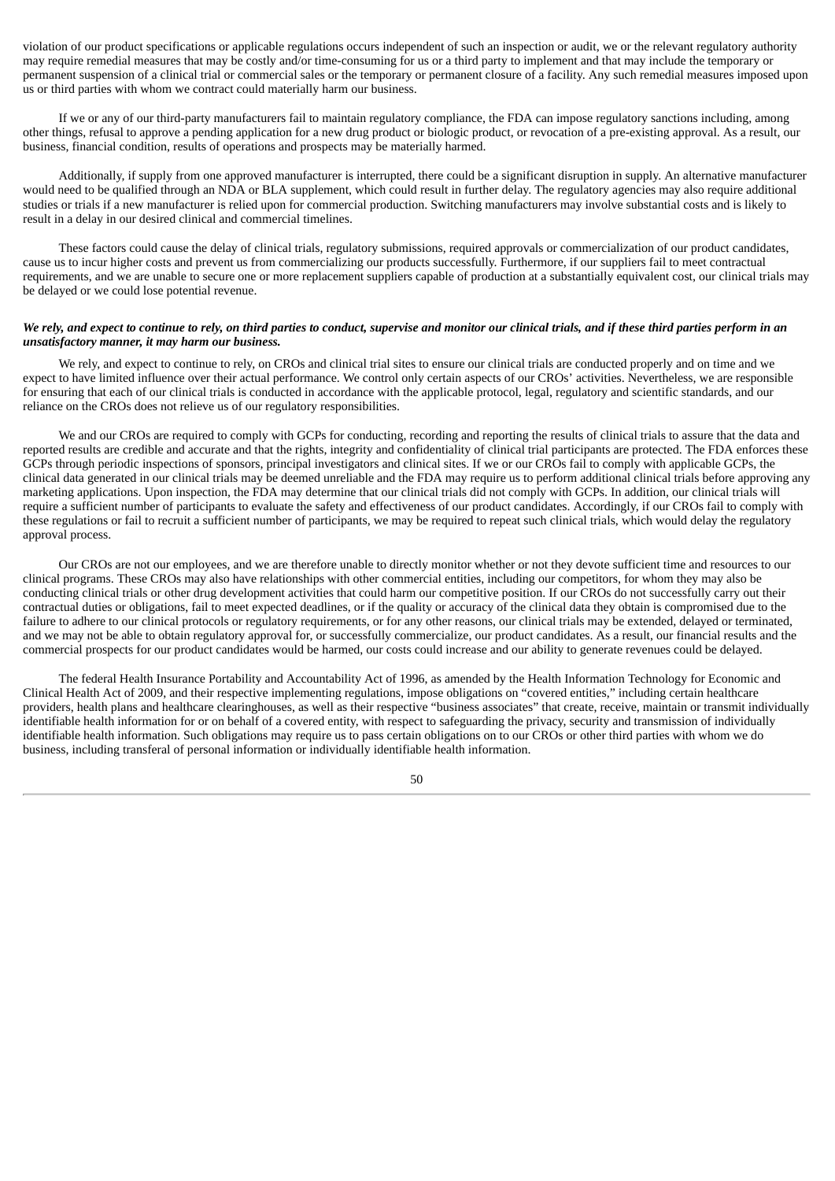violation of our product specifications or applicable regulations occurs independent of such an inspection or audit, we or the relevant regulatory authority may require remedial measures that may be costly and/or time-consuming for us or a third party to implement and that may include the temporary or permanent suspension of a clinical trial or commercial sales or the temporary or permanent closure of a facility. Any such remedial measures imposed upon us or third parties with whom we contract could materially harm our business.

If we or any of our third-party manufacturers fail to maintain regulatory compliance, the FDA can impose regulatory sanctions including, among other things, refusal to approve a pending application for a new drug product or biologic product, or revocation of a pre-existing approval. As a result, our business, financial condition, results of operations and prospects may be materially harmed.

Additionally, if supply from one approved manufacturer is interrupted, there could be a significant disruption in supply. An alternative manufacturer would need to be qualified through an NDA or BLA supplement, which could result in further delay. The regulatory agencies may also require additional studies or trials if a new manufacturer is relied upon for commercial production. Switching manufacturers may involve substantial costs and is likely to result in a delay in our desired clinical and commercial timelines.

These factors could cause the delay of clinical trials, regulatory submissions, required approvals or commercialization of our product candidates, cause us to incur higher costs and prevent us from commercializing our products successfully. Furthermore, if our suppliers fail to meet contractual requirements, and we are unable to secure one or more replacement suppliers capable of production at a substantially equivalent cost, our clinical trials may be delayed or we could lose potential revenue.

***We rely, and expect to continue to rely, on third parties to conduct, supervise and monitor our clinical trials, and if these third parties perform in an unsatisfactory manner, it may harm our business.***

We rely, and expect to continue to rely, on CROs and clinical trial sites to ensure our clinical trials are conducted properly and on time and we expect to have limited influence over their actual performance. We control only certain aspects of our CROs' activities. Nevertheless, we are responsible for ensuring that each of our clinical trials is conducted in accordance with the applicable protocol, legal, regulatory and scientific standards, and our reliance on the CROs does not relieve us of our regulatory responsibilities.

We and our CROs are required to comply with GCPs for conducting, recording and reporting the results of clinical trials to assure that the data and reported results are credible and accurate and that the rights, integrity and confidentiality of clinical trial participants are protected. The FDA enforces these GCPs through periodic inspections of sponsors, principal investigators and clinical sites. If we or our CROs fail to comply with applicable GCPs, the clinical data generated in our clinical trials may be deemed unreliable and the FDA may require us to perform additional clinical trials before approving any marketing applications. Upon inspection, the FDA may determine that our clinical trials did not comply with GCPs. In addition, our clinical trials will require a sufficient number of participants to evaluate the safety and effectiveness of our product candidates. Accordingly, if our CROs fail to comply with these regulations or fail to recruit a sufficient number of participants, we may be required to repeat such clinical trials, which would delay the regulatory approval process.

Our CROs are not our employees, and we are therefore unable to directly monitor whether or not they devote sufficient time and resources to our clinical programs. These CROs may also have relationships with other commercial entities, including our competitors, for whom they may also be conducting clinical trials or other drug development activities that could harm our competitive position. If our CROs do not successfully carry out their contractual duties or obligations, fail to meet expected deadlines, or if the quality or accuracy of the clinical data they obtain is compromised due to the failure to adhere to our clinical protocols or regulatory requirements, or for any other reasons, our clinical trials may be extended, delayed or terminated, and we may not be able to obtain regulatory approval for, or successfully commercialize, our product candidates. As a result, our financial results and the commercial prospects for our product candidates would be harmed, our costs could increase and our ability to generate revenues could be delayed.

The federal Health Insurance Portability and Accountability Act of 1996, as amended by the Health Information Technology for Economic and Clinical Health Act of 2009, and their respective implementing regulations, impose obligations on "covered entities," including certain healthcare providers, health plans and healthcare clearinghouses, as well as their respective "business associates" that create, receive, maintain or transmit individually identifiable health information for or on behalf of a covered entity, with respect to safeguarding the privacy, security and transmission of individually identifiable health information. Such obligations may require us to pass certain obligations on to our CROs or other third parties with whom we do business, including transferal of personal information or individually identifiable health information.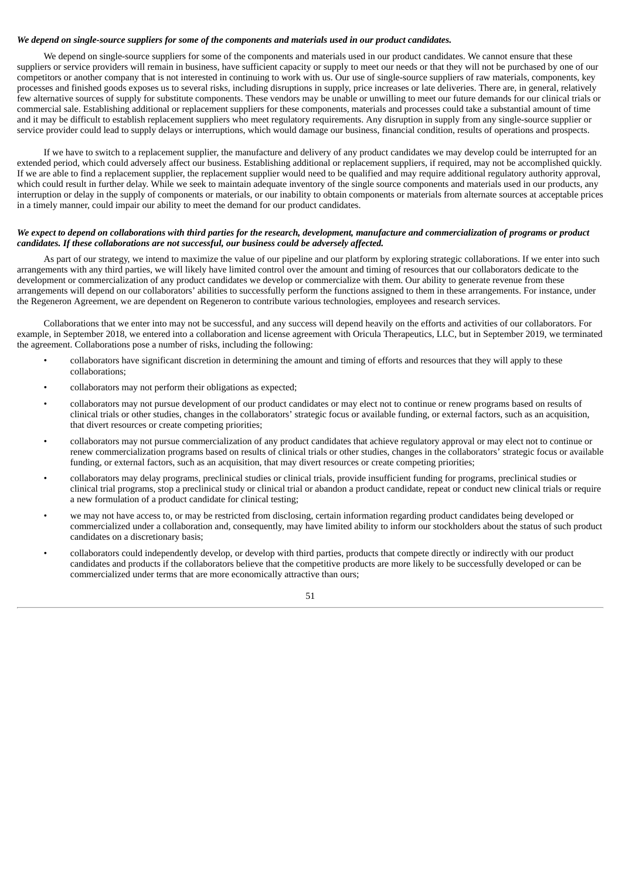***We depend on single-source suppliers for some of the components and materials used in our product candidates.***

We depend on single-source suppliers for some of the components and materials used in our product candidates. We cannot ensure that these suppliers or service providers will remain in business, have sufficient capacity or supply to meet our needs or that they will not be purchased by one of our competitors or another company that is not interested in continuing to work with us. Our use of single-source suppliers of raw materials, components, key processes and finished goods exposes us to several risks, including disruptions in supply, price increases or late deliveries. There are, in general, relatively few alternative sources of supply for substitute components. These vendors may be unable or unwilling to meet our future demands for our clinical trials or commercial sale. Establishing additional or replacement suppliers for these components, materials and processes could take a substantial amount of time and it may be difficult to establish replacement suppliers who meet regulatory requirements. Any disruption in supply from any single-source supplier or service provider could lead to supply delays or interruptions, which would damage our business, financial condition, results of operations and prospects.

If we have to switch to a replacement supplier, the manufacture and delivery of any product candidates we may develop could be interrupted for an extended period, which could adversely affect our business. Establishing additional or replacement suppliers, if required, may not be accomplished quickly. If we are able to find a replacement supplier, the replacement supplier would need to be qualified and may require additional regulatory authority approval, which could result in further delay. While we seek to maintain adequate inventory of the single source components and materials used in our products, any interruption or delay in the supply of components or materials, or our inability to obtain components or materials from alternate sources at acceptable prices in a timely manner, could impair our ability to meet the demand for our product candidates.

***We expect to depend on collaborations with third parties for the research, development, manufacture and commercialization of programs or product candidates. If these collaborations are not successful, our business could be adversely affected.***

As part of our strategy, we intend to maximize the value of our pipeline and our platform by exploring strategic collaborations. If we enter into such arrangements with any third parties, we will likely have limited control over the amount and timing of resources that our collaborators dedicate to the development or commercialization of any product candidates we develop or commercialize with them. Our ability to generate revenue from these arrangements will depend on our collaborators' abilities to successfully perform the functions assigned to them in these arrangements. For instance, under the Regeneron Agreement, we are dependent on Regeneron to contribute various technologies, employees and research services.

Collaborations that we enter into may not be successful, and any success will depend heavily on the efforts and activities of our collaborators. For example, in September 2018, we entered into a collaboration and license agreement with Oricula Therapeutics, LLC, but in September 2019, we terminated the agreement. Collaborations pose a number of risks, including the following:

- collaborators have significant discretion in determining the amount and timing of efforts and resources that they will apply to these collaborations;
- collaborators may not perform their obligations as expected;
- collaborators may not pursue development of our product candidates or may elect not to continue or renew programs based on results of clinical trials or other studies, changes in the collaborators' strategic focus or available funding, or external factors, such as an acquisition, that divert resources or create competing priorities;
- collaborators may not pursue commercialization of any product candidates that achieve regulatory approval or may elect not to continue or renew commercialization programs based on results of clinical trials or other studies, changes in the collaborators' strategic focus or available funding, or external factors, such as an acquisition, that may divert resources or create competing priorities;
- collaborators may delay programs, preclinical studies or clinical trials, provide insufficient funding for programs, preclinical studies or clinical trial programs, stop a preclinical study or clinical trial or abandon a product candidate, repeat or conduct new clinical trials or require a new formulation of a product candidate for clinical testing;
- we may not have access to, or may be restricted from disclosing, certain information regarding product candidates being developed or commercialized under a collaboration and, consequently, may have limited ability to inform our stockholders about the status of such product candidates on a discretionary basis;
- collaborators could independently develop, or develop with third parties, products that compete directly or indirectly with our product candidates and products if the collaborators believe that the competitive products are more likely to be successfully developed or can be commercialized under terms that are more economically attractive than ours;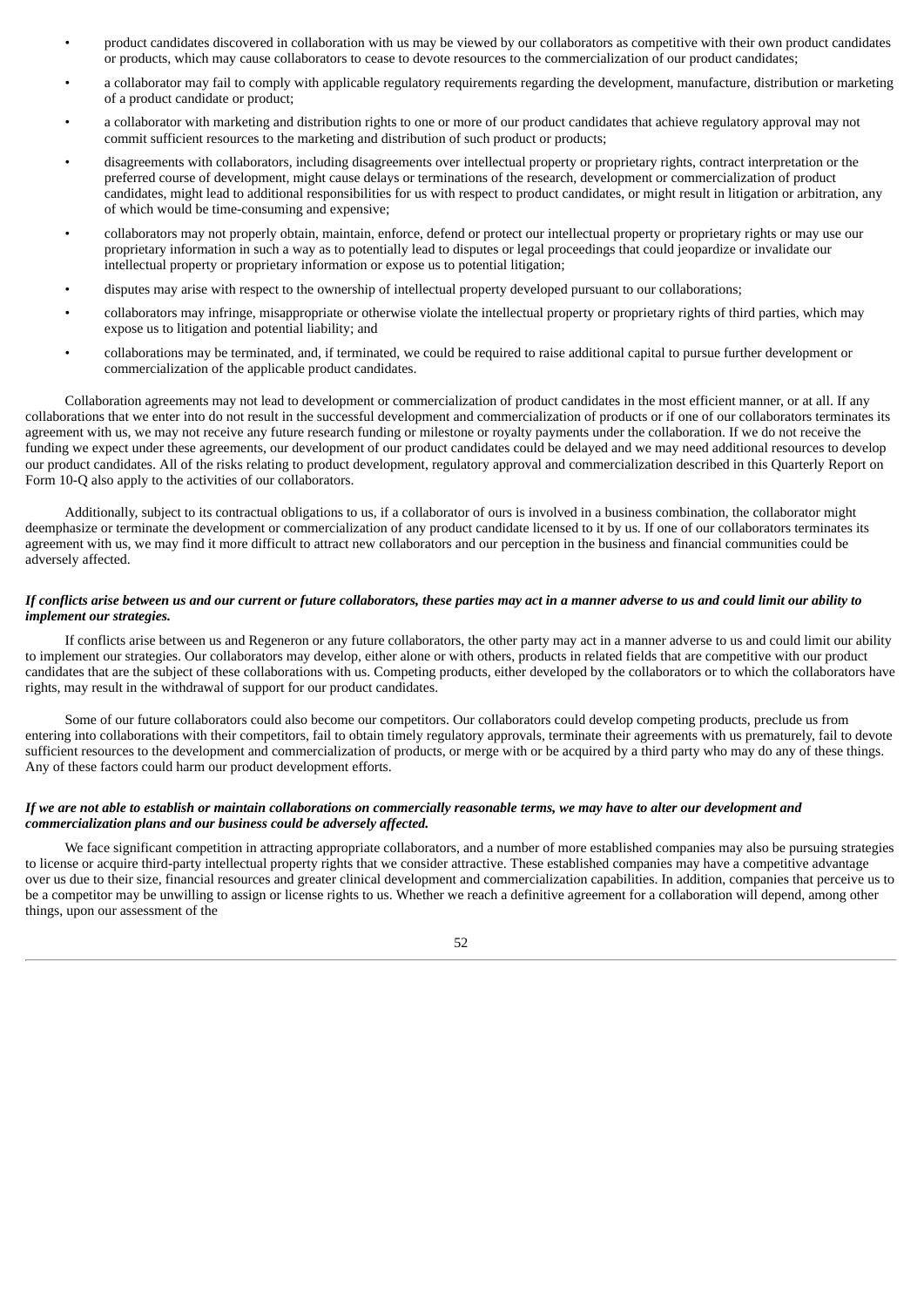- product candidates discovered in collaboration with us may be viewed by our collaborators as competitive with their own product candidates or products, which may cause collaborators to cease to devote resources to the commercialization of our product candidates;
- a collaborator may fail to comply with applicable regulatory requirements regarding the development, manufacture, distribution or marketing of a product candidate or product;
- a collaborator with marketing and distribution rights to one or more of our product candidates that achieve regulatory approval may not commit sufficient resources to the marketing and distribution of such product or products;
- disagreements with collaborators, including disagreements over intellectual property or proprietary rights, contract interpretation or the preferred course of development, might cause delays or terminations of the research, development or commercialization of product candidates, might lead to additional responsibilities for us with respect to product candidates, or might result in litigation or arbitration, any of which would be time-consuming and expensive;
- collaborators may not properly obtain, maintain, enforce, defend or protect our intellectual property or proprietary rights or may use our proprietary information in such a way as to potentially lead to disputes or legal proceedings that could jeopardize or invalidate our intellectual property or proprietary information or expose us to potential litigation;
- disputes may arise with respect to the ownership of intellectual property developed pursuant to our collaborations;
- collaborators may infringe, misappropriate or otherwise violate the intellectual property or proprietary rights of third parties, which may expose us to litigation and potential liability; and
- collaborations may be terminated, and, if terminated, we could be required to raise additional capital to pursue further development or commercialization of the applicable product candidates.

Collaboration agreements may not lead to development or commercialization of product candidates in the most efficient manner, or at all. If any collaborations that we enter into do not result in the successful development and commercialization of products or if one of our collaborators terminates its agreement with us, we may not receive any future research funding or milestone or royalty payments under the collaboration. If we do not receive the funding we expect under these agreements, our development of our product candidates could be delayed and we may need additional resources to develop our product candidates. All of the risks relating to product development, regulatory approval and commercialization described in this Quarterly Report on Form 10-Q also apply to the activities of our collaborators.

Additionally, subject to its contractual obligations to us, if a collaborator of ours is involved in a business combination, the collaborator might deemphasize or terminate the development or commercialization of any product candidate licensed to it by us. If one of our collaborators terminates its agreement with us, we may find it more difficult to attract new collaborators and our perception in the business and financial communities could be adversely affected.

***If conflicts arise between us and our current or future collaborators, these parties may act in a manner adverse to us and could limit our ability to implement our strategies.***

If conflicts arise between us and Regeneron or any future collaborators, the other party may act in a manner adverse to us and could limit our ability to implement our strategies. Our collaborators may develop, either alone or with others, products in related fields that are competitive with our product candidates that are the subject of these collaborations with us. Competing products, either developed by the collaborators or to which the collaborators have rights, may result in the withdrawal of support for our product candidates.

Some of our future collaborators could also become our competitors. Our collaborators could develop competing products, preclude us from entering into collaborations with their competitors, fail to obtain timely regulatory approvals, terminate their agreements with us prematurely, fail to devote sufficient resources to the development and commercialization of products, or merge with or be acquired by a third party who may do any of these things. Any of these factors could harm our product development efforts.

***If we are not able to establish or maintain collaborations on commercially reasonable terms, we may have to alter our development and commercialization plans and our business could be adversely affected.***

We face significant competition in attracting appropriate collaborators, and a number of more established companies may also be pursuing strategies to license or acquire third-party intellectual property rights that we consider attractive. These established companies may have a competitive advantage over us due to their size, financial resources and greater clinical development and commercialization capabilities. In addition, companies that perceive us to be a competitor may be unwilling to assign or license rights to us. Whether we reach a definitive agreement for a collaboration will depend, among other things, upon our assessment of the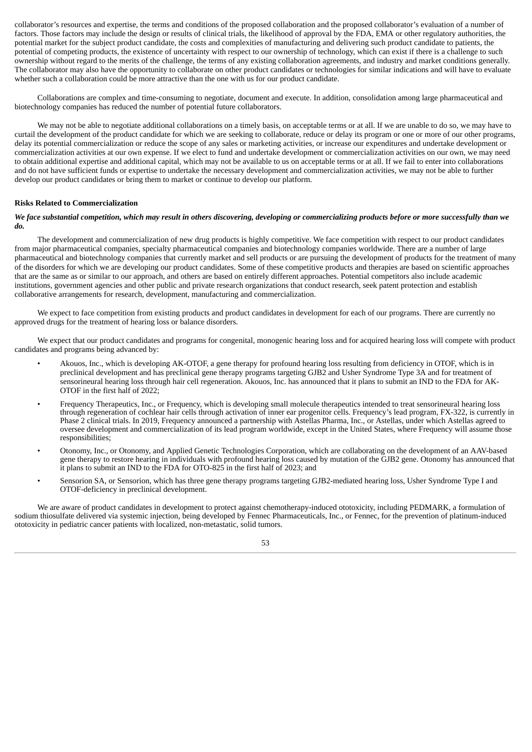collaborator's resources and expertise, the terms and conditions of the proposed collaboration and the proposed collaborator's evaluation of a number of factors. Those factors may include the design or results of clinical trials, the likelihood of approval by the FDA, EMA or other regulatory authorities, the potential market for the subject product candidate, the costs and complexities of manufacturing and delivering such product candidate to patients, the potential of competing products, the existence of uncertainty with respect to our ownership of technology, which can exist if there is a challenge to such ownership without regard to the merits of the challenge, the terms of any existing collaboration agreements, and industry and market conditions generally. The collaborator may also have the opportunity to collaborate on other product candidates or technologies for similar indications and will have to evaluate whether such a collaboration could be more attractive than the one with us for our product candidate.

Collaborations are complex and time-consuming to negotiate, document and execute. In addition, consolidation among large pharmaceutical and biotechnology companies has reduced the number of potential future collaborators.

We may not be able to negotiate additional collaborations on a timely basis, on acceptable terms or at all. If we are unable to do so, we may have to curtail the development of the product candidate for which we are seeking to collaborate, reduce or delay its program or one or more of our other programs, delay its potential commercialization or reduce the scope of any sales or marketing activities, or increase our expenditures and undertake development or commercialization activities at our own expense. If we elect to fund and undertake development or commercialization activities on our own, we may need to obtain additional expertise and additional capital, which may not be available to us on acceptable terms or at all. If we fail to enter into collaborations and do not have sufficient funds or expertise to undertake the necessary development and commercialization activities, we may not be able to further develop our product candidates or bring them to market or continue to develop our platform.

**Risks Related to Commercialization**

***We face substantial competition, which may result in others discovering, developing or commercializing products before or more successfully than we do.***

The development and commercialization of new drug products is highly competitive. We face competition with respect to our product candidates from major pharmaceutical companies, specialty pharmaceutical companies and biotechnology companies worldwide. There are a number of large pharmaceutical and biotechnology companies that currently market and sell products or are pursuing the development of products for the treatment of many of the disorders for which we are developing our product candidates. Some of these competitive products and therapies are based on scientific approaches that are the same as or similar to our approach, and others are based on entirely different approaches. Potential competitors also include academic institutions, government agencies and other public and private research organizations that conduct research, seek patent protection and establish collaborative arrangements for research, development, manufacturing and commercialization.

We expect to face competition from existing products and product candidates in development for each of our programs. There are currently no approved drugs for the treatment of hearing loss or balance disorders.

We expect that our product candidates and programs for congenital, monogenic hearing loss and for acquired hearing loss will compete with product candidates and programs being advanced by:

- Akouos, Inc., which is developing AK-OTOF, a gene therapy for profound hearing loss resulting from deficiency in OTOF, which is in preclinical development and has preclinical gene therapy programs targeting GJB2 and Usher Syndrome Type 3A and for treatment of sensorineural hearing loss through hair cell regeneration. Akouos, Inc. has announced that it plans to submit an IND to the FDA for AK-OTOF in the first half of 2022;
- Frequency Therapeutics, Inc., or Frequency, which is developing small molecule therapeutics intended to treat sensorineural hearing loss through regeneration of cochlear hair cells through activation of inner ear progenitor cells. Frequency's lead program, FX-322, is currently in Phase 2 clinical trials. In 2019, Frequency announced a partnership with Astellas Pharma, Inc., or Astellas, under which Astellas agreed to oversee development and commercialization of its lead program worldwide, except in the United States, where Frequency will assume those responsibilities;
- Otonomy, Inc., or Otonomy, and Applied Genetic Technologies Corporation, which are collaborating on the development of an AAV-based gene therapy to restore hearing in individuals with profound hearing loss caused by mutation of the GJB2 gene. Otonomy has announced that it plans to submit an IND to the FDA for OTO-825 in the first half of 2023; and
- Sensorion SA, or Sensorion, which has three gene therapy programs targeting GJB2-mediated hearing loss, Usher Syndrome Type I and OTOF-deficiency in preclinical development.

We are aware of product candidates in development to protect against chemotherapy-induced ototoxicity, including PEDMARK, a formulation of sodium thiosulfate delivered via systemic injection, being developed by Fennec Pharmaceuticals, Inc., or Fennec, for the prevention of platinum-induced ototoxicity in pediatric cancer patients with localized, non-metastatic, solid tumors.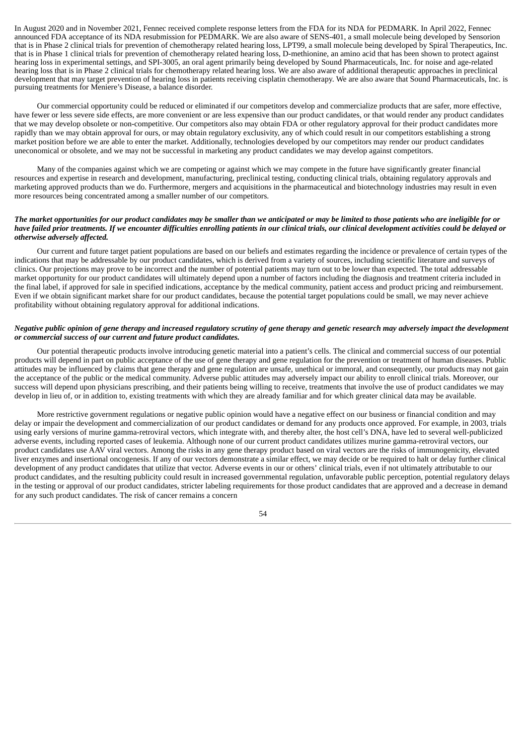In August 2020 and in November 2021, Fennec received complete response letters from the FDA for its NDA for PEDMARK. In April 2022, Fennec announced FDA acceptance of its NDA resubmission for PEDMARK. We are also aware of SENS-401, a small molecule being developed by Sensorion that is in Phase 2 clinical trials for prevention of chemotherapy related hearing loss, LPT99, a small molecule being developed by Spiral Therapeutics, Inc. that is in Phase 1 clinical trials for prevention of chemotherapy related hearing loss, D-methionine, an amino acid that has been shown to protect against hearing loss in experimental settings, and SPI-3005, an oral agent primarily being developed by Sound Pharmaceuticals, Inc. for noise and age-related hearing loss that is in Phase 2 clinical trials for chemotherapy related hearing loss. We are also aware of additional therapeutic approaches in preclinical development that may target prevention of hearing loss in patients receiving cisplatin chemotherapy. We are also aware that Sound Pharmaceuticals, Inc. is pursuing treatments for Meniere's Disease, a balance disorder.

Our commercial opportunity could be reduced or eliminated if our competitors develop and commercialize products that are safer, more effective, have fewer or less severe side effects, are more convenient or are less expensive than our product candidates, or that would render any product candidates that we may develop obsolete or non-competitive. Our competitors also may obtain FDA or other regulatory approval for their product candidates more rapidly than we may obtain approval for ours, or may obtain regulatory exclusivity, any of which could result in our competitors establishing a strong market position before we are able to enter the market. Additionally, technologies developed by our competitors may render our product candidates uneconomical or obsolete, and we may not be successful in marketing any product candidates we may develop against competitors.

Many of the companies against which we are competing or against which we may compete in the future have significantly greater financial resources and expertise in research and development, manufacturing, preclinical testing, conducting clinical trials, obtaining regulatory approvals and marketing approved products than we do. Furthermore, mergers and acquisitions in the pharmaceutical and biotechnology industries may result in even more resources being concentrated among a smaller number of our competitors.

***The market opportunities for our product candidates may be smaller than we anticipated or may be limited to those patients who are ineligible for or have failed prior treatments. If we encounter difficulties enrolling patients in our clinical trials, our clinical development activities could be delayed or otherwise adversely affected.***

Our current and future target patient populations are based on our beliefs and estimates regarding the incidence or prevalence of certain types of the indications that may be addressable by our product candidates, which is derived from a variety of sources, including scientific literature and surveys of clinics. Our projections may prove to be incorrect and the number of potential patients may turn out to be lower than expected. The total addressable market opportunity for our product candidates will ultimately depend upon a number of factors including the diagnosis and treatment criteria included in the final label, if approved for sale in specified indications, acceptance by the medical community, patient access and product pricing and reimbursement. Even if we obtain significant market share for our product candidates, because the potential target populations could be small, we may never achieve profitability without obtaining regulatory approval for additional indications.

***Negative public opinion of gene therapy and increased regulatory scrutiny of gene therapy and genetic research may adversely impact the development or commercial success of our current and future product candidates.***

Our potential therapeutic products involve introducing genetic material into a patient's cells. The clinical and commercial success of our potential products will depend in part on public acceptance of the use of gene therapy and gene regulation for the prevention or treatment of human diseases. Public attitudes may be influenced by claims that gene therapy and gene regulation are unsafe, unethical or immoral, and consequently, our products may not gain the acceptance of the public or the medical community. Adverse public attitudes may adversely impact our ability to enroll clinical trials. Moreover, our success will depend upon physicians prescribing, and their patients being willing to receive, treatments that involve the use of product candidates we may develop in lieu of, or in addition to, existing treatments with which they are already familiar and for which greater clinical data may be available.

More restrictive government regulations or negative public opinion would have a negative effect on our business or financial condition and may delay or impair the development and commercialization of our product candidates or demand for any products once approved. For example, in 2003, trials using early versions of murine gamma-retroviral vectors, which integrate with, and thereby alter, the host cell's DNA, have led to several well-publicized adverse events, including reported cases of leukemia. Although none of our current product candidates utilizes murine gamma-retroviral vectors, our product candidates use AAV viral vectors. Among the risks in any gene therapy product based on viral vectors are the risks of immunogenicity, elevated liver enzymes and insertional oncogenesis. If any of our vectors demonstrate a similar effect, we may decide or be required to halt or delay further clinical development of any product candidates that utilize that vector. Adverse events in our or others' clinical trials, even if not ultimately attributable to our product candidates, and the resulting publicity could result in increased governmental regulation, unfavorable public perception, potential regulatory delays in the testing or approval of our product candidates, stricter labeling requirements for those product candidates that are approved and a decrease in demand for any such product candidates. The risk of cancer remains a concern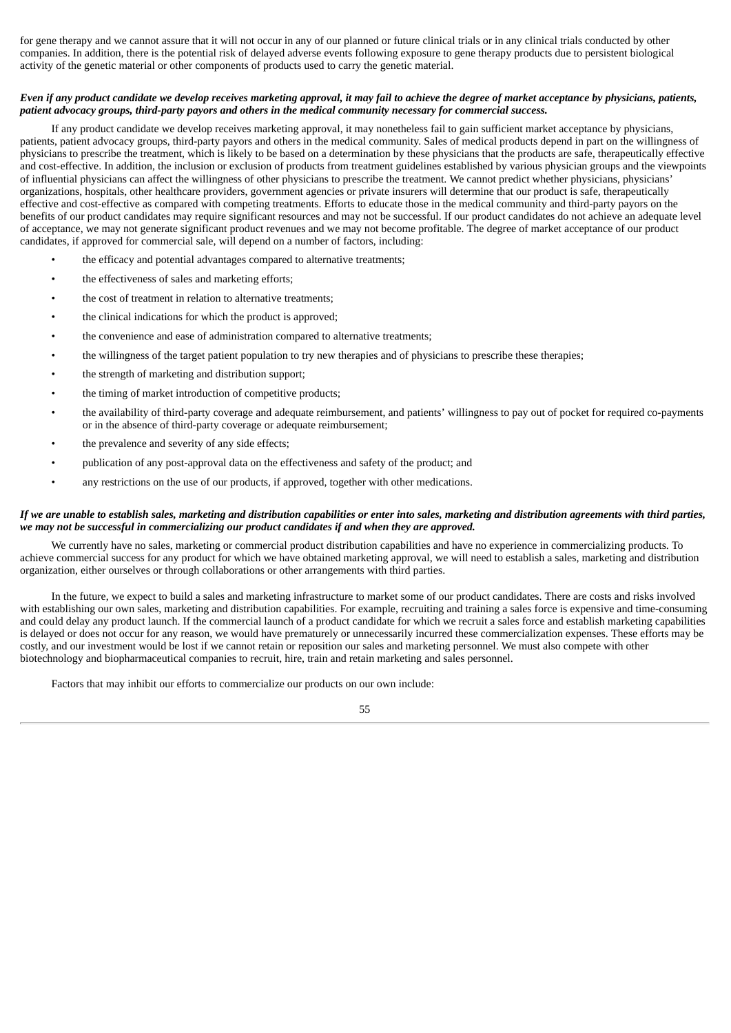for gene therapy and we cannot assure that it will not occur in any of our planned or future clinical trials or in any clinical trials conducted by other companies. In addition, there is the potential risk of delayed adverse events following exposure to gene therapy products due to persistent biological activity of the genetic material or other components of products used to carry the genetic material.

***Even if any product candidate we develop receives marketing approval, it may fail to achieve the degree of market acceptance by physicians, patients, patient advocacy groups, third-party payors and others in the medical community necessary for commercial success.***

If any product candidate we develop receives marketing approval, it may nonetheless fail to gain sufficient market acceptance by physicians, patients, patient advocacy groups, third-party payors and others in the medical community. Sales of medical products depend in part on the willingness of physicians to prescribe the treatment, which is likely to be based on a determination by these physicians that the products are safe, therapeutically effective and cost-effective. In addition, the inclusion or exclusion of products from treatment guidelines established by various physician groups and the viewpoints of influential physicians can affect the willingness of other physicians to prescribe the treatment. We cannot predict whether physicians, physicians' organizations, hospitals, other healthcare providers, government agencies or private insurers will determine that our product is safe, therapeutically effective and cost-effective as compared with competing treatments. Efforts to educate those in the medical community and third-party payors on the benefits of our product candidates may require significant resources and may not be successful. If our product candidates do not achieve an adequate level of acceptance, we may not generate significant product revenues and we may not become profitable. The degree of market acceptance of our product candidates, if approved for commercial sale, will depend on a number of factors, including:

- the efficacy and potential advantages compared to alternative treatments;
- the effectiveness of sales and marketing efforts;
- the cost of treatment in relation to alternative treatments;
- the clinical indications for which the product is approved;
- the convenience and ease of administration compared to alternative treatments;
- the willingness of the target patient population to try new therapies and of physicians to prescribe these therapies;
- the strength of marketing and distribution support;
- the timing of market introduction of competitive products;
- the availability of third-party coverage and adequate reimbursement, and patients' willingness to pay out of pocket for required co-payments or in the absence of third-party coverage or adequate reimbursement;
- the prevalence and severity of any side effects;
- publication of any post-approval data on the effectiveness and safety of the product; and
- any restrictions on the use of our products, if approved, together with other medications.

***If we are unable to establish sales, marketing and distribution capabilities or enter into sales, marketing and distribution agreements with third parties, we may not be successful in commercializing our product candidates if and when they are approved.***

We currently have no sales, marketing or commercial product distribution capabilities and have no experience in commercializing products. To achieve commercial success for any product for which we have obtained marketing approval, we will need to establish a sales, marketing and distribution organization, either ourselves or through collaborations or other arrangements with third parties.

In the future, we expect to build a sales and marketing infrastructure to market some of our product candidates. There are costs and risks involved with establishing our own sales, marketing and distribution capabilities. For example, recruiting and training a sales force is expensive and time-consuming and could delay any product launch. If the commercial launch of a product candidate for which we recruit a sales force and establish marketing capabilities is delayed or does not occur for any reason, we would have prematurely or unnecessarily incurred these commercialization expenses. These efforts may be costly, and our investment would be lost if we cannot retain or reposition our sales and marketing personnel. We must also compete with other biotechnology and biopharmaceutical companies to recruit, hire, train and retain marketing and sales personnel.

Factors that may inhibit our efforts to commercialize our products on our own include: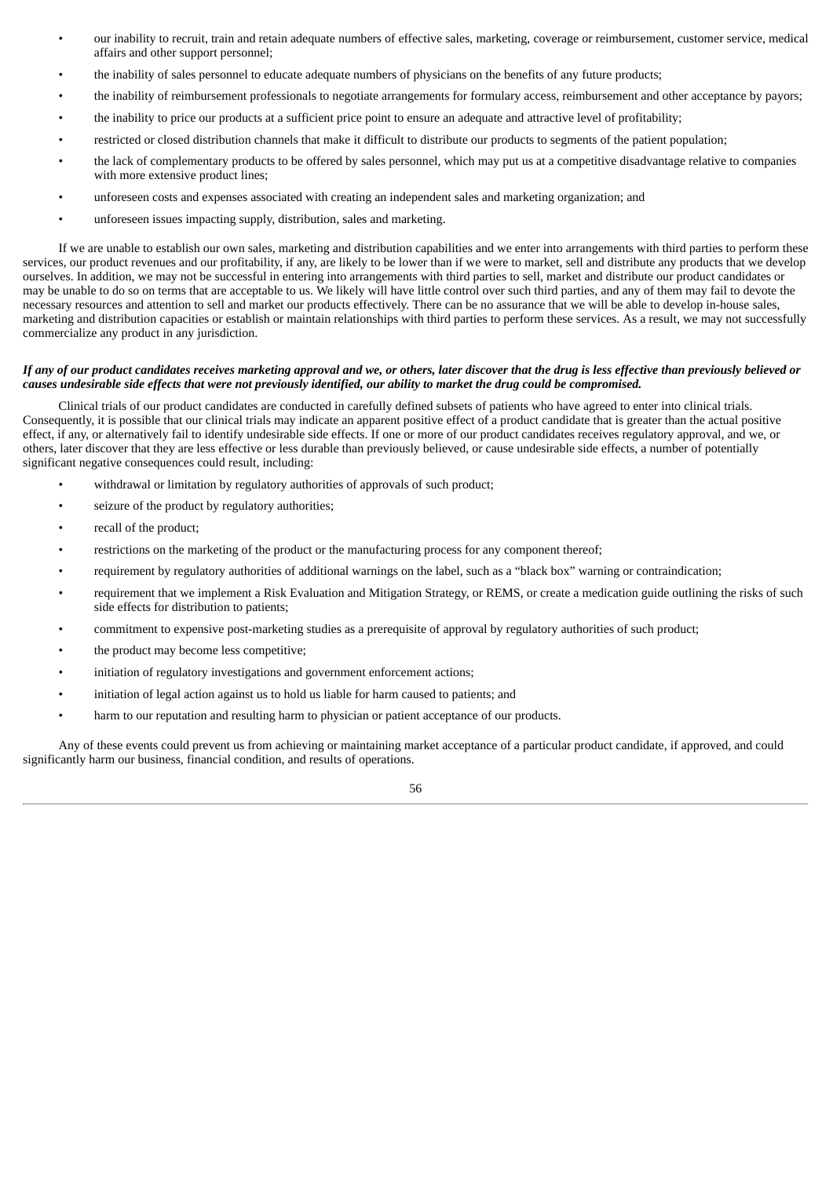- our inability to recruit, train and retain adequate numbers of effective sales, marketing, coverage or reimbursement, customer service, medical affairs and other support personnel;
- the inability of sales personnel to educate adequate numbers of physicians on the benefits of any future products;
- the inability of reimbursement professionals to negotiate arrangements for formulary access, reimbursement and other acceptance by payors;
- the inability to price our products at a sufficient price point to ensure an adequate and attractive level of profitability;
- restricted or closed distribution channels that make it difficult to distribute our products to segments of the patient population;
- the lack of complementary products to be offered by sales personnel, which may put us at a competitive disadvantage relative to companies with more extensive product lines;
- unforeseen costs and expenses associated with creating an independent sales and marketing organization; and
- unforeseen issues impacting supply, distribution, sales and marketing.

If we are unable to establish our own sales, marketing and distribution capabilities and we enter into arrangements with third parties to perform these services, our product revenues and our profitability, if any, are likely to be lower than if we were to market, sell and distribute any products that we develop ourselves. In addition, we may not be successful in entering into arrangements with third parties to sell, market and distribute our product candidates or may be unable to do so on terms that are acceptable to us. We likely will have little control over such third parties, and any of them may fail to devote the necessary resources and attention to sell and market our products effectively. There can be no assurance that we will be able to develop in-house sales, marketing and distribution capacities or establish or maintain relationships with third parties to perform these services. As a result, we may not successfully commercialize any product in any jurisdiction.

***If any of our product candidates receives marketing approval and we, or others, later discover that the drug is less effective than previously believed or causes undesirable side effects that were not previously identified, our ability to market the drug could be compromised.***

Clinical trials of our product candidates are conducted in carefully defined subsets of patients who have agreed to enter into clinical trials. Consequently, it is possible that our clinical trials may indicate an apparent positive effect of a product candidate that is greater than the actual positive effect, if any, or alternatively fail to identify undesirable side effects. If one or more of our product candidates receives regulatory approval, and we, or others, later discover that they are less effective or less durable than previously believed, or cause undesirable side effects, a number of potentially significant negative consequences could result, including:

- withdrawal or limitation by regulatory authorities of approvals of such product;
- seizure of the product by regulatory authorities;
- recall of the product;
- restrictions on the marketing of the product or the manufacturing process for any component thereof;
- requirement by regulatory authorities of additional warnings on the label, such as a "black box" warning or contraindication;
- requirement that we implement a Risk Evaluation and Mitigation Strategy, or REMS, or create a medication guide outlining the risks of such side effects for distribution to patients;
- commitment to expensive post-marketing studies as a prerequisite of approval by regulatory authorities of such product;
- the product may become less competitive;
- initiation of regulatory investigations and government enforcement actions;
- initiation of legal action against us to hold us liable for harm caused to patients; and
- harm to our reputation and resulting harm to physician or patient acceptance of our products.

Any of these events could prevent us from achieving or maintaining market acceptance of a particular product candidate, if approved, and could significantly harm our business, financial condition, and results of operations.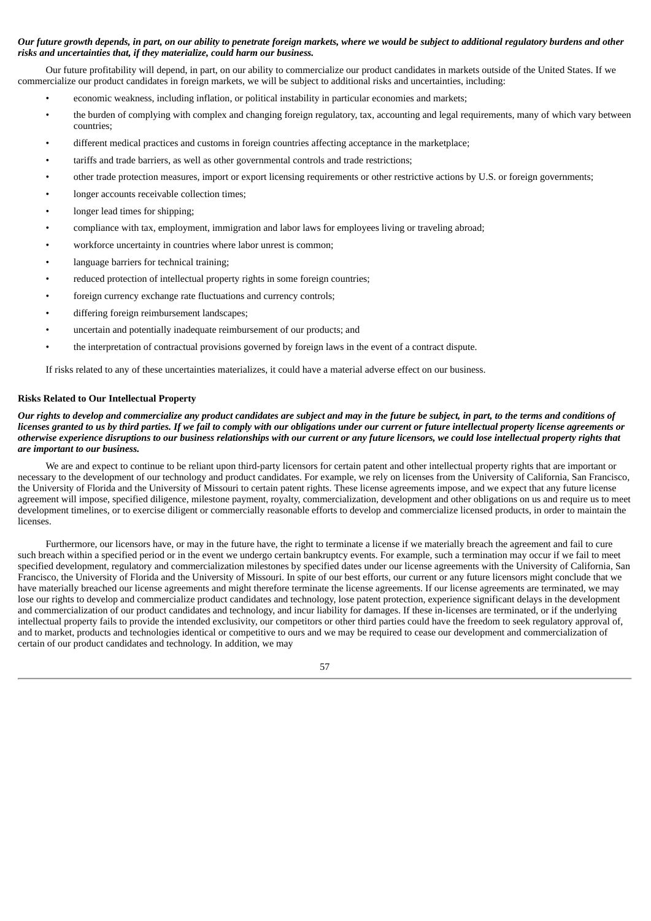***Our future growth depends, in part, on our ability to penetrate foreign markets, where we would be subject to additional regulatory burdens and other risks and uncertainties that, if they materialize, could harm our business.***

Our future profitability will depend, in part, on our ability to commercialize our product candidates in markets outside of the United States. If we commercialize our product candidates in foreign markets, we will be subject to additional risks and uncertainties, including:

- economic weakness, including inflation, or political instability in particular economies and markets;
- the burden of complying with complex and changing foreign regulatory, tax, accounting and legal requirements, many of which vary between countries;
- different medical practices and customs in foreign countries affecting acceptance in the marketplace;
- tariffs and trade barriers, as well as other governmental controls and trade restrictions;
- other trade protection measures, import or export licensing requirements or other restrictive actions by U.S. or foreign governments;
- longer accounts receivable collection times;
- longer lead times for shipping;
- compliance with tax, employment, immigration and labor laws for employees living or traveling abroad;
- workforce uncertainty in countries where labor unrest is common;
- language barriers for technical training;
- reduced protection of intellectual property rights in some foreign countries;
- foreign currency exchange rate fluctuations and currency controls;
- differing foreign reimbursement landscapes;
- uncertain and potentially inadequate reimbursement of our products; and
- the interpretation of contractual provisions governed by foreign laws in the event of a contract dispute.

If risks related to any of these uncertainties materializes, it could have a material adverse effect on our business.

**Risks Related to Our Intellectual Property**

***Our rights to develop and commercialize any product candidates are subject and may in the future be subject, in part, to the terms and conditions of licenses granted to us by third parties. If we fail to comply with our obligations under our current or future intellectual property license agreements or otherwise experience disruptions to our business relationships with our current or any future licensors, we could lose intellectual property rights that are important to our business.***

We are and expect to continue to be reliant upon third-party licensors for certain patent and other intellectual property rights that are important or necessary to the development of our technology and product candidates. For example, we rely on licenses from the University of California, San Francisco, the University of Florida and the University of Missouri to certain patent rights. These license agreements impose, and we expect that any future license agreement will impose, specified diligence, milestone payment, royalty, commercialization, development and other obligations on us and require us to meet development timelines, or to exercise diligent or commercially reasonable efforts to develop and commercialize licensed products, in order to maintain the licenses.

Furthermore, our licensors have, or may in the future have, the right to terminate a license if we materially breach the agreement and fail to cure such breach within a specified period or in the event we undergo certain bankruptcy events. For example, such a termination may occur if we fail to meet specified development, regulatory and commercialization milestones by specified dates under our license agreements with the University of California, San Francisco, the University of Florida and the University of Missouri. In spite of our best efforts, our current or any future licensors might conclude that we have materially breached our license agreements and might therefore terminate the license agreements. If our license agreements are terminated, we may lose our rights to develop and commercialize product candidates and technology, lose patent protection, experience significant delays in the development and commercialization of our product candidates and technology, and incur liability for damages. If these in-licenses are terminated, or if the underlying intellectual property fails to provide the intended exclusivity, our competitors or other third parties could have the freedom to seek regulatory approval of, and to market, products and technologies identical or competitive to ours and we may be required to cease our development and commercialization of certain of our product candidates and technology. In addition, we may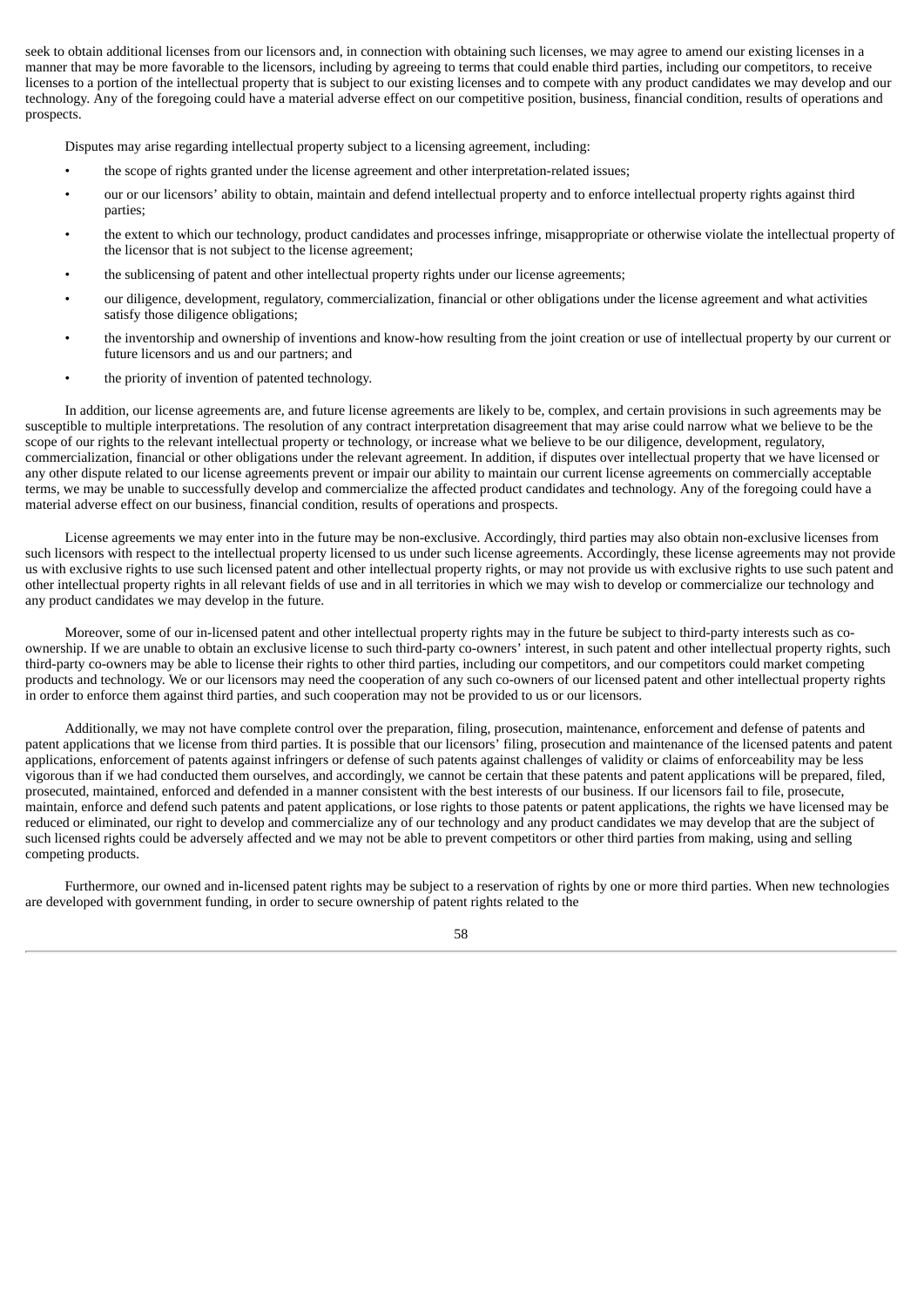seek to obtain additional licenses from our licensors and, in connection with obtaining such licenses, we may agree to amend our existing licenses in a manner that may be more favorable to the licensors, including by agreeing to terms that could enable third parties, including our competitors, to receive licenses to a portion of the intellectual property that is subject to our existing licenses and to compete with any product candidates we may develop and our technology. Any of the foregoing could have a material adverse effect on our competitive position, business, financial condition, results of operations and prospects.

Disputes may arise regarding intellectual property subject to a licensing agreement, including:

- the scope of rights granted under the license agreement and other interpretation-related issues;
- our or our licensors' ability to obtain, maintain and defend intellectual property and to enforce intellectual property rights against third parties;
- the extent to which our technology, product candidates and processes infringe, misappropriate or otherwise violate the intellectual property of the licensor that is not subject to the license agreement;
- the sublicensing of patent and other intellectual property rights under our license agreements;
- our diligence, development, regulatory, commercialization, financial or other obligations under the license agreement and what activities satisfy those diligence obligations;
- the inventorship and ownership of inventions and know-how resulting from the joint creation or use of intellectual property by our current or future licensors and us and our partners; and
- the priority of invention of patented technology.

In addition, our license agreements are, and future license agreements are likely to be, complex, and certain provisions in such agreements may be susceptible to multiple interpretations. The resolution of any contract interpretation disagreement that may arise could narrow what we believe to be the scope of our rights to the relevant intellectual property or technology, or increase what we believe to be our diligence, development, regulatory, commercialization, financial or other obligations under the relevant agreement. In addition, if disputes over intellectual property that we have licensed or any other dispute related to our license agreements prevent or impair our ability to maintain our current license agreements on commercially acceptable terms, we may be unable to successfully develop and commercialize the affected product candidates and technology. Any of the foregoing could have a material adverse effect on our business, financial condition, results of operations and prospects.

License agreements we may enter into in the future may be non-exclusive. Accordingly, third parties may also obtain non-exclusive licenses from such licensors with respect to the intellectual property licensed to us under such license agreements. Accordingly, these license agreements may not provide us with exclusive rights to use such licensed patent and other intellectual property rights, or may not provide us with exclusive rights to use such patent and other intellectual property rights in all relevant fields of use and in all territories in which we may wish to develop or commercialize our technology and any product candidates we may develop in the future.

Moreover, some of our in-licensed patent and other intellectual property rights may in the future be subject to third-party interests such as co-ownership. If we are unable to obtain an exclusive license to such third-party co-owners' interest, in such patent and other intellectual property rights, such third-party co-owners may be able to license their rights to other third parties, including our competitors, and our competitors could market competing products and technology. We or our licensors may need the cooperation of any such co-owners of our licensed patent and other intellectual property rights in order to enforce them against third parties, and such cooperation may not be provided to us or our licensors.

Additionally, we may not have complete control over the preparation, filing, prosecution, maintenance, enforcement and defense of patents and patent applications that we license from third parties. It is possible that our licensors' filing, prosecution and maintenance of the licensed patents and patent applications, enforcement of patents against infringers or defense of such patents against challenges of validity or claims of enforceability may be less vigorous than if we had conducted them ourselves, and accordingly, we cannot be certain that these patents and patent applications will be prepared, filed, prosecuted, maintained, enforced and defended in a manner consistent with the best interests of our business. If our licensors fail to file, prosecute, maintain, enforce and defend such patents and patent applications, or lose rights to those patents or patent applications, the rights we have licensed may be reduced or eliminated, our right to develop and commercialize any of our technology and any product candidates we may develop that are the subject of such licensed rights could be adversely affected and we may not be able to prevent competitors or other third parties from making, using and selling competing products.

Furthermore, our owned and in-licensed patent rights may be subject to a reservation of rights by one or more third parties. When new technologies are developed with government funding, in order to secure ownership of patent rights related to the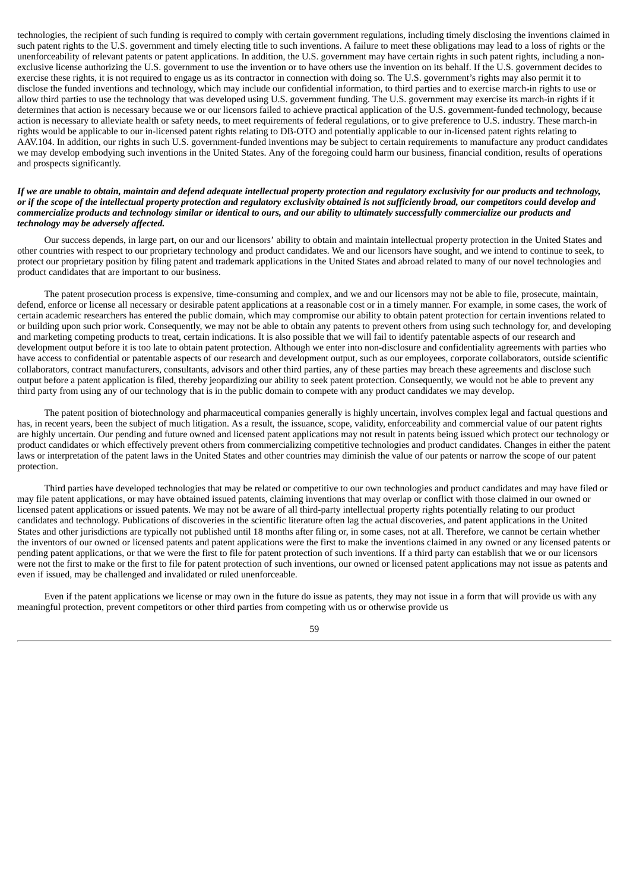technologies, the recipient of such funding is required to comply with certain government regulations, including timely disclosing the inventions claimed in such patent rights to the U.S. government and timely electing title to such inventions. A failure to meet these obligations may lead to a loss of rights or the unenforceability of relevant patents or patent applications. In addition, the U.S. government may have certain rights in such patent rights, including a non-exclusive license authorizing the U.S. government to use the invention or to have others use the invention on its behalf. If the U.S. government decides to exercise these rights, it is not required to engage us as its contractor in connection with doing so. The U.S. government's rights may also permit it to disclose the funded inventions and technology, which may include our confidential information, to third parties and to exercise march-in rights to use or allow third parties to use the technology that was developed using U.S. government funding. The U.S. government may exercise its march-in rights if it determines that action is necessary because we or our licensors failed to achieve practical application of the U.S. government-funded technology, because action is necessary to alleviate health or safety needs, to meet requirements of federal regulations, or to give preference to U.S. industry. These march-in rights would be applicable to our in-licensed patent rights relating to DB-OTO and potentially applicable to our in-licensed patent rights relating to AAV.104. In addition, our rights in such U.S. government-funded inventions may be subject to certain requirements to manufacture any product candidates we may develop embodying such inventions in the United States. Any of the foregoing could harm our business, financial condition, results of operations and prospects significantly.

***If we are unable to obtain, maintain and defend adequate intellectual property protection and regulatory exclusivity for our products and technology, or if the scope of the intellectual property protection and regulatory exclusivity obtained is not sufficiently broad, our competitors could develop and commercialize products and technology similar or identical to ours, and our ability to ultimately successfully commercialize our products and technology may be adversely affected.***

Our success depends, in large part, on our and our licensors' ability to obtain and maintain intellectual property protection in the United States and other countries with respect to our proprietary technology and product candidates. We and our licensors have sought, and we intend to continue to seek, to protect our proprietary position by filing patent and trademark applications in the United States and abroad related to many of our novel technologies and product candidates that are important to our business.

The patent prosecution process is expensive, time-consuming and complex, and we and our licensors may not be able to file, prosecute, maintain, defend, enforce or license all necessary or desirable patent applications at a reasonable cost or in a timely manner. For example, in some cases, the work of certain academic researchers has entered the public domain, which may compromise our ability to obtain patent protection for certain inventions related to or building upon such prior work. Consequently, we may not be able to obtain any patents to prevent others from using such technology for, and developing and marketing competing products to treat, certain indications. It is also possible that we will fail to identify patentable aspects of our research and development output before it is too late to obtain patent protection. Although we enter into non-disclosure and confidentiality agreements with parties who have access to confidential or patentable aspects of our research and development output, such as our employees, corporate collaborators, outside scientific collaborators, contract manufacturers, consultants, advisors and other third parties, any of these parties may breach these agreements and disclose such output before a patent application is filed, thereby jeopardizing our ability to seek patent protection. Consequently, we would not be able to prevent any third party from using any of our technology that is in the public domain to compete with any product candidates we may develop.

The patent position of biotechnology and pharmaceutical companies generally is highly uncertain, involves complex legal and factual questions and has, in recent years, been the subject of much litigation. As a result, the issuance, scope, validity, enforceability and commercial value of our patent rights are highly uncertain. Our pending and future owned and licensed patent applications may not result in patents being issued which protect our technology or product candidates or which effectively prevent others from commercializing competitive technologies and product candidates. Changes in either the patent laws or interpretation of the patent laws in the United States and other countries may diminish the value of our patents or narrow the scope of our patent protection.

Third parties have developed technologies that may be related or competitive to our own technologies and product candidates and may have filed or may file patent applications, or may have obtained issued patents, claiming inventions that may overlap or conflict with those claimed in our owned or licensed patent applications or issued patents. We may not be aware of all third-party intellectual property rights potentially relating to our product candidates and technology. Publications of discoveries in the scientific literature often lag the actual discoveries, and patent applications in the United States and other jurisdictions are typically not published until 18 months after filing or, in some cases, not at all. Therefore, we cannot be certain whether the inventors of our owned or licensed patents and patent applications were the first to make the inventions claimed in any owned or any licensed patents or pending patent applications, or that we were the first to file for patent protection of such inventions. If a third party can establish that we or our licensors were not the first to make or the first to file for patent protection of such inventions, our owned or licensed patent applications may not issue as patents and even if issued, may be challenged and invalidated or ruled unenforceable.

Even if the patent applications we license or may own in the future do issue as patents, they may not issue in a form that will provide us with any meaningful protection, prevent competitors or other third parties from competing with us or otherwise provide us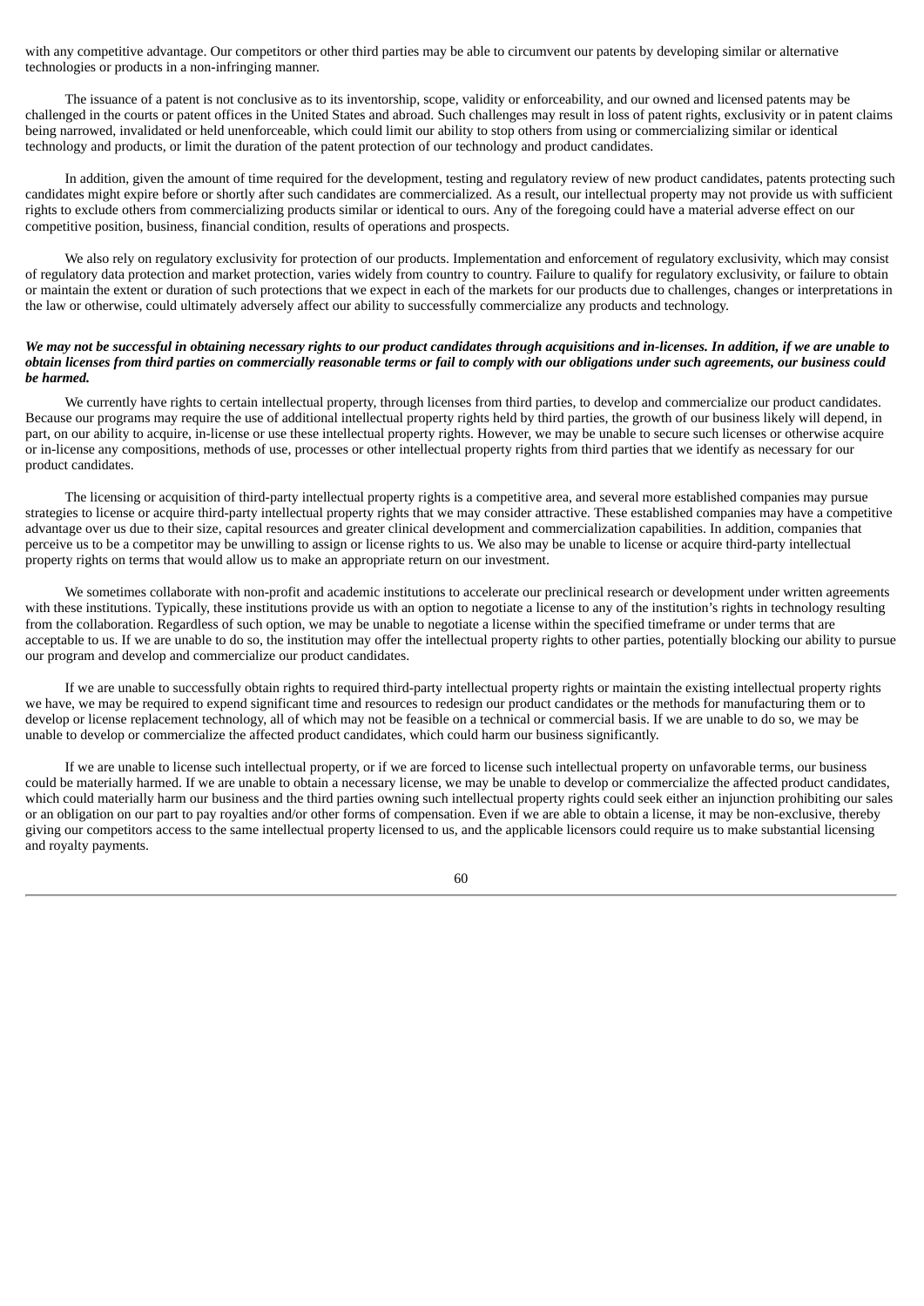with any competitive advantage. Our competitors or other third parties may be able to circumvent our patents by developing similar or alternative technologies or products in a non-infringing manner.

The issuance of a patent is not conclusive as to its inventorship, scope, validity or enforceability, and our owned and licensed patents may be challenged in the courts or patent offices in the United States and abroad. Such challenges may result in loss of patent rights, exclusivity or in patent claims being narrowed, invalidated or held unenforceable, which could limit our ability to stop others from using or commercializing similar or identical technology and products, or limit the duration of the patent protection of our technology and product candidates.

In addition, given the amount of time required for the development, testing and regulatory review of new product candidates, patents protecting such candidates might expire before or shortly after such candidates are commercialized. As a result, our intellectual property may not provide us with sufficient rights to exclude others from commercializing products similar or identical to ours. Any of the foregoing could have a material adverse effect on our competitive position, business, financial condition, results of operations and prospects.

We also rely on regulatory exclusivity for protection of our products. Implementation and enforcement of regulatory exclusivity, which may consist of regulatory data protection and market protection, varies widely from country to country. Failure to qualify for regulatory exclusivity, or failure to obtain or maintain the extent or duration of such protections that we expect in each of the markets for our products due to challenges, changes or interpretations in the law or otherwise, could ultimately adversely affect our ability to successfully commercialize any products and technology.

***We may not be successful in obtaining necessary rights to our product candidates through acquisitions and in-licenses. In addition, if we are unable to obtain licenses from third parties on commercially reasonable terms or fail to comply with our obligations under such agreements, our business could be harmed.***

We currently have rights to certain intellectual property, through licenses from third parties, to develop and commercialize our product candidates. Because our programs may require the use of additional intellectual property rights held by third parties, the growth of our business likely will depend, in part, on our ability to acquire, in-license or use these intellectual property rights. However, we may be unable to secure such licenses or otherwise acquire or in-license any compositions, methods of use, processes or other intellectual property rights from third parties that we identify as necessary for our product candidates.

The licensing or acquisition of third-party intellectual property rights is a competitive area, and several more established companies may pursue strategies to license or acquire third-party intellectual property rights that we may consider attractive. These established companies may have a competitive advantage over us due to their size, capital resources and greater clinical development and commercialization capabilities. In addition, companies that perceive us to be a competitor may be unwilling to assign or license rights to us. We also may be unable to license or acquire third-party intellectual property rights on terms that would allow us to make an appropriate return on our investment.

We sometimes collaborate with non-profit and academic institutions to accelerate our preclinical research or development under written agreements with these institutions. Typically, these institutions provide us with an option to negotiate a license to any of the institution's rights in technology resulting from the collaboration. Regardless of such option, we may be unable to negotiate a license within the specified timeframe or under terms that are acceptable to us. If we are unable to do so, the institution may offer the intellectual property rights to other parties, potentially blocking our ability to pursue our program and develop and commercialize our product candidates.

If we are unable to successfully obtain rights to required third-party intellectual property rights or maintain the existing intellectual property rights we have, we may be required to expend significant time and resources to redesign our product candidates or the methods for manufacturing them or to develop or license replacement technology, all of which may not be feasible on a technical or commercial basis. If we are unable to do so, we may be unable to develop or commercialize the affected product candidates, which could harm our business significantly.

If we are unable to license such intellectual property, or if we are forced to license such intellectual property on unfavorable terms, our business could be materially harmed. If we are unable to obtain a necessary license, we may be unable to develop or commercialize the affected product candidates, which could materially harm our business and the third parties owning such intellectual property rights could seek either an injunction prohibiting our sales or an obligation on our part to pay royalties and/or other forms of compensation. Even if we are able to obtain a license, it may be non-exclusive, thereby giving our competitors access to the same intellectual property licensed to us, and the applicable licensors could require us to make substantial licensing and royalty payments.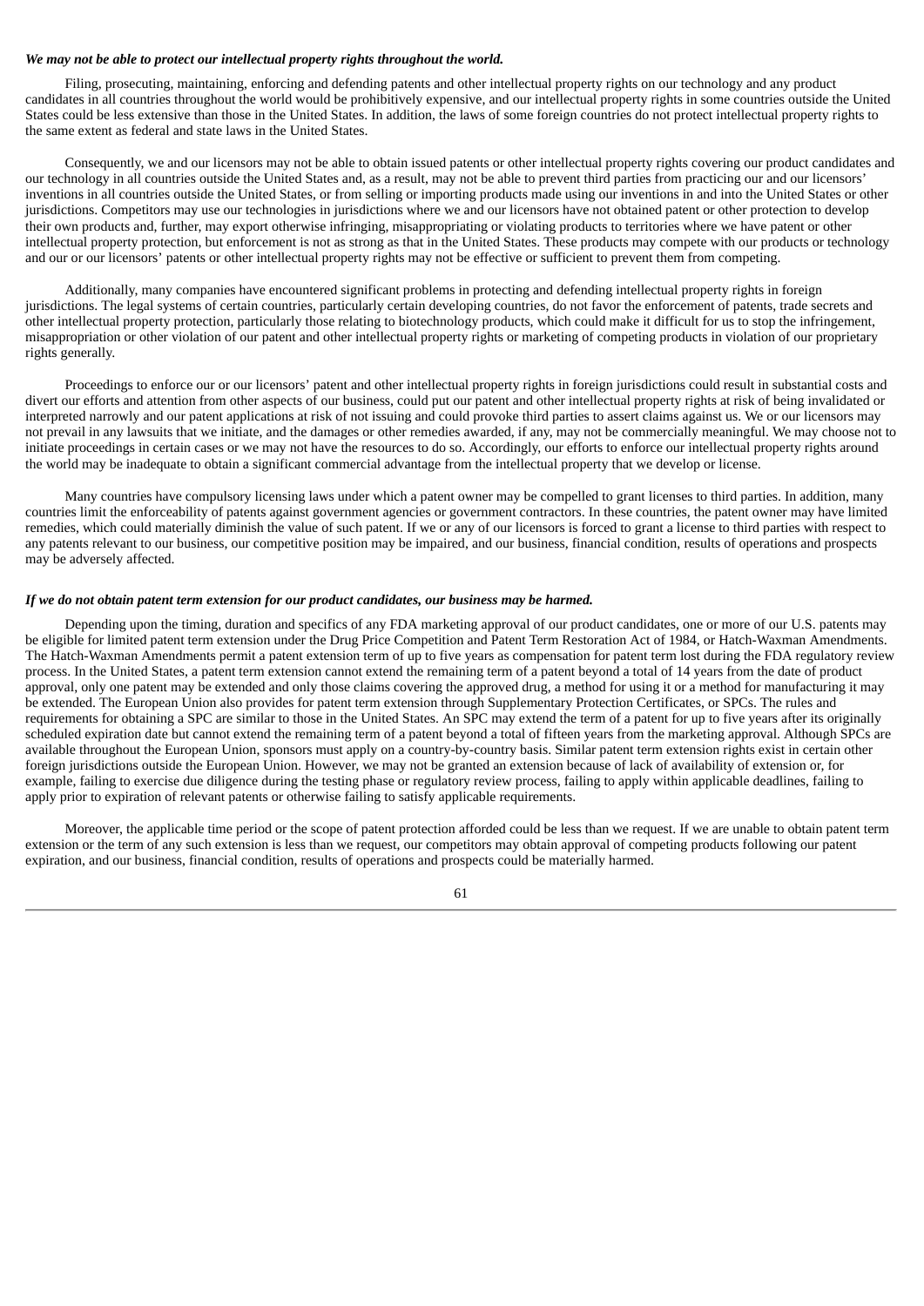***We may not be able to protect our intellectual property rights throughout the world.***

Filing, prosecuting, maintaining, enforcing and defending patents and other intellectual property rights on our technology and any product candidates in all countries throughout the world would be prohibitively expensive, and our intellectual property rights in some countries outside the United States could be less extensive than those in the United States. In addition, the laws of some foreign countries do not protect intellectual property rights to the same extent as federal and state laws in the United States.

Consequently, we and our licensors may not be able to obtain issued patents or other intellectual property rights covering our product candidates and our technology in all countries outside the United States and, as a result, may not be able to prevent third parties from practicing our and our licensors' inventions in all countries outside the United States, or from selling or importing products made using our inventions in and into the United States or other jurisdictions. Competitors may use our technologies in jurisdictions where we and our licensors have not obtained patent or other protection to develop their own products and, further, may export otherwise infringing, misappropriating or violating products to territories where we have patent or other intellectual property protection, but enforcement is not as strong as that in the United States. These products may compete with our products or technology and our or our licensors' patents or other intellectual property rights may not be effective or sufficient to prevent them from competing.

Additionally, many companies have encountered significant problems in protecting and defending intellectual property rights in foreign jurisdictions. The legal systems of certain countries, particularly certain developing countries, do not favor the enforcement of patents, trade secrets and other intellectual property protection, particularly those relating to biotechnology products, which could make it difficult for us to stop the infringement, misappropriation or other violation of our patent and other intellectual property rights or marketing of competing products in violation of our proprietary rights generally.

Proceedings to enforce our or our licensors' patent and other intellectual property rights in foreign jurisdictions could result in substantial costs and divert our efforts and attention from other aspects of our business, could put our patent and other intellectual property rights at risk of being invalidated or interpreted narrowly and our patent applications at risk of not issuing and could provoke third parties to assert claims against us. We or our licensors may not prevail in any lawsuits that we initiate, and the damages or other remedies awarded, if any, may not be commercially meaningful. We may choose not to initiate proceedings in certain cases or we may not have the resources to do so. Accordingly, our efforts to enforce our intellectual property rights around the world may be inadequate to obtain a significant commercial advantage from the intellectual property that we develop or license.

Many countries have compulsory licensing laws under which a patent owner may be compelled to grant licenses to third parties. In addition, many countries limit the enforceability of patents against government agencies or government contractors. In these countries, the patent owner may have limited remedies, which could materially diminish the value of such patent. If we or any of our licensors is forced to grant a license to third parties with respect to any patents relevant to our business, our competitive position may be impaired, and our business, financial condition, results of operations and prospects may be adversely affected.

***If we do not obtain patent term extension for our product candidates, our business may be harmed.***

Depending upon the timing, duration and specifics of any FDA marketing approval of our product candidates, one or more of our U.S. patents may be eligible for limited patent term extension under the Drug Price Competition and Patent Term Restoration Act of 1984, or Hatch-Waxman Amendments. The Hatch-Waxman Amendments permit a patent extension term of up to five years as compensation for patent term lost during the FDA regulatory review process. In the United States, a patent term extension cannot extend the remaining term of a patent beyond a total of 14 years from the date of product approval, only one patent may be extended and only those claims covering the approved drug, a method for using it or a method for manufacturing it may be extended. The European Union also provides for patent term extension through Supplementary Protection Certificates, or SPCs. The rules and requirements for obtaining a SPC are similar to those in the United States. An SPC may extend the term of a patent for up to five years after its originally scheduled expiration date but cannot extend the remaining term of a patent beyond a total of fifteen years from the marketing approval. Although SPCs are available throughout the European Union, sponsors must apply on a country-by-country basis. Similar patent term extension rights exist in certain other foreign jurisdictions outside the European Union. However, we may not be granted an extension because of lack of availability of extension or, for example, failing to exercise due diligence during the testing phase or regulatory review process, failing to apply within applicable deadlines, failing to apply prior to expiration of relevant patents or otherwise failing to satisfy applicable requirements.

Moreover, the applicable time period or the scope of patent protection afforded could be less than we request. If we are unable to obtain patent term extension or the term of any such extension is less than we request, our competitors may obtain approval of competing products following our patent expiration, and our business, financial condition, results of operations and prospects could be materially harmed.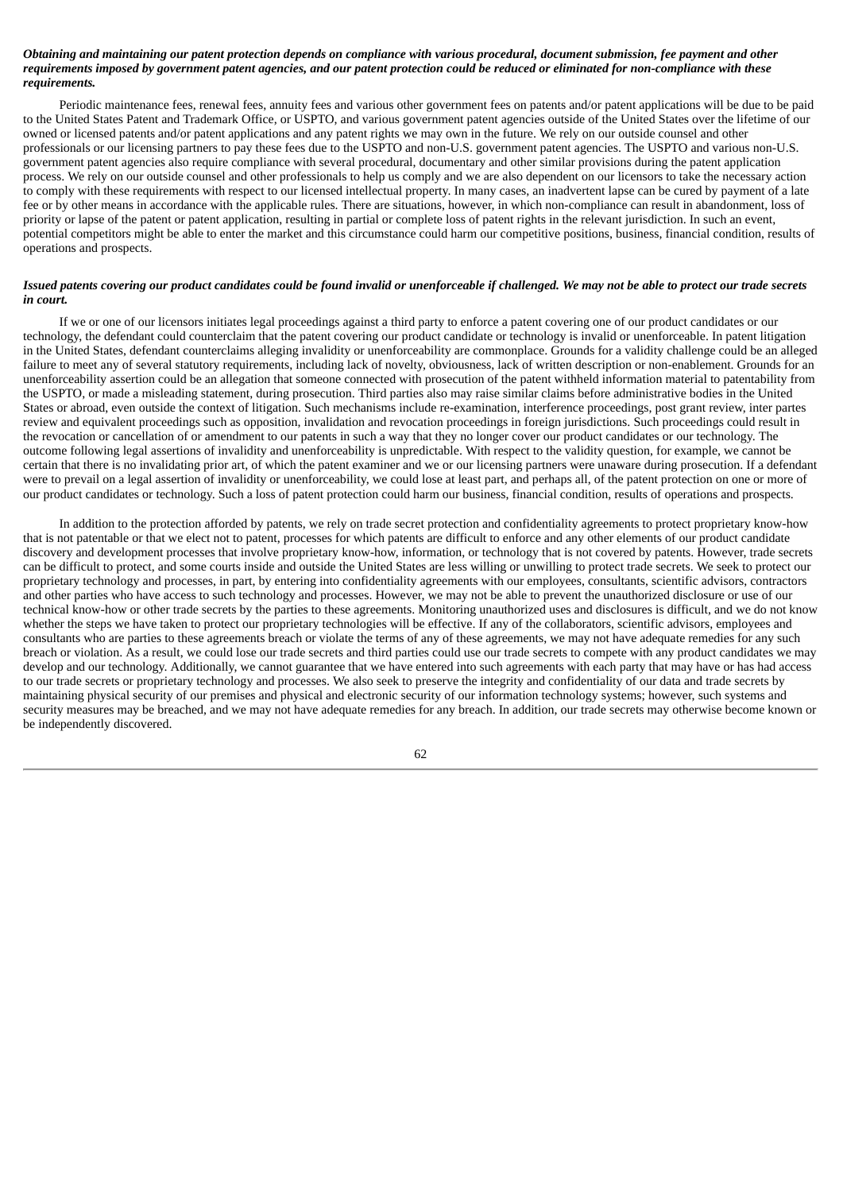***Obtaining and maintaining our patent protection depends on compliance with various procedural, document submission, fee payment and other requirements imposed by government patent agencies, and our patent protection could be reduced or eliminated for non-compliance with these requirements.***

Periodic maintenance fees, renewal fees, annuity fees and various other government fees on patents and/or patent applications will be due to be paid to the United States Patent and Trademark Office, or USPTO, and various government patent agencies outside of the United States over the lifetime of our owned or licensed patents and/or patent applications and any patent rights we may own in the future. We rely on our outside counsel and other professionals or our licensing partners to pay these fees due to the USPTO and non-U.S. government patent agencies. The USPTO and various non-U.S. government patent agencies also require compliance with several procedural, documentary and other similar provisions during the patent application process. We rely on our outside counsel and other professionals to help us comply and we are also dependent on our licensors to take the necessary action to comply with these requirements with respect to our licensed intellectual property. In many cases, an inadvertent lapse can be cured by payment of a late fee or by other means in accordance with the applicable rules. There are situations, however, in which non-compliance can result in abandonment, loss of priority or lapse of the patent or patent application, resulting in partial or complete loss of patent rights in the relevant jurisdiction. In such an event, potential competitors might be able to enter the market and this circumstance could harm our competitive positions, business, financial condition, results of operations and prospects.

***Issued patents covering our product candidates could be found invalid or unenforceable if challenged. We may not be able to protect our trade secrets in court.***

If we or one of our licensors initiates legal proceedings against a third party to enforce a patent covering one of our product candidates or our technology, the defendant could counterclaim that the patent covering our product candidate or technology is invalid or unenforceable. In patent litigation in the United States, defendant counterclaims alleging invalidity or unenforceability are commonplace. Grounds for a validity challenge could be an alleged failure to meet any of several statutory requirements, including lack of novelty, obviousness, lack of written description or non-enablement. Grounds for an unenforceability assertion could be an allegation that someone connected with prosecution of the patent withheld information material to patentability from the USPTO, or made a misleading statement, during prosecution. Third parties also may raise similar claims before administrative bodies in the United States or abroad, even outside the context of litigation. Such mechanisms include re-examination, interference proceedings, post grant review, inter partes review and equivalent proceedings such as opposition, invalidation and revocation proceedings in foreign jurisdictions. Such proceedings could result in the revocation or cancellation of or amendment to our patents in such a way that they no longer cover our product candidates or our technology. The outcome following legal assertions of invalidity and unenforceability is unpredictable. With respect to the validity question, for example, we cannot be certain that there is no invalidating prior art, of which the patent examiner and we or our licensing partners were unaware during prosecution. If a defendant were to prevail on a legal assertion of invalidity or unenforceability, we could lose at least part, and perhaps all, of the patent protection on one or more of our product candidates or technology. Such a loss of patent protection could harm our business, financial condition, results of operations and prospects.

In addition to the protection afforded by patents, we rely on trade secret protection and confidentiality agreements to protect proprietary know-how that is not patentable or that we elect not to patent, processes for which patents are difficult to enforce and any other elements of our product candidate discovery and development processes that involve proprietary know-how, information, or technology that is not covered by patents. However, trade secrets can be difficult to protect, and some courts inside and outside the United States are less willing or unwilling to protect trade secrets. We seek to protect our proprietary technology and processes, in part, by entering into confidentiality agreements with our employees, consultants, scientific advisors, contractors and other parties who have access to such technology and processes. However, we may not be able to prevent the unauthorized disclosure or use of our technical know-how or other trade secrets by the parties to these agreements. Monitoring unauthorized uses and disclosures is difficult, and we do not know whether the steps we have taken to protect our proprietary technologies will be effective. If any of the collaborators, scientific advisors, employees and consultants who are parties to these agreements breach or violate the terms of any of these agreements, we may not have adequate remedies for any such breach or violation. As a result, we could lose our trade secrets and third parties could use our trade secrets to compete with any product candidates we may develop and our technology. Additionally, we cannot guarantee that we have entered into such agreements with each party that may have or has had access to our trade secrets or proprietary technology and processes. We also seek to preserve the integrity and confidentiality of our data and trade secrets by maintaining physical security of our premises and physical and electronic security of our information technology systems; however, such systems and security measures may be breached, and we may not have adequate remedies for any breach. In addition, our trade secrets may otherwise become known or be independently discovered.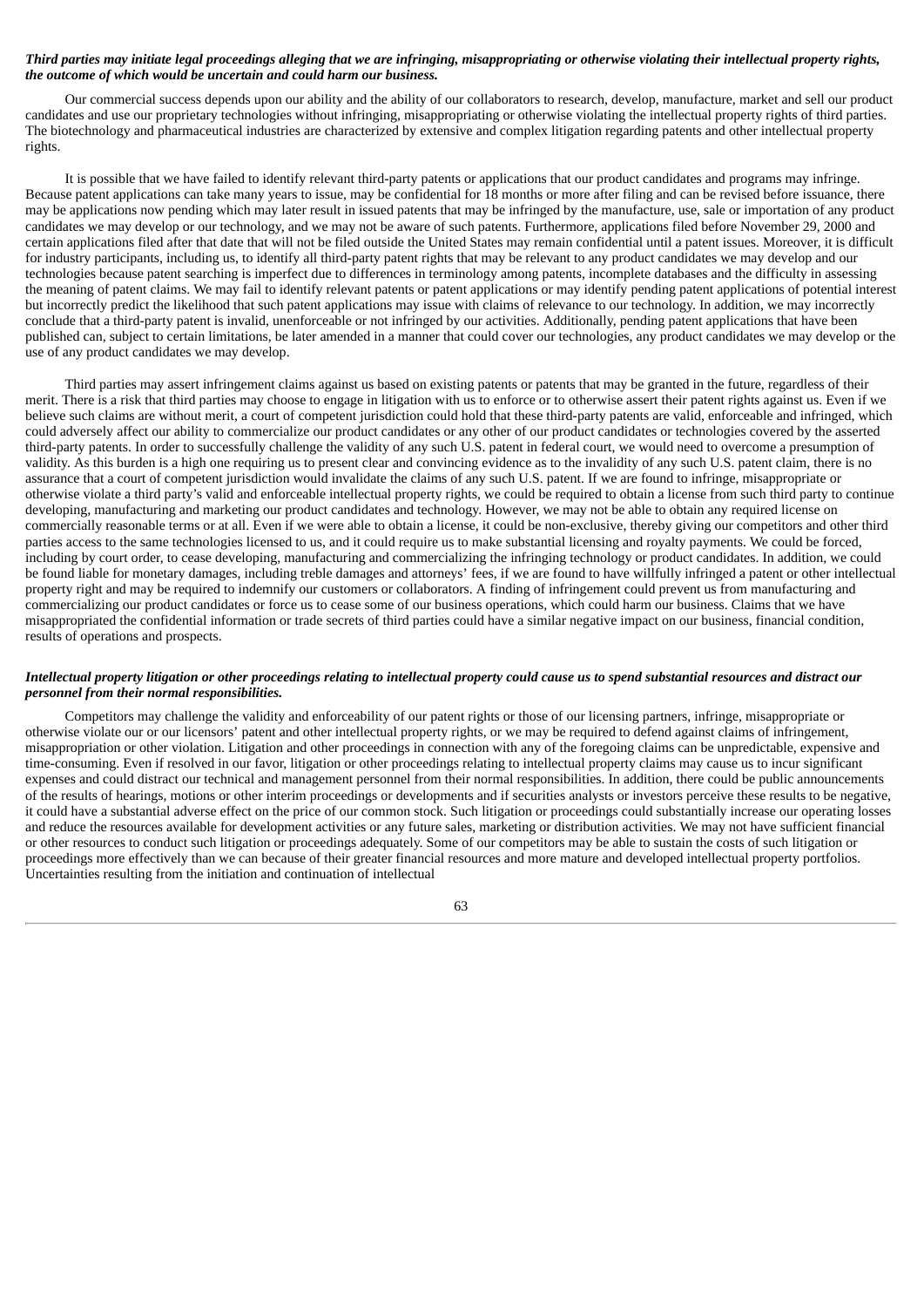***Third parties may initiate legal proceedings alleging that we are infringing, misappropriating or otherwise violating their intellectual property rights, the outcome of which would be uncertain and could harm our business.***

Our commercial success depends upon our ability and the ability of our collaborators to research, develop, manufacture, market and sell our product candidates and use our proprietary technologies without infringing, misappropriating or otherwise violating the intellectual property rights of third parties. The biotechnology and pharmaceutical industries are characterized by extensive and complex litigation regarding patents and other intellectual property rights.

It is possible that we have failed to identify relevant third-party patents or applications that our product candidates and programs may infringe. Because patent applications can take many years to issue, may be confidential for 18 months or more after filing and can be revised before issuance, there may be applications now pending which may later result in issued patents that may be infringed by the manufacture, use, sale or importation of any product candidates we may develop or our technology, and we may not be aware of such patents. Furthermore, applications filed before November 29, 2000 and certain applications filed after that date that will not be filed outside the United States may remain confidential until a patent issues. Moreover, it is difficult for industry participants, including us, to identify all third-party patent rights that may be relevant to any product candidates we may develop and our technologies because patent searching is imperfect due to differences in terminology among patents, incomplete databases and the difficulty in assessing the meaning of patent claims. We may fail to identify relevant patents or patent applications or may identify pending patent applications of potential interest but incorrectly predict the likelihood that such patent applications may issue with claims of relevance to our technology. In addition, we may incorrectly conclude that a third-party patent is invalid, unenforceable or not infringed by our activities. Additionally, pending patent applications that have been published can, subject to certain limitations, be later amended in a manner that could cover our technologies, any product candidates we may develop or the use of any product candidates we may develop.

Third parties may assert infringement claims against us based on existing patents or patents that may be granted in the future, regardless of their merit. There is a risk that third parties may choose to engage in litigation with us to enforce or to otherwise assert their patent rights against us. Even if we believe such claims are without merit, a court of competent jurisdiction could hold that these third-party patents are valid, enforceable and infringed, which could adversely affect our ability to commercialize our product candidates or any other of our product candidates or technologies covered by the asserted third-party patents. In order to successfully challenge the validity of any such U.S. patent in federal court, we would need to overcome a presumption of validity. As this burden is a high one requiring us to present clear and convincing evidence as to the invalidity of any such U.S. patent claim, there is no assurance that a court of competent jurisdiction would invalidate the claims of any such U.S. patent. If we are found to infringe, misappropriate or otherwise violate a third party's valid and enforceable intellectual property rights, we could be required to obtain a license from such third party to continue developing, manufacturing and marketing our product candidates and technology. However, we may not be able to obtain any required license on commercially reasonable terms or at all. Even if we were able to obtain a license, it could be non-exclusive, thereby giving our competitors and other third parties access to the same technologies licensed to us, and it could require us to make substantial licensing and royalty payments. We could be forced, including by court order, to cease developing, manufacturing and commercializing the infringing technology or product candidates. In addition, we could be found liable for monetary damages, including treble damages and attorneys' fees, if we are found to have willfully infringed a patent or other intellectual property right and may be required to indemnify our customers or collaborators. A finding of infringement could prevent us from manufacturing and commercializing our product candidates or force us to cease some of our business operations, which could harm our business. Claims that we have misappropriated the confidential information or trade secrets of third parties could have a similar negative impact on our business, financial condition, results of operations and prospects.

***Intellectual property litigation or other proceedings relating to intellectual property could cause us to spend substantial resources and distract our personnel from their normal responsibilities.***

Competitors may challenge the validity and enforceability of our patent rights or those of our licensing partners, infringe, misappropriate or otherwise violate our or our licensors' patent and other intellectual property rights, or we may be required to defend against claims of infringement, misappropriation or other violation. Litigation and other proceedings in connection with any of the foregoing claims can be unpredictable, expensive and time-consuming. Even if resolved in our favor, litigation or other proceedings relating to intellectual property claims may cause us to incur significant expenses and could distract our technical and management personnel from their normal responsibilities. In addition, there could be public announcements of the results of hearings, motions or other interim proceedings or developments and if securities analysts or investors perceive these results to be negative, it could have a substantial adverse effect on the price of our common stock. Such litigation or proceedings could substantially increase our operating losses and reduce the resources available for development activities or any future sales, marketing or distribution activities. We may not have sufficient financial or other resources to conduct such litigation or proceedings adequately. Some of our competitors may be able to sustain the costs of such litigation or proceedings more effectively than we can because of their greater financial resources and more mature and developed intellectual property portfolios. Uncertainties resulting from the initiation and continuation of intellectual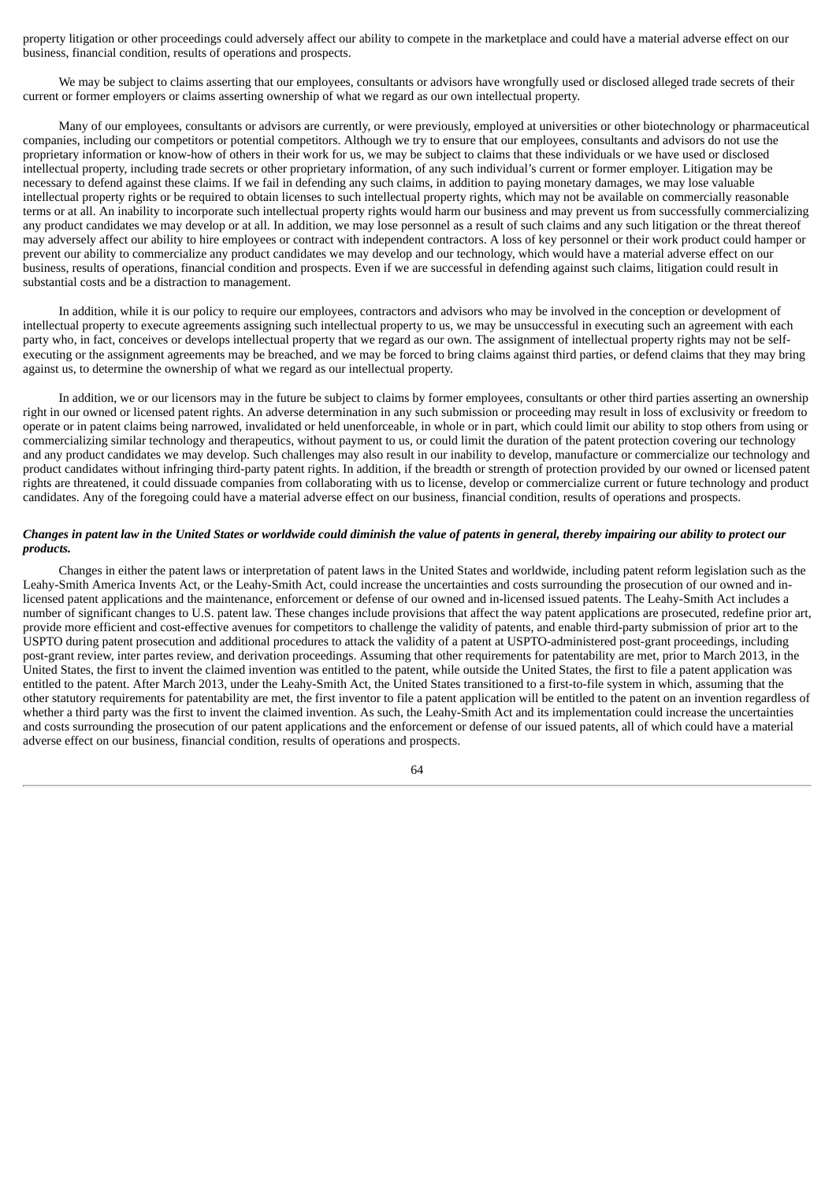property litigation or other proceedings could adversely affect our ability to compete in the marketplace and could have a material adverse effect on our business, financial condition, results of operations and prospects.

We may be subject to claims asserting that our employees, consultants or advisors have wrongfully used or disclosed alleged trade secrets of their current or former employers or claims asserting ownership of what we regard as our own intellectual property.

Many of our employees, consultants or advisors are currently, or were previously, employed at universities or other biotechnology or pharmaceutical companies, including our competitors or potential competitors. Although we try to ensure that our employees, consultants and advisors do not use the proprietary information or know-how of others in their work for us, we may be subject to claims that these individuals or we have used or disclosed intellectual property, including trade secrets or other proprietary information, of any such individual's current or former employer. Litigation may be necessary to defend against these claims. If we fail in defending any such claims, in addition to paying monetary damages, we may lose valuable intellectual property rights or be required to obtain licenses to such intellectual property rights, which may not be available on commercially reasonable terms or at all. An inability to incorporate such intellectual property rights would harm our business and may prevent us from successfully commercializing any product candidates we may develop or at all. In addition, we may lose personnel as a result of such claims and any such litigation or the threat thereof may adversely affect our ability to hire employees or contract with independent contractors. A loss of key personnel or their work product could hamper or prevent our ability to commercialize any product candidates we may develop and our technology, which would have a material adverse effect on our business, results of operations, financial condition and prospects. Even if we are successful in defending against such claims, litigation could result in substantial costs and be a distraction to management.

In addition, while it is our policy to require our employees, contractors and advisors who may be involved in the conception or development of intellectual property to execute agreements assigning such intellectual property to us, we may be unsuccessful in executing such an agreement with each party who, in fact, conceives or develops intellectual property that we regard as our own. The assignment of intellectual property rights may not be self-executing or the assignment agreements may be breached, and we may be forced to bring claims against third parties, or defend claims that they may bring against us, to determine the ownership of what we regard as our intellectual property.

In addition, we or our licensors may in the future be subject to claims by former employees, consultants or other third parties asserting an ownership right in our owned or licensed patent rights. An adverse determination in any such submission or proceeding may result in loss of exclusivity or freedom to operate or in patent claims being narrowed, invalidated or held unenforceable, in whole or in part, which could limit our ability to stop others from using or commercializing similar technology and therapeutics, without payment to us, or could limit the duration of the patent protection covering our technology and any product candidates we may develop. Such challenges may also result in our inability to develop, manufacture or commercialize our technology and product candidates without infringing third-party patent rights. In addition, if the breadth or strength of protection provided by our owned or licensed patent rights are threatened, it could dissuade companies from collaborating with us to license, develop or commercialize current or future technology and product candidates. Any of the foregoing could have a material adverse effect on our business, financial condition, results of operations and prospects.

***Changes in patent law in the United States or worldwide could diminish the value of patents in general, thereby impairing our ability to protect our products.***

Changes in either the patent laws or interpretation of patent laws in the United States and worldwide, including patent reform legislation such as the Leahy-Smith America Invents Act, or the Leahy-Smith Act, could increase the uncertainties and costs surrounding the prosecution of our owned and in-licensed patent applications and the maintenance, enforcement or defense of our owned and in-licensed issued patents. The Leahy-Smith Act includes a number of significant changes to U.S. patent law. These changes include provisions that affect the way patent applications are prosecuted, redefine prior art, provide more efficient and cost-effective avenues for competitors to challenge the validity of patents, and enable third-party submission of prior art to the USPTO during patent prosecution and additional procedures to attack the validity of a patent at USPTO-administered post-grant proceedings, including post-grant review, inter partes review, and derivation proceedings. Assuming that other requirements for patentability are met, prior to March 2013, in the United States, the first to invent the claimed invention was entitled to the patent, while outside the United States, the first to file a patent application was entitled to the patent. After March 2013, under the Leahy-Smith Act, the United States transitioned to a first-to-file system in which, assuming that the other statutory requirements for patentability are met, the first inventor to file a patent application will be entitled to the patent on an invention regardless of whether a third party was the first to invent the claimed invention. As such, the Leahy-Smith Act and its implementation could increase the uncertainties and costs surrounding the prosecution of our patent applications and the enforcement or defense of our issued patents, all of which could have a material adverse effect on our business, financial condition, results of operations and prospects.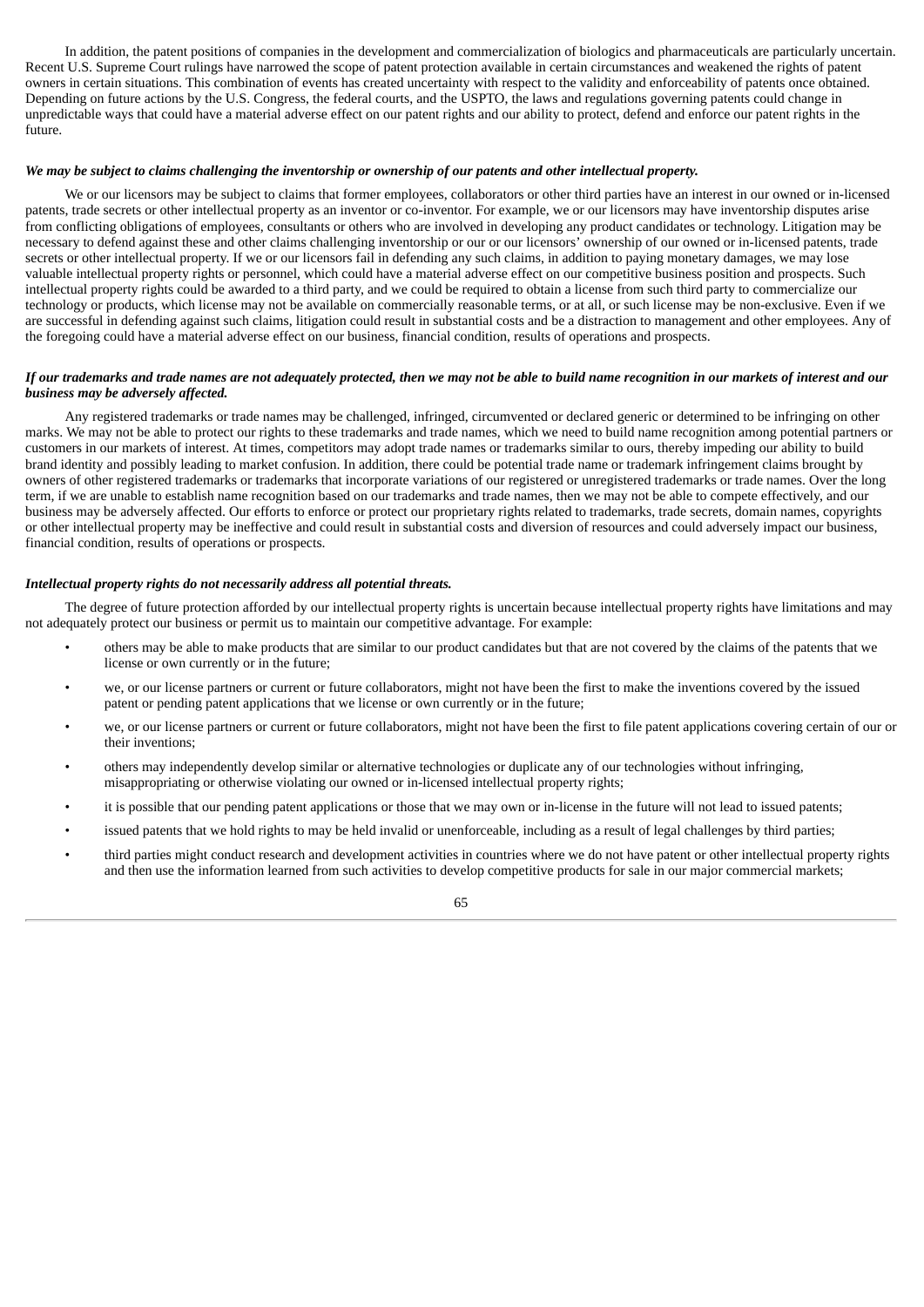In addition, the patent positions of companies in the development and commercialization of biologics and pharmaceuticals are particularly uncertain. Recent U.S. Supreme Court rulings have narrowed the scope of patent protection available in certain circumstances and weakened the rights of patent owners in certain situations. This combination of events has created uncertainty with respect to the validity and enforceability of patents once obtained. Depending on future actions by the U.S. Congress, the federal courts, and the USPTO, the laws and regulations governing patents could change in unpredictable ways that could have a material adverse effect on our patent rights and our ability to protect, defend and enforce our patent rights in the future.

***We may be subject to claims challenging the inventorship or ownership of our patents and other intellectual property.***

We or our licensors may be subject to claims that former employees, collaborators or other third parties have an interest in our owned or in-licensed patents, trade secrets or other intellectual property as an inventor or co-inventor. For example, we or our licensors may have inventorship disputes arise from conflicting obligations of employees, consultants or others who are involved in developing any product candidates or technology. Litigation may be necessary to defend against these and other claims challenging inventorship or our or our licensors' ownership of our owned or in-licensed patents, trade secrets or other intellectual property. If we or our licensors fail in defending any such claims, in addition to paying monetary damages, we may lose valuable intellectual property rights or personnel, which could have a material adverse effect on our competitive business position and prospects. Such intellectual property rights could be awarded to a third party, and we could be required to obtain a license from such third party to commercialize our technology or products, which license may not be available on commercially reasonable terms, or at all, or such license may be non-exclusive. Even if we are successful in defending against such claims, litigation could result in substantial costs and be a distraction to management and other employees. Any of the foregoing could have a material adverse effect on our business, financial condition, results of operations and prospects.

***If our trademarks and trade names are not adequately protected, then we may not be able to build name recognition in our markets of interest and our business may be adversely affected.***

Any registered trademarks or trade names may be challenged, infringed, circumvented or declared generic or determined to be infringing on other marks. We may not be able to protect our rights to these trademarks and trade names, which we need to build name recognition among potential partners or customers in our markets of interest. At times, competitors may adopt trade names or trademarks similar to ours, thereby impeding our ability to build brand identity and possibly leading to market confusion. In addition, there could be potential trade name or trademark infringement claims brought by owners of other registered trademarks or trademarks that incorporate variations of our registered or unregistered trademarks or trade names. Over the long term, if we are unable to establish name recognition based on our trademarks and trade names, then we may not be able to compete effectively, and our business may be adversely affected. Our efforts to enforce or protect our proprietary rights related to trademarks, trade secrets, domain names, copyrights or other intellectual property may be ineffective and could result in substantial costs and diversion of resources and could adversely impact our business, financial condition, results of operations or prospects.

***Intellectual property rights do not necessarily address all potential threats.***

The degree of future protection afforded by our intellectual property rights is uncertain because intellectual property rights have limitations and may not adequately protect our business or permit us to maintain our competitive advantage. For example:

- others may be able to make products that are similar to our product candidates but that are not covered by the claims of the patents that we license or own currently or in the future;
- we, or our license partners or current or future collaborators, might not have been the first to make the inventions covered by the issued patent or pending patent applications that we license or own currently or in the future;
- we, or our license partners or current or future collaborators, might not have been the first to file patent applications covering certain of our or their inventions;
- others may independently develop similar or alternative technologies or duplicate any of our technologies without infringing, misappropriating or otherwise violating our owned or in-licensed intellectual property rights;
- it is possible that our pending patent applications or those that we may own or in-license in the future will not lead to issued patents;
- issued patents that we hold rights to may be held invalid or unenforceable, including as a result of legal challenges by third parties;
- third parties might conduct research and development activities in countries where we do not have patent or other intellectual property rights and then use the information learned from such activities to develop competitive products for sale in our major commercial markets;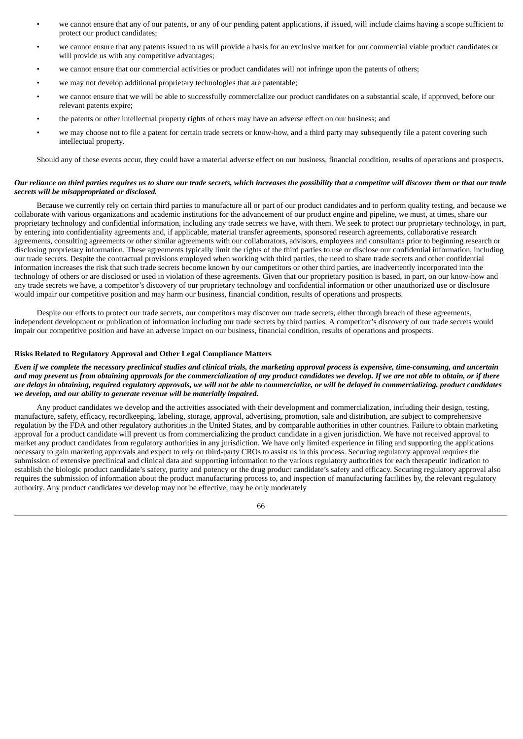- we cannot ensure that any of our patents, or any of our pending patent applications, if issued, will include claims having a scope sufficient to protect our product candidates;
- we cannot ensure that any patents issued to us will provide a basis for an exclusive market for our commercial viable product candidates or will provide us with any competitive advantages;
- we cannot ensure that our commercial activities or product candidates will not infringe upon the patents of others;
- we may not develop additional proprietary technologies that are patentable;
- we cannot ensure that we will be able to successfully commercialize our product candidates on a substantial scale, if approved, before our relevant patents expire;
- the patents or other intellectual property rights of others may have an adverse effect on our business; and
- we may choose not to file a patent for certain trade secrets or know-how, and a third party may subsequently file a patent covering such intellectual property.

Should any of these events occur, they could have a material adverse effect on our business, financial condition, results of operations and prospects.

***Our reliance on third parties requires us to share our trade secrets, which increases the possibility that a competitor will discover them or that our trade secrets will be misappropriated or disclosed.***

Because we currently rely on certain third parties to manufacture all or part of our product candidates and to perform quality testing, and because we collaborate with various organizations and academic institutions for the advancement of our product engine and pipeline, we must, at times, share our proprietary technology and confidential information, including any trade secrets we have, with them. We seek to protect our proprietary technology, in part, by entering into confidentiality agreements and, if applicable, material transfer agreements, sponsored research agreements, collaborative research agreements, consulting agreements or other similar agreements with our collaborators, advisors, employees and consultants prior to beginning research or disclosing proprietary information. These agreements typically limit the rights of the third parties to use or disclose our confidential information, including our trade secrets. Despite the contractual provisions employed when working with third parties, the need to share trade secrets and other confidential information increases the risk that such trade secrets become known by our competitors or other third parties, are inadvertently incorporated into the technology of others or are disclosed or used in violation of these agreements. Given that our proprietary position is based, in part, on our know-how and any trade secrets we have, a competitor's discovery of our proprietary technology and confidential information or other unauthorized use or disclosure would impair our competitive position and may harm our business, financial condition, results of operations and prospects.

Despite our efforts to protect our trade secrets, our competitors may discover our trade secrets, either through breach of these agreements, independent development or publication of information including our trade secrets by third parties. A competitor's discovery of our trade secrets would impair our competitive position and have an adverse impact on our business, financial condition, results of operations and prospects.

**Risks Related to Regulatory Approval and Other Legal Compliance Matters**

***Even if we complete the necessary preclinical studies and clinical trials, the marketing approval process is expensive, time-consuming, and uncertain and may prevent us from obtaining approvals for the commercialization of any product candidates we develop. If we are not able to obtain, or if there are delays in obtaining, required regulatory approvals, we will not be able to commercialize, or will be delayed in commercializing, product candidates we develop, and our ability to generate revenue will be materially impaired.***

Any product candidates we develop and the activities associated with their development and commercialization, including their design, testing, manufacture, safety, efficacy, recordkeeping, labeling, storage, approval, advertising, promotion, sale and distribution, are subject to comprehensive regulation by the FDA and other regulatory authorities in the United States, and by comparable authorities in other countries. Failure to obtain marketing approval for a product candidate will prevent us from commercializing the product candidate in a given jurisdiction. We have not received approval to market any product candidates from regulatory authorities in any jurisdiction. We have only limited experience in filing and supporting the applications necessary to gain marketing approvals and expect to rely on third-party CROs to assist us in this process. Securing regulatory approval requires the submission of extensive preclinical and clinical data and supporting information to the various regulatory authorities for each therapeutic indication to establish the biologic product candidate's safety, purity and potency or the drug product candidate's safety and efficacy. Securing regulatory approval also requires the submission of information about the product manufacturing process to, and inspection of manufacturing facilities by, the relevant regulatory authority. Any product candidates we develop may not be effective, may be only moderately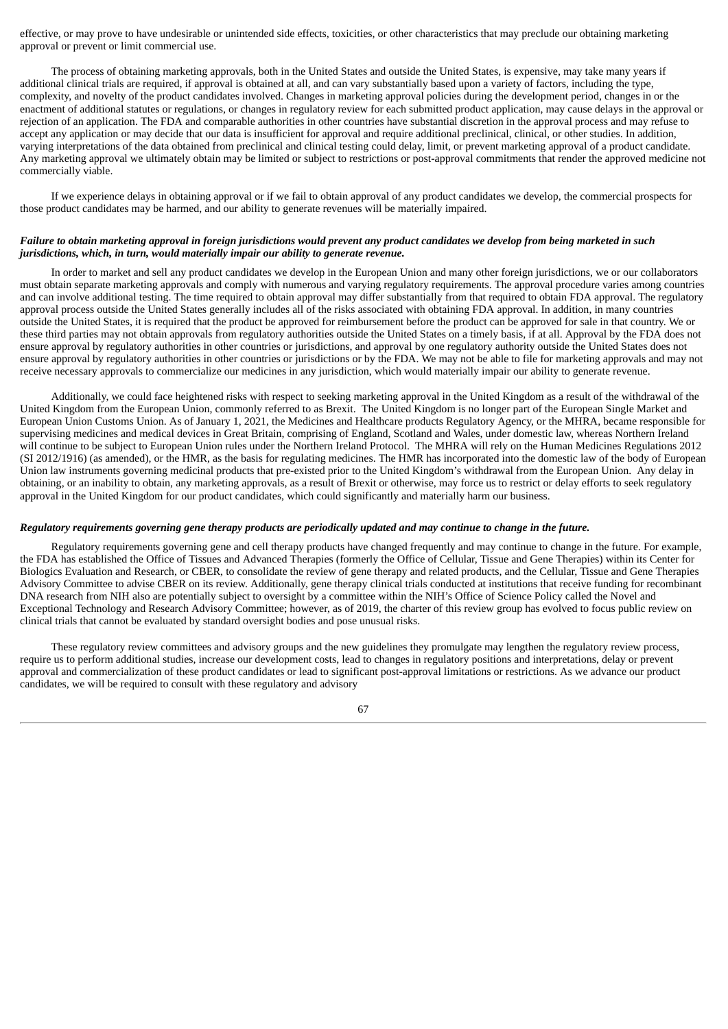effective, or may prove to have undesirable or unintended side effects, toxicities, or other characteristics that may preclude our obtaining marketing approval or prevent or limit commercial use.

The process of obtaining marketing approvals, both in the United States and outside the United States, is expensive, may take many years if additional clinical trials are required, if approval is obtained at all, and can vary substantially based upon a variety of factors, including the type, complexity, and novelty of the product candidates involved. Changes in marketing approval policies during the development period, changes in or the enactment of additional statutes or regulations, or changes in regulatory review for each submitted product application, may cause delays in the approval or rejection of an application. The FDA and comparable authorities in other countries have substantial discretion in the approval process and may refuse to accept any application or may decide that our data is insufficient for approval and require additional preclinical, clinical, or other studies. In addition, varying interpretations of the data obtained from preclinical and clinical testing could delay, limit, or prevent marketing approval of a product candidate. Any marketing approval we ultimately obtain may be limited or subject to restrictions or post-approval commitments that render the approved medicine not commercially viable.

If we experience delays in obtaining approval or if we fail to obtain approval of any product candidates we develop, the commercial prospects for those product candidates may be harmed, and our ability to generate revenues will be materially impaired.

***Failure to obtain marketing approval in foreign jurisdictions would prevent any product candidates we develop from being marketed in such jurisdictions, which, in turn, would materially impair our ability to generate revenue.***

In order to market and sell any product candidates we develop in the European Union and many other foreign jurisdictions, we or our collaborators must obtain separate marketing approvals and comply with numerous and varying regulatory requirements. The approval procedure varies among countries and can involve additional testing. The time required to obtain approval may differ substantially from that required to obtain FDA approval. The regulatory approval process outside the United States generally includes all of the risks associated with obtaining FDA approval. In addition, in many countries outside the United States, it is required that the product be approved for reimbursement before the product can be approved for sale in that country. We or these third parties may not obtain approvals from regulatory authorities outside the United States on a timely basis, if at all. Approval by the FDA does not ensure approval by regulatory authorities in other countries or jurisdictions, and approval by one regulatory authority outside the United States does not ensure approval by regulatory authorities in other countries or jurisdictions or by the FDA. We may not be able to file for marketing approvals and may not receive necessary approvals to commercialize our medicines in any jurisdiction, which would materially impair our ability to generate revenue.

Additionally, we could face heightened risks with respect to seeking marketing approval in the United Kingdom as a result of the withdrawal of the United Kingdom from the European Union, commonly referred to as Brexit. The United Kingdom is no longer part of the European Single Market and European Union Customs Union. As of January 1, 2021, the Medicines and Healthcare products Regulatory Agency, or the MHRA, became responsible for supervising medicines and medical devices in Great Britain, comprising of England, Scotland and Wales, under domestic law, whereas Northern Ireland will continue to be subject to European Union rules under the Northern Ireland Protocol. The MHRA will rely on the Human Medicines Regulations 2012 (SI 2012/1916) (as amended), or the HMR, as the basis for regulating medicines. The HMR has incorporated into the domestic law of the body of European Union law instruments governing medicinal products that pre-existed prior to the United Kingdom's withdrawal from the European Union. Any delay in obtaining, or an inability to obtain, any marketing approvals, as a result of Brexit or otherwise, may force us to restrict or delay efforts to seek regulatory approval in the United Kingdom for our product candidates, which could significantly and materially harm our business.

***Regulatory requirements governing gene therapy products are periodically updated and may continue to change in the future.***

Regulatory requirements governing gene and cell therapy products have changed frequently and may continue to change in the future. For example, the FDA has established the Office of Tissues and Advanced Therapies (formerly the Office of Cellular, Tissue and Gene Therapies) within its Center for Biologics Evaluation and Research, or CBER, to consolidate the review of gene therapy and related products, and the Cellular, Tissue and Gene Therapies Advisory Committee to advise CBER on its review. Additionally, gene therapy clinical trials conducted at institutions that receive funding for recombinant DNA research from NIH also are potentially subject to oversight by a committee within the NIH's Office of Science Policy called the Novel and Exceptional Technology and Research Advisory Committee; however, as of 2019, the charter of this review group has evolved to focus public review on clinical trials that cannot be evaluated by standard oversight bodies and pose unusual risks.

These regulatory review committees and advisory groups and the new guidelines they promulgate may lengthen the regulatory review process, require us to perform additional studies, increase our development costs, lead to changes in regulatory positions and interpretations, delay or prevent approval and commercialization of these product candidates or lead to significant post-approval limitations or restrictions. As we advance our product candidates, we will be required to consult with these regulatory and advisory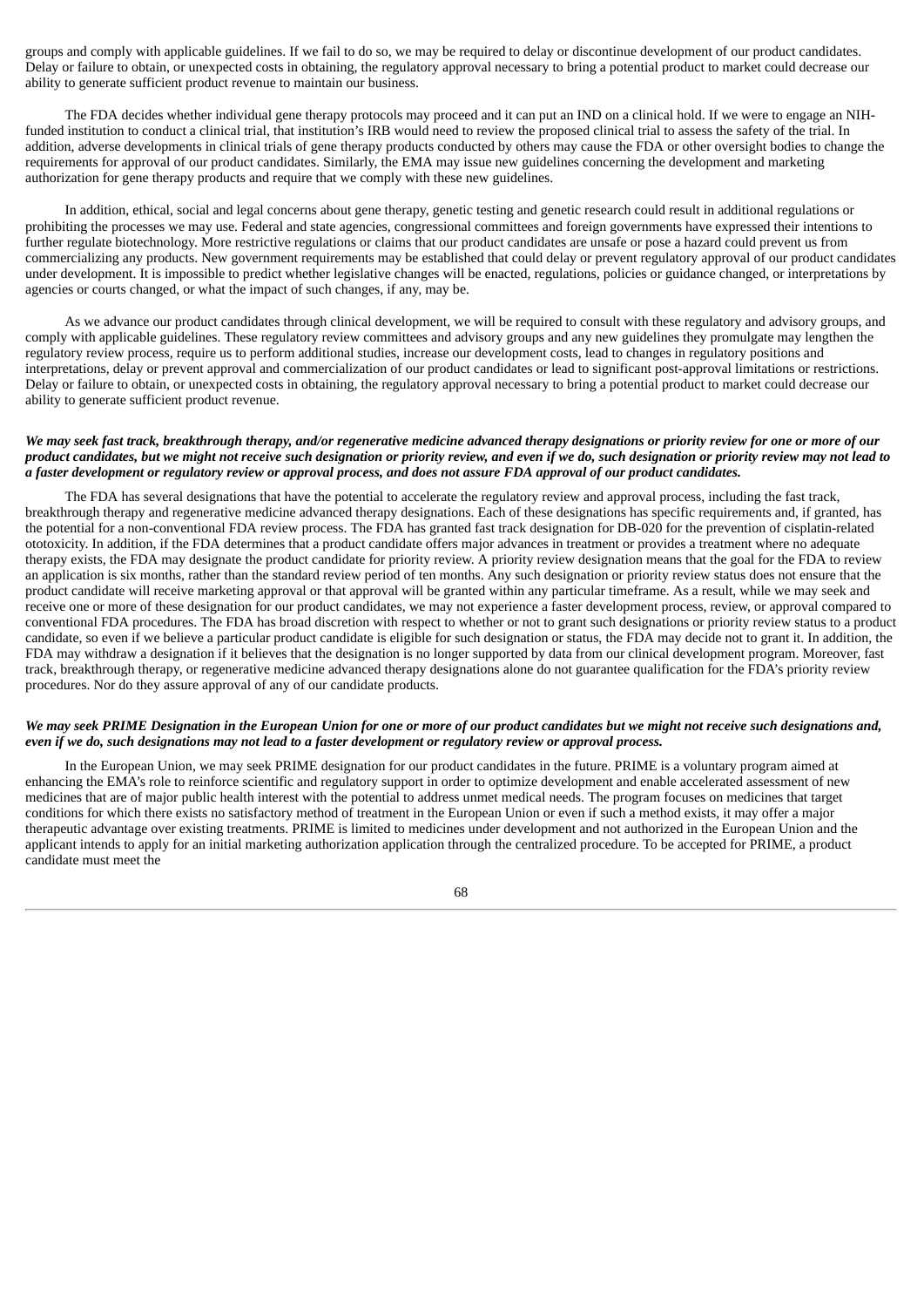groups and comply with applicable guidelines. If we fail to do so, we may be required to delay or discontinue development of our product candidates. Delay or failure to obtain, or unexpected costs in obtaining, the regulatory approval necessary to bring a potential product to market could decrease our ability to generate sufficient product revenue to maintain our business.

The FDA decides whether individual gene therapy protocols may proceed and it can put an IND on a clinical hold. If we were to engage an NIH-funded institution to conduct a clinical trial, that institution's IRB would need to review the proposed clinical trial to assess the safety of the trial. In addition, adverse developments in clinical trials of gene therapy products conducted by others may cause the FDA or other oversight bodies to change the requirements for approval of our product candidates. Similarly, the EMA may issue new guidelines concerning the development and marketing authorization for gene therapy products and require that we comply with these new guidelines.

In addition, ethical, social and legal concerns about gene therapy, genetic testing and genetic research could result in additional regulations or prohibiting the processes we may use. Federal and state agencies, congressional committees and foreign governments have expressed their intentions to further regulate biotechnology. More restrictive regulations or claims that our product candidates are unsafe or pose a hazard could prevent us from commercializing any products. New government requirements may be established that could delay or prevent regulatory approval of our product candidates under development. It is impossible to predict whether legislative changes will be enacted, regulations, policies or guidance changed, or interpretations by agencies or courts changed, or what the impact of such changes, if any, may be.

As we advance our product candidates through clinical development, we will be required to consult with these regulatory and advisory groups, and comply with applicable guidelines. These regulatory review committees and advisory groups and any new guidelines they promulgate may lengthen the regulatory review process, require us to perform additional studies, increase our development costs, lead to changes in regulatory positions and interpretations, delay or prevent approval and commercialization of our product candidates or lead to significant post-approval limitations or restrictions. Delay or failure to obtain, or unexpected costs in obtaining, the regulatory approval necessary to bring a potential product to market could decrease our ability to generate sufficient product revenue.

***We may seek fast track, breakthrough therapy, and/or regenerative medicine advanced therapy designations or priority review for one or more of our product candidates, but we might not receive such designation or priority review, and even if we do, such designation or priority review may not lead to a faster development or regulatory review or approval process, and does not assure FDA approval of our product candidates.***

The FDA has several designations that have the potential to accelerate the regulatory review and approval process, including the fast track, breakthrough therapy and regenerative medicine advanced therapy designations. Each of these designations has specific requirements and, if granted, has the potential for a non-conventional FDA review process. The FDA has granted fast track designation for DB-020 for the prevention of cisplatin-related ototoxicity. In addition, if the FDA determines that a product candidate offers major advances in treatment or provides a treatment where no adequate therapy exists, the FDA may designate the product candidate for priority review. A priority review designation means that the goal for the FDA to review an application is six months, rather than the standard review period of ten months. Any such designation or priority review status does not ensure that the product candidate will receive marketing approval or that approval will be granted within any particular timeframe. As a result, while we may seek and receive one or more of these designation for our product candidates, we may not experience a faster development process, review, or approval compared to conventional FDA procedures. The FDA has broad discretion with respect to whether or not to grant such designations or priority review status to a product candidate, so even if we believe a particular product candidate is eligible for such designation or status, the FDA may decide not to grant it. In addition, the FDA may withdraw a designation if it believes that the designation is no longer supported by data from our clinical development program. Moreover, fast track, breakthrough therapy, or regenerative medicine advanced therapy designations alone do not guarantee qualification for the FDA's priority review procedures. Nor do they assure approval of any of our candidate products.

***We may seek PRIME Designation in the European Union for one or more of our product candidates but we might not receive such designations and, even if we do, such designations may not lead to a faster development or regulatory review or approval process.***

In the European Union, we may seek PRIME designation for our product candidates in the future. PRIME is a voluntary program aimed at enhancing the EMA's role to reinforce scientific and regulatory support in order to optimize development and enable accelerated assessment of new medicines that are of major public health interest with the potential to address unmet medical needs. The program focuses on medicines that target conditions for which there exists no satisfactory method of treatment in the European Union or even if such a method exists, it may offer a major therapeutic advantage over existing treatments. PRIME is limited to medicines under development and not authorized in the European Union and the applicant intends to apply for an initial marketing authorization application through the centralized procedure. To be accepted for PRIME, a product candidate must meet the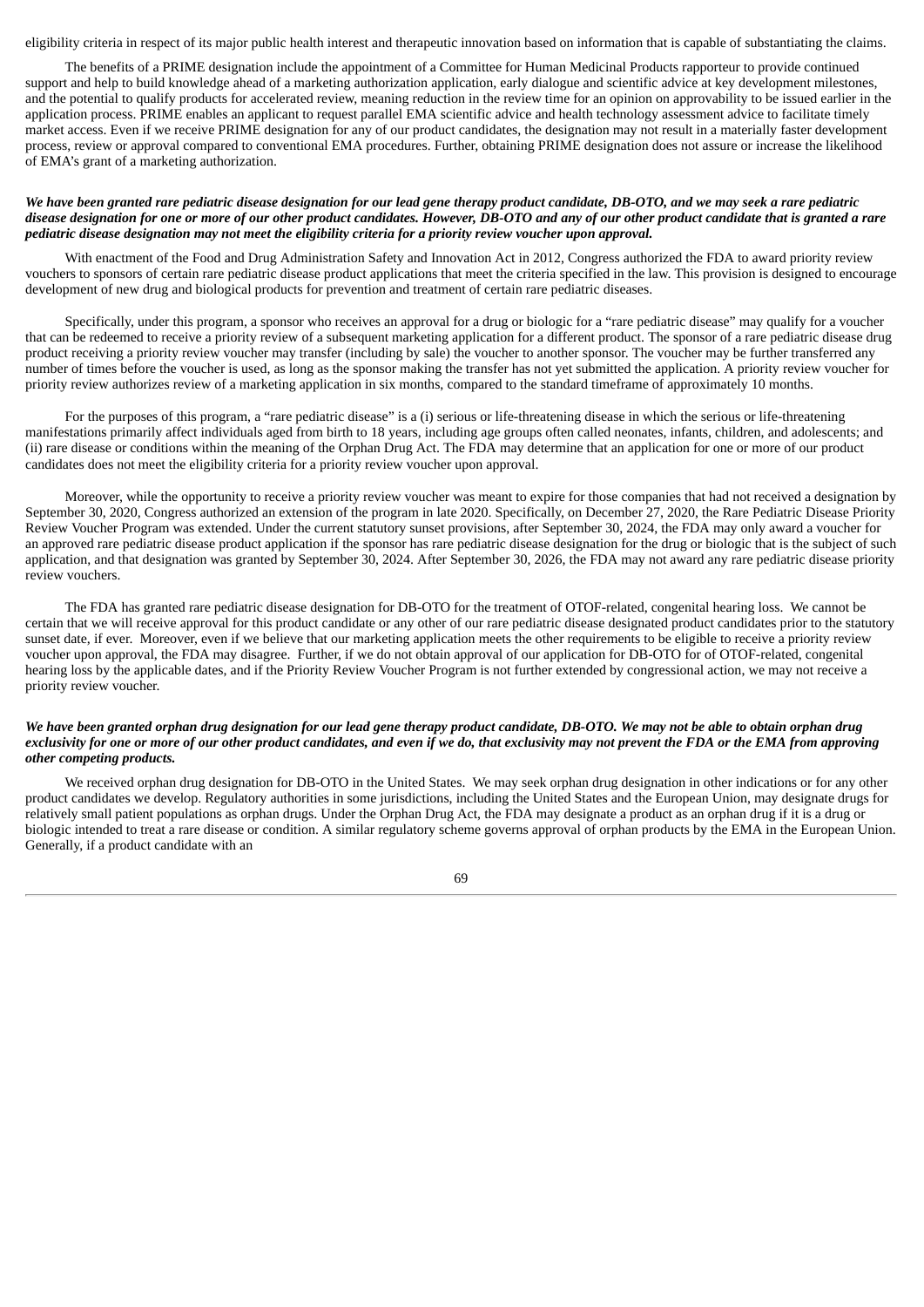eligibility criteria in respect of its major public health interest and therapeutic innovation based on information that is capable of substantiating the claims.

The benefits of a PRIME designation include the appointment of a Committee for Human Medicinal Products rapporteur to provide continued support and help to build knowledge ahead of a marketing authorization application, early dialogue and scientific advice at key development milestones, and the potential to qualify products for accelerated review, meaning reduction in the review time for an opinion on approvability to be issued earlier in the application process. PRIME enables an applicant to request parallel EMA scientific advice and health technology assessment advice to facilitate timely market access. Even if we receive PRIME designation for any of our product candidates, the designation may not result in a materially faster development process, review or approval compared to conventional EMA procedures. Further, obtaining PRIME designation does not assure or increase the likelihood of EMA's grant of a marketing authorization.

***We have been granted rare pediatric disease designation for our lead gene therapy product candidate, DB-OTO, and we may seek a rare pediatric disease designation for one or more of our other product candidates. However, DB-OTO and any of our other product candidate that is granted a rare pediatric disease designation may not meet the eligibility criteria for a priority review voucher upon approval.***

With enactment of the Food and Drug Administration Safety and Innovation Act in 2012, Congress authorized the FDA to award priority review vouchers to sponsors of certain rare pediatric disease product applications that meet the criteria specified in the law. This provision is designed to encourage development of new drug and biological products for prevention and treatment of certain rare pediatric diseases.

Specifically, under this program, a sponsor who receives an approval for a drug or biologic for a "rare pediatric disease" may qualify for a voucher that can be redeemed to receive a priority review of a subsequent marketing application for a different product. The sponsor of a rare pediatric disease drug product receiving a priority review voucher may transfer (including by sale) the voucher to another sponsor. The voucher may be further transferred any number of times before the voucher is used, as long as the sponsor making the transfer has not yet submitted the application. A priority review voucher for priority review authorizes review of a marketing application in six months, compared to the standard timeframe of approximately 10 months.

For the purposes of this program, a "rare pediatric disease" is a (i) serious or life-threatening disease in which the serious or life-threatening manifestations primarily affect individuals aged from birth to 18 years, including age groups often called neonates, infants, children, and adolescents; and (ii) rare disease or conditions within the meaning of the Orphan Drug Act. The FDA may determine that an application for one or more of our product candidates does not meet the eligibility criteria for a priority review voucher upon approval.

Moreover, while the opportunity to receive a priority review voucher was meant to expire for those companies that had not received a designation by September 30, 2020, Congress authorized an extension of the program in late 2020. Specifically, on December 27, 2020, the Rare Pediatric Disease Priority Review Voucher Program was extended. Under the current statutory sunset provisions, after September 30, 2024, the FDA may only award a voucher for an approved rare pediatric disease product application if the sponsor has rare pediatric disease designation for the drug or biologic that is the subject of such application, and that designation was granted by September 30, 2024. After September 30, 2026, the FDA may not award any rare pediatric disease priority review vouchers.

The FDA has granted rare pediatric disease designation for DB-OTO for the treatment of OTOF-related, congenital hearing loss. We cannot be certain that we will receive approval for this product candidate or any other of our rare pediatric disease designated product candidates prior to the statutory sunset date, if ever. Moreover, even if we believe that our marketing application meets the other requirements to be eligible to receive a priority review voucher upon approval, the FDA may disagree. Further, if we do not obtain approval of our application for DB-OTO for of OTOF-related, congenital hearing loss by the applicable dates, and if the Priority Review Voucher Program is not further extended by congressional action, we may not receive a priority review voucher.

***We have been granted orphan drug designation for our lead gene therapy product candidate, DB-OTO. We may not be able to obtain orphan drug exclusivity for one or more of our other product candidates, and even if we do, that exclusivity may not prevent the FDA or the EMA from approving other competing products.***

We received orphan drug designation for DB-OTO in the United States. We may seek orphan drug designation in other indications or for any other product candidates we develop. Regulatory authorities in some jurisdictions, including the United States and the European Union, may designate drugs for relatively small patient populations as orphan drugs. Under the Orphan Drug Act, the FDA may designate a product as an orphan drug if it is a drug or biologic intended to treat a rare disease or condition. A similar regulatory scheme governs approval of orphan products by the EMA in the European Union. Generally, if a product candidate with an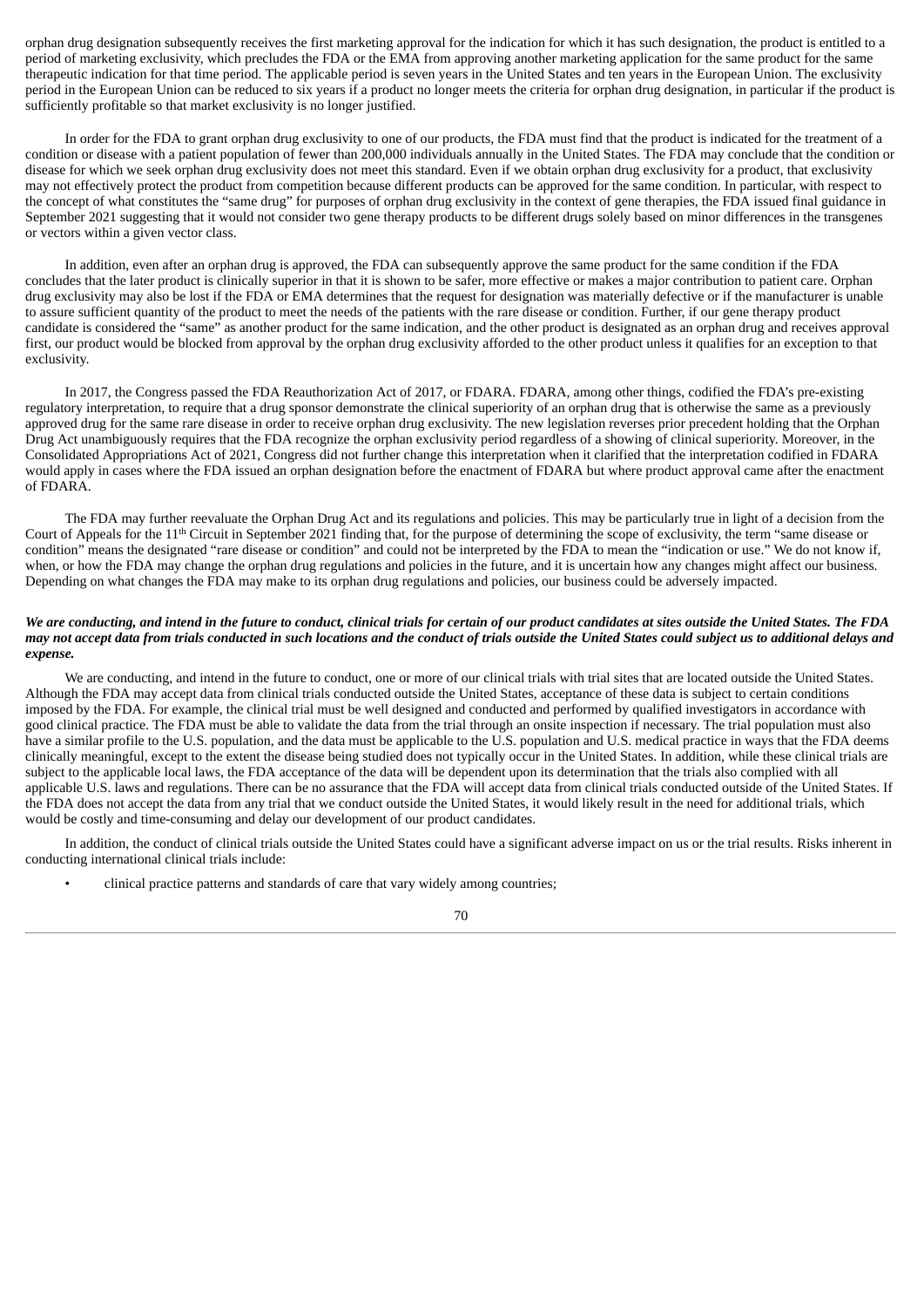orphan drug designation subsequently receives the first marketing approval for the indication for which it has such designation, the product is entitled to a period of marketing exclusivity, which precludes the FDA or the EMA from approving another marketing application for the same product for the same therapeutic indication for that time period. The applicable period is seven years in the United States and ten years in the European Union. The exclusivity period in the European Union can be reduced to six years if a product no longer meets the criteria for orphan drug designation, in particular if the product is sufficiently profitable so that market exclusivity is no longer justified.

In order for the FDA to grant orphan drug exclusivity to one of our products, the FDA must find that the product is indicated for the treatment of a condition or disease with a patient population of fewer than 200,000 individuals annually in the United States. The FDA may conclude that the condition or disease for which we seek orphan drug exclusivity does not meet this standard. Even if we obtain orphan drug exclusivity for a product, that exclusivity may not effectively protect the product from competition because different products can be approved for the same condition. In particular, with respect to the concept of what constitutes the "same drug" for purposes of orphan drug exclusivity in the context of gene therapies, the FDA issued final guidance in September 2021 suggesting that it would not consider two gene therapy products to be different drugs solely based on minor differences in the transgenes or vectors within a given vector class.

In addition, even after an orphan drug is approved, the FDA can subsequently approve the same product for the same condition if the FDA concludes that the later product is clinically superior in that it is shown to be safer, more effective or makes a major contribution to patient care. Orphan drug exclusivity may also be lost if the FDA or EMA determines that the request for designation was materially defective or if the manufacturer is unable to assure sufficient quantity of the product to meet the needs of the patients with the rare disease or condition. Further, if our gene therapy product candidate is considered the "same" as another product for the same indication, and the other product is designated as an orphan drug and receives approval first, our product would be blocked from approval by the orphan drug exclusivity afforded to the other product unless it qualifies for an exception to that exclusivity.

In 2017, the Congress passed the FDA Reauthorization Act of 2017, or FDARA. FDARA, among other things, codified the FDA's pre-existing regulatory interpretation, to require that a drug sponsor demonstrate the clinical superiority of an orphan drug that is otherwise the same as a previously approved drug for the same rare disease in order to receive orphan drug exclusivity. The new legislation reverses prior precedent holding that the Orphan Drug Act unambiguously requires that the FDA recognize the orphan exclusivity period regardless of a showing of clinical superiority. Moreover, in the Consolidated Appropriations Act of 2021, Congress did not further change this interpretation when it clarified that the interpretation codified in FDARA would apply in cases where the FDA issued an orphan designation before the enactment of FDARA but where product approval came after the enactment of FDARA.

The FDA may further reevaluate the Orphan Drug Act and its regulations and policies. This may be particularly true in light of a decision from the Court of Appeals for the 11th Circuit in September 2021 finding that, for the purpose of determining the scope of exclusivity, the term "same disease or condition" means the designated "rare disease or condition" and could not be interpreted by the FDA to mean the "indication or use." We do not know if, when, or how the FDA may change the orphan drug regulations and policies in the future, and it is uncertain how any changes might affect our business. Depending on what changes the FDA may make to its orphan drug regulations and policies, our business could be adversely impacted.

***We are conducting, and intend in the future to conduct, clinical trials for certain of our product candidates at sites outside the United States. The FDA may not accept data from trials conducted in such locations and the conduct of trials outside the United States could subject us to additional delays and expense.***

We are conducting, and intend in the future to conduct, one or more of our clinical trials with trial sites that are located outside the United States. Although the FDA may accept data from clinical trials conducted outside the United States, acceptance of these data is subject to certain conditions imposed by the FDA. For example, the clinical trial must be well designed and conducted and performed by qualified investigators in accordance with good clinical practice. The FDA must be able to validate the data from the trial through an onsite inspection if necessary. The trial population must also have a similar profile to the U.S. population, and the data must be applicable to the U.S. population and U.S. medical practice in ways that the FDA deems clinically meaningful, except to the extent the disease being studied does not typically occur in the United States. In addition, while these clinical trials are subject to the applicable local laws, the FDA acceptance of the data will be dependent upon its determination that the trials also complied with all applicable U.S. laws and regulations. There can be no assurance that the FDA will accept data from clinical trials conducted outside of the United States. If the FDA does not accept the data from any trial that we conduct outside the United States, it would likely result in the need for additional trials, which would be costly and time-consuming and delay our development of our product candidates.

In addition, the conduct of clinical trials outside the United States could have a significant adverse impact on us or the trial results. Risks inherent in conducting international clinical trials include:

- clinical practice patterns and standards of care that vary widely among countries;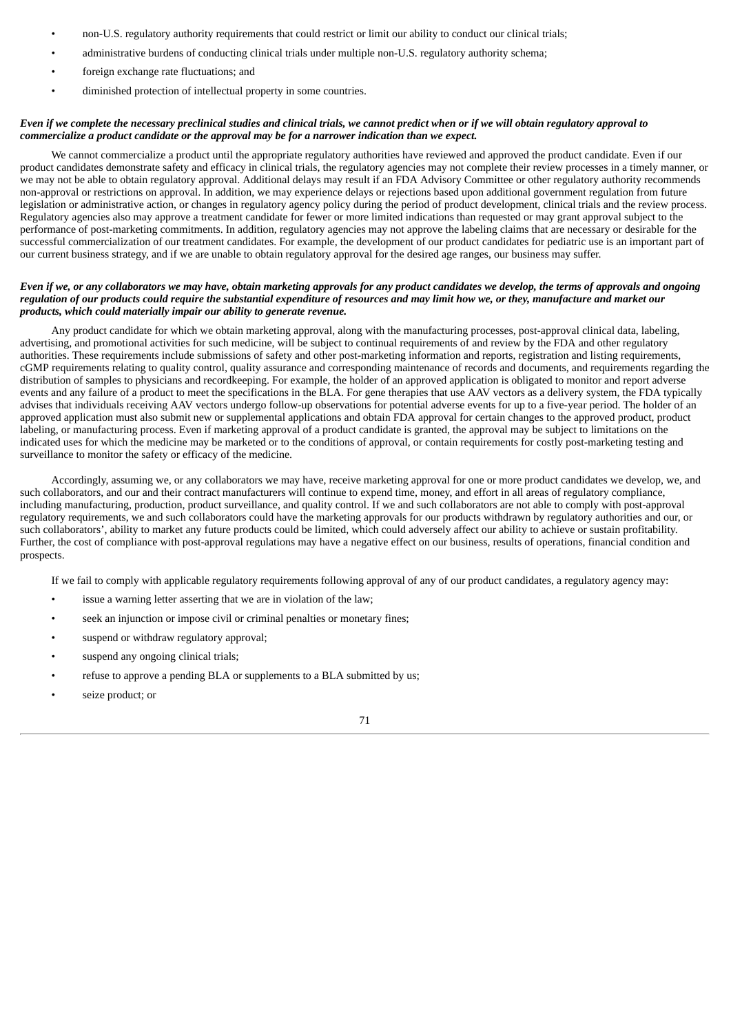- non-U.S. regulatory authority requirements that could restrict or limit our ability to conduct our clinical trials;
- administrative burdens of conducting clinical trials under multiple non-U.S. regulatory authority schema;
- foreign exchange rate fluctuations; and
- diminished protection of intellectual property in some countries.

***Even if we complete the necessary preclinical studies and clinical trials, we cannot predict when or if we will obtain regulatory approval to commercialize a product candidate or the approval may be for a narrower indication than we expect.***

We cannot commercialize a product until the appropriate regulatory authorities have reviewed and approved the product candidate. Even if our product candidates demonstrate safety and efficacy in clinical trials, the regulatory agencies may not complete their review processes in a timely manner, or we may not be able to obtain regulatory approval. Additional delays may result if an FDA Advisory Committee or other regulatory authority recommends non-approval or restrictions on approval. In addition, we may experience delays or rejections based upon additional government regulation from future legislation or administrative action, or changes in regulatory agency policy during the period of product development, clinical trials and the review process. Regulatory agencies also may approve a treatment candidate for fewer or more limited indications than requested or may grant approval subject to the performance of post-marketing commitments. In addition, regulatory agencies may not approve the labeling claims that are necessary or desirable for the successful commercialization of our treatment candidates. For example, the development of our product candidates for pediatric use is an important part of our current business strategy, and if we are unable to obtain regulatory approval for the desired age ranges, our business may suffer.

***Even if we, or any collaborators we may have, obtain marketing approvals for any product candidates we develop, the terms of approvals and ongoing regulation of our products could require the substantial expenditure of resources and may limit how we, or they, manufacture and market our products, which could materially impair our ability to generate revenue.***

Any product candidate for which we obtain marketing approval, along with the manufacturing processes, post-approval clinical data, labeling, advertising, and promotional activities for such medicine, will be subject to continual requirements of and review by the FDA and other regulatory authorities. These requirements include submissions of safety and other post-marketing information and reports, registration and listing requirements, cGMP requirements relating to quality control, quality assurance and corresponding maintenance of records and documents, and requirements regarding the distribution of samples to physicians and recordkeeping. For example, the holder of an approved application is obligated to monitor and report adverse events and any failure of a product to meet the specifications in the BLA. For gene therapies that use AAV vectors as a delivery system, the FDA typically advises that individuals receiving AAV vectors undergo follow-up observations for potential adverse events for up to a five-year period. The holder of an approved application must also submit new or supplemental applications and obtain FDA approval for certain changes to the approved product, product labeling, or manufacturing process. Even if marketing approval of a product candidate is granted, the approval may be subject to limitations on the indicated uses for which the medicine may be marketed or to the conditions of approval, or contain requirements for costly post-marketing testing and surveillance to monitor the safety or efficacy of the medicine.

Accordingly, assuming we, or any collaborators we may have, receive marketing approval for one or more product candidates we develop, we, and such collaborators, and our and their contract manufacturers will continue to expend time, money, and effort in all areas of regulatory compliance, including manufacturing, production, product surveillance, and quality control. If we and such collaborators are not able to comply with post-approval regulatory requirements, we and such collaborators could have the marketing approvals for our products withdrawn by regulatory authorities and our, or such collaborators', ability to market any future products could be limited, which could adversely affect our ability to achieve or sustain profitability. Further, the cost of compliance with post-approval regulations may have a negative effect on our business, results of operations, financial condition and prospects.

If we fail to comply with applicable regulatory requirements following approval of any of our product candidates, a regulatory agency may:

- issue a warning letter asserting that we are in violation of the law;
- seek an injunction or impose civil or criminal penalties or monetary fines;
- suspend or withdraw regulatory approval;
- suspend any ongoing clinical trials;
- refuse to approve a pending BLA or supplements to a BLA submitted by us;
- seize product; or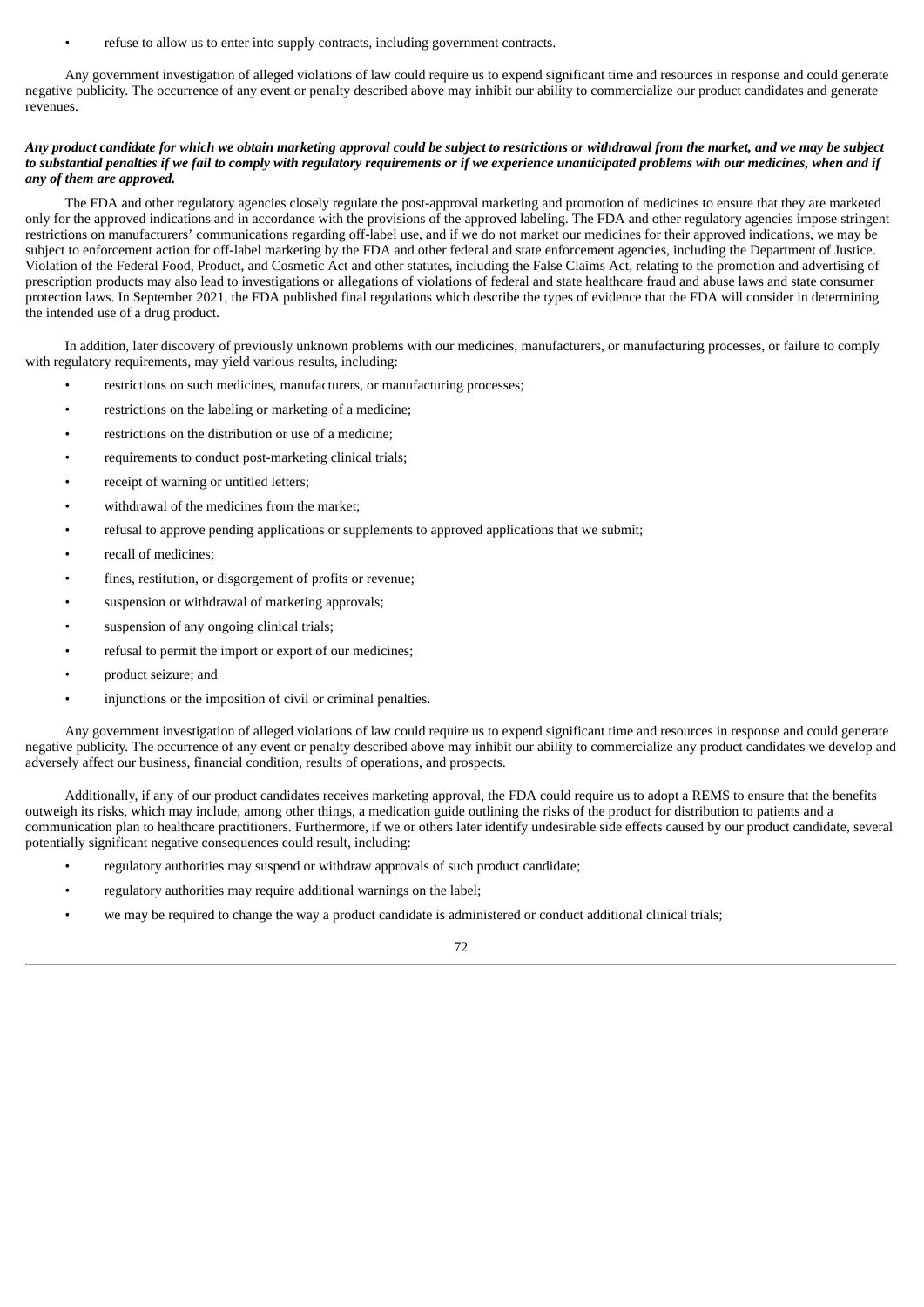- refuse to allow us to enter into supply contracts, including government contracts.

Any government investigation of alleged violations of law could require us to expend significant time and resources in response and could generate negative publicity. The occurrence of any event or penalty described above may inhibit our ability to commercialize our product candidates and generate revenues.

***Any product candidate for which we obtain marketing approval could be subject to restrictions or withdrawal from the market, and we may be subject to substantial penalties if we fail to comply with regulatory requirements or if we experience unanticipated problems with our medicines, when and if any of them are approved.***

The FDA and other regulatory agencies closely regulate the post-approval marketing and promotion of medicines to ensure that they are marketed only for the approved indications and in accordance with the provisions of the approved labeling. The FDA and other regulatory agencies impose stringent restrictions on manufacturers' communications regarding off-label use, and if we do not market our medicines for their approved indications, we may be subject to enforcement action for off-label marketing by the FDA and other federal and state enforcement agencies, including the Department of Justice. Violation of the Federal Food, Product, and Cosmetic Act and other statutes, including the False Claims Act, relating to the promotion and advertising of prescription products may also lead to investigations or allegations of violations of federal and state healthcare fraud and abuse laws and state consumer protection laws. In September 2021, the FDA published final regulations which describe the types of evidence that the FDA will consider in determining the intended use of a drug product.

In addition, later discovery of previously unknown problems with our medicines, manufacturers, or manufacturing processes, or failure to comply with regulatory requirements, may yield various results, including:

- restrictions on such medicines, manufacturers, or manufacturing processes;
- restrictions on the labeling or marketing of a medicine;
- restrictions on the distribution or use of a medicine;
- requirements to conduct post-marketing clinical trials;
- receipt of warning or untitled letters;
- withdrawal of the medicines from the market;
- refusal to approve pending applications or supplements to approved applications that we submit;
- recall of medicines;
- fines, restitution, or disgorgement of profits or revenue;
- suspension or withdrawal of marketing approvals;
- suspension of any ongoing clinical trials;
- refusal to permit the import or export of our medicines;
- product seizure; and
- injunctions or the imposition of civil or criminal penalties.

Any government investigation of alleged violations of law could require us to expend significant time and resources in response and could generate negative publicity. The occurrence of any event or penalty described above may inhibit our ability to commercialize any product candidates we develop and adversely affect our business, financial condition, results of operations, and prospects.

Additionally, if any of our product candidates receives marketing approval, the FDA could require us to adopt a REMS to ensure that the benefits outweigh its risks, which may include, among other things, a medication guide outlining the risks of the product for distribution to patients and a communication plan to healthcare practitioners. Furthermore, if we or others later identify undesirable side effects caused by our product candidate, several potentially significant negative consequences could result, including:

- regulatory authorities may suspend or withdraw approvals of such product candidate;
- regulatory authorities may require additional warnings on the label;
- we may be required to change the way a product candidate is administered or conduct additional clinical trials;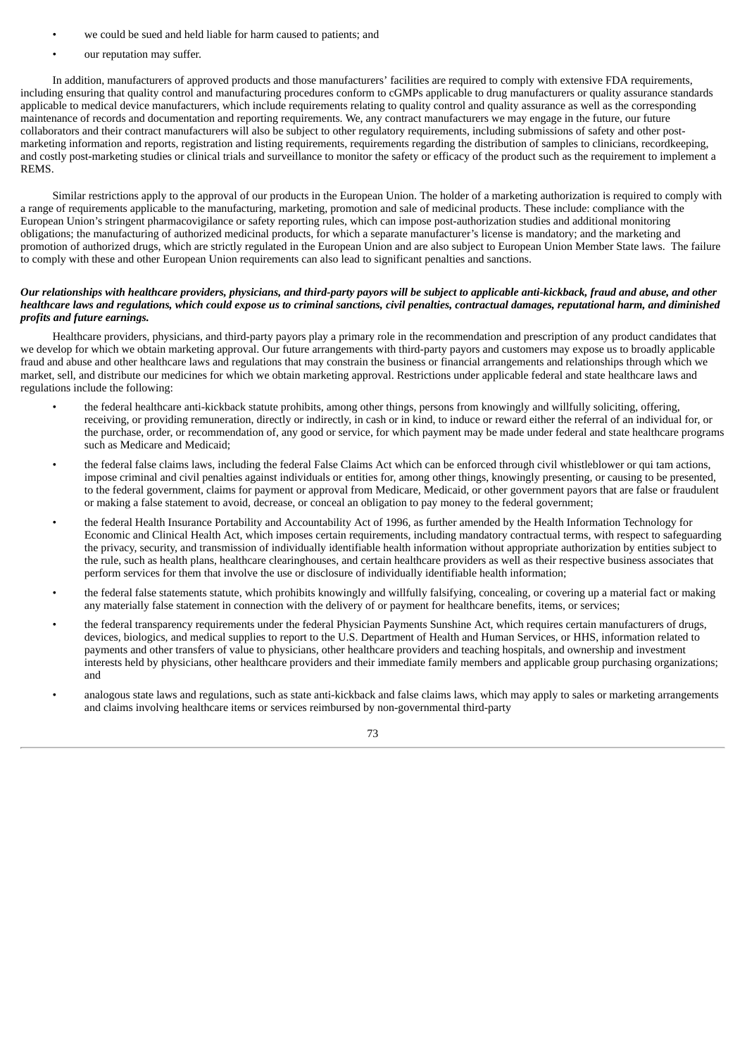- we could be sued and held liable for harm caused to patients; and
- our reputation may suffer.

In addition, manufacturers of approved products and those manufacturers' facilities are required to comply with extensive FDA requirements, including ensuring that quality control and manufacturing procedures conform to cGMPs applicable to drug manufacturers or quality assurance standards applicable to medical device manufacturers, which include requirements relating to quality control and quality assurance as well as the corresponding maintenance of records and documentation and reporting requirements. We, any contract manufacturers we may engage in the future, our future collaborators and their contract manufacturers will also be subject to other regulatory requirements, including submissions of safety and other post-marketing information and reports, registration and listing requirements, requirements regarding the distribution of samples to clinicians, recordkeeping, and costly post-marketing studies or clinical trials and surveillance to monitor the safety or efficacy of the product such as the requirement to implement a REMS.

Similar restrictions apply to the approval of our products in the European Union. The holder of a marketing authorization is required to comply with a range of requirements applicable to the manufacturing, marketing, promotion and sale of medicinal products. These include: compliance with the European Union's stringent pharmacovigilance or safety reporting rules, which can impose post-authorization studies and additional monitoring obligations; the manufacturing of authorized medicinal products, for which a separate manufacturer's license is mandatory; and the marketing and promotion of authorized drugs, which are strictly regulated in the European Union and are also subject to European Union Member State laws. The failure to comply with these and other European Union requirements can also lead to significant penalties and sanctions.

***Our relationships with healthcare providers, physicians, and third-party payors will be subject to applicable anti-kickback, fraud and abuse, and other healthcare laws and regulations, which could expose us to criminal sanctions, civil penalties, contractual damages, reputational harm, and diminished profits and future earnings.***

Healthcare providers, physicians, and third-party payors play a primary role in the recommendation and prescription of any product candidates that we develop for which we obtain marketing approval. Our future arrangements with third-party payors and customers may expose us to broadly applicable fraud and abuse and other healthcare laws and regulations that may constrain the business or financial arrangements and relationships through which we market, sell, and distribute our medicines for which we obtain marketing approval. Restrictions under applicable federal and state healthcare laws and regulations include the following:

- the federal healthcare anti-kickback statute prohibits, among other things, persons from knowingly and willfully soliciting, offering, receiving, or providing remuneration, directly or indirectly, in cash or in kind, to induce or reward either the referral of an individual for, or the purchase, order, or recommendation of, any good or service, for which payment may be made under federal and state healthcare programs such as Medicare and Medicaid;
- the federal false claims laws, including the federal False Claims Act which can be enforced through civil whistleblower or qui tam actions, impose criminal and civil penalties against individuals or entities for, among other things, knowingly presenting, or causing to be presented, to the federal government, claims for payment or approval from Medicare, Medicaid, or other government payors that are false or fraudulent or making a false statement to avoid, decrease, or conceal an obligation to pay money to the federal government;
- the federal Health Insurance Portability and Accountability Act of 1996, as further amended by the Health Information Technology for Economic and Clinical Health Act, which imposes certain requirements, including mandatory contractual terms, with respect to safeguarding the privacy, security, and transmission of individually identifiable health information without appropriate authorization by entities subject to the rule, such as health plans, healthcare clearinghouses, and certain healthcare providers as well as their respective business associates that perform services for them that involve the use or disclosure of individually identifiable health information;
- the federal false statements statute, which prohibits knowingly and willfully falsifying, concealing, or covering up a material fact or making any materially false statement in connection with the delivery of or payment for healthcare benefits, items, or services;
- the federal transparency requirements under the federal Physician Payments Sunshine Act, which requires certain manufacturers of drugs, devices, biologics, and medical supplies to report to the U.S. Department of Health and Human Services, or HHS, information related to payments and other transfers of value to physicians, other healthcare providers and teaching hospitals, and ownership and investment interests held by physicians, other healthcare providers and their immediate family members and applicable group purchasing organizations; and
- analogous state laws and regulations, such as state anti-kickback and false claims laws, which may apply to sales or marketing arrangements and claims involving healthcare items or services reimbursed by non-governmental third-party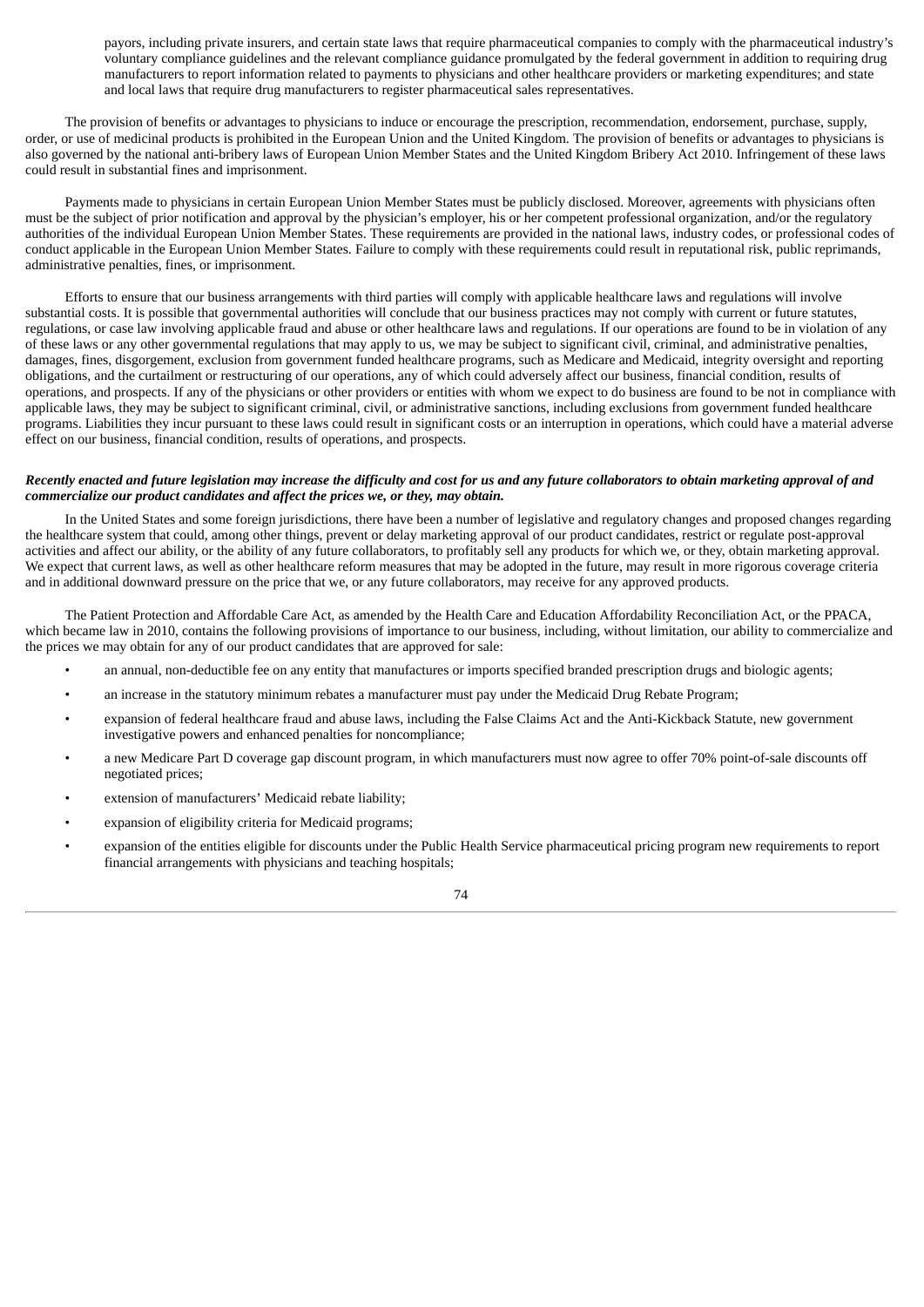payors, including private insurers, and certain state laws that require pharmaceutical companies to comply with the pharmaceutical industry's voluntary compliance guidelines and the relevant compliance guidance promulgated by the federal government in addition to requiring drug manufacturers to report information related to payments to physicians and other healthcare providers or marketing expenditures; and state and local laws that require drug manufacturers to register pharmaceutical sales representatives.

The provision of benefits or advantages to physicians to induce or encourage the prescription, recommendation, endorsement, purchase, supply, order, or use of medicinal products is prohibited in the European Union and the United Kingdom. The provision of benefits or advantages to physicians is also governed by the national anti-bribery laws of European Union Member States and the United Kingdom Bribery Act 2010. Infringement of these laws could result in substantial fines and imprisonment.

Payments made to physicians in certain European Union Member States must be publicly disclosed. Moreover, agreements with physicians often must be the subject of prior notification and approval by the physician's employer, his or her competent professional organization, and/or the regulatory authorities of the individual European Union Member States. These requirements are provided in the national laws, industry codes, or professional codes of conduct applicable in the European Union Member States. Failure to comply with these requirements could result in reputational risk, public reprimands, administrative penalties, fines, or imprisonment.

Efforts to ensure that our business arrangements with third parties will comply with applicable healthcare laws and regulations will involve substantial costs. It is possible that governmental authorities will conclude that our business practices may not comply with current or future statutes, regulations, or case law involving applicable fraud and abuse or other healthcare laws and regulations. If our operations are found to be in violation of any of these laws or any other governmental regulations that may apply to us, we may be subject to significant civil, criminal, and administrative penalties, damages, fines, disgorgement, exclusion from government funded healthcare programs, such as Medicare and Medicaid, integrity oversight and reporting obligations, and the curtailment or restructuring of our operations, any of which could adversely affect our business, financial condition, results of operations, and prospects. If any of the physicians or other providers or entities with whom we expect to do business are found to be not in compliance with applicable laws, they may be subject to significant criminal, civil, or administrative sanctions, including exclusions from government funded healthcare programs. Liabilities they incur pursuant to these laws could result in significant costs or an interruption in operations, which could have a material adverse effect on our business, financial condition, results of operations, and prospects.

***Recently enacted and future legislation may increase the difficulty and cost for us and any future collaborators to obtain marketing approval of and commercialize our product candidates and affect the prices we, or they, may obtain.***

In the United States and some foreign jurisdictions, there have been a number of legislative and regulatory changes and proposed changes regarding the healthcare system that could, among other things, prevent or delay marketing approval of our product candidates, restrict or regulate post-approval activities and affect our ability, or the ability of any future collaborators, to profitably sell any products for which we, or they, obtain marketing approval. We expect that current laws, as well as other healthcare reform measures that may be adopted in the future, may result in more rigorous coverage criteria and in additional downward pressure on the price that we, or any future collaborators, may receive for any approved products.

The Patient Protection and Affordable Care Act, as amended by the Health Care and Education Affordability Reconciliation Act, or the PPACA, which became law in 2010, contains the following provisions of importance to our business, including, without limitation, our ability to commercialize and the prices we may obtain for any of our product candidates that are approved for sale:

- an annual, non-deductible fee on any entity that manufactures or imports specified branded prescription drugs and biologic agents;
- an increase in the statutory minimum rebates a manufacturer must pay under the Medicaid Drug Rebate Program;
- expansion of federal healthcare fraud and abuse laws, including the False Claims Act and the Anti-Kickback Statute, new government investigative powers and enhanced penalties for noncompliance;
- a new Medicare Part D coverage gap discount program, in which manufacturers must now agree to offer 70% point-of-sale discounts off negotiated prices;
- extension of manufacturers' Medicaid rebate liability;
- expansion of eligibility criteria for Medicaid programs;
- expansion of the entities eligible for discounts under the Public Health Service pharmaceutical pricing program new requirements to report financial arrangements with physicians and teaching hospitals;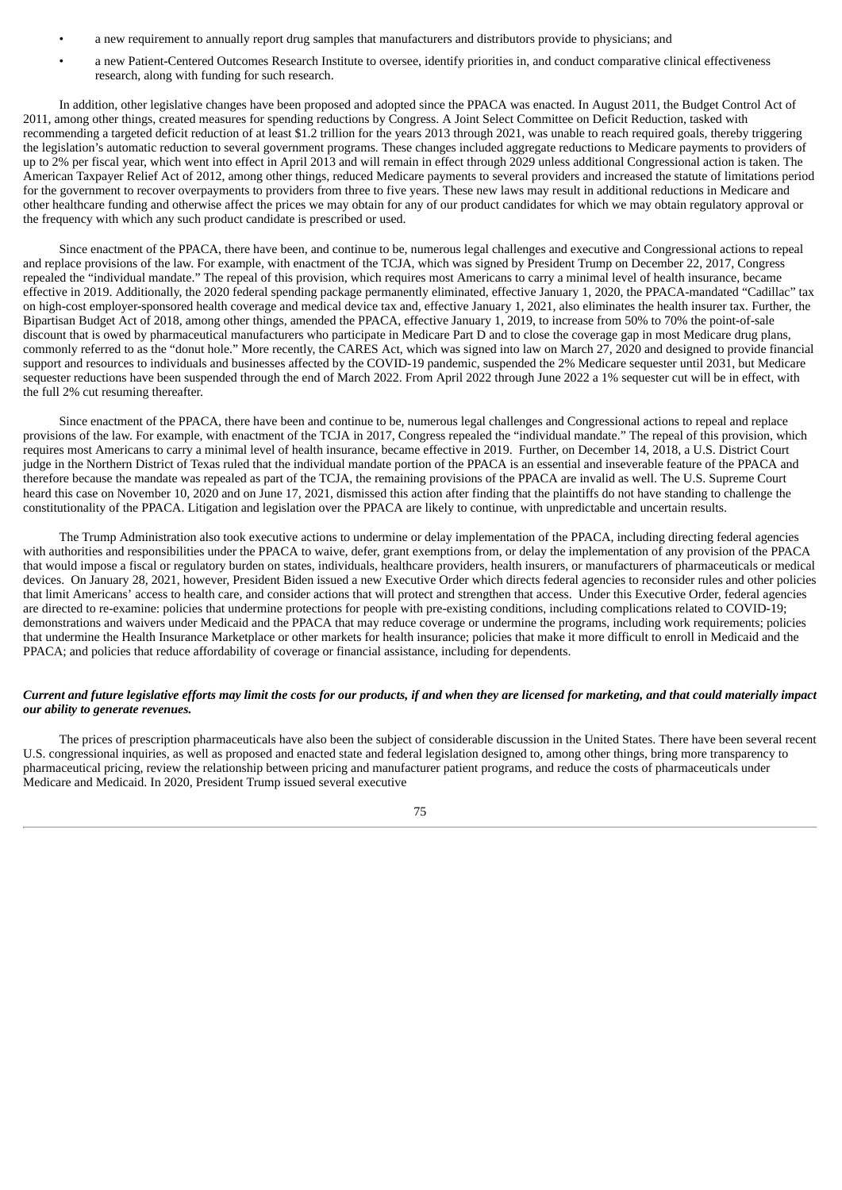- a new requirement to annually report drug samples that manufacturers and distributors provide to physicians; and
- a new Patient-Centered Outcomes Research Institute to oversee, identify priorities in, and conduct comparative clinical effectiveness research, along with funding for such research.

In addition, other legislative changes have been proposed and adopted since the PPACA was enacted. In August 2011, the Budget Control Act of 2011, among other things, created measures for spending reductions by Congress. A Joint Select Committee on Deficit Reduction, tasked with recommending a targeted deficit reduction of at least $1.2 trillion for the years 2013 through 2021, was unable to reach required goals, thereby triggering the legislation's automatic reduction to several government programs. These changes included aggregate reductions to Medicare payments to providers of up to 2% per fiscal year, which went into effect in April 2013 and will remain in effect through 2029 unless additional Congressional action is taken. The American Taxpayer Relief Act of 2012, among other things, reduced Medicare payments to several providers and increased the statute of limitations period for the government to recover overpayments to providers from three to five years. These new laws may result in additional reductions in Medicare and other healthcare funding and otherwise affect the prices we may obtain for any of our product candidates for which we may obtain regulatory approval or the frequency with which any such product candidate is prescribed or used.

Since enactment of the PPACA, there have been, and continue to be, numerous legal challenges and executive and Congressional actions to repeal and replace provisions of the law. For example, with enactment of the TCJA, which was signed by President Trump on December 22, 2017, Congress repealed the "individual mandate." The repeal of this provision, which requires most Americans to carry a minimal level of health insurance, became effective in 2019. Additionally, the 2020 federal spending package permanently eliminated, effective January 1, 2020, the PPACA-mandated "Cadillac" tax on high-cost employer-sponsored health coverage and medical device tax and, effective January 1, 2021, also eliminates the health insurer tax. Further, the Bipartisan Budget Act of 2018, among other things, amended the PPACA, effective January 1, 2019, to increase from 50% to 70% the point-of-sale discount that is owed by pharmaceutical manufacturers who participate in Medicare Part D and to close the coverage gap in most Medicare drug plans, commonly referred to as the "donut hole." More recently, the CARES Act, which was signed into law on March 27, 2020 and designed to provide financial support and resources to individuals and businesses affected by the COVID-19 pandemic, suspended the 2% Medicare sequester until 2031, but Medicare sequester reductions have been suspended through the end of March 2022. From April 2022 through June 2022 a 1% sequester cut will be in effect, with the full 2% cut resuming thereafter.

Since enactment of the PPACA, there have been and continue to be, numerous legal challenges and Congressional actions to repeal and replace provisions of the law. For example, with enactment of the TCJA in 2017, Congress repealed the "individual mandate." The repeal of this provision, which requires most Americans to carry a minimal level of health insurance, became effective in 2019. Further, on December 14, 2018, a U.S. District Court judge in the Northern District of Texas ruled that the individual mandate portion of the PPACA is an essential and inseverable feature of the PPACA and therefore because the mandate was repealed as part of the TCJA, the remaining provisions of the PPACA are invalid as well. The U.S. Supreme Court heard this case on November 10, 2020 and on June 17, 2021, dismissed this action after finding that the plaintiffs do not have standing to challenge the constitutionality of the PPACA. Litigation and legislation over the PPACA are likely to continue, with unpredictable and uncertain results.

The Trump Administration also took executive actions to undermine or delay implementation of the PPACA, including directing federal agencies with authorities and responsibilities under the PPACA to waive, defer, grant exemptions from, or delay the implementation of any provision of the PPACA that would impose a fiscal or regulatory burden on states, individuals, healthcare providers, health insurers, or manufacturers of pharmaceuticals or medical devices. On January 28, 2021, however, President Biden issued a new Executive Order which directs federal agencies to reconsider rules and other policies that limit Americans' access to health care, and consider actions that will protect and strengthen that access. Under this Executive Order, federal agencies are directed to re-examine: policies that undermine protections for people with pre-existing conditions, including complications related to COVID-19; demonstrations and waivers under Medicaid and the PPACA that may reduce coverage or undermine the programs, including work requirements; policies that undermine the Health Insurance Marketplace or other markets for health insurance; policies that make it more difficult to enroll in Medicaid and the PPACA; and policies that reduce affordability of coverage or financial assistance, including for dependents.

***Current and future legislative efforts may limit the costs for our products, if and when they are licensed for marketing, and that could materially impact our ability to generate revenues.***

The prices of prescription pharmaceuticals have also been the subject of considerable discussion in the United States. There have been several recent U.S. congressional inquiries, as well as proposed and enacted state and federal legislation designed to, among other things, bring more transparency to pharmaceutical pricing, review the relationship between pricing and manufacturer patient programs, and reduce the costs of pharmaceuticals under Medicare and Medicaid. In 2020, President Trump issued several executive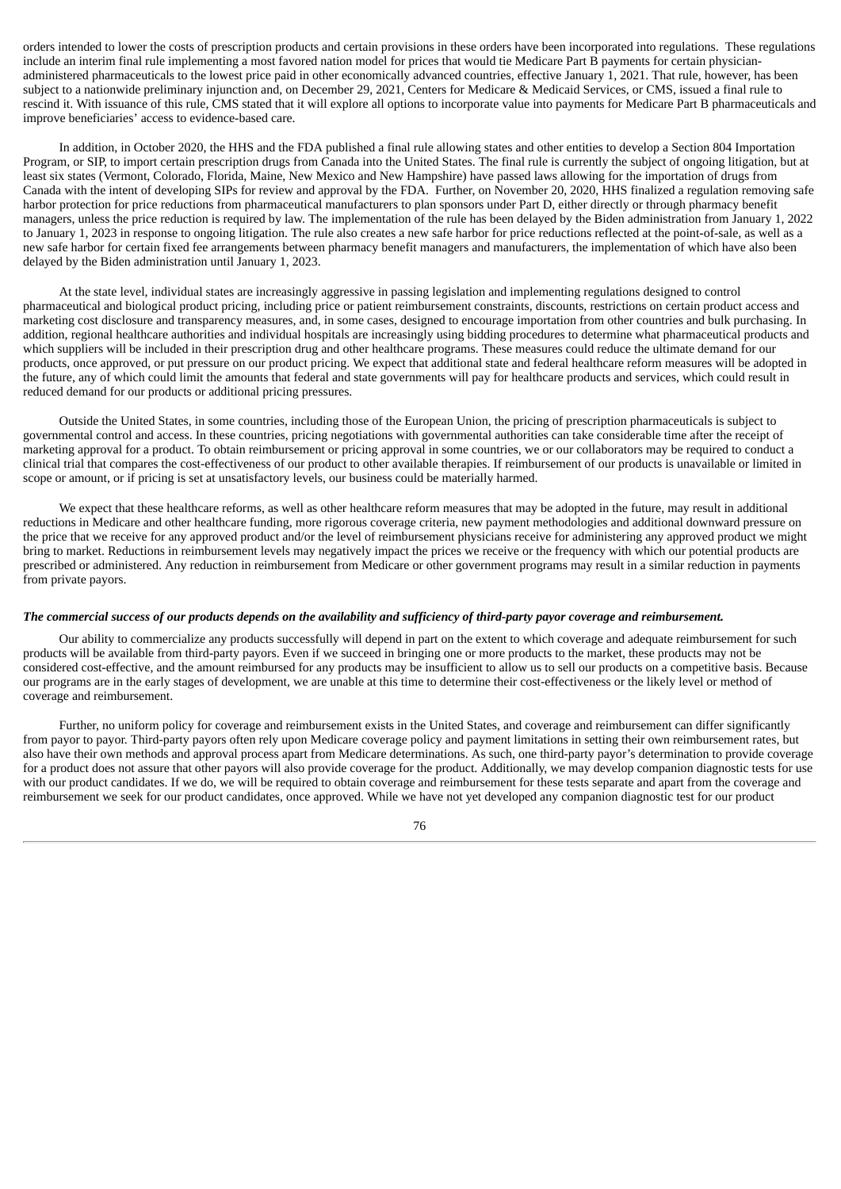orders intended to lower the costs of prescription products and certain provisions in these orders have been incorporated into regulations. These regulations include an interim final rule implementing a most favored nation model for prices that would tie Medicare Part B payments for certain physician-administered pharmaceuticals to the lowest price paid in other economically advanced countries, effective January 1, 2021. That rule, however, has been subject to a nationwide preliminary injunction and, on December 29, 2021, Centers for Medicare & Medicaid Services, or CMS, issued a final rule to rescind it. With issuance of this rule, CMS stated that it will explore all options to incorporate value into payments for Medicare Part B pharmaceuticals and improve beneficiaries' access to evidence-based care.

In addition, in October 2020, the HHS and the FDA published a final rule allowing states and other entities to develop a Section 804 Importation Program, or SIP, to import certain prescription drugs from Canada into the United States. The final rule is currently the subject of ongoing litigation, but at least six states (Vermont, Colorado, Florida, Maine, New Mexico and New Hampshire) have passed laws allowing for the importation of drugs from Canada with the intent of developing SIPs for review and approval by the FDA. Further, on November 20, 2020, HHS finalized a regulation removing safe harbor protection for price reductions from pharmaceutical manufacturers to plan sponsors under Part D, either directly or through pharmacy benefit managers, unless the price reduction is required by law. The implementation of the rule has been delayed by the Biden administration from January 1, 2022 to January 1, 2023 in response to ongoing litigation. The rule also creates a new safe harbor for price reductions reflected at the point-of-sale, as well as a new safe harbor for certain fixed fee arrangements between pharmacy benefit managers and manufacturers, the implementation of which have also been delayed by the Biden administration until January 1, 2023.

At the state level, individual states are increasingly aggressive in passing legislation and implementing regulations designed to control pharmaceutical and biological product pricing, including price or patient reimbursement constraints, discounts, restrictions on certain product access and marketing cost disclosure and transparency measures, and, in some cases, designed to encourage importation from other countries and bulk purchasing. In addition, regional healthcare authorities and individual hospitals are increasingly using bidding procedures to determine what pharmaceutical products and which suppliers will be included in their prescription drug and other healthcare programs. These measures could reduce the ultimate demand for our products, once approved, or put pressure on our product pricing. We expect that additional state and federal healthcare reform measures will be adopted in the future, any of which could limit the amounts that federal and state governments will pay for healthcare products and services, which could result in reduced demand for our products or additional pricing pressures.

Outside the United States, in some countries, including those of the European Union, the pricing of prescription pharmaceuticals is subject to governmental control and access. In these countries, pricing negotiations with governmental authorities can take considerable time after the receipt of marketing approval for a product. To obtain reimbursement or pricing approval in some countries, we or our collaborators may be required to conduct a clinical trial that compares the cost-effectiveness of our product to other available therapies. If reimbursement of our products is unavailable or limited in scope or amount, or if pricing is set at unsatisfactory levels, our business could be materially harmed.

We expect that these healthcare reforms, as well as other healthcare reform measures that may be adopted in the future, may result in additional reductions in Medicare and other healthcare funding, more rigorous coverage criteria, new payment methodologies and additional downward pressure on the price that we receive for any approved product and/or the level of reimbursement physicians receive for administering any approved product we might bring to market. Reductions in reimbursement levels may negatively impact the prices we receive or the frequency with which our potential products are prescribed or administered. Any reduction in reimbursement from Medicare or other government programs may result in a similar reduction in payments from private payors.

***The commercial success of our products depends on the availability and sufficiency of third-party payor coverage and reimbursement.***

Our ability to commercialize any products successfully will depend in part on the extent to which coverage and adequate reimbursement for such products will be available from third-party payors. Even if we succeed in bringing one or more products to the market, these products may not be considered cost-effective, and the amount reimbursed for any products may be insufficient to allow us to sell our products on a competitive basis. Because our programs are in the early stages of development, we are unable at this time to determine their cost-effectiveness or the likely level or method of coverage and reimbursement.

Further, no uniform policy for coverage and reimbursement exists in the United States, and coverage and reimbursement can differ significantly from payor to payor. Third-party payors often rely upon Medicare coverage policy and payment limitations in setting their own reimbursement rates, but also have their own methods and approval process apart from Medicare determinations. As such, one third-party payor's determination to provide coverage for a product does not assure that other payors will also provide coverage for the product. Additionally, we may develop companion diagnostic tests for use with our product candidates. If we do, we will be required to obtain coverage and reimbursement for these tests separate and apart from the coverage and reimbursement we seek for our product candidates, once approved. While we have not yet developed any companion diagnostic test for our product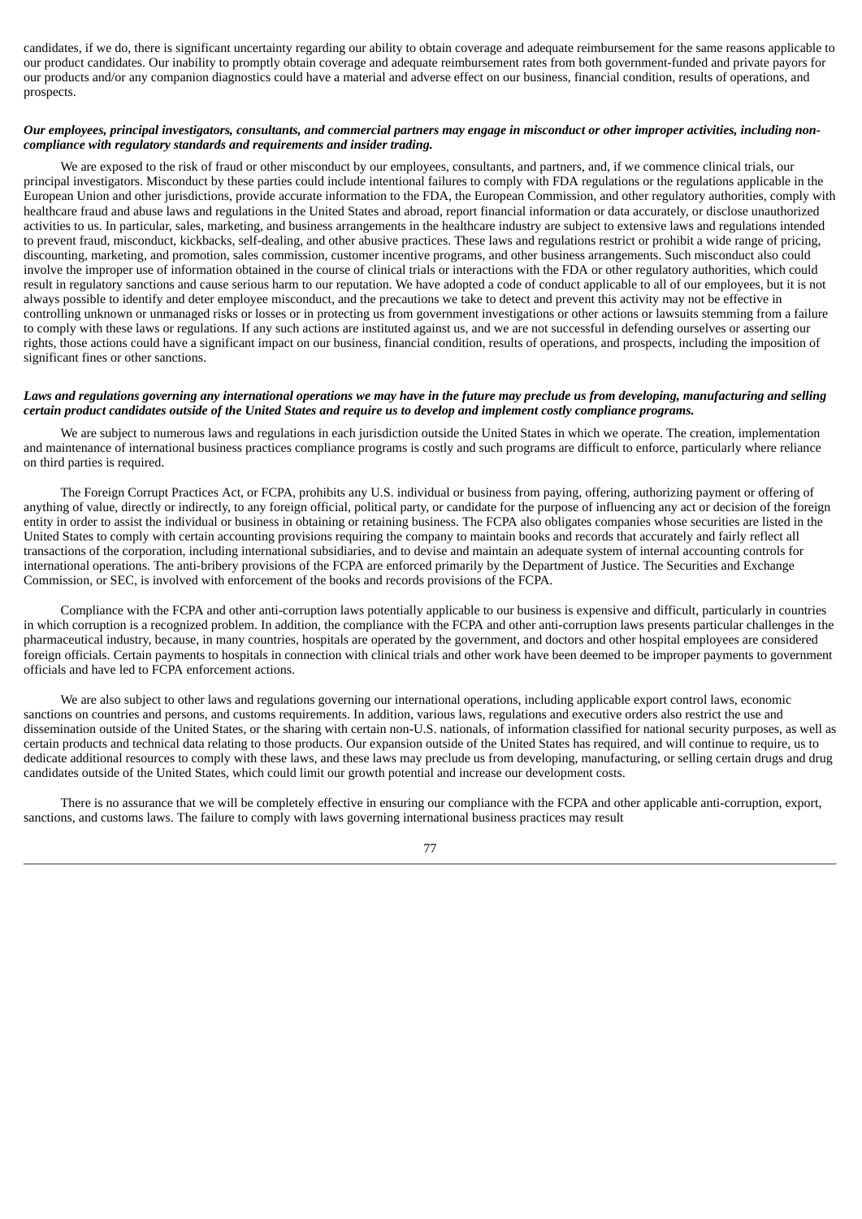candidates, if we do, there is significant uncertainty regarding our ability to obtain coverage and adequate reimbursement for the same reasons applicable to our product candidates. Our inability to promptly obtain coverage and adequate reimbursement rates from both government-funded and private payors for our products and/or any companion diagnostics could have a material and adverse effect on our business, financial condition, results of operations, and prospects.

***Our employees, principal investigators, consultants, and commercial partners may engage in misconduct or other improper activities, including non-compliance with regulatory standards and requirements and insider trading.***

We are exposed to the risk of fraud or other misconduct by our employees, consultants, and partners, and, if we commence clinical trials, our principal investigators. Misconduct by these parties could include intentional failures to comply with FDA regulations or the regulations applicable in the European Union and other jurisdictions, provide accurate information to the FDA, the European Commission, and other regulatory authorities, comply with healthcare fraud and abuse laws and regulations in the United States and abroad, report financial information or data accurately, or disclose unauthorized activities to us. In particular, sales, marketing, and business arrangements in the healthcare industry are subject to extensive laws and regulations intended to prevent fraud, misconduct, kickbacks, self-dealing, and other abusive practices. These laws and regulations restrict or prohibit a wide range of pricing, discounting, marketing, and promotion, sales commission, customer incentive programs, and other business arrangements. Such misconduct also could involve the improper use of information obtained in the course of clinical trials or interactions with the FDA or other regulatory authorities, which could result in regulatory sanctions and cause serious harm to our reputation. We have adopted a code of conduct applicable to all of our employees, but it is not always possible to identify and deter employee misconduct, and the precautions we take to detect and prevent this activity may not be effective in controlling unknown or unmanaged risks or losses or in protecting us from government investigations or other actions or lawsuits stemming from a failure to comply with these laws or regulations. If any such actions are instituted against us, and we are not successful in defending ourselves or asserting our rights, those actions could have a significant impact on our business, financial condition, results of operations, and prospects, including the imposition of significant fines or other sanctions.

***Laws and regulations governing any international operations we may have in the future may preclude us from developing, manufacturing and selling certain product candidates outside of the United States and require us to develop and implement costly compliance programs.***

We are subject to numerous laws and regulations in each jurisdiction outside the United States in which we operate. The creation, implementation and maintenance of international business practices compliance programs is costly and such programs are difficult to enforce, particularly where reliance on third parties is required.

The Foreign Corrupt Practices Act, or FCPA, prohibits any U.S. individual or business from paying, offering, authorizing payment or offering of anything of value, directly or indirectly, to any foreign official, political party, or candidate for the purpose of influencing any act or decision of the foreign entity in order to assist the individual or business in obtaining or retaining business. The FCPA also obligates companies whose securities are listed in the United States to comply with certain accounting provisions requiring the company to maintain books and records that accurately and fairly reflect all transactions of the corporation, including international subsidiaries, and to devise and maintain an adequate system of internal accounting controls for international operations. The anti-bribery provisions of the FCPA are enforced primarily by the Department of Justice. The Securities and Exchange Commission, or SEC, is involved with enforcement of the books and records provisions of the FCPA.

Compliance with the FCPA and other anti-corruption laws potentially applicable to our business is expensive and difficult, particularly in countries in which corruption is a recognized problem. In addition, the compliance with the FCPA and other anti-corruption laws presents particular challenges in the pharmaceutical industry, because, in many countries, hospitals are operated by the government, and doctors and other hospital employees are considered foreign officials. Certain payments to hospitals in connection with clinical trials and other work have been deemed to be improper payments to government officials and have led to FCPA enforcement actions.

We are also subject to other laws and regulations governing our international operations, including applicable export control laws, economic sanctions on countries and persons, and customs requirements. In addition, various laws, regulations and executive orders also restrict the use and dissemination outside of the United States, or the sharing with certain non-U.S. nationals, of information classified for national security purposes, as well as certain products and technical data relating to those products. Our expansion outside of the United States has required, and will continue to require, us to dedicate additional resources to comply with these laws, and these laws may preclude us from developing, manufacturing, or selling certain drugs and drug candidates outside of the United States, which could limit our growth potential and increase our development costs.

There is no assurance that we will be completely effective in ensuring our compliance with the FCPA and other applicable anti-corruption, export, sanctions, and customs laws. The failure to comply with laws governing international business practices may result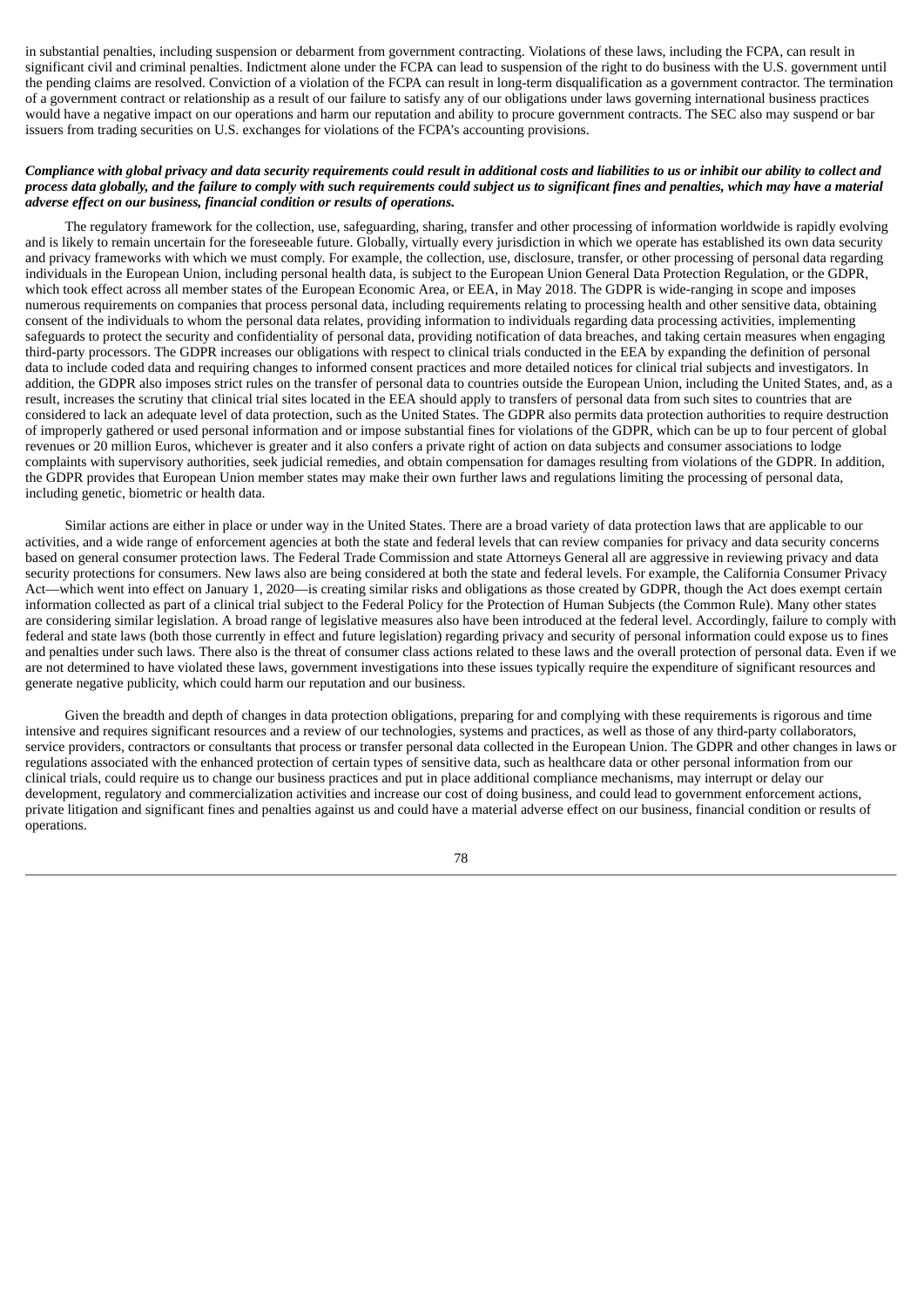in substantial penalties, including suspension or debarment from government contracting. Violations of these laws, including the FCPA, can result in significant civil and criminal penalties. Indictment alone under the FCPA can lead to suspension of the right to do business with the U.S. government until the pending claims are resolved. Conviction of a violation of the FCPA can result in long-term disqualification as a government contractor. The termination of a government contract or relationship as a result of our failure to satisfy any of our obligations under laws governing international business practices would have a negative impact on our operations and harm our reputation and ability to procure government contracts. The SEC also may suspend or bar issuers from trading securities on U.S. exchanges for violations of the FCPA's accounting provisions.

***Compliance with global privacy and data security requirements could result in additional costs and liabilities to us or inhibit our ability to collect and process data globally, and the failure to comply with such requirements could subject us to significant fines and penalties, which may have a material adverse effect on our business, financial condition or results of operations.***

The regulatory framework for the collection, use, safeguarding, sharing, transfer and other processing of information worldwide is rapidly evolving and is likely to remain uncertain for the foreseeable future. Globally, virtually every jurisdiction in which we operate has established its own data security and privacy frameworks with which we must comply. For example, the collection, use, disclosure, transfer, or other processing of personal data regarding individuals in the European Union, including personal health data, is subject to the European Union General Data Protection Regulation, or the GDPR, which took effect across all member states of the European Economic Area, or EEA, in May 2018. The GDPR is wide-ranging in scope and imposes numerous requirements on companies that process personal data, including requirements relating to processing health and other sensitive data, obtaining consent of the individuals to whom the personal data relates, providing information to individuals regarding data processing activities, implementing safeguards to protect the security and confidentiality of personal data, providing notification of data breaches, and taking certain measures when engaging third-party processors. The GDPR increases our obligations with respect to clinical trials conducted in the EEA by expanding the definition of personal data to include coded data and requiring changes to informed consent practices and more detailed notices for clinical trial subjects and investigators. In addition, the GDPR also imposes strict rules on the transfer of personal data to countries outside the European Union, including the United States, and, as a result, increases the scrutiny that clinical trial sites located in the EEA should apply to transfers of personal data from such sites to countries that are considered to lack an adequate level of data protection, such as the United States. The GDPR also permits data protection authorities to require destruction of improperly gathered or used personal information and or impose substantial fines for violations of the GDPR, which can be up to four percent of global revenues or 20 million Euros, whichever is greater and it also confers a private right of action on data subjects and consumer associations to lodge complaints with supervisory authorities, seek judicial remedies, and obtain compensation for damages resulting from violations of the GDPR. In addition, the GDPR provides that European Union member states may make their own further laws and regulations limiting the processing of personal data, including genetic, biometric or health data.

Similar actions are either in place or under way in the United States. There are a broad variety of data protection laws that are applicable to our activities, and a wide range of enforcement agencies at both the state and federal levels that can review companies for privacy and data security concerns based on general consumer protection laws. The Federal Trade Commission and state Attorneys General all are aggressive in reviewing privacy and data security protections for consumers. New laws also are being considered at both the state and federal levels. For example, the California Consumer Privacy Act—which went into effect on January 1, 2020—is creating similar risks and obligations as those created by GDPR, though the Act does exempt certain information collected as part of a clinical trial subject to the Federal Policy for the Protection of Human Subjects (the Common Rule). Many other states are considering similar legislation. A broad range of legislative measures also have been introduced at the federal level. Accordingly, failure to comply with federal and state laws (both those currently in effect and future legislation) regarding privacy and security of personal information could expose us to fines and penalties under such laws. There also is the threat of consumer class actions related to these laws and the overall protection of personal data. Even if we are not determined to have violated these laws, government investigations into these issues typically require the expenditure of significant resources and generate negative publicity, which could harm our reputation and our business.

Given the breadth and depth of changes in data protection obligations, preparing for and complying with these requirements is rigorous and time intensive and requires significant resources and a review of our technologies, systems and practices, as well as those of any third-party collaborators, service providers, contractors or consultants that process or transfer personal data collected in the European Union. The GDPR and other changes in laws or regulations associated with the enhanced protection of certain types of sensitive data, such as healthcare data or other personal information from our clinical trials, could require us to change our business practices and put in place additional compliance mechanisms, may interrupt or delay our development, regulatory and commercialization activities and increase our cost of doing business, and could lead to government enforcement actions, private litigation and significant fines and penalties against us and could have a material adverse effect on our business, financial condition or results of operations.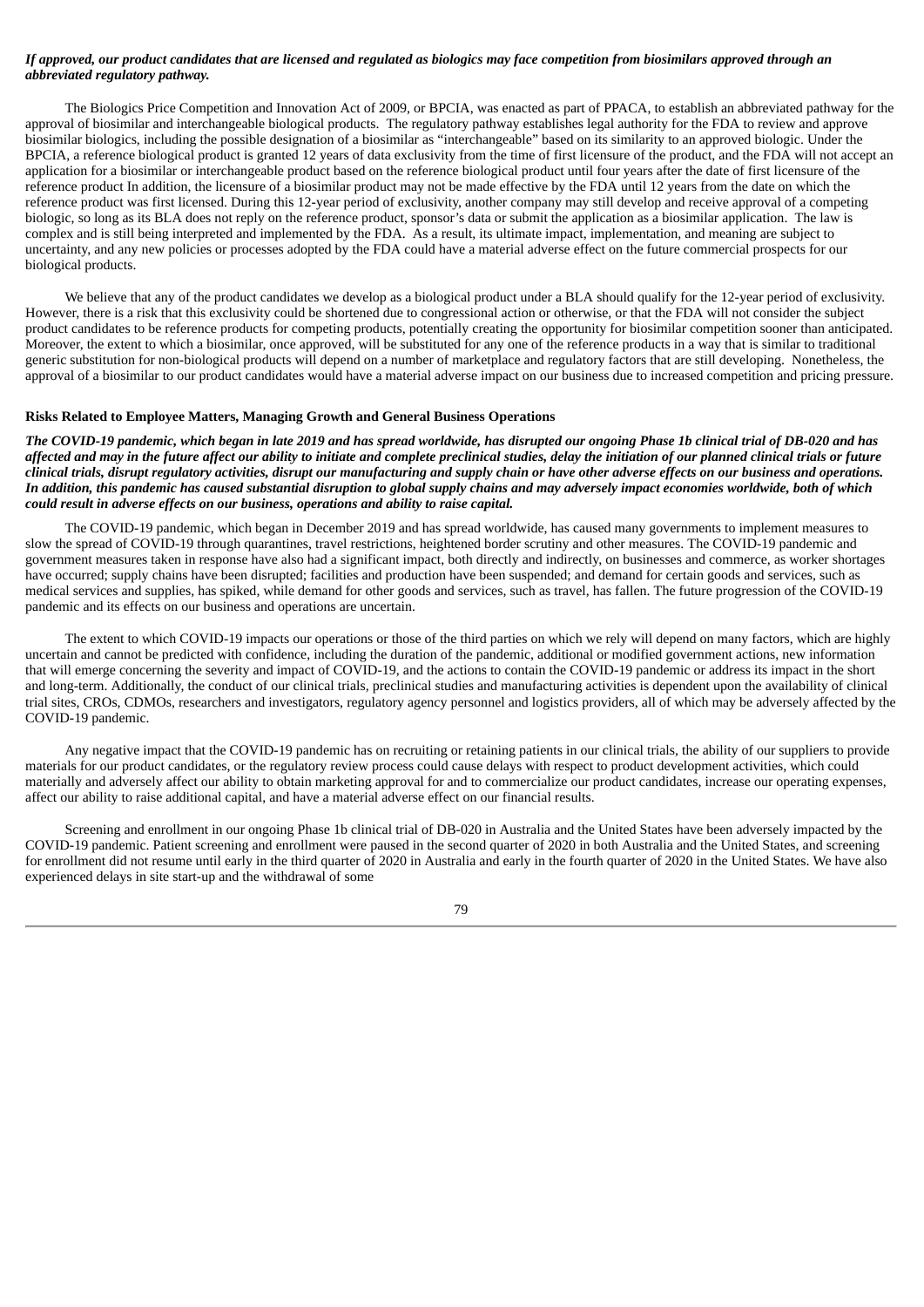***If approved, our product candidates that are licensed and regulated as biologics may face competition from biosimilars approved through an abbreviated regulatory pathway.***

The Biologics Price Competition and Innovation Act of 2009, or BPCIA, was enacted as part of PPACA, to establish an abbreviated pathway for the approval of biosimilar and interchangeable biological products. The regulatory pathway establishes legal authority for the FDA to review and approve biosimilar biologics, including the possible designation of a biosimilar as "interchangeable" based on its similarity to an approved biologic. Under the BPCIA, a reference biological product is granted 12 years of data exclusivity from the time of first licensure of the product, and the FDA will not accept an application for a biosimilar or interchangeable product based on the reference biological product until four years after the date of first licensure of the reference product In addition, the licensure of a biosimilar product may not be made effective by the FDA until 12 years from the date on which the reference product was first licensed. During this 12-year period of exclusivity, another company may still develop and receive approval of a competing biologic, so long as its BLA does not reply on the reference product, sponsor's data or submit the application as a biosimilar application. The law is complex and is still being interpreted and implemented by the FDA. As a result, its ultimate impact, implementation, and meaning are subject to uncertainty, and any new policies or processes adopted by the FDA could have a material adverse effect on the future commercial prospects for our biological products.

We believe that any of the product candidates we develop as a biological product under a BLA should qualify for the 12-year period of exclusivity. However, there is a risk that this exclusivity could be shortened due to congressional action or otherwise, or that the FDA will not consider the subject product candidates to be reference products for competing products, potentially creating the opportunity for biosimilar competition sooner than anticipated. Moreover, the extent to which a biosimilar, once approved, will be substituted for any one of the reference products in a way that is similar to traditional generic substitution for non-biological products will depend on a number of marketplace and regulatory factors that are still developing. Nonetheless, the approval of a biosimilar to our product candidates would have a material adverse impact on our business due to increased competition and pricing pressure.

**Risks Related to Employee Matters, Managing Growth and General Business Operations**

***The COVID-19 pandemic, which began in late 2019 and has spread worldwide, has disrupted our ongoing Phase 1b clinical trial of DB-020 and has affected and may in the future affect our ability to initiate and complete preclinical studies, delay the initiation of our planned clinical trials or future clinical trials, disrupt regulatory activities, disrupt our manufacturing and supply chain or have other adverse effects on our business and operations. In addition, this pandemic has caused substantial disruption to global supply chains and may adversely impact economies worldwide, both of which could result in adverse effects on our business, operations and ability to raise capital.***

The COVID-19 pandemic, which began in December 2019 and has spread worldwide, has caused many governments to implement measures to slow the spread of COVID-19 through quarantines, travel restrictions, heightened border scrutiny and other measures. The COVID-19 pandemic and government measures taken in response have also had a significant impact, both directly and indirectly, on businesses and commerce, as worker shortages have occurred; supply chains have been disrupted; facilities and production have been suspended; and demand for certain goods and services, such as medical services and supplies, has spiked, while demand for other goods and services, such as travel, has fallen. The future progression of the COVID-19 pandemic and its effects on our business and operations are uncertain.

The extent to which COVID-19 impacts our operations or those of the third parties on which we rely will depend on many factors, which are highly uncertain and cannot be predicted with confidence, including the duration of the pandemic, additional or modified government actions, new information that will emerge concerning the severity and impact of COVID-19, and the actions to contain the COVID-19 pandemic or address its impact in the short and long-term. Additionally, the conduct of our clinical trials, preclinical studies and manufacturing activities is dependent upon the availability of clinical trial sites, CROs, CDMOs, researchers and investigators, regulatory agency personnel and logistics providers, all of which may be adversely affected by the COVID-19 pandemic.

Any negative impact that the COVID-19 pandemic has on recruiting or retaining patients in our clinical trials, the ability of our suppliers to provide materials for our product candidates, or the regulatory review process could cause delays with respect to product development activities, which could materially and adversely affect our ability to obtain marketing approval for and to commercialize our product candidates, increase our operating expenses, affect our ability to raise additional capital, and have a material adverse effect on our financial results.

Screening and enrollment in our ongoing Phase 1b clinical trial of DB-020 in Australia and the United States have been adversely impacted by the COVID-19 pandemic. Patient screening and enrollment were paused in the second quarter of 2020 in both Australia and the United States, and screening for enrollment did not resume until early in the third quarter of 2020 in Australia and early in the fourth quarter of 2020 in the United States. We have also experienced delays in site start-up and the withdrawal of some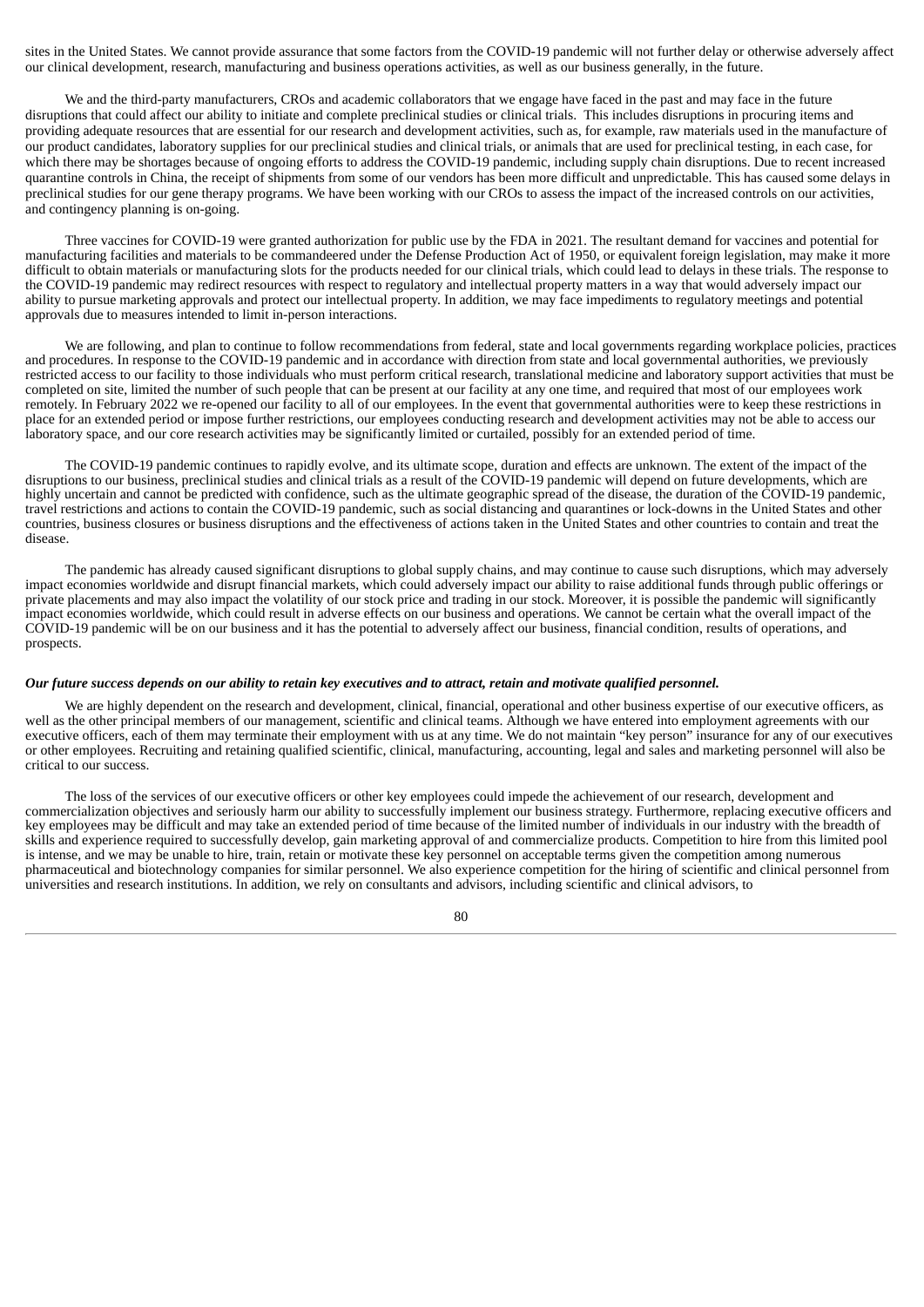sites in the United States. We cannot provide assurance that some factors from the COVID-19 pandemic will not further delay or otherwise adversely affect our clinical development, research, manufacturing and business operations activities, as well as our business generally, in the future.

We and the third-party manufacturers, CROs and academic collaborators that we engage have faced in the past and may face in the future disruptions that could affect our ability to initiate and complete preclinical studies or clinical trials. This includes disruptions in procuring items and providing adequate resources that are essential for our research and development activities, such as, for example, raw materials used in the manufacture of our product candidates, laboratory supplies for our preclinical studies and clinical trials, or animals that are used for preclinical testing, in each case, for which there may be shortages because of ongoing efforts to address the COVID-19 pandemic, including supply chain disruptions. Due to recent increased quarantine controls in China, the receipt of shipments from some of our vendors has been more difficult and unpredictable. This has caused some delays in preclinical studies for our gene therapy programs. We have been working with our CROs to assess the impact of the increased controls on our activities, and contingency planning is on-going.

Three vaccines for COVID-19 were granted authorization for public use by the FDA in 2021. The resultant demand for vaccines and potential for manufacturing facilities and materials to be commandeered under the Defense Production Act of 1950, or equivalent foreign legislation, may make it more difficult to obtain materials or manufacturing slots for the products needed for our clinical trials, which could lead to delays in these trials. The response to the COVID-19 pandemic may redirect resources with respect to regulatory and intellectual property matters in a way that would adversely impact our ability to pursue marketing approvals and protect our intellectual property. In addition, we may face impediments to regulatory meetings and potential approvals due to measures intended to limit in-person interactions.

We are following, and plan to continue to follow recommendations from federal, state and local governments regarding workplace policies, practices and procedures. In response to the COVID-19 pandemic and in accordance with direction from state and local governmental authorities, we previously restricted access to our facility to those individuals who must perform critical research, translational medicine and laboratory support activities that must be completed on site, limited the number of such people that can be present at our facility at any one time, and required that most of our employees work remotely. In February 2022 we re-opened our facility to all of our employees. In the event that governmental authorities were to keep these restrictions in place for an extended period or impose further restrictions, our employees conducting research and development activities may not be able to access our laboratory space, and our core research activities may be significantly limited or curtailed, possibly for an extended period of time.

The COVID-19 pandemic continues to rapidly evolve, and its ultimate scope, duration and effects are unknown. The extent of the impact of the disruptions to our business, preclinical studies and clinical trials as a result of the COVID-19 pandemic will depend on future developments, which are highly uncertain and cannot be predicted with confidence, such as the ultimate geographic spread of the disease, the duration of the COVID-19 pandemic, travel restrictions and actions to contain the COVID-19 pandemic, such as social distancing and quarantines or lock-downs in the United States and other countries, business closures or business disruptions and the effectiveness of actions taken in the United States and other countries to contain and treat the disease.

The pandemic has already caused significant disruptions to global supply chains, and may continue to cause such disruptions, which may adversely impact economies worldwide and disrupt financial markets, which could adversely impact our ability to raise additional funds through public offerings or private placements and may also impact the volatility of our stock price and trading in our stock. Moreover, it is possible the pandemic will significantly impact economies worldwide, which could result in adverse effects on our business and operations. We cannot be certain what the overall impact of the COVID-19 pandemic will be on our business and it has the potential to adversely affect our business, financial condition, results of operations, and prospects.

***Our future success depends on our ability to retain key executives and to attract, retain and motivate qualified personnel.***

We are highly dependent on the research and development, clinical, financial, operational and other business expertise of our executive officers, as well as the other principal members of our management, scientific and clinical teams. Although we have entered into employment agreements with our executive officers, each of them may terminate their employment with us at any time. We do not maintain "key person" insurance for any of our executives or other employees. Recruiting and retaining qualified scientific, clinical, manufacturing, accounting, legal and sales and marketing personnel will also be critical to our success.

The loss of the services of our executive officers or other key employees could impede the achievement of our research, development and commercialization objectives and seriously harm our ability to successfully implement our business strategy. Furthermore, replacing executive officers and key employees may be difficult and may take an extended period of time because of the limited number of individuals in our industry with the breadth of skills and experience required to successfully develop, gain marketing approval of and commercialize products. Competition to hire from this limited pool is intense, and we may be unable to hire, train, retain or motivate these key personnel on acceptable terms given the competition among numerous pharmaceutical and biotechnology companies for similar personnel. We also experience competition for the hiring of scientific and clinical personnel from universities and research institutions. In addition, we rely on consultants and advisors, including scientific and clinical advisors, to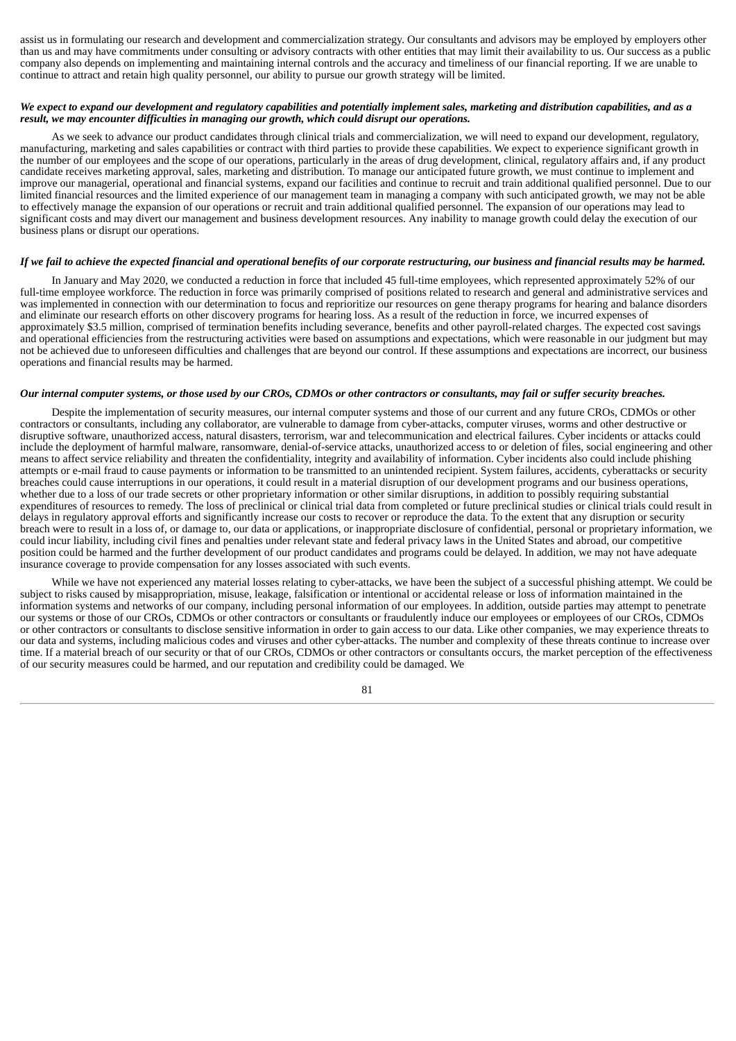assist us in formulating our research and development and commercialization strategy. Our consultants and advisors may be employed by employers other than us and may have commitments under consulting or advisory contracts with other entities that may limit their availability to us. Our success as a public company also depends on implementing and maintaining internal controls and the accuracy and timeliness of our financial reporting. If we are unable to continue to attract and retain high quality personnel, our ability to pursue our growth strategy will be limited.

***We expect to expand our development and regulatory capabilities and potentially implement sales, marketing and distribution capabilities, and as a result, we may encounter difficulties in managing our growth, which could disrupt our operations.***

As we seek to advance our product candidates through clinical trials and commercialization, we will need to expand our development, regulatory, manufacturing, marketing and sales capabilities or contract with third parties to provide these capabilities. We expect to experience significant growth in the number of our employees and the scope of our operations, particularly in the areas of drug development, clinical, regulatory affairs and, if any product candidate receives marketing approval, sales, marketing and distribution. To manage our anticipated future growth, we must continue to implement and improve our managerial, operational and financial systems, expand our facilities and continue to recruit and train additional qualified personnel. Due to our limited financial resources and the limited experience of our management team in managing a company with such anticipated growth, we may not be able to effectively manage the expansion of our operations or recruit and train additional qualified personnel. The expansion of our operations may lead to significant costs and may divert our management and business development resources. Any inability to manage growth could delay the execution of our business plans or disrupt our operations.

***If we fail to achieve the expected financial and operational benefits of our corporate restructuring, our business and financial results may be harmed.***

In January and May 2020, we conducted a reduction in force that included 45 full-time employees, which represented approximately 52% of our full-time employee workforce. The reduction in force was primarily comprised of positions related to research and general and administrative services and was implemented in connection with our determination to focus and reprioritize our resources on gene therapy programs for hearing and balance disorders and eliminate our research efforts on other discovery programs for hearing loss. As a result of the reduction in force, we incurred expenses of approximately $3.5 million, comprised of termination benefits including severance, benefits and other payroll-related charges. The expected cost savings and operational efficiencies from the restructuring activities were based on assumptions and expectations, which were reasonable in our judgment but may not be achieved due to unforeseen difficulties and challenges that are beyond our control. If these assumptions and expectations are incorrect, our business operations and financial results may be harmed.

***Our internal computer systems, or those used by our CROs, CDMOs or other contractors or consultants, may fail or suffer security breaches.***

Despite the implementation of security measures, our internal computer systems and those of our current and any future CROs, CDMOs or other contractors or consultants, including any collaborator, are vulnerable to damage from cyber-attacks, computer viruses, worms and other destructive or disruptive software, unauthorized access, natural disasters, terrorism, war and telecommunication and electrical failures. Cyber incidents or attacks could include the deployment of harmful malware, ransomware, denial-of-service attacks, unauthorized access to or deletion of files, social engineering and other means to affect service reliability and threaten the confidentiality, integrity and availability of information. Cyber incidents also could include phishing attempts or e-mail fraud to cause payments or information to be transmitted to an unintended recipient. System failures, accidents, cyberattacks or security breaches could cause interruptions in our operations, it could result in a material disruption of our development programs and our business operations, whether due to a loss of our trade secrets or other proprietary information or other similar disruptions, in addition to possibly requiring substantial expenditures of resources to remedy. The loss of preclinical or clinical trial data from completed or future preclinical studies or clinical trials could result in delays in regulatory approval efforts and significantly increase our costs to recover or reproduce the data. To the extent that any disruption or security breach were to result in a loss of, or damage to, our data or applications, or inappropriate disclosure of confidential, personal or proprietary information, we could incur liability, including civil fines and penalties under relevant state and federal privacy laws in the United States and abroad, our competitive position could be harmed and the further development of our product candidates and programs could be delayed. In addition, we may not have adequate insurance coverage to provide compensation for any losses associated with such events.

While we have not experienced any material losses relating to cyber-attacks, we have been the subject of a successful phishing attempt. We could be subject to risks caused by misappropriation, misuse, leakage, falsification or intentional or accidental release or loss of information maintained in the information systems and networks of our company, including personal information of our employees. In addition, outside parties may attempt to penetrate our systems or those of our CROs, CDMOs or other contractors or consultants or fraudulently induce our employees or employees of our CROs, CDMOs or other contractors or consultants to disclose sensitive information in order to gain access to our data. Like other companies, we may experience threats to our data and systems, including malicious codes and viruses and other cyber-attacks. The number and complexity of these threats continue to increase over time. If a material breach of our security or that of our CROs, CDMOs or other contractors or consultants occurs, the market perception of the effectiveness of our security measures could be harmed, and our reputation and credibility could be damaged. We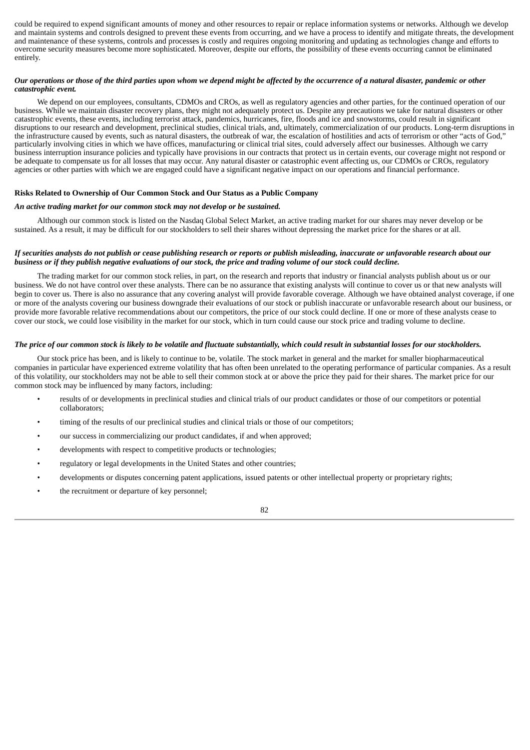could be required to expend significant amounts of money and other resources to repair or replace information systems or networks. Although we develop and maintain systems and controls designed to prevent these events from occurring, and we have a process to identify and mitigate threats, the development and maintenance of these systems, controls and processes is costly and requires ongoing monitoring and updating as technologies change and efforts to overcome security measures become more sophisticated. Moreover, despite our efforts, the possibility of these events occurring cannot be eliminated entirely.

***Our operations or those of the third parties upon whom we depend might be affected by the occurrence of a natural disaster, pandemic or other catastrophic event.***

We depend on our employees, consultants, CDMOs and CROs, as well as regulatory agencies and other parties, for the continued operation of our business. While we maintain disaster recovery plans, they might not adequately protect us. Despite any precautions we take for natural disasters or other catastrophic events, these events, including terrorist attack, pandemics, hurricanes, fire, floods and ice and snowstorms, could result in significant disruptions to our research and development, preclinical studies, clinical trials, and, ultimately, commercialization of our products. Long-term disruptions in the infrastructure caused by events, such as natural disasters, the outbreak of war, the escalation of hostilities and acts of terrorism or other "acts of God," particularly involving cities in which we have offices, manufacturing or clinical trial sites, could adversely affect our businesses. Although we carry business interruption insurance policies and typically have provisions in our contracts that protect us in certain events, our coverage might not respond or be adequate to compensate us for all losses that may occur. Any natural disaster or catastrophic event affecting us, our CDMOs or CROs, regulatory agencies or other parties with which we are engaged could have a significant negative impact on our operations and financial performance.

**Risks Related to Ownership of Our Common Stock and Our Status as a Public Company**

***An active trading market for our common stock may not develop or be sustained.***

Although our common stock is listed on the Nasdaq Global Select Market, an active trading market for our shares may never develop or be sustained. As a result, it may be difficult for our stockholders to sell their shares without depressing the market price for the shares or at all.

***If securities analysts do not publish or cease publishing research or reports or publish misleading, inaccurate or unfavorable research about our business or if they publish negative evaluations of our stock, the price and trading volume of our stock could decline.***

The trading market for our common stock relies, in part, on the research and reports that industry or financial analysts publish about us or our business. We do not have control over these analysts. There can be no assurance that existing analysts will continue to cover us or that new analysts will begin to cover us. There is also no assurance that any covering analyst will provide favorable coverage. Although we have obtained analyst coverage, if one or more of the analysts covering our business downgrade their evaluations of our stock or publish inaccurate or unfavorable research about our business, or provide more favorable relative recommendations about our competitors, the price of our stock could decline. If one or more of these analysts cease to cover our stock, we could lose visibility in the market for our stock, which in turn could cause our stock price and trading volume to decline.

***The price of our common stock is likely to be volatile and fluctuate substantially, which could result in substantial losses for our stockholders.***

Our stock price has been, and is likely to continue to be, volatile. The stock market in general and the market for smaller biopharmaceutical companies in particular have experienced extreme volatility that has often been unrelated to the operating performance of particular companies. As a result of this volatility, our stockholders may not be able to sell their common stock at or above the price they paid for their shares. The market price for our common stock may be influenced by many factors, including:

- results of or developments in preclinical studies and clinical trials of our product candidates or those of our competitors or potential collaborators;
- timing of the results of our preclinical studies and clinical trials or those of our competitors;
- our success in commercializing our product candidates, if and when approved;
- developments with respect to competitive products or technologies;
- regulatory or legal developments in the United States and other countries;
- developments or disputes concerning patent applications, issued patents or other intellectual property or proprietary rights;
- the recruitment or departure of key personnel;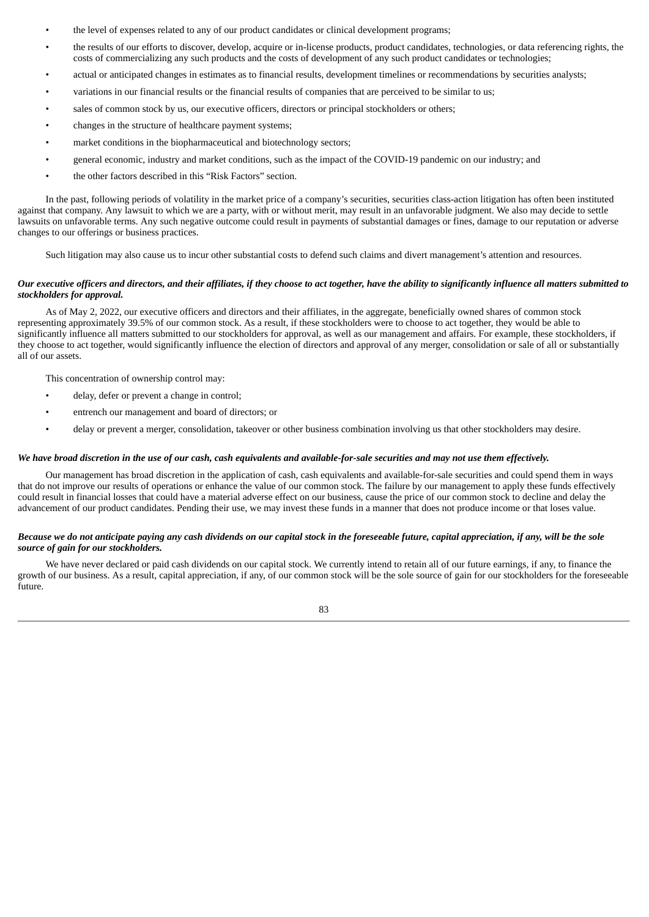- the level of expenses related to any of our product candidates or clinical development programs;
- the results of our efforts to discover, develop, acquire or in-license products, product candidates, technologies, or data referencing rights, the costs of commercializing any such products and the costs of development of any such product candidates or technologies;
- actual or anticipated changes in estimates as to financial results, development timelines or recommendations by securities analysts;
- variations in our financial results or the financial results of companies that are perceived to be similar to us;
- sales of common stock by us, our executive officers, directors or principal stockholders or others;
- changes in the structure of healthcare payment systems;
- market conditions in the biopharmaceutical and biotechnology sectors;
- general economic, industry and market conditions, such as the impact of the COVID-19 pandemic on our industry; and
- the other factors described in this "Risk Factors" section.

In the past, following periods of volatility in the market price of a company's securities, securities class-action litigation has often been instituted against that company. Any lawsuit to which we are a party, with or without merit, may result in an unfavorable judgment. We also may decide to settle lawsuits on unfavorable terms. Any such negative outcome could result in payments of substantial damages or fines, damage to our reputation or adverse changes to our offerings or business practices.

Such litigation may also cause us to incur other substantial costs to defend such claims and divert management's attention and resources.

***Our executive officers and directors, and their affiliates, if they choose to act together, have the ability to significantly influence all matters submitted to stockholders for approval.***

As of May 2, 2022, our executive officers and directors and their affiliates, in the aggregate, beneficially owned shares of common stock representing approximately 39.5% of our common stock. As a result, if these stockholders were to choose to act together, they would be able to significantly influence all matters submitted to our stockholders for approval, as well as our management and affairs. For example, these stockholders, if they choose to act together, would significantly influence the election of directors and approval of any merger, consolidation or sale of all or substantially all of our assets.

This concentration of ownership control may:

- delay, defer or prevent a change in control;
- entrench our management and board of directors; or
- delay or prevent a merger, consolidation, takeover or other business combination involving us that other stockholders may desire.

***We have broad discretion in the use of our cash, cash equivalents and available-for-sale securities and may not use them effectively.***

Our management has broad discretion in the application of cash, cash equivalents and available-for-sale securities and could spend them in ways that do not improve our results of operations or enhance the value of our common stock. The failure by our management to apply these funds effectively could result in financial losses that could have a material adverse effect on our business, cause the price of our common stock to decline and delay the advancement of our product candidates. Pending their use, we may invest these funds in a manner that does not produce income or that loses value.

***Because we do not anticipate paying any cash dividends on our capital stock in the foreseeable future, capital appreciation, if any, will be the sole source of gain for our stockholders.***

We have never declared or paid cash dividends on our capital stock. We currently intend to retain all of our future earnings, if any, to finance the growth of our business. As a result, capital appreciation, if any, of our common stock will be the sole source of gain for our stockholders for the foreseeable future.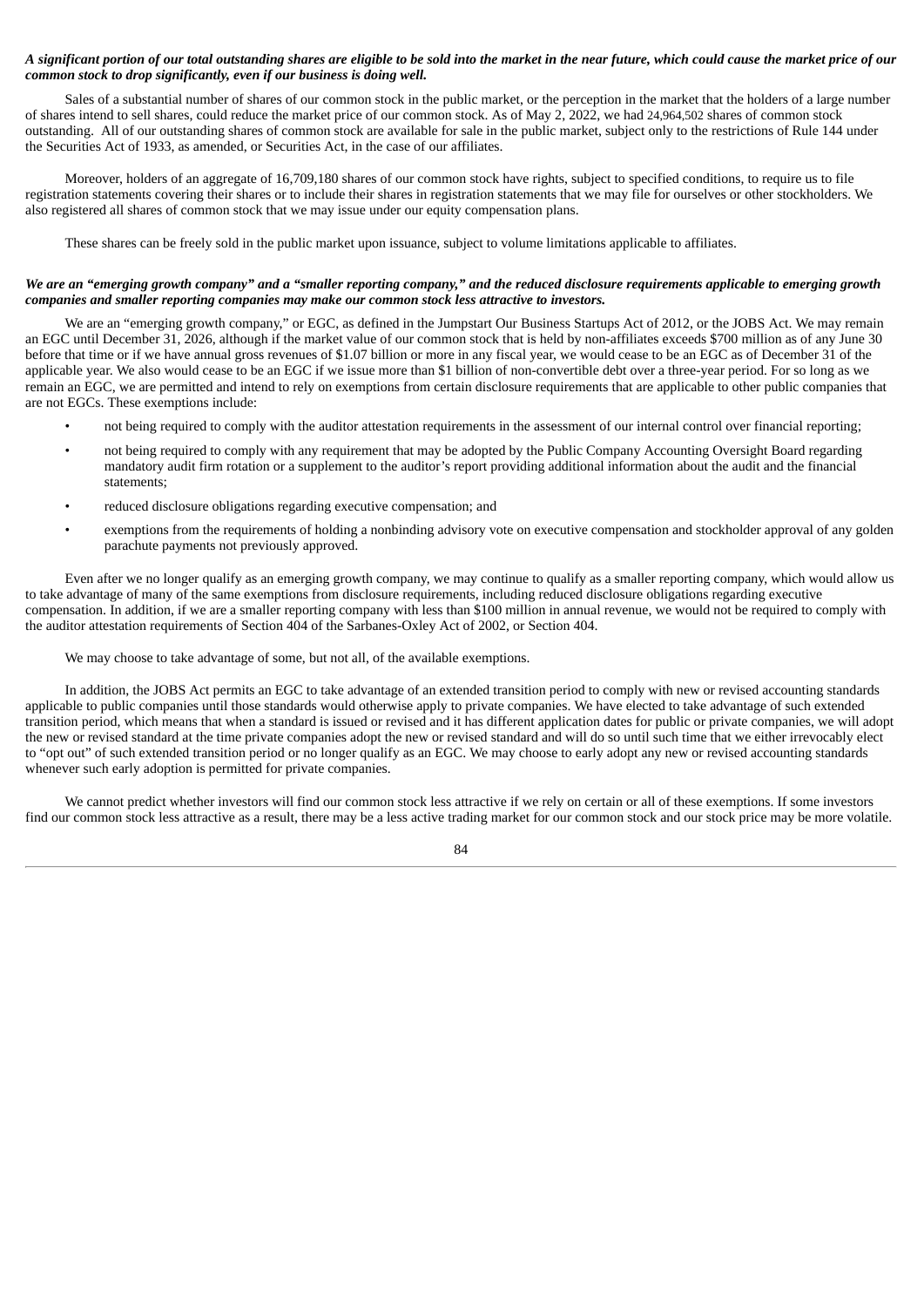***A significant portion of our total outstanding shares are eligible to be sold into the market in the near future, which could cause the market price of our common stock to drop significantly, even if our business is doing well.***

Sales of a substantial number of shares of our common stock in the public market, or the perception in the market that the holders of a large number of shares intend to sell shares, could reduce the market price of our common stock. As of May 2, 2022, we had 24,964,502 shares of common stock outstanding. All of our outstanding shares of common stock are available for sale in the public market, subject only to the restrictions of Rule 144 under the Securities Act of 1933, as amended, or Securities Act, in the case of our affiliates.

Moreover, holders of an aggregate of 16,709,180 shares of our common stock have rights, subject to specified conditions, to require us to file registration statements covering their shares or to include their shares in registration statements that we may file for ourselves or other stockholders. We also registered all shares of common stock that we may issue under our equity compensation plans.

These shares can be freely sold in the public market upon issuance, subject to volume limitations applicable to affiliates.

***We are an "emerging growth company" and a "smaller reporting company," and the reduced disclosure requirements applicable to emerging growth companies and smaller reporting companies may make our common stock less attractive to investors.***

We are an "emerging growth company," or EGC, as defined in the Jumpstart Our Business Startups Act of 2012, or the JOBS Act. We may remain an EGC until December 31, 2026, although if the market value of our common stock that is held by non-affiliates exceeds $700 million as of any June 30 before that time or if we have annual gross revenues of $1.07 billion or more in any fiscal year, we would cease to be an EGC as of December 31 of the applicable year. We also would cease to be an EGC if we issue more than $1 billion of non-convertible debt over a three-year period. For so long as we remain an EGC, we are permitted and intend to rely on exemptions from certain disclosure requirements that are applicable to other public companies that are not EGCs. These exemptions include:

- not being required to comply with the auditor attestation requirements in the assessment of our internal control over financial reporting;
- not being required to comply with any requirement that may be adopted by the Public Company Accounting Oversight Board regarding mandatory audit firm rotation or a supplement to the auditor's report providing additional information about the audit and the financial statements;
- reduced disclosure obligations regarding executive compensation; and
- exemptions from the requirements of holding a nonbinding advisory vote on executive compensation and stockholder approval of any golden parachute payments not previously approved.

Even after we no longer qualify as an emerging growth company, we may continue to qualify as a smaller reporting company, which would allow us to take advantage of many of the same exemptions from disclosure requirements, including reduced disclosure obligations regarding executive compensation. In addition, if we are a smaller reporting company with less than $100 million in annual revenue, we would not be required to comply with the auditor attestation requirements of Section 404 of the Sarbanes-Oxley Act of 2002, or Section 404.

We may choose to take advantage of some, but not all, of the available exemptions.

In addition, the JOBS Act permits an EGC to take advantage of an extended transition period to comply with new or revised accounting standards applicable to public companies until those standards would otherwise apply to private companies. We have elected to take advantage of such extended transition period, which means that when a standard is issued or revised and it has different application dates for public or private companies, we will adopt the new or revised standard at the time private companies adopt the new or revised standard and will do so until such time that we either irrevocably elect to "opt out" of such extended transition period or no longer qualify as an EGC. We may choose to early adopt any new or revised accounting standards whenever such early adoption is permitted for private companies.

We cannot predict whether investors will find our common stock less attractive if we rely on certain or all of these exemptions. If some investors find our common stock less attractive as a result, there may be a less active trading market for our common stock and our stock price may be more volatile.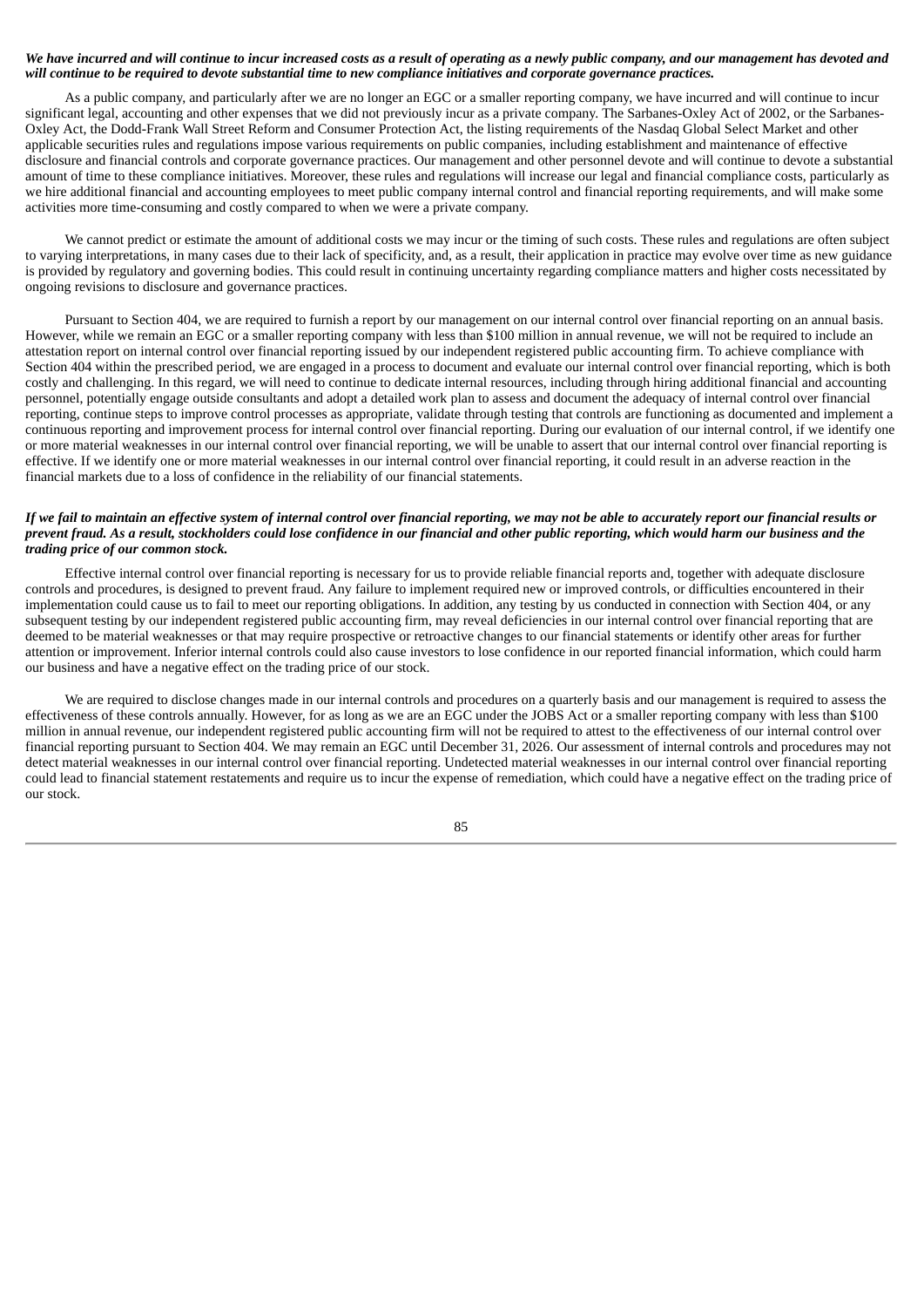***We have incurred and will continue to incur increased costs as a result of operating as a newly public company, and our management has devoted and will continue to be required to devote substantial time to new compliance initiatives and corporate governance practices.***

As a public company, and particularly after we are no longer an EGC or a smaller reporting company, we have incurred and will continue to incur significant legal, accounting and other expenses that we did not previously incur as a private company. The Sarbanes-Oxley Act of 2002, or the Sarbanes-Oxley Act, the Dodd-Frank Wall Street Reform and Consumer Protection Act, the listing requirements of the Nasdaq Global Select Market and other applicable securities rules and regulations impose various requirements on public companies, including establishment and maintenance of effective disclosure and financial controls and corporate governance practices. Our management and other personnel devote and will continue to devote a substantial amount of time to these compliance initiatives. Moreover, these rules and regulations will increase our legal and financial compliance costs, particularly as we hire additional financial and accounting employees to meet public company internal control and financial reporting requirements, and will make some activities more time-consuming and costly compared to when we were a private company.

We cannot predict or estimate the amount of additional costs we may incur or the timing of such costs. These rules and regulations are often subject to varying interpretations, in many cases due to their lack of specificity, and, as a result, their application in practice may evolve over time as new guidance is provided by regulatory and governing bodies. This could result in continuing uncertainty regarding compliance matters and higher costs necessitated by ongoing revisions to disclosure and governance practices.

Pursuant to Section 404, we are required to furnish a report by our management on our internal control over financial reporting on an annual basis. However, while we remain an EGC or a smaller reporting company with less than $100 million in annual revenue, we will not be required to include an attestation report on internal control over financial reporting issued by our independent registered public accounting firm. To achieve compliance with Section 404 within the prescribed period, we are engaged in a process to document and evaluate our internal control over financial reporting, which is both costly and challenging. In this regard, we will need to continue to dedicate internal resources, including through hiring additional financial and accounting personnel, potentially engage outside consultants and adopt a detailed work plan to assess and document the adequacy of internal control over financial reporting, continue steps to improve control processes as appropriate, validate through testing that controls are functioning as documented and implement a continuous reporting and improvement process for internal control over financial reporting. During our evaluation of our internal control, if we identify one or more material weaknesses in our internal control over financial reporting, we will be unable to assert that our internal control over financial reporting is effective. If we identify one or more material weaknesses in our internal control over financial reporting, it could result in an adverse reaction in the financial markets due to a loss of confidence in the reliability of our financial statements.

***If we fail to maintain an effective system of internal control over financial reporting, we may not be able to accurately report our financial results or prevent fraud. As a result, stockholders could lose confidence in our financial and other public reporting, which would harm our business and the trading price of our common stock.***

Effective internal control over financial reporting is necessary for us to provide reliable financial reports and, together with adequate disclosure controls and procedures, is designed to prevent fraud. Any failure to implement required new or improved controls, or difficulties encountered in their implementation could cause us to fail to meet our reporting obligations. In addition, any testing by us conducted in connection with Section 404, or any subsequent testing by our independent registered public accounting firm, may reveal deficiencies in our internal control over financial reporting that are deemed to be material weaknesses or that may require prospective or retroactive changes to our financial statements or identify other areas for further attention or improvement. Inferior internal controls could also cause investors to lose confidence in our reported financial information, which could harm our business and have a negative effect on the trading price of our stock.

We are required to disclose changes made in our internal controls and procedures on a quarterly basis and our management is required to assess the effectiveness of these controls annually. However, for as long as we are an EGC under the JOBS Act or a smaller reporting company with less than $100 million in annual revenue, our independent registered public accounting firm will not be required to attest to the effectiveness of our internal control over financial reporting pursuant to Section 404. We may remain an EGC until December 31, 2026. Our assessment of internal controls and procedures may not detect material weaknesses in our internal control over financial reporting. Undetected material weaknesses in our internal control over financial reporting could lead to financial statement restatements and require us to incur the expense of remediation, which could have a negative effect on the trading price of our stock.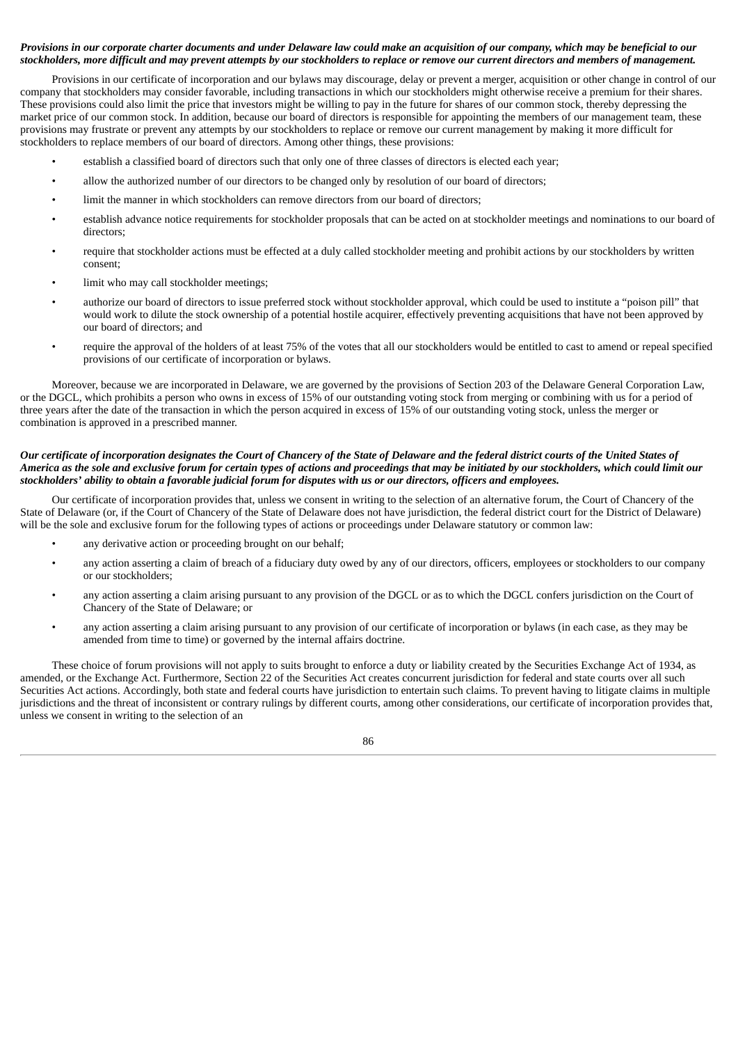***Provisions in our corporate charter documents and under Delaware law could make an acquisition of our company, which may be beneficial to our stockholders, more difficult and may prevent attempts by our stockholders to replace or remove our current directors and members of management.***

Provisions in our certificate of incorporation and our bylaws may discourage, delay or prevent a merger, acquisition or other change in control of our company that stockholders may consider favorable, including transactions in which our stockholders might otherwise receive a premium for their shares. These provisions could also limit the price that investors might be willing to pay in the future for shares of our common stock, thereby depressing the market price of our common stock. In addition, because our board of directors is responsible for appointing the members of our management team, these provisions may frustrate or prevent any attempts by our stockholders to replace or remove our current management by making it more difficult for stockholders to replace members of our board of directors. Among other things, these provisions:

- establish a classified board of directors such that only one of three classes of directors is elected each year;
- allow the authorized number of our directors to be changed only by resolution of our board of directors;
- limit the manner in which stockholders can remove directors from our board of directors;
- establish advance notice requirements for stockholder proposals that can be acted on at stockholder meetings and nominations to our board of directors;
- require that stockholder actions must be effected at a duly called stockholder meeting and prohibit actions by our stockholders by written consent;
- limit who may call stockholder meetings;
- authorize our board of directors to issue preferred stock without stockholder approval, which could be used to institute a "poison pill" that would work to dilute the stock ownership of a potential hostile acquirer, effectively preventing acquisitions that have not been approved by our board of directors; and
- require the approval of the holders of at least 75% of the votes that all our stockholders would be entitled to cast to amend or repeal specified provisions of our certificate of incorporation or bylaws.

Moreover, because we are incorporated in Delaware, we are governed by the provisions of Section 203 of the Delaware General Corporation Law, or the DGCL, which prohibits a person who owns in excess of 15% of our outstanding voting stock from merging or combining with us for a period of three years after the date of the transaction in which the person acquired in excess of 15% of our outstanding voting stock, unless the merger or combination is approved in a prescribed manner.

***Our certificate of incorporation designates the Court of Chancery of the State of Delaware and the federal district courts of the United States of America as the sole and exclusive forum for certain types of actions and proceedings that may be initiated by our stockholders, which could limit our stockholders' ability to obtain a favorable judicial forum for disputes with us or our directors, officers and employees.***

Our certificate of incorporation provides that, unless we consent in writing to the selection of an alternative forum, the Court of Chancery of the State of Delaware (or, if the Court of Chancery of the State of Delaware does not have jurisdiction, the federal district court for the District of Delaware) will be the sole and exclusive forum for the following types of actions or proceedings under Delaware statutory or common law:

- any derivative action or proceeding brought on our behalf;
- any action asserting a claim of breach of a fiduciary duty owed by any of our directors, officers, employees or stockholders to our company or our stockholders;
- any action asserting a claim arising pursuant to any provision of the DGCL or as to which the DGCL confers jurisdiction on the Court of Chancery of the State of Delaware; or
- any action asserting a claim arising pursuant to any provision of our certificate of incorporation or bylaws (in each case, as they may be amended from time to time) or governed by the internal affairs doctrine.

These choice of forum provisions will not apply to suits brought to enforce a duty or liability created by the Securities Exchange Act of 1934, as amended, or the Exchange Act. Furthermore, Section 22 of the Securities Act creates concurrent jurisdiction for federal and state courts over all such Securities Act actions. Accordingly, both state and federal courts have jurisdiction to entertain such claims. To prevent having to litigate claims in multiple jurisdictions and the threat of inconsistent or contrary rulings by different courts, among other considerations, our certificate of incorporation provides that, unless we consent in writing to the selection of an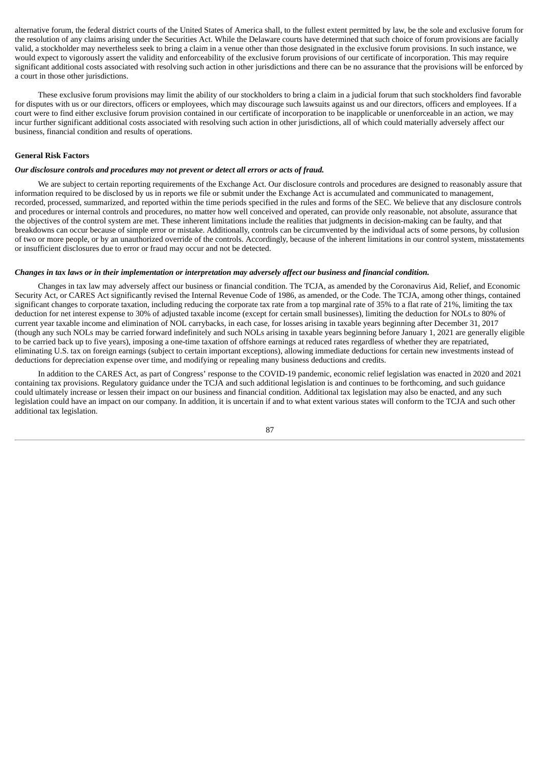alternative forum, the federal district courts of the United States of America shall, to the fullest extent permitted by law, be the sole and exclusive forum for the resolution of any claims arising under the Securities Act. While the Delaware courts have determined that such choice of forum provisions are facially valid, a stockholder may nevertheless seek to bring a claim in a venue other than those designated in the exclusive forum provisions. In such instance, we would expect to vigorously assert the validity and enforceability of the exclusive forum provisions of our certificate of incorporation. This may require significant additional costs associated with resolving such action in other jurisdictions and there can be no assurance that the provisions will be enforced by a court in those other jurisdictions.

These exclusive forum provisions may limit the ability of our stockholders to bring a claim in a judicial forum that such stockholders find favorable for disputes with us or our directors, officers or employees, which may discourage such lawsuits against us and our directors, officers and employees. If a court were to find either exclusive forum provision contained in our certificate of incorporation to be inapplicable or unenforceable in an action, we may incur further significant additional costs associated with resolving such action in other jurisdictions, all of which could materially adversely affect our business, financial condition and results of operations.

**General Risk Factors**

***Our disclosure controls and procedures may not prevent or detect all errors or acts of fraud.***

We are subject to certain reporting requirements of the Exchange Act. Our disclosure controls and procedures are designed to reasonably assure that information required to be disclosed by us in reports we file or submit under the Exchange Act is accumulated and communicated to management, recorded, processed, summarized, and reported within the time periods specified in the rules and forms of the SEC. We believe that any disclosure controls and procedures or internal controls and procedures, no matter how well conceived and operated, can provide only reasonable, not absolute, assurance that the objectives of the control system are met. These inherent limitations include the realities that judgments in decision-making can be faulty, and that breakdowns can occur because of simple error or mistake. Additionally, controls can be circumvented by the individual acts of some persons, by collusion of two or more people, or by an unauthorized override of the controls. Accordingly, because of the inherent limitations in our control system, misstatements or insufficient disclosures due to error or fraud may occur and not be detected.

***Changes in tax laws or in their implementation or interpretation may adversely affect our business and financial condition.***

Changes in tax law may adversely affect our business or financial condition. The TCJA, as amended by the Coronavirus Aid, Relief, and Economic Security Act, or CARES Act significantly revised the Internal Revenue Code of 1986, as amended, or the Code. The TCJA, among other things, contained significant changes to corporate taxation, including reducing the corporate tax rate from a top marginal rate of 35% to a flat rate of 21%, limiting the tax deduction for net interest expense to 30% of adjusted taxable income (except for certain small businesses), limiting the deduction for NOLs to 80% of current year taxable income and elimination of NOL carrybacks, in each case, for losses arising in taxable years beginning after December 31, 2017 (though any such NOLs may be carried forward indefinitely and such NOLs arising in taxable years beginning before January 1, 2021 are generally eligible to be carried back up to five years), imposing a one-time taxation of offshore earnings at reduced rates regardless of whether they are repatriated, eliminating U.S. tax on foreign earnings (subject to certain important exceptions), allowing immediate deductions for certain new investments instead of deductions for depreciation expense over time, and modifying or repealing many business deductions and credits.

In addition to the CARES Act, as part of Congress' response to the COVID-19 pandemic, economic relief legislation was enacted in 2020 and 2021 containing tax provisions. Regulatory guidance under the TCJA and such additional legislation is and continues to be forthcoming, and such guidance could ultimately increase or lessen their impact on our business and financial condition. Additional tax legislation may also be enacted, and any such legislation could have an impact on our company. In addition, it is uncertain if and to what extent various states will conform to the TCJA and such other additional tax legislation.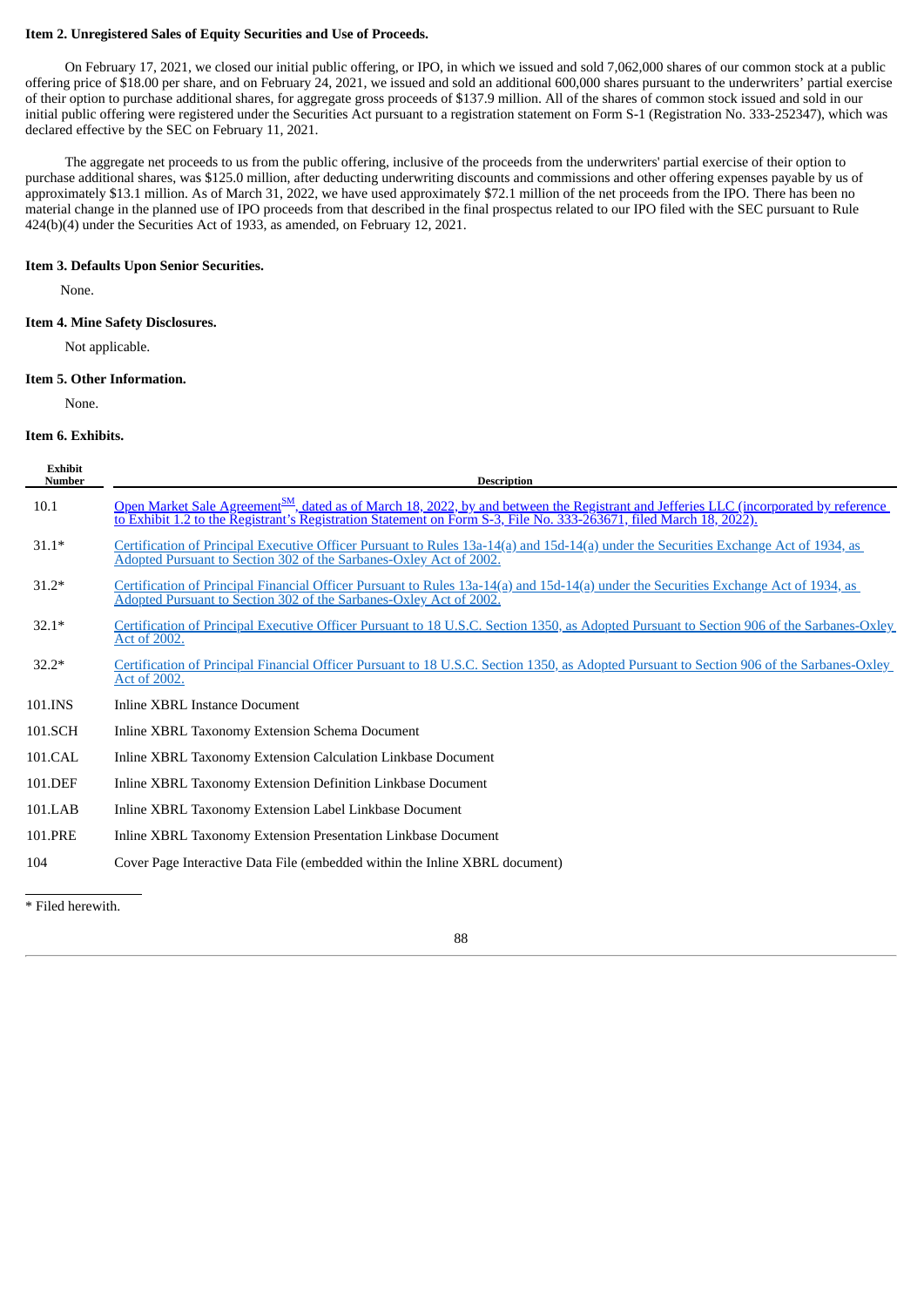**Item 2. Unregistered Sales of Equity Securities and Use of Proceeds.**

On February 17, 2021, we closed our initial public offering, or IPO, in which we issued and sold 7,062,000 shares of our common stock at a public offering price of $18.00 per share, and on February 24, 2021, we issued and sold an additional 600,000 shares pursuant to the underwriters' partial exercise of their option to purchase additional shares, for aggregate gross proceeds of $137.9 million. All of the shares of common stock issued and sold in our initial public offering were registered under the Securities Act pursuant to a registration statement on Form S-1 (Registration No. 333-252347), which was declared effective by the SEC on February 11, 2021.

The aggregate net proceeds to us from the public offering, inclusive of the proceeds from the underwriters' partial exercise of their option to purchase additional shares, was $125.0 million, after deducting underwriting discounts and commissions and other offering expenses payable by us of approximately $13.1 million. As of March 31, 2022, we have used approximately $72.1 million of the net proceeds from the IPO. There has been no material change in the planned use of IPO proceeds from that described in the final prospectus related to our IPO filed with the SEC pursuant to Rule 424(b)(4) under the Securities Act of 1933, as amended, on February 12, 2021.

**Item 3. Defaults Upon Senior Securities.**

None.

**Item 4. Mine Safety Disclosures.**

Not applicable.

**Item 5. Other Information.**

None.

**Item 6. Exhibits.**

| Exhibit Number | Description |
|---|---|
| 10.1 | Open Market Sale Agreement[SM], dated as of March 18, 2022, by and between the Registrant and Jefferies LLC (incorporated by reference to Exhibit 1.2 to the Registrant's Registration Statement on Form S-3, File No. 333-263671, filed March 18, 2022). |
| 31.1* | Certification of Principal Executive Officer Pursuant to Rules 13a-14(a) and 15d-14(a) under the Securities Exchange Act of 1934, as Adopted Pursuant to Section 302 of the Sarbanes-Oxley Act of 2002. |
| 31.2* | Certification of Principal Financial Officer Pursuant to Rules 13a-14(a) and 15d-14(a) under the Securities Exchange Act of 1934, as Adopted Pursuant to Section 302 of the Sarbanes-Oxley Act of 2002. |
| 32.1* | Certification of Principal Executive Officer Pursuant to 18 U.S.C. Section 1350, as Adopted Pursuant to Section 906 of the Sarbanes-Oxley Act of 2002. |
| 32.2* | Certification of Principal Financial Officer Pursuant to 18 U.S.C. Section 1350, as Adopted Pursuant to Section 906 of the Sarbanes-Oxley Act of 2002. |
| 101.INS | Inline XBRL Instance Document |
| 101.SCH | Inline XBRL Taxonomy Extension Schema Document |
| 101.CAL | Inline XBRL Taxonomy Extension Calculation Linkbase Document |
| 101.DEF | Inline XBRL Taxonomy Extension Definition Linkbase Document |
| 101.LAB | Inline XBRL Taxonomy Extension Label Linkbase Document |
| 101.PRE | Inline XBRL Taxonomy Extension Presentation Linkbase Document |
| 104 | Cover Page Interactive Data File (embedded within the Inline XBRL document) |

* Filed herewith.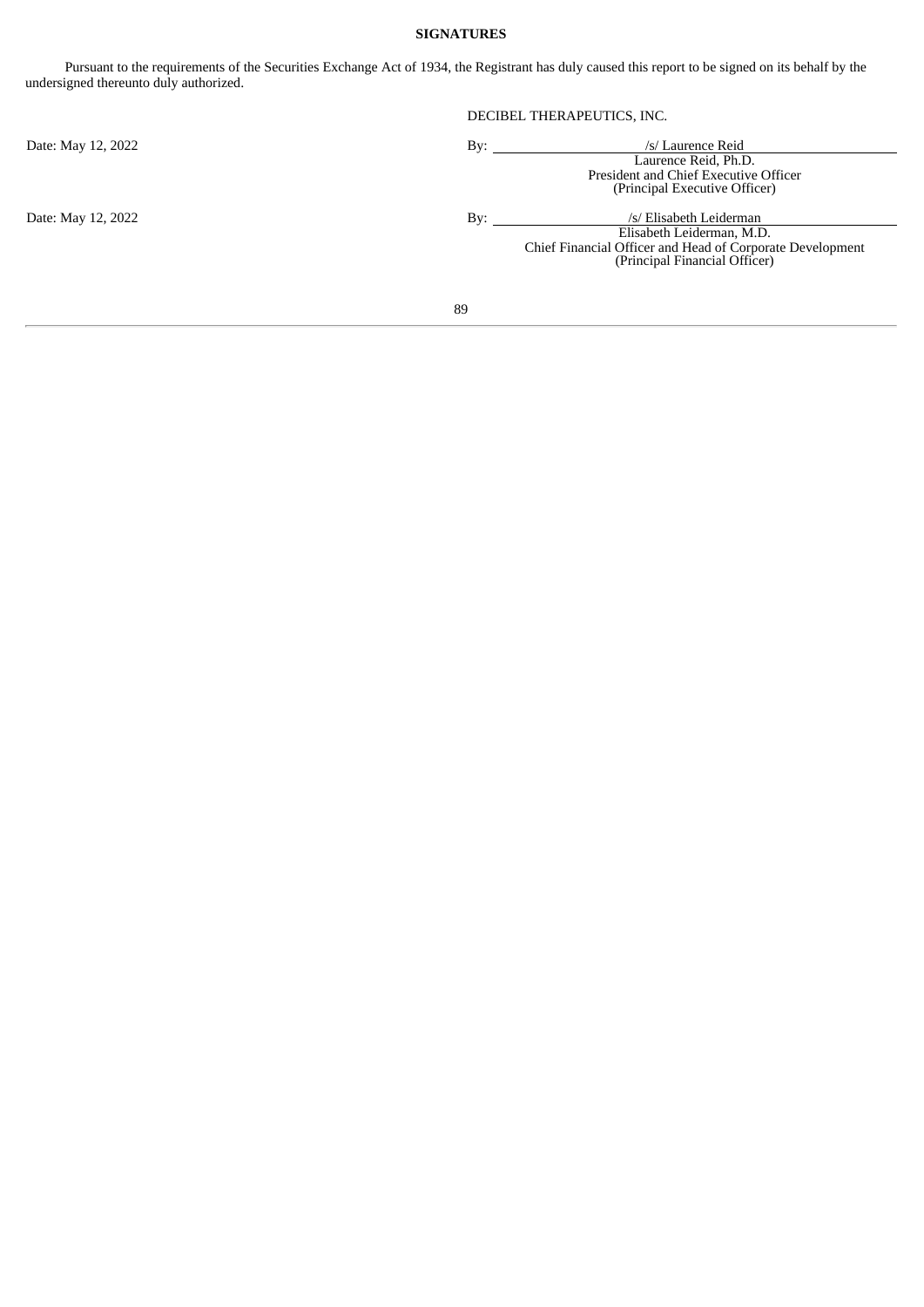**SIGNATURES**

Pursuant to the requirements of the Securities Exchange Act of 1934, the Registrant has duly caused this report to be signed on its behalf by the undersigned thereunto duly authorized.

DECIBEL THERAPEUTICS, INC.

| | |
|---|---|
| Date: May 12, 2022 | By: /s/ Laurence Reid<br>Laurence Reid, Ph.D.<br>President and Chief Executive Officer<br>(Principal Executive Officer) |
| Date: May 12, 2022 | By: /s/ Elisabeth Leiderman<br>Elisabeth Leiderman, M.D.<br>Chief Financial Officer and Head of Corporate Development<br>(Principal Financial Officer) |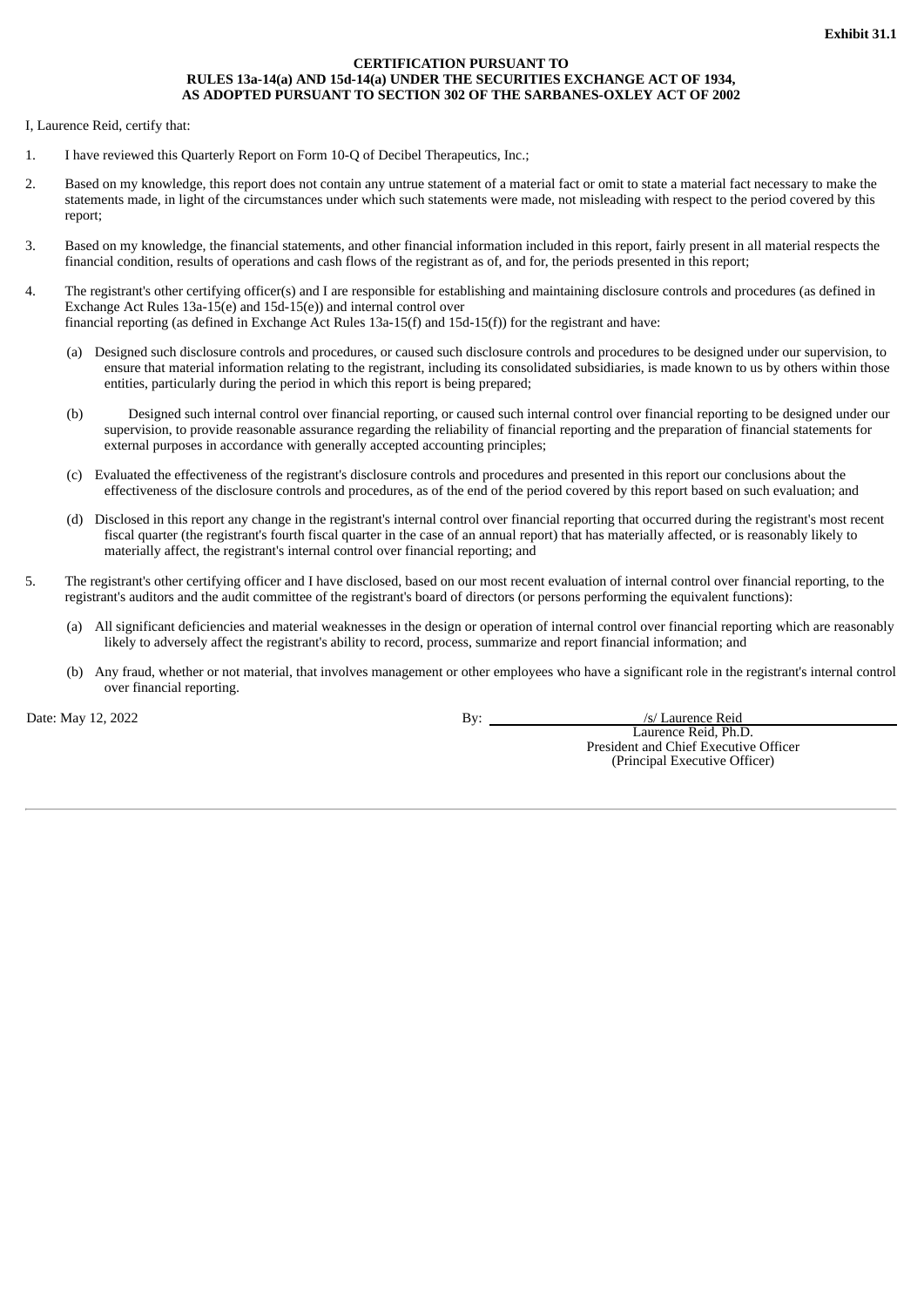**Exhibit 31.1**

**CERTIFICATION PURSUANT TO**
**RULES 13a-14(a) AND 15d-14(a) UNDER THE SECURITIES EXCHANGE ACT OF 1934,**
**AS ADOPTED PURSUANT TO SECTION 302 OF THE SARBANES-OXLEY ACT OF 2002**

I, Laurence Reid, certify that:

1. I have reviewed this Quarterly Report on Form 10-Q of Decibel Therapeutics, Inc.;

2. Based on my knowledge, this report does not contain any untrue statement of a material fact or omit to state a material fact necessary to make the statements made, in light of the circumstances under which such statements were made, not misleading with respect to the period covered by this report;

3. Based on my knowledge, the financial statements, and other financial information included in this report, fairly present in all material respects the financial condition, results of operations and cash flows of the registrant as of, and for, the periods presented in this report;

4. The registrant's other certifying officer(s) and I are responsible for establishing and maintaining disclosure controls and procedures (as defined in Exchange Act Rules 13a-15(e) and 15d-15(e)) and internal control over financial reporting (as defined in Exchange Act Rules 13a-15(f) and 15d-15(f)) for the registrant and have:

   (a) Designed such disclosure controls and procedures, or caused such disclosure controls and procedures to be designed under our supervision, to ensure that material information relating to the registrant, including its consolidated subsidiaries, is made known to us by others within those entities, particularly during the period in which this report is being prepared;

   (b) Designed such internal control over financial reporting, or caused such internal control over financial reporting to be designed under our supervision, to provide reasonable assurance regarding the reliability of financial reporting and the preparation of financial statements for external purposes in accordance with generally accepted accounting principles;

   (c) Evaluated the effectiveness of the registrant's disclosure controls and procedures and presented in this report our conclusions about the effectiveness of the disclosure controls and procedures, as of the end of the period covered by this report based on such evaluation; and

   (d) Disclosed in this report any change in the registrant's internal control over financial reporting that occurred during the registrant's most recent fiscal quarter (the registrant's fourth fiscal quarter in the case of an annual report) that has materially affected, or is reasonably likely to materially affect, the registrant's internal control over financial reporting; and

5. The registrant's other certifying officer and I have disclosed, based on our most recent evaluation of internal control over financial reporting, to the registrant's auditors and the audit committee of the registrant's board of directors (or persons performing the equivalent functions):

   (a) All significant deficiencies and material weaknesses in the design or operation of internal control over financial reporting which are reasonably likely to adversely affect the registrant's ability to record, process, summarize and report financial information; and

   (b) Any fraud, whether or not material, that involves management or other employees who have a significant role in the registrant's internal control over financial reporting.

Date: May 12, 2022

By: /s/ Laurence Reid
Laurence Reid, Ph.D.
President and Chief Executive Officer
(Principal Executive Officer)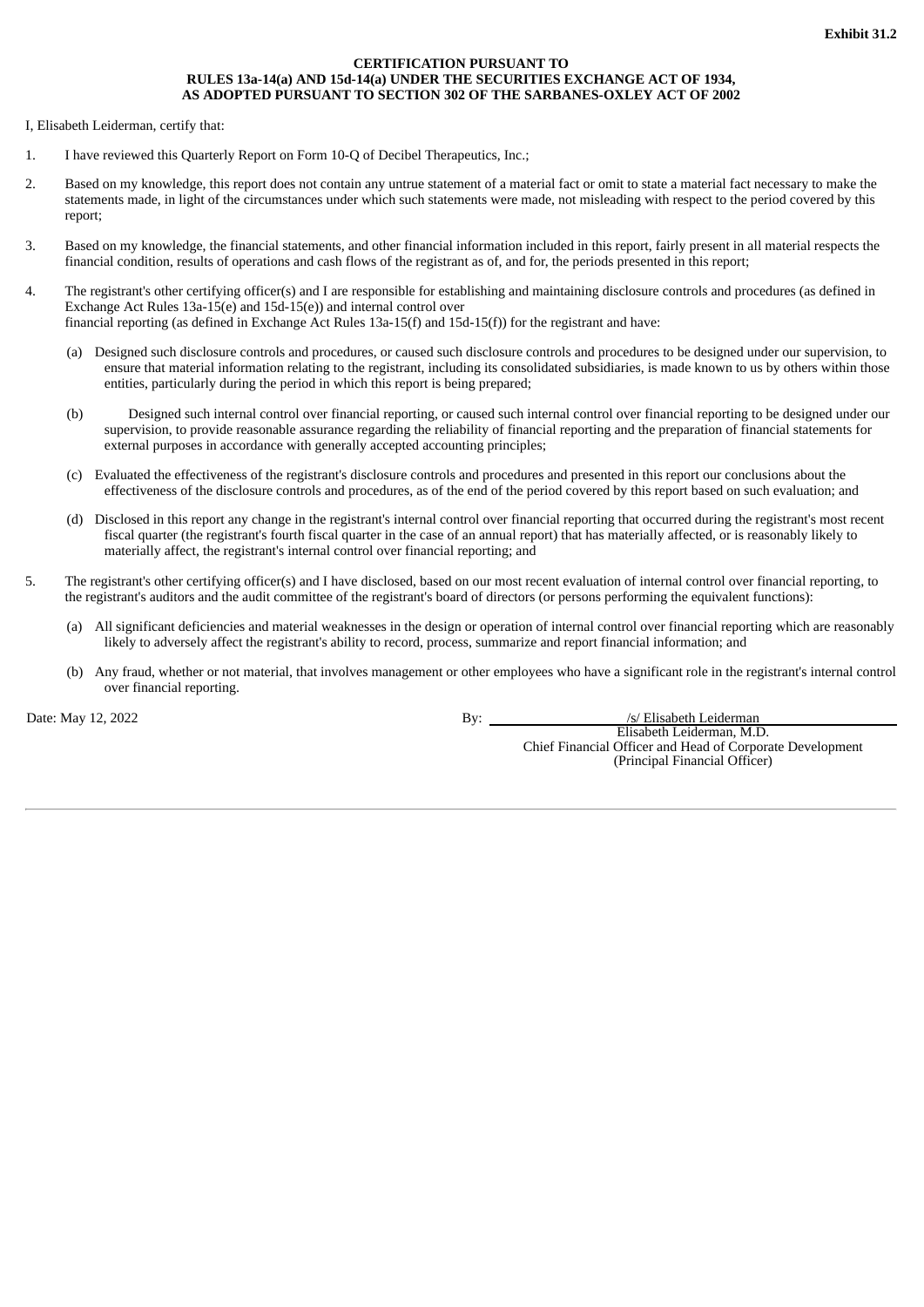**Exhibit 31.2**

**CERTIFICATION PURSUANT TO RULES 13a-14(a) AND 15d-14(a) UNDER THE SECURITIES EXCHANGE ACT OF 1934, AS ADOPTED PURSUANT TO SECTION 302 OF THE SARBANES-OXLEY ACT OF 2002**

I, Elisabeth Leiderman, certify that:

1. I have reviewed this Quarterly Report on Form 10-Q of Decibel Therapeutics, Inc.;

2. Based on my knowledge, this report does not contain any untrue statement of a material fact or omit to state a material fact necessary to make the statements made, in light of the circumstances under which such statements were made, not misleading with respect to the period covered by this report;

3. Based on my knowledge, the financial statements, and other financial information included in this report, fairly present in all material respects the financial condition, results of operations and cash flows of the registrant as of, and for, the periods presented in this report;

4. The registrant's other certifying officer(s) and I are responsible for establishing and maintaining disclosure controls and procedures (as defined in Exchange Act Rules 13a-15(e) and 15d-15(e)) and internal control over financial reporting (as defined in Exchange Act Rules 13a-15(f) and 15d-15(f)) for the registrant and have:

   (a) Designed such disclosure controls and procedures, or caused such disclosure controls and procedures to be designed under our supervision, to ensure that material information relating to the registrant, including its consolidated subsidiaries, is made known to us by others within those entities, particularly during the period in which this report is being prepared;

   (b) Designed such internal control over financial reporting, or caused such internal control over financial reporting to be designed under our supervision, to provide reasonable assurance regarding the reliability of financial reporting and the preparation of financial statements for external purposes in accordance with generally accepted accounting principles;

   (c) Evaluated the effectiveness of the registrant's disclosure controls and procedures and presented in this report our conclusions about the effectiveness of the disclosure controls and procedures, as of the end of the period covered by this report based on such evaluation; and

   (d) Disclosed in this report any change in the registrant's internal control over financial reporting that occurred during the registrant's most recent fiscal quarter (the registrant's fourth fiscal quarter in the case of an annual report) that has materially affected, or is reasonably likely to materially affect, the registrant's internal control over financial reporting; and

5. The registrant's other certifying officer(s) and I have disclosed, based on our most recent evaluation of internal control over financial reporting, to the registrant's auditors and the audit committee of the registrant's board of directors (or persons performing the equivalent functions):

   (a) All significant deficiencies and material weaknesses in the design or operation of internal control over financial reporting which are reasonably likely to adversely affect the registrant's ability to record, process, summarize and report financial information; and

   (b) Any fraud, whether or not material, that involves management or other employees who have a significant role in the registrant's internal control over financial reporting.

Date: May 12, 2022

By: /s/ Elisabeth Leiderman
Elisabeth Leiderman, M.D.
Chief Financial Officer and Head of Corporate Development
(Principal Financial Officer)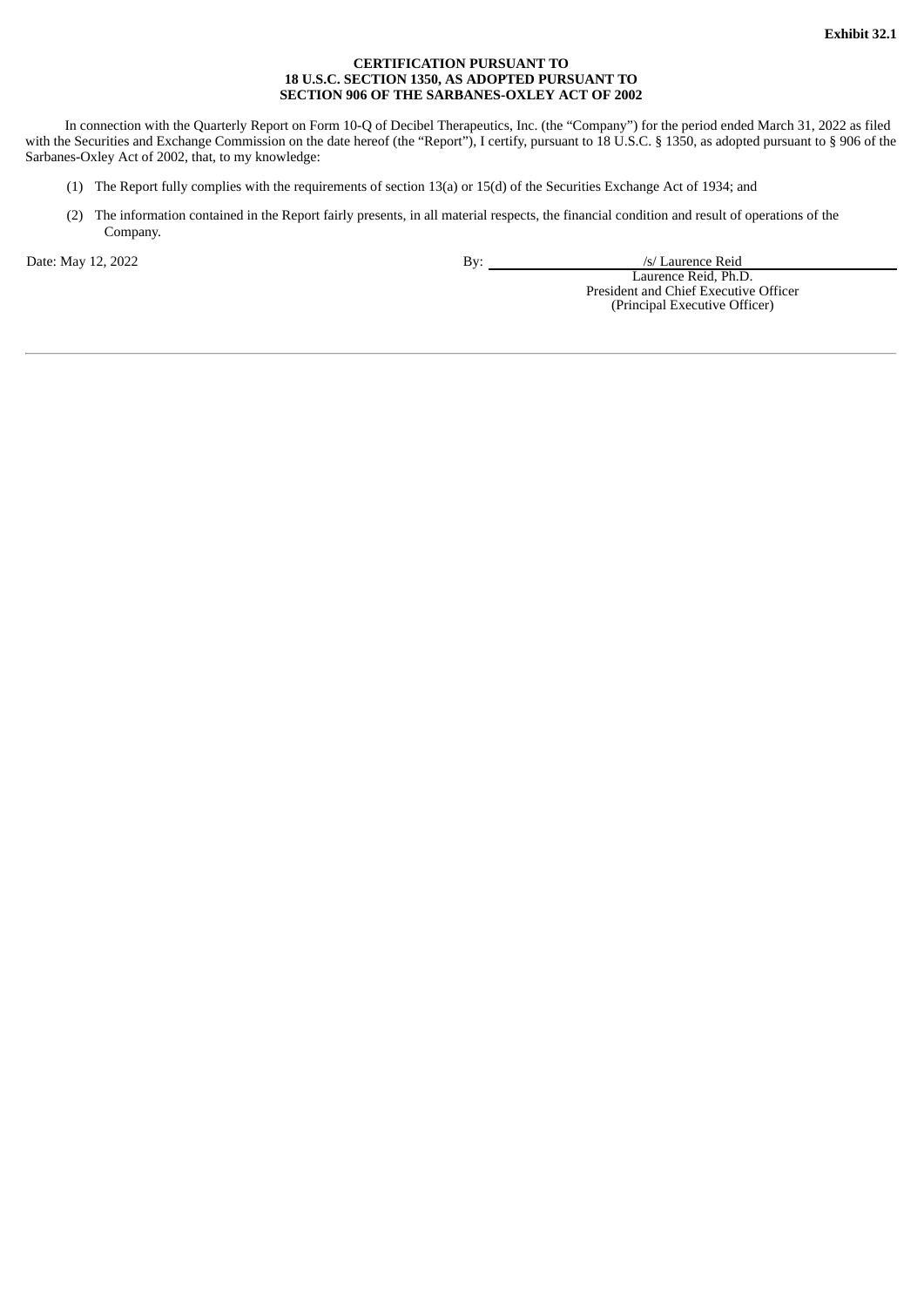**Exhibit 32.1**

**CERTIFICATION PURSUANT TO**
**18 U.S.C. SECTION 1350, AS ADOPTED PURSUANT TO**
**SECTION 906 OF THE SARBANES-OXLEY ACT OF 2002**

In connection with the Quarterly Report on Form 10-Q of Decibel Therapeutics, Inc. (the "Company") for the period ended March 31, 2022 as filed with the Securities and Exchange Commission on the date hereof (the "Report"), I certify, pursuant to 18 U.S.C. § 1350, as adopted pursuant to § 906 of the Sarbanes-Oxley Act of 2002, that, to my knowledge:

(1) The Report fully complies with the requirements of section 13(a) or 15(d) of the Securities Exchange Act of 1934; and

(2) The information contained in the Report fairly presents, in all material respects, the financial condition and result of operations of the Company.

Date: May 12, 2022

By: /s/ Laurence Reid
Laurence Reid, Ph.D.
President and Chief Executive Officer
(Principal Executive Officer)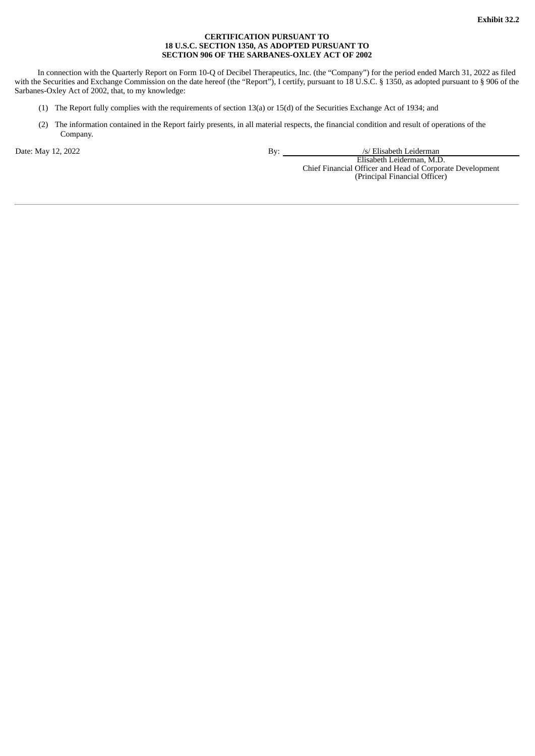**Exhibit 32.2**

**CERTIFICATION PURSUANT TO**
**18 U.S.C. SECTION 1350, AS ADOPTED PURSUANT TO**
**SECTION 906 OF THE SARBANES-OXLEY ACT OF 2002**

In connection with the Quarterly Report on Form 10-Q of Decibel Therapeutics, Inc. (the "Company") for the period ended March 31, 2022 as filed with the Securities and Exchange Commission on the date hereof (the "Report"), I certify, pursuant to 18 U.S.C. § 1350, as adopted pursuant to § 906 of the Sarbanes-Oxley Act of 2002, that, to my knowledge:

(1) The Report fully complies with the requirements of section 13(a) or 15(d) of the Securities Exchange Act of 1934; and

(2) The information contained in the Report fairly presents, in all material respects, the financial condition and result of operations of the Company.

Date: May 12, 2022

By: /s/ Elisabeth Leiderman
Elisabeth Leiderman, M.D.
Chief Financial Officer and Head of Corporate Development
(Principal Financial Officer)